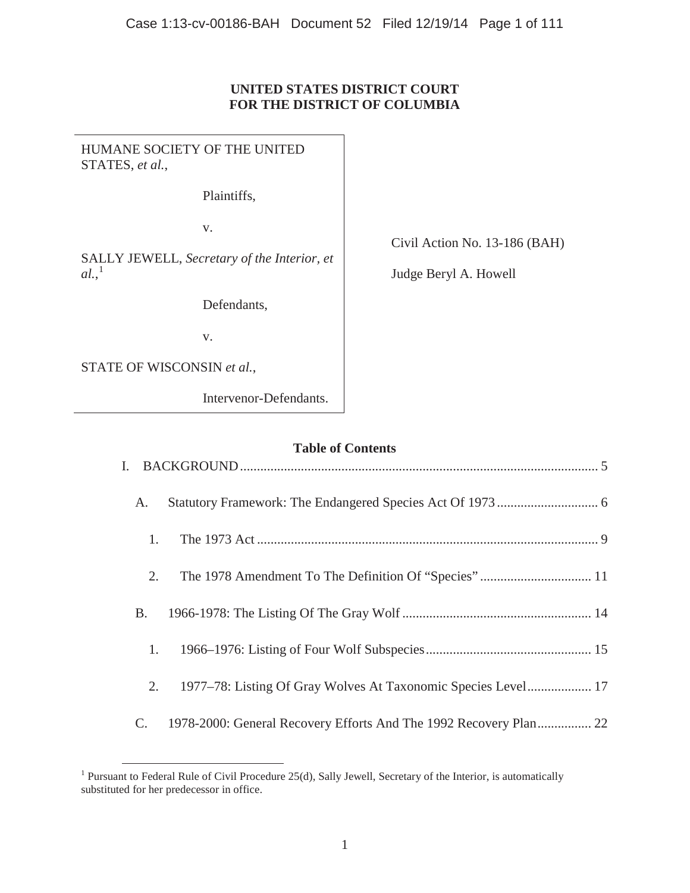**UNITED STATES DISTRICT COURT**
**FOR THE DISTRICT OF COLUMBIA**

| | |
|---|---|
| HUMANE SOCIETY OF THE UNITED STATES, *et al.*,<br><br>Plaintiffs,<br><br>v.<br><br>SALLY JEWELL, *Secretary of the Interior, et al.*,[1]<br><br>Defendants,<br><br>v.<br><br>STATE OF WISCONSIN *et al.*,<br><br>Intervenor-Defendants. | Civil Action No. 13-186 (BAH)<br><br>Judge Beryl A. Howell |

**Table of Contents**

I. BACKGROUND ........................................................................................................ 5

A. Statutory Framework: The Endangered Species Act Of 1973 .............................. 6

1. The 1973 Act .................................................................................................... 9

2. The 1978 Amendment To The Definition Of "Species" ................................. 11

B. 1966-1978: The Listing Of The Gray Wolf ........................................................ 14

1. 1966–1976: Listing of Four Wolf Subspecies ................................................ 15

2. 1977–78: Listing Of Gray Wolves At Taxonomic Species Level ................... 17

C. 1978-2000: General Recovery Efforts And The 1992 Recovery Plan ................ 22

[1] Pursuant to Federal Rule of Civil Procedure 25(d), Sally Jewell, Secretary of the Interior, is automatically substituted for her predecessor in office.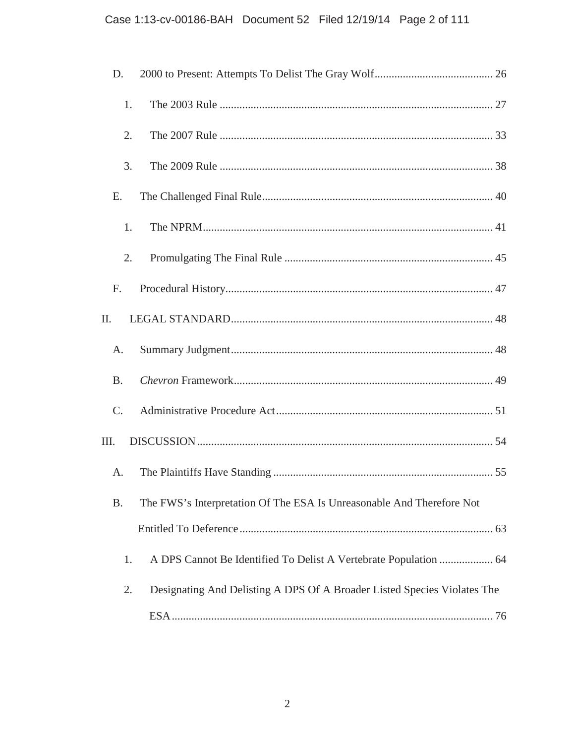D. 2000 to Present: Attempts To Delist The Gray Wolf .......................................... 26

1. The 2003 Rule ................................................................................................ 27

2. The 2007 Rule ................................................................................................ 33

3. The 2009 Rule ................................................................................................ 38

E. The Challenged Final Rule ................................................................................. 40

1. The NPRM ...................................................................................................... 41

2. Promulgating The Final Rule ......................................................................... 45

F. Procedural History .............................................................................................. 47

II. LEGAL STANDARD ............................................................................................ 48

A. Summary Judgment ............................................................................................ 48

B. *Chevron* Framework ........................................................................................... 49

C. Administrative Procedure Act ............................................................................ 51

III. DISCUSSION ........................................................................................................ 54

A. The Plaintiffs Have Standing ............................................................................. 55

B. The FWS's Interpretation Of The ESA Is Unreasonable And Therefore Not Entitled To Deference ......................................................................................... 63

1. A DPS Cannot Be Identified To Delist A Vertebrate Population ................... 64

2. Designating And Delisting A DPS Of A Broader Listed Species Violates The ESA ................................................................................................................. 76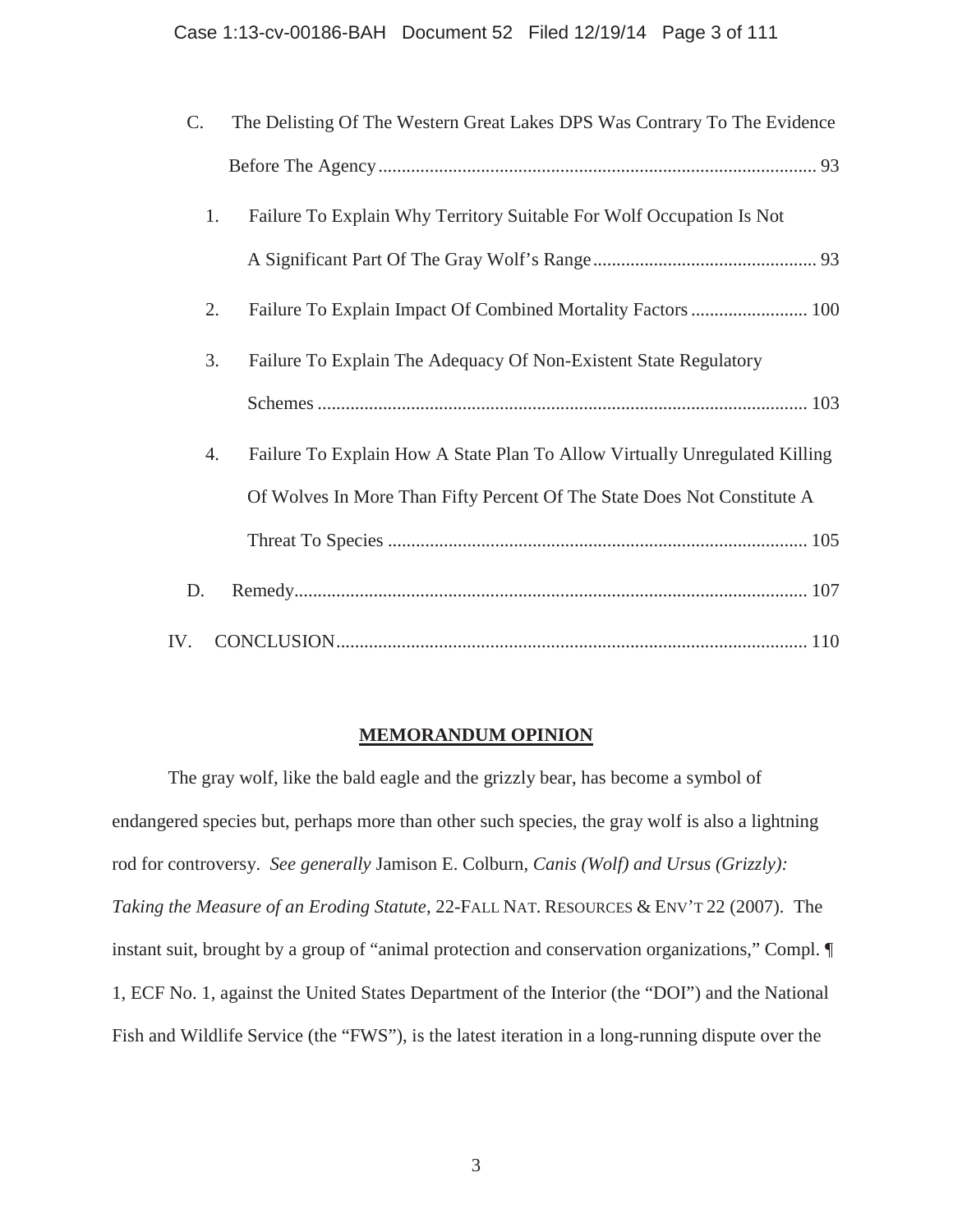C. The Delisting Of The Western Great Lakes DPS Was Contrary To The Evidence Before The Agency ............................................................................................. 93

1. Failure To Explain Why Territory Suitable For Wolf Occupation Is Not A Significant Part Of The Gray Wolf's Range ................................................ 93

2. Failure To Explain Impact Of Combined Mortality Factors ......................... 100

3. Failure To Explain The Adequacy Of Non-Existent State Regulatory Schemes ........................................................................................................ 103

4. Failure To Explain How A State Plan To Allow Virtually Unregulated Killing Of Wolves In More Than Fifty Percent Of The State Does Not Constitute A Threat To Species ......................................................................................... 105

D. Remedy............................................................................................................. 107

IV. CONCLUSION.................................................................................................... 110

## MEMORANDUM OPINION

The gray wolf, like the bald eagle and the grizzly bear, has become a symbol of endangered species but, perhaps more than other such species, the gray wolf is also a lightning rod for controversy. *See generally* Jamison E. Colburn, *Canis (Wolf) and Ursus (Grizzly): Taking the Measure of an Eroding Statute*, 22-FALL NAT. RESOURCES & ENV'T 22 (2007). The instant suit, brought by a group of "animal protection and conservation organizations," Compl. ¶ 1, ECF No. 1, against the United States Department of the Interior (the "DOI") and the National Fish and Wildlife Service (the "FWS"), is the latest iteration in a long-running dispute over the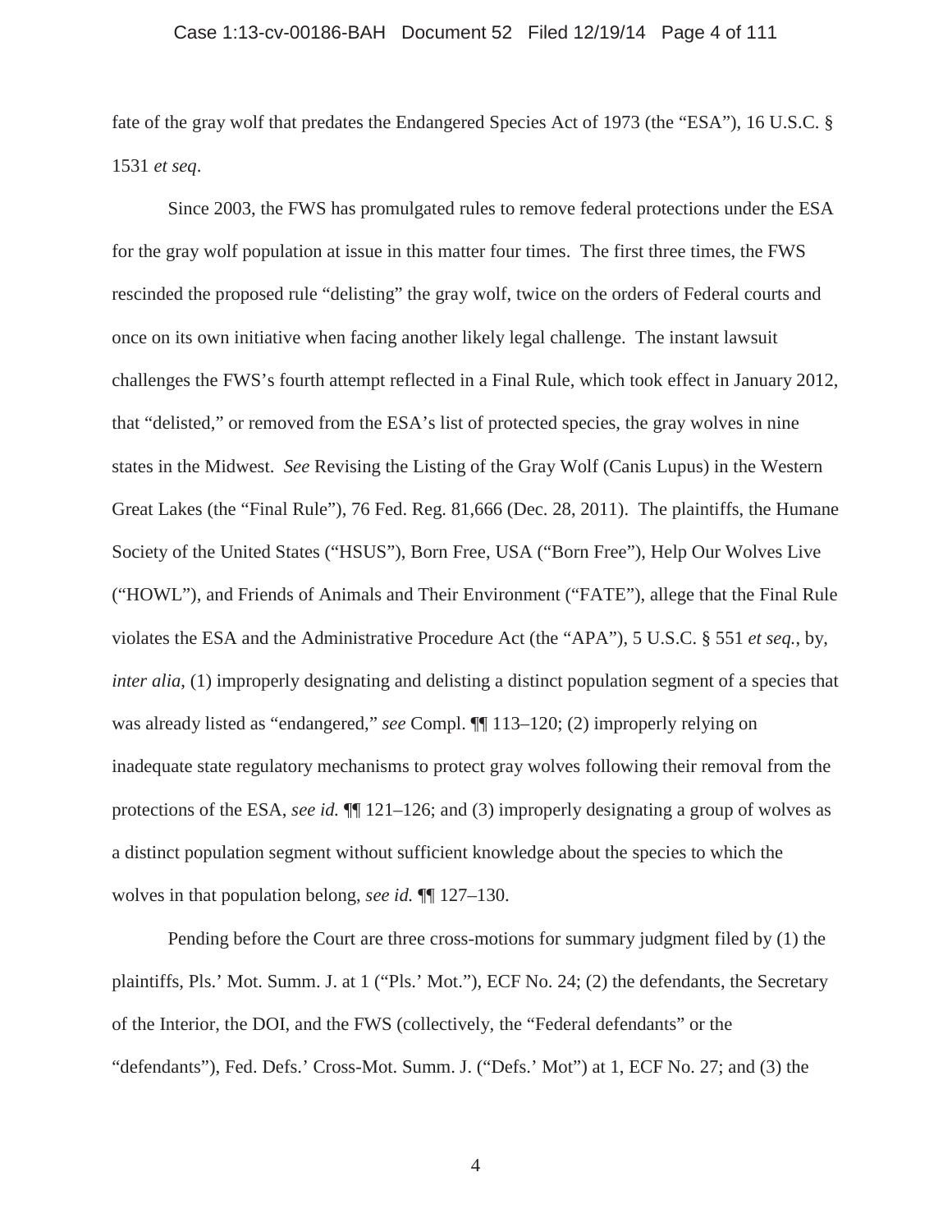fate of the gray wolf that predates the Endangered Species Act of 1973 (the "ESA"), 16 U.S.C. § 1531 *et seq*.

Since 2003, the FWS has promulgated rules to remove federal protections under the ESA for the gray wolf population at issue in this matter four times. The first three times, the FWS rescinded the proposed rule "delisting" the gray wolf, twice on the orders of Federal courts and once on its own initiative when facing another likely legal challenge. The instant lawsuit challenges the FWS's fourth attempt reflected in a Final Rule, which took effect in January 2012, that "delisted," or removed from the ESA's list of protected species, the gray wolves in nine states in the Midwest. *See* Revising the Listing of the Gray Wolf (Canis Lupus) in the Western Great Lakes (the "Final Rule"), 76 Fed. Reg. 81,666 (Dec. 28, 2011). The plaintiffs, the Humane Society of the United States ("HSUS"), Born Free, USA ("Born Free"), Help Our Wolves Live ("HOWL"), and Friends of Animals and Their Environment ("FATE"), allege that the Final Rule violates the ESA and the Administrative Procedure Act (the "APA"), 5 U.S.C. § 551 *et seq.*, by, *inter alia*, (1) improperly designating and delisting a distinct population segment of a species that was already listed as "endangered," *see* Compl. ¶¶ 113–120; (2) improperly relying on inadequate state regulatory mechanisms to protect gray wolves following their removal from the protections of the ESA, *see id.* ¶¶ 121–126; and (3) improperly designating a group of wolves as a distinct population segment without sufficient knowledge about the species to which the wolves in that population belong, *see id.* ¶¶ 127–130.

Pending before the Court are three cross-motions for summary judgment filed by (1) the plaintiffs, Pls.' Mot. Summ. J. at 1 ("Pls.' Mot."), ECF No. 24; (2) the defendants, the Secretary of the Interior, the DOI, and the FWS (collectively, the "Federal defendants" or the "defendants"), Fed. Defs.' Cross-Mot. Summ. J. ("Defs.' Mot") at 1, ECF No. 27; and (3) the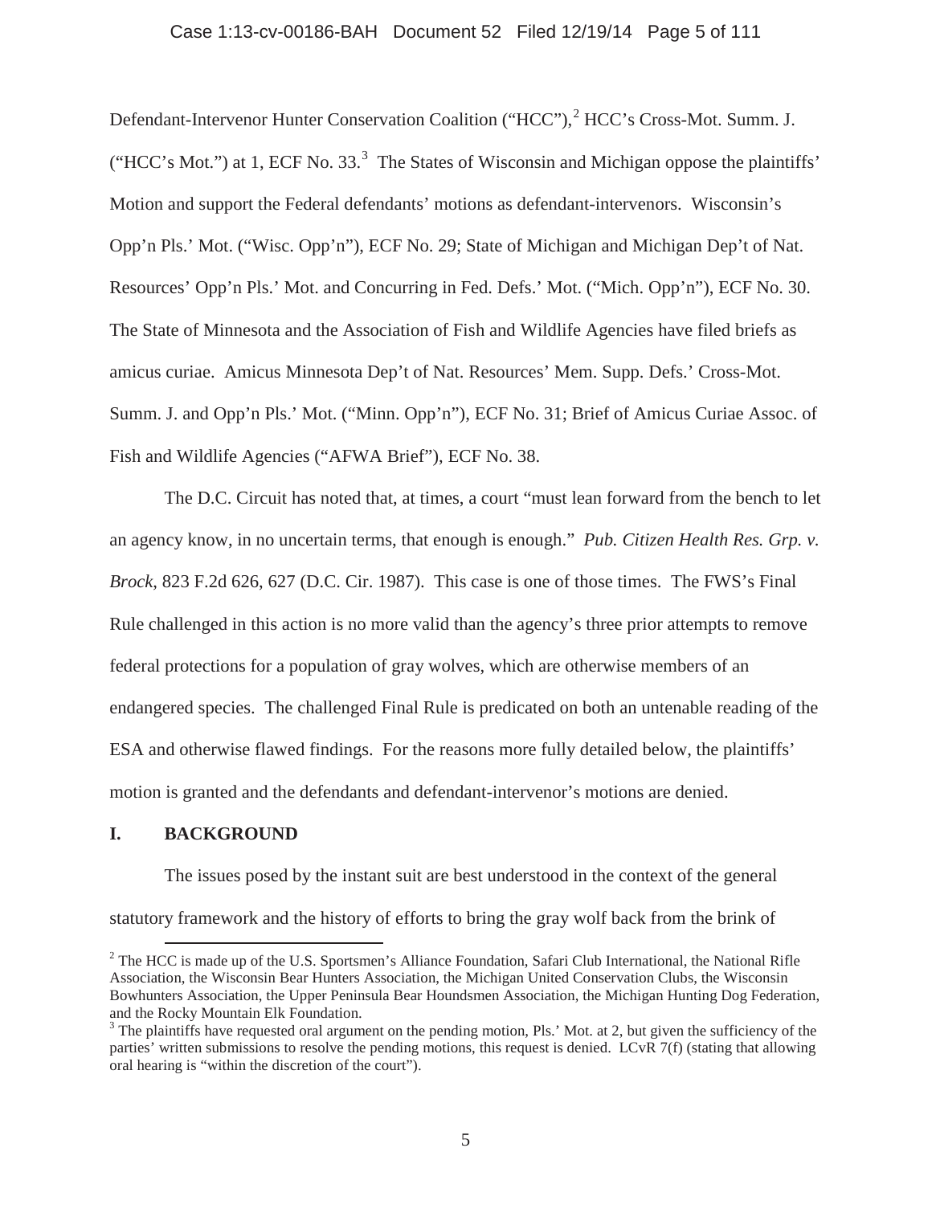Defendant-Intervenor Hunter Conservation Coalition ("HCC"),[2] HCC's Cross-Mot. Summ. J. ("HCC's Mot.") at 1, ECF No. 33.[3] The States of Wisconsin and Michigan oppose the plaintiffs' Motion and support the Federal defendants' motions as defendant-intervenors. Wisconsin's Opp'n Pls.' Mot. ("Wisc. Opp'n"), ECF No. 29; State of Michigan and Michigan Dep't of Nat. Resources' Opp'n Pls.' Mot. and Concurring in Fed. Defs.' Mot. ("Mich. Opp'n"), ECF No. 30. The State of Minnesota and the Association of Fish and Wildlife Agencies have filed briefs as amicus curiae. Amicus Minnesota Dep't of Nat. Resources' Mem. Supp. Defs.' Cross-Mot. Summ. J. and Opp'n Pls.' Mot. ("Minn. Opp'n"), ECF No. 31; Brief of Amicus Curiae Assoc. of Fish and Wildlife Agencies ("AFWA Brief"), ECF No. 38.

The D.C. Circuit has noted that, at times, a court "must lean forward from the bench to let an agency know, in no uncertain terms, that enough is enough." *Pub. Citizen Health Res. Grp. v. Brock*, 823 F.2d 626, 627 (D.C. Cir. 1987). This case is one of those times. The FWS's Final Rule challenged in this action is no more valid than the agency's three prior attempts to remove federal protections for a population of gray wolves, which are otherwise members of an endangered species. The challenged Final Rule is predicated on both an untenable reading of the ESA and otherwise flawed findings. For the reasons more fully detailed below, the plaintiffs' motion is granted and the defendants and defendant-intervenor's motions are denied.

## I. BACKGROUND

The issues posed by the instant suit are best understood in the context of the general statutory framework and the history of efforts to bring the gray wolf back from the brink of

[2] The HCC is made up of the U.S. Sportsmen's Alliance Foundation, Safari Club International, the National Rifle Association, the Wisconsin Bear Hunters Association, the Michigan United Conservation Clubs, the Wisconsin Bowhunters Association, the Upper Peninsula Bear Houndsmen Association, the Michigan Hunting Dog Federation, and the Rocky Mountain Elk Foundation.

[3] The plaintiffs have requested oral argument on the pending motion, Pls.' Mot. at 2, but given the sufficiency of the parties' written submissions to resolve the pending motions, this request is denied. LCvR 7(f) (stating that allowing oral hearing is "within the discretion of the court").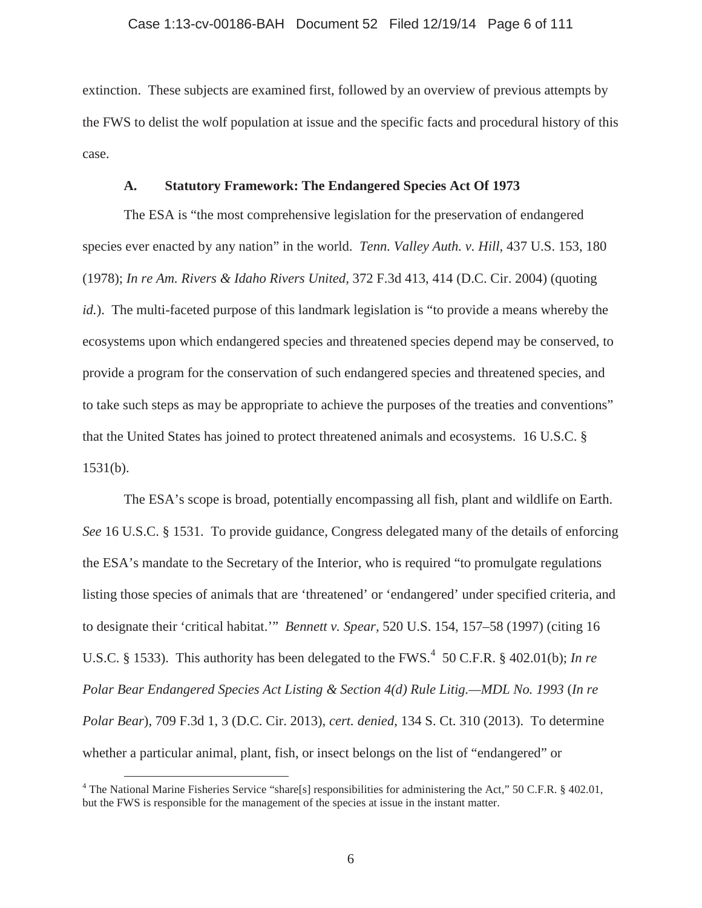extinction. These subjects are examined first, followed by an overview of previous attempts by the FWS to delist the wolf population at issue and the specific facts and procedural history of this case.

### A. Statutory Framework: The Endangered Species Act Of 1973

The ESA is "the most comprehensive legislation for the preservation of endangered species ever enacted by any nation" in the world. *Tenn. Valley Auth. v. Hill*, 437 U.S. 153, 180 (1978); *In re Am. Rivers & Idaho Rivers United*, 372 F.3d 413, 414 (D.C. Cir. 2004) (quoting *id.*). The multi-faceted purpose of this landmark legislation is "to provide a means whereby the ecosystems upon which endangered species and threatened species depend may be conserved, to provide a program for the conservation of such endangered species and threatened species, and to take such steps as may be appropriate to achieve the purposes of the treaties and conventions" that the United States has joined to protect threatened animals and ecosystems. 16 U.S.C. § 1531(b).

The ESA's scope is broad, potentially encompassing all fish, plant and wildlife on Earth. *See* 16 U.S.C. § 1531. To provide guidance, Congress delegated many of the details of enforcing the ESA's mandate to the Secretary of the Interior, who is required "to promulgate regulations listing those species of animals that are 'threatened' or 'endangered' under specified criteria, and to designate their 'critical habitat.'" *Bennett v. Spear*, 520 U.S. 154, 157–58 (1997) (citing 16 U.S.C. § 1533). This authority has been delegated to the FWS.[4] 50 C.F.R. § 402.01(b); *In re Polar Bear Endangered Species Act Listing & Section 4(d) Rule Litig.—MDL No. 1993* (*In re Polar Bear*), 709 F.3d 1, 3 (D.C. Cir. 2013), *cert. denied*, 134 S. Ct. 310 (2013). To determine whether a particular animal, plant, fish, or insect belongs on the list of "endangered" or

[4] The National Marine Fisheries Service "share[s] responsibilities for administering the Act," 50 C.F.R. § 402.01, but the FWS is responsible for the management of the species at issue in the instant matter.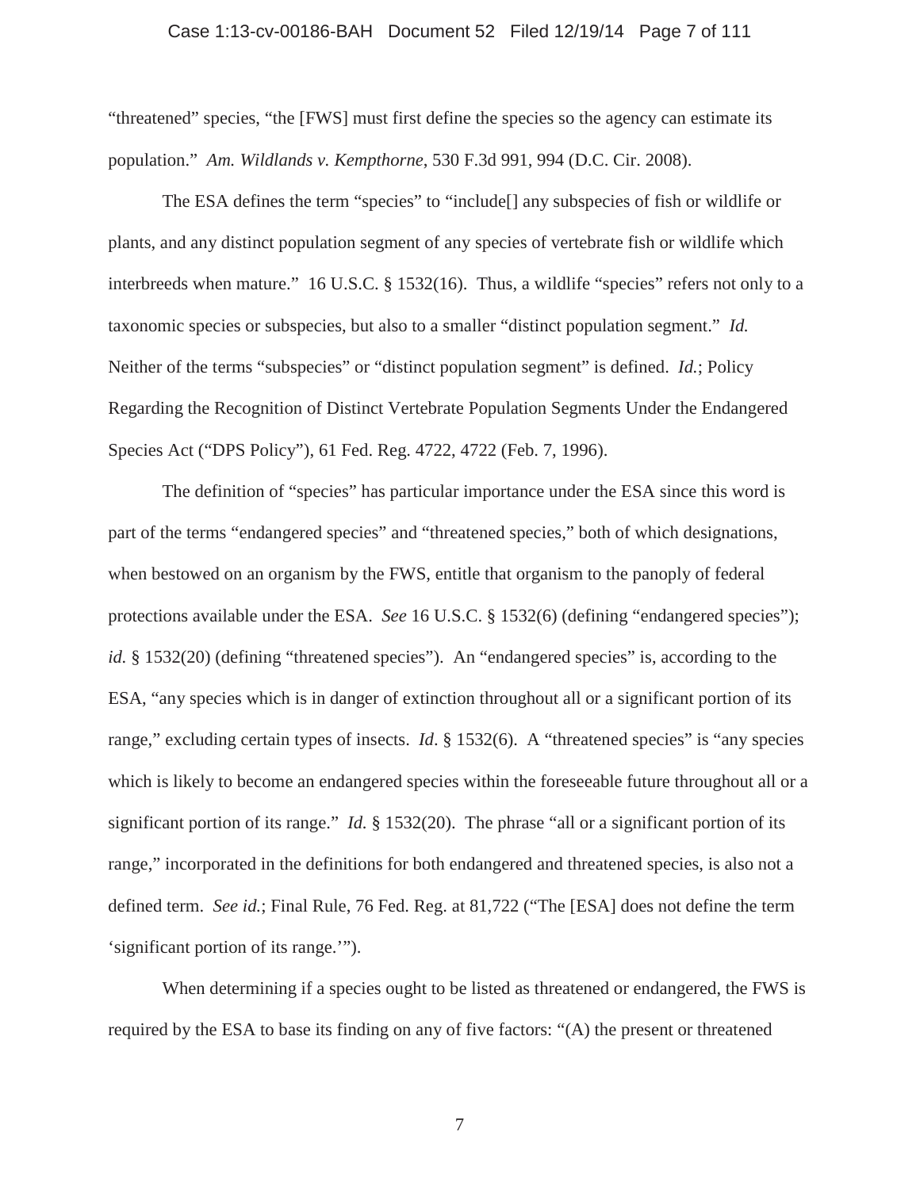"threatened" species, "the [FWS] must first define the species so the agency can estimate its population." *Am. Wildlands v. Kempthorne*, 530 F.3d 991, 994 (D.C. Cir. 2008).

The ESA defines the term "species" to "include[] any subspecies of fish or wildlife or plants, and any distinct population segment of any species of vertebrate fish or wildlife which interbreeds when mature." 16 U.S.C. § 1532(16). Thus, a wildlife "species" refers not only to a taxonomic species or subspecies, but also to a smaller "distinct population segment." *Id.* Neither of the terms "subspecies" or "distinct population segment" is defined. *Id.*; Policy Regarding the Recognition of Distinct Vertebrate Population Segments Under the Endangered Species Act ("DPS Policy"), 61 Fed. Reg. 4722, 4722 (Feb. 7, 1996).

The definition of "species" has particular importance under the ESA since this word is part of the terms "endangered species" and "threatened species," both of which designations, when bestowed on an organism by the FWS, entitle that organism to the panoply of federal protections available under the ESA. *See* 16 U.S.C. § 1532(6) (defining "endangered species"); *id.* § 1532(20) (defining "threatened species"). An "endangered species" is, according to the ESA, "any species which is in danger of extinction throughout all or a significant portion of its range," excluding certain types of insects. *Id*. § 1532(6). A "threatened species" is "any species which is likely to become an endangered species within the foreseeable future throughout all or a significant portion of its range." *Id.* § 1532(20). The phrase "all or a significant portion of its range," incorporated in the definitions for both endangered and threatened species, is also not a defined term. *See id.*; Final Rule, 76 Fed. Reg. at 81,722 ("The [ESA] does not define the term 'significant portion of its range.'").

When determining if a species ought to be listed as threatened or endangered, the FWS is required by the ESA to base its finding on any of five factors: "(A) the present or threatened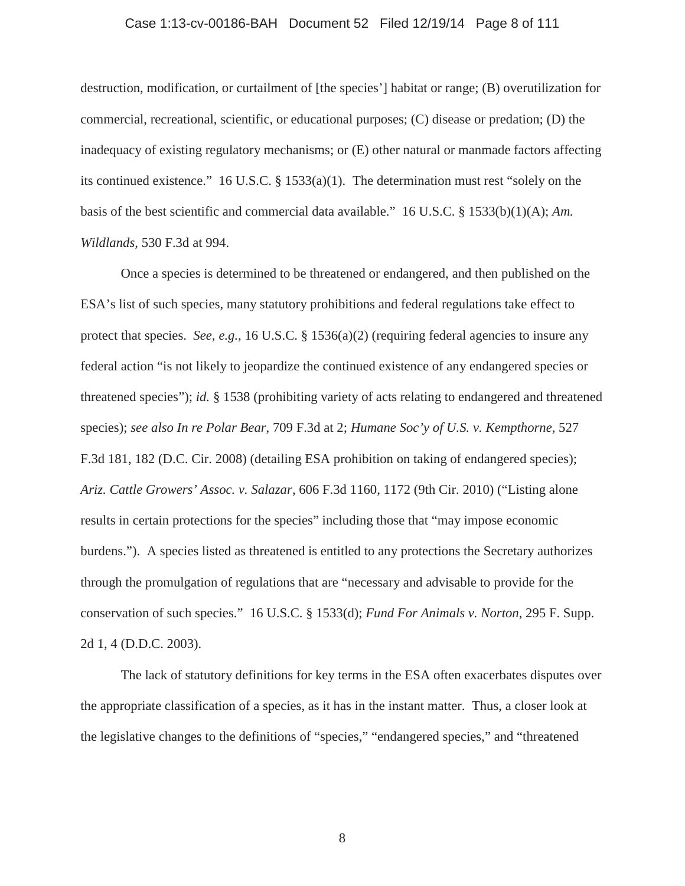destruction, modification, or curtailment of [the species'] habitat or range; (B) overutilization for commercial, recreational, scientific, or educational purposes; (C) disease or predation; (D) the inadequacy of existing regulatory mechanisms; or (E) other natural or manmade factors affecting its continued existence." 16 U.S.C. § 1533(a)(1). The determination must rest "solely on the basis of the best scientific and commercial data available." 16 U.S.C. § 1533(b)(1)(A); *Am. Wildlands*, 530 F.3d at 994.

Once a species is determined to be threatened or endangered, and then published on the ESA's list of such species, many statutory prohibitions and federal regulations take effect to protect that species. *See, e.g.*, 16 U.S.C. § 1536(a)(2) (requiring federal agencies to insure any federal action "is not likely to jeopardize the continued existence of any endangered species or threatened species"); *id.* § 1538 (prohibiting variety of acts relating to endangered and threatened species); *see also In re Polar Bear*, 709 F.3d at 2; *Humane Soc'y of U.S. v. Kempthorne*, 527 F.3d 181, 182 (D.C. Cir. 2008) (detailing ESA prohibition on taking of endangered species); *Ariz. Cattle Growers' Assoc. v. Salazar*, 606 F.3d 1160, 1172 (9th Cir. 2010) ("Listing alone results in certain protections for the species" including those that "may impose economic burdens."). A species listed as threatened is entitled to any protections the Secretary authorizes through the promulgation of regulations that are "necessary and advisable to provide for the conservation of such species." 16 U.S.C. § 1533(d); *Fund For Animals v. Norton*, 295 F. Supp. 2d 1, 4 (D.D.C. 2003).

The lack of statutory definitions for key terms in the ESA often exacerbates disputes over the appropriate classification of a species, as it has in the instant matter. Thus, a closer look at the legislative changes to the definitions of "species," "endangered species," and "threatened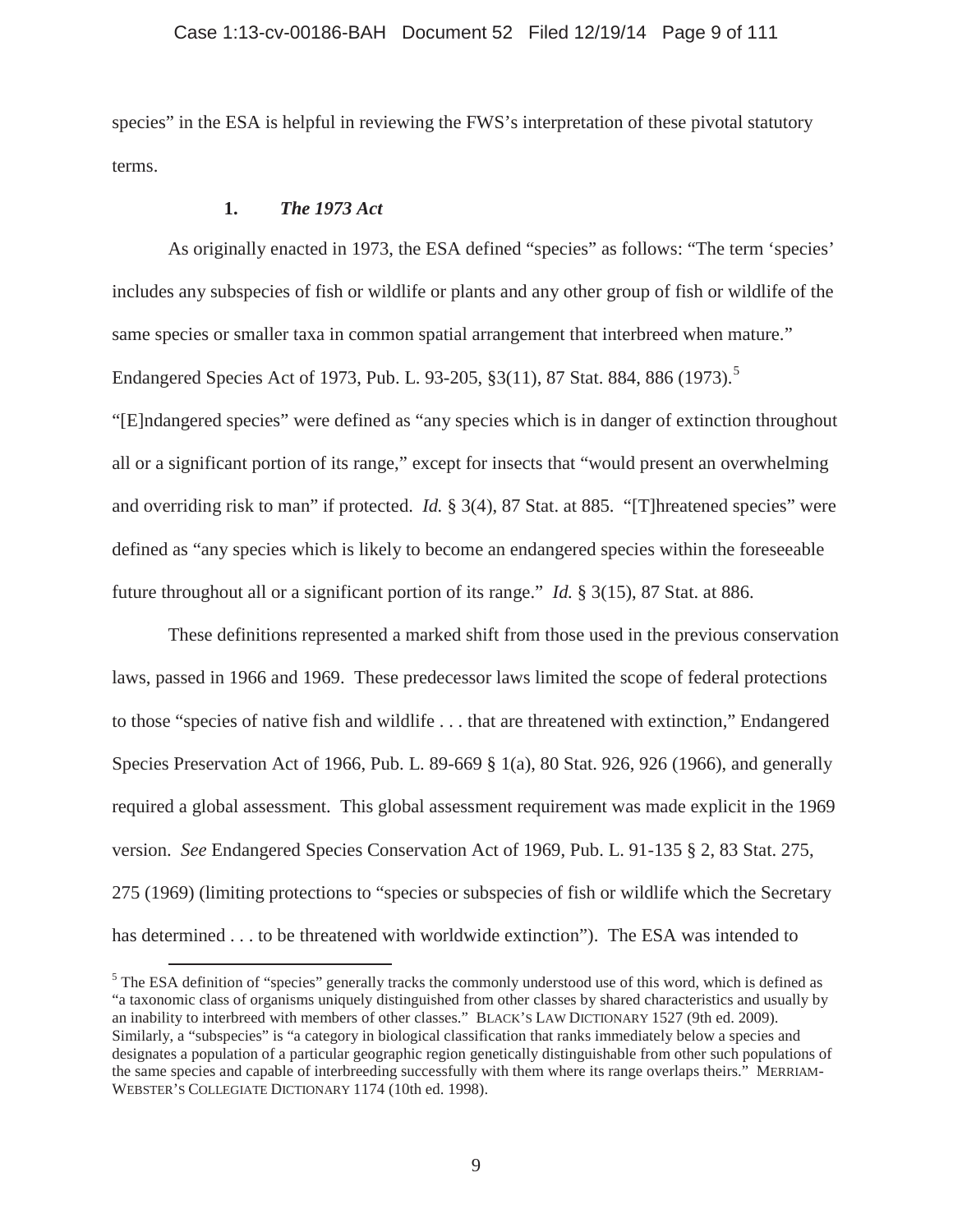species" in the ESA is helpful in reviewing the FWS's interpretation of these pivotal statutory terms.

### 1. *The 1973 Act*

As originally enacted in 1973, the ESA defined "species" as follows: "The term 'species' includes any subspecies of fish or wildlife or plants and any other group of fish or wildlife of the same species or smaller taxa in common spatial arrangement that interbreed when mature." Endangered Species Act of 1973, Pub. L. 93-205, §3(11), 87 Stat. 884, 886 (1973).[5] "[E]ndangered species" were defined as "any species which is in danger of extinction throughout all or a significant portion of its range," except for insects that "would present an overwhelming and overriding risk to man" if protected. *Id.* § 3(4), 87 Stat. at 885. "[T]hreatened species" were defined as "any species which is likely to become an endangered species within the foreseeable future throughout all or a significant portion of its range." *Id.* § 3(15), 87 Stat. at 886.

These definitions represented a marked shift from those used in the previous conservation laws, passed in 1966 and 1969. These predecessor laws limited the scope of federal protections to those "species of native fish and wildlife . . . that are threatened with extinction," Endangered Species Preservation Act of 1966, Pub. L. 89-669 § 1(a), 80 Stat. 926, 926 (1966), and generally required a global assessment. This global assessment requirement was made explicit in the 1969 version. *See* Endangered Species Conservation Act of 1969, Pub. L. 91-135 § 2, 83 Stat. 275, 275 (1969) (limiting protections to "species or subspecies of fish or wildlife which the Secretary has determined . . . to be threatened with worldwide extinction"). The ESA was intended to

---

[5] The ESA definition of "species" generally tracks the commonly understood use of this word, which is defined as "a taxonomic class of organisms uniquely distinguished from other classes by shared characteristics and usually by an inability to interbreed with members of other classes." BLACK'S LAW DICTIONARY 1527 (9th ed. 2009). Similarly, a "subspecies" is "a category in biological classification that ranks immediately below a species and designates a population of a particular geographic region genetically distinguishable from other such populations of the same species and capable of interbreeding successfully with them where its range overlaps theirs." MERRIAM-WEBSTER'S COLLEGIATE DICTIONARY 1174 (10th ed. 1998).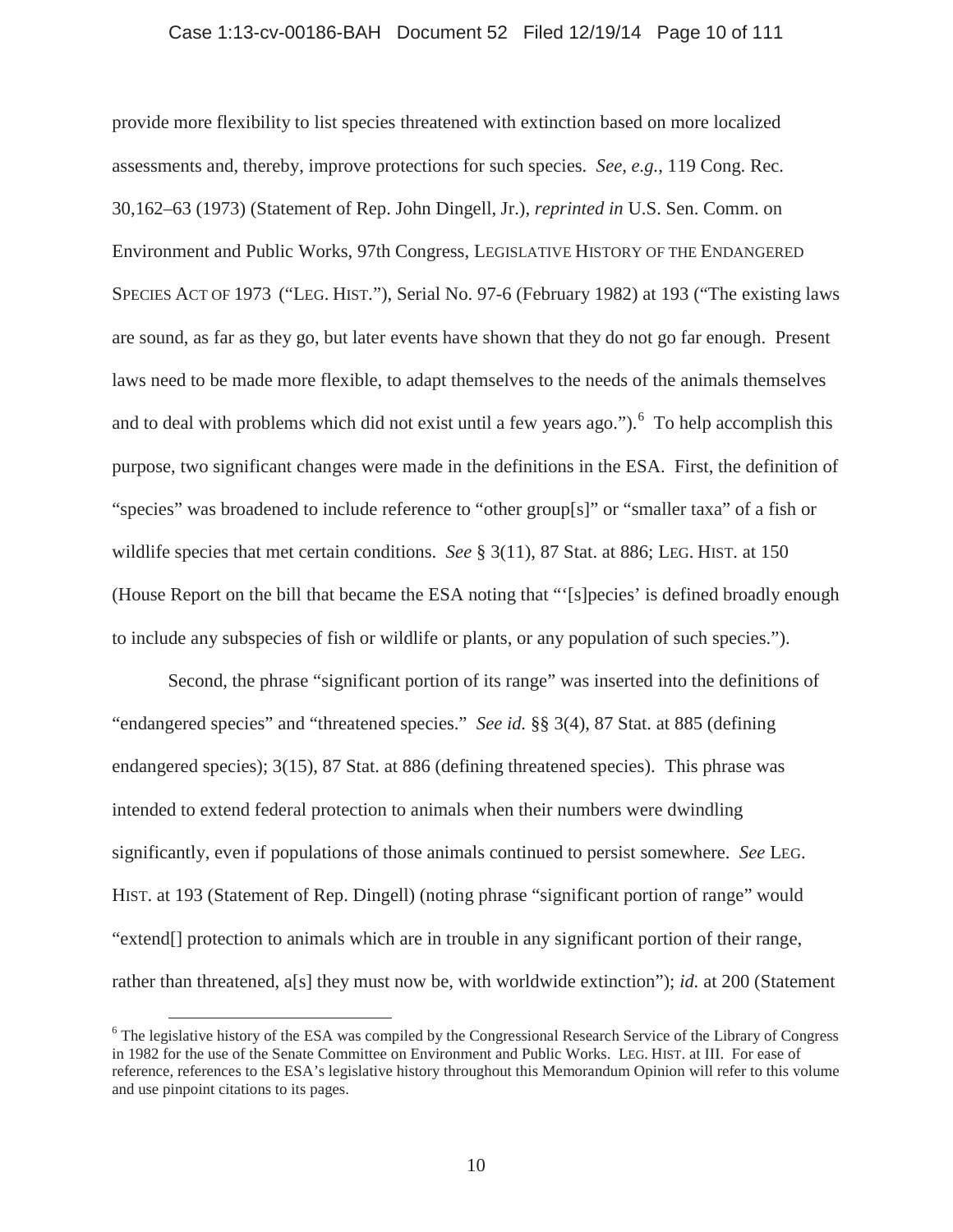provide more flexibility to list species threatened with extinction based on more localized assessments and, thereby, improve protections for such species. *See, e.g.*, 119 Cong. Rec. 30,162–63 (1973) (Statement of Rep. John Dingell, Jr.), *reprinted in* U.S. Sen. Comm. on Environment and Public Works, 97th Congress, LEGISLATIVE HISTORY OF THE ENDANGERED SPECIES ACT OF 1973 ("LEG. HIST."), Serial No. 97-6 (February 1982) at 193 ("The existing laws are sound, as far as they go, but later events have shown that they do not go far enough. Present laws need to be made more flexible, to adapt themselves to the needs of the animals themselves and to deal with problems which did not exist until a few years ago.").[6] To help accomplish this purpose, two significant changes were made in the definitions in the ESA. First, the definition of "species" was broadened to include reference to "other group[s]" or "smaller taxa" of a fish or wildlife species that met certain conditions. *See* § 3(11), 87 Stat. at 886; LEG. HIST. at 150 (House Report on the bill that became the ESA noting that "'[s]pecies' is defined broadly enough to include any subspecies of fish or wildlife or plants, or any population of such species.").

Second, the phrase "significant portion of its range" was inserted into the definitions of "endangered species" and "threatened species." *See id.* §§ 3(4), 87 Stat. at 885 (defining endangered species); 3(15), 87 Stat. at 886 (defining threatened species). This phrase was intended to extend federal protection to animals when their numbers were dwindling significantly, even if populations of those animals continued to persist somewhere. *See* LEG. HIST. at 193 (Statement of Rep. Dingell) (noting phrase "significant portion of range" would "extend[] protection to animals which are in trouble in any significant portion of their range, rather than threatened, a[s] they must now be, with worldwide extinction"); *id.* at 200 (Statement

[6] The legislative history of the ESA was compiled by the Congressional Research Service of the Library of Congress in 1982 for the use of the Senate Committee on Environment and Public Works. LEG. HIST. at III. For ease of reference, references to the ESA's legislative history throughout this Memorandum Opinion will refer to this volume and use pinpoint citations to its pages.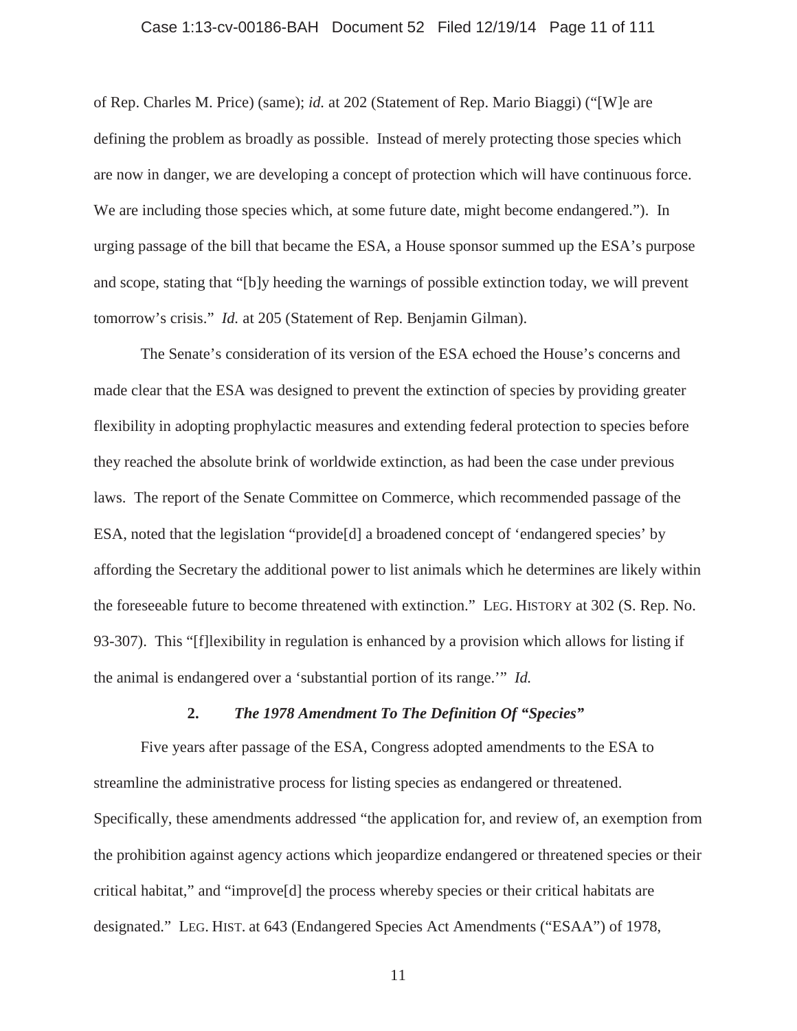of Rep. Charles M. Price) (same); *id.* at 202 (Statement of Rep. Mario Biaggi) ("[W]e are defining the problem as broadly as possible. Instead of merely protecting those species which are now in danger, we are developing a concept of protection which will have continuous force. We are including those species which, at some future date, might become endangered."). In urging passage of the bill that became the ESA, a House sponsor summed up the ESA's purpose and scope, stating that "[b]y heeding the warnings of possible extinction today, we will prevent tomorrow's crisis." *Id.* at 205 (Statement of Rep. Benjamin Gilman).

The Senate's consideration of its version of the ESA echoed the House's concerns and made clear that the ESA was designed to prevent the extinction of species by providing greater flexibility in adopting prophylactic measures and extending federal protection to species before they reached the absolute brink of worldwide extinction, as had been the case under previous laws. The report of the Senate Committee on Commerce, which recommended passage of the ESA, noted that the legislation "provide[d] a broadened concept of 'endangered species' by affording the Secretary the additional power to list animals which he determines are likely within the foreseeable future to become threatened with extinction." LEG. HISTORY at 302 (S. Rep. No. 93-307). This "[f]lexibility in regulation is enhanced by a provision which allows for listing if the animal is endangered over a 'substantial portion of its range.'" *Id.*

### 2. *The 1978 Amendment To The Definition Of "Species"*

Five years after passage of the ESA, Congress adopted amendments to the ESA to streamline the administrative process for listing species as endangered or threatened. Specifically, these amendments addressed "the application for, and review of, an exemption from the prohibition against agency actions which jeopardize endangered or threatened species or their critical habitat," and "improve[d] the process whereby species or their critical habitats are designated." LEG. HIST. at 643 (Endangered Species Act Amendments ("ESAA") of 1978,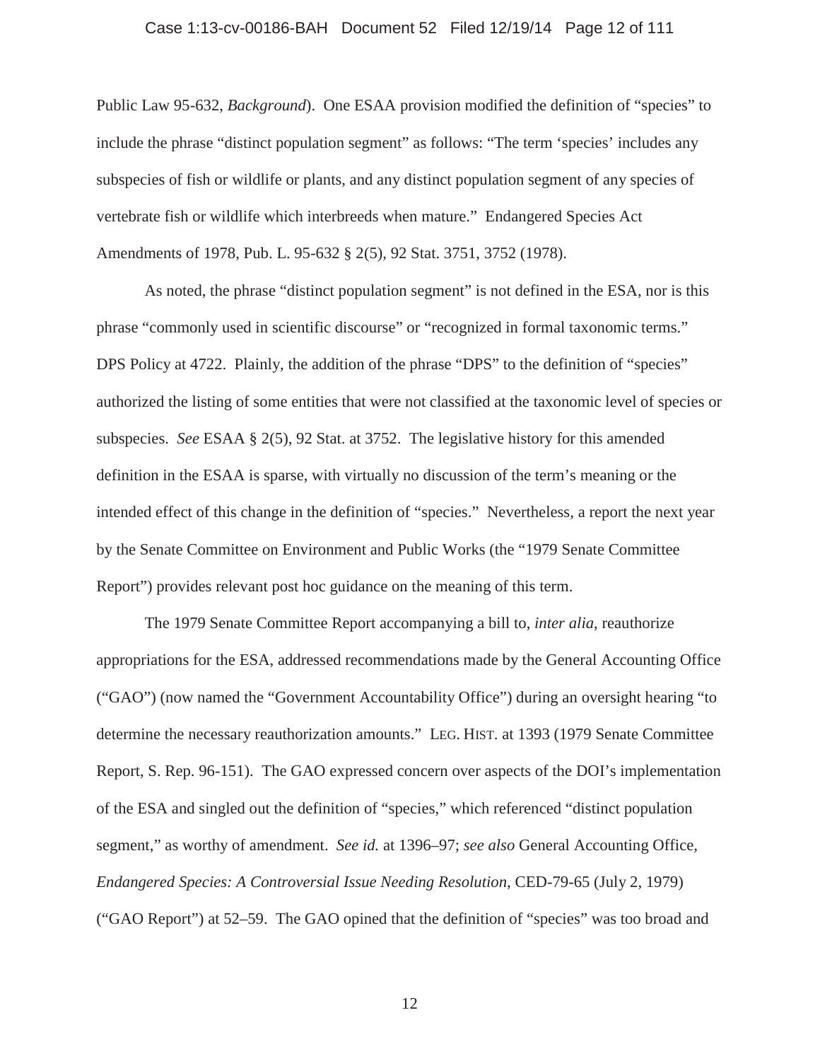Public Law 95-632, *Background*). One ESAA provision modified the definition of "species" to include the phrase "distinct population segment" as follows: "The term 'species' includes any subspecies of fish or wildlife or plants, and any distinct population segment of any species of vertebrate fish or wildlife which interbreeds when mature." Endangered Species Act Amendments of 1978, Pub. L. 95-632 § 2(5), 92 Stat. 3751, 3752 (1978).

As noted, the phrase "distinct population segment" is not defined in the ESA, nor is this phrase "commonly used in scientific discourse" or "recognized in formal taxonomic terms." DPS Policy at 4722. Plainly, the addition of the phrase "DPS" to the definition of "species" authorized the listing of some entities that were not classified at the taxonomic level of species or subspecies. *See* ESAA § 2(5), 92 Stat. at 3752. The legislative history for this amended definition in the ESAA is sparse, with virtually no discussion of the term's meaning or the intended effect of this change in the definition of "species." Nevertheless, a report the next year by the Senate Committee on Environment and Public Works (the "1979 Senate Committee Report") provides relevant post hoc guidance on the meaning of this term.

The 1979 Senate Committee Report accompanying a bill to, *inter alia*, reauthorize appropriations for the ESA, addressed recommendations made by the General Accounting Office ("GAO") (now named the "Government Accountability Office") during an oversight hearing "to determine the necessary reauthorization amounts." LEG. HIST. at 1393 (1979 Senate Committee Report, S. Rep. 96-151). The GAO expressed concern over aspects of the DOI's implementation of the ESA and singled out the definition of "species," which referenced "distinct population segment," as worthy of amendment. *See id.* at 1396–97; *see also* General Accounting Office, *Endangered Species: A Controversial Issue Needing Resolution*, CED-79-65 (July 2, 1979) ("GAO Report") at 52–59. The GAO opined that the definition of "species" was too broad and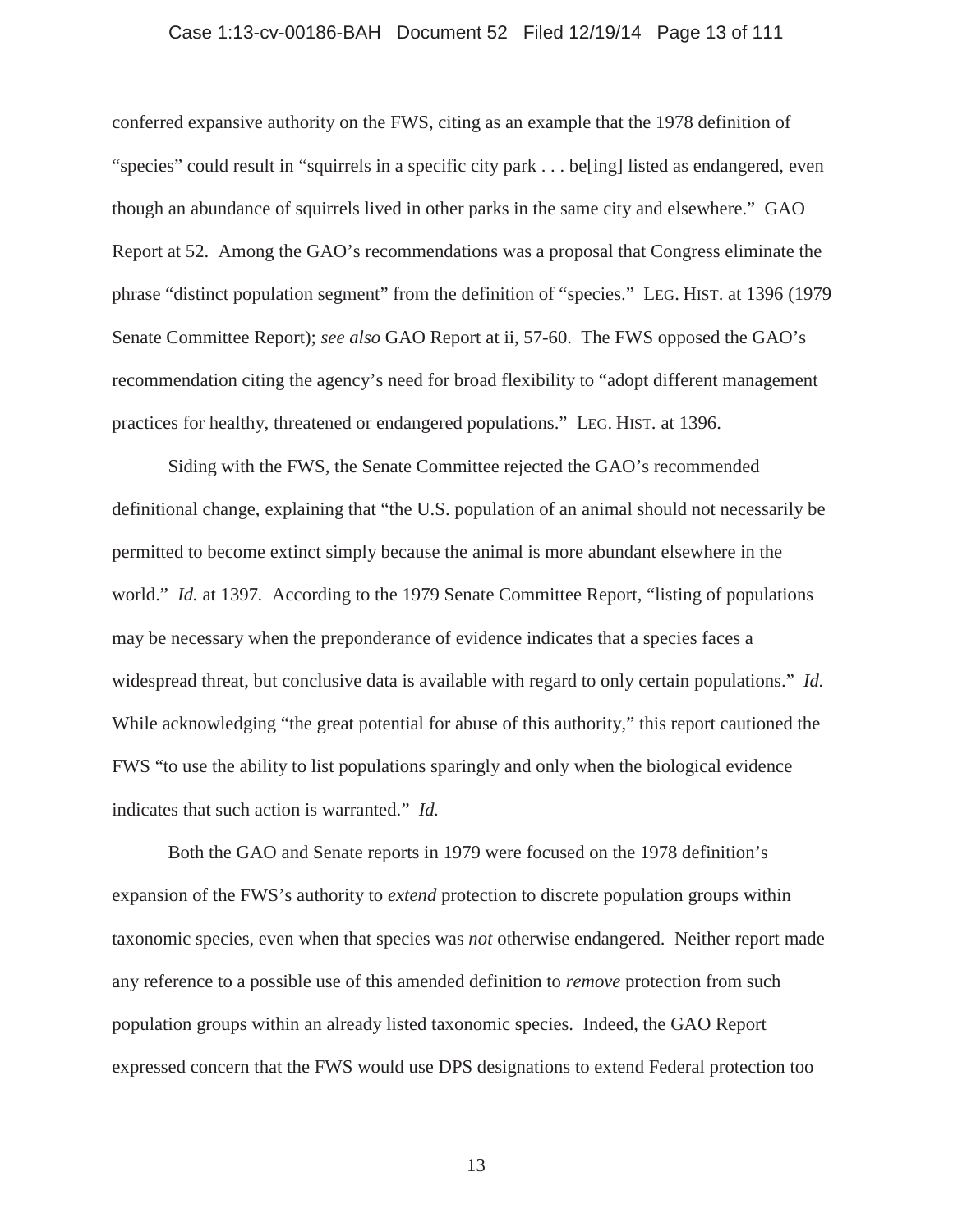conferred expansive authority on the FWS, citing as an example that the 1978 definition of "species" could result in "squirrels in a specific city park . . . be[ing] listed as endangered, even though an abundance of squirrels lived in other parks in the same city and elsewhere." GAO Report at 52. Among the GAO's recommendations was a proposal that Congress eliminate the phrase "distinct population segment" from the definition of "species." LEG. HIST. at 1396 (1979 Senate Committee Report); *see also* GAO Report at ii, 57-60. The FWS opposed the GAO's recommendation citing the agency's need for broad flexibility to "adopt different management practices for healthy, threatened or endangered populations." LEG. HIST. at 1396.

Siding with the FWS, the Senate Committee rejected the GAO's recommended definitional change, explaining that "the U.S. population of an animal should not necessarily be permitted to become extinct simply because the animal is more abundant elsewhere in the world." *Id.* at 1397. According to the 1979 Senate Committee Report, "listing of populations may be necessary when the preponderance of evidence indicates that a species faces a widespread threat, but conclusive data is available with regard to only certain populations." *Id.* While acknowledging "the great potential for abuse of this authority," this report cautioned the FWS "to use the ability to list populations sparingly and only when the biological evidence indicates that such action is warranted." *Id.*

Both the GAO and Senate reports in 1979 were focused on the 1978 definition's expansion of the FWS's authority to *extend* protection to discrete population groups within taxonomic species, even when that species was *not* otherwise endangered. Neither report made any reference to a possible use of this amended definition to *remove* protection from such population groups within an already listed taxonomic species. Indeed, the GAO Report expressed concern that the FWS would use DPS designations to extend Federal protection too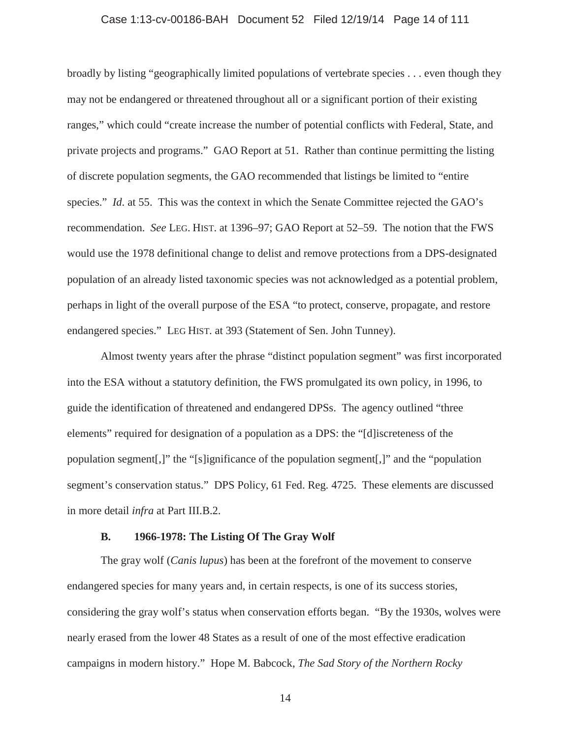broadly by listing "geographically limited populations of vertebrate species . . . even though they may not be endangered or threatened throughout all or a significant portion of their existing ranges," which could "create increase the number of potential conflicts with Federal, State, and private projects and programs." GAO Report at 51. Rather than continue permitting the listing of discrete population segments, the GAO recommended that listings be limited to "entire species." *Id.* at 55. This was the context in which the Senate Committee rejected the GAO's recommendation. *See* LEG. HIST. at 1396–97; GAO Report at 52–59. The notion that the FWS would use the 1978 definitional change to delist and remove protections from a DPS-designated population of an already listed taxonomic species was not acknowledged as a potential problem, perhaps in light of the overall purpose of the ESA "to protect, conserve, propagate, and restore endangered species." LEG HIST. at 393 (Statement of Sen. John Tunney).

Almost twenty years after the phrase "distinct population segment" was first incorporated into the ESA without a statutory definition, the FWS promulgated its own policy, in 1996, to guide the identification of threatened and endangered DPSs. The agency outlined "three elements" required for designation of a population as a DPS: the "[d]iscreteness of the population segment[,]" the "[s]ignificance of the population segment[,]" and the "population segment's conservation status." DPS Policy, 61 Fed. Reg. 4725. These elements are discussed in more detail *infra* at Part III.B.2.

### B. 1966-1978: The Listing Of The Gray Wolf

The gray wolf (*Canis lupus*) has been at the forefront of the movement to conserve endangered species for many years and, in certain respects, is one of its success stories, considering the gray wolf's status when conservation efforts began. "By the 1930s, wolves were nearly erased from the lower 48 States as a result of one of the most effective eradication campaigns in modern history." Hope M. Babcock, *The Sad Story of the Northern Rocky*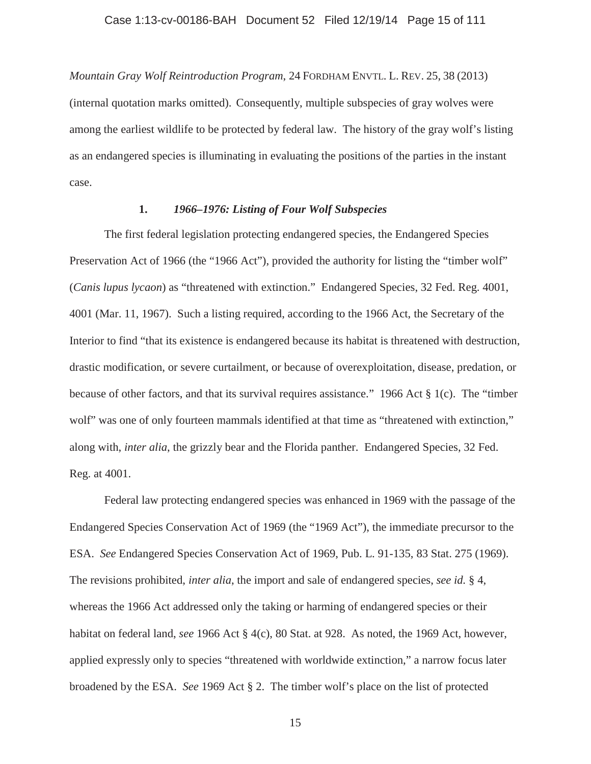*Mountain Gray Wolf Reintroduction Program*, 24 FORDHAM ENVTL. L. REV. 25, 38 (2013) (internal quotation marks omitted). Consequently, multiple subspecies of gray wolves were among the earliest wildlife to be protected by federal law. The history of the gray wolf's listing as an endangered species is illuminating in evaluating the positions of the parties in the instant case.

### 1. *1966–1976: Listing of Four Wolf Subspecies*

The first federal legislation protecting endangered species, the Endangered Species Preservation Act of 1966 (the "1966 Act"), provided the authority for listing the "timber wolf" (*Canis lupus lycaon*) as "threatened with extinction." Endangered Species, 32 Fed. Reg. 4001, 4001 (Mar. 11, 1967). Such a listing required, according to the 1966 Act, the Secretary of the Interior to find "that its existence is endangered because its habitat is threatened with destruction, drastic modification, or severe curtailment, or because of overexploitation, disease, predation, or because of other factors, and that its survival requires assistance." 1966 Act § 1(c). The "timber wolf" was one of only fourteen mammals identified at that time as "threatened with extinction," along with, *inter alia*, the grizzly bear and the Florida panther. Endangered Species, 32 Fed. Reg. at 4001.

Federal law protecting endangered species was enhanced in 1969 with the passage of the Endangered Species Conservation Act of 1969 (the "1969 Act"), the immediate precursor to the ESA. *See* Endangered Species Conservation Act of 1969, Pub. L. 91-135, 83 Stat. 275 (1969). The revisions prohibited, *inter alia*, the import and sale of endangered species, *see id.* § 4, whereas the 1966 Act addressed only the taking or harming of endangered species or their habitat on federal land, *see* 1966 Act § 4(c), 80 Stat. at 928. As noted, the 1969 Act, however, applied expressly only to species "threatened with worldwide extinction," a narrow focus later broadened by the ESA. *See* 1969 Act § 2. The timber wolf's place on the list of protected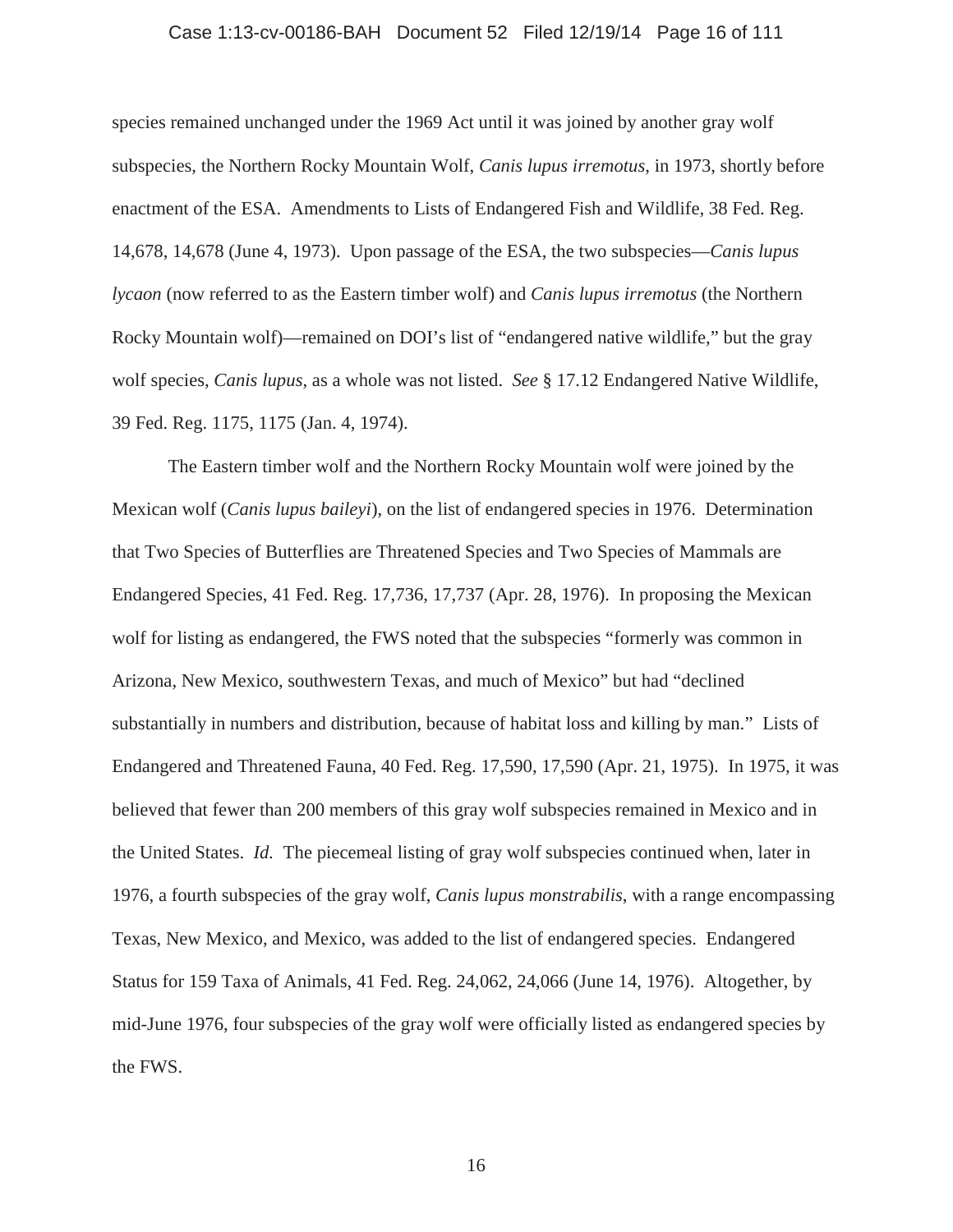species remained unchanged under the 1969 Act until it was joined by another gray wolf subspecies, the Northern Rocky Mountain Wolf, *Canis lupus irremotus*, in 1973, shortly before enactment of the ESA. Amendments to Lists of Endangered Fish and Wildlife, 38 Fed. Reg. 14,678, 14,678 (June 4, 1973). Upon passage of the ESA, the two subspecies—*Canis lupus lycaon* (now referred to as the Eastern timber wolf) and *Canis lupus irremotus* (the Northern Rocky Mountain wolf)—remained on DOI's list of "endangered native wildlife," but the gray wolf species, *Canis lupus*, as a whole was not listed. *See* § 17.12 Endangered Native Wildlife, 39 Fed. Reg. 1175, 1175 (Jan. 4, 1974).

The Eastern timber wolf and the Northern Rocky Mountain wolf were joined by the Mexican wolf (*Canis lupus baileyi*), on the list of endangered species in 1976. Determination that Two Species of Butterflies are Threatened Species and Two Species of Mammals are Endangered Species, 41 Fed. Reg. 17,736, 17,737 (Apr. 28, 1976). In proposing the Mexican wolf for listing as endangered, the FWS noted that the subspecies "formerly was common in Arizona, New Mexico, southwestern Texas, and much of Mexico" but had "declined substantially in numbers and distribution, because of habitat loss and killing by man." Lists of Endangered and Threatened Fauna, 40 Fed. Reg. 17,590, 17,590 (Apr. 21, 1975). In 1975, it was believed that fewer than 200 members of this gray wolf subspecies remained in Mexico and in the United States. *Id.* The piecemeal listing of gray wolf subspecies continued when, later in 1976, a fourth subspecies of the gray wolf, *Canis lupus monstrabilis*, with a range encompassing Texas, New Mexico, and Mexico, was added to the list of endangered species. Endangered Status for 159 Taxa of Animals, 41 Fed. Reg. 24,062, 24,066 (June 14, 1976). Altogether, by mid-June 1976, four subspecies of the gray wolf were officially listed as endangered species by the FWS.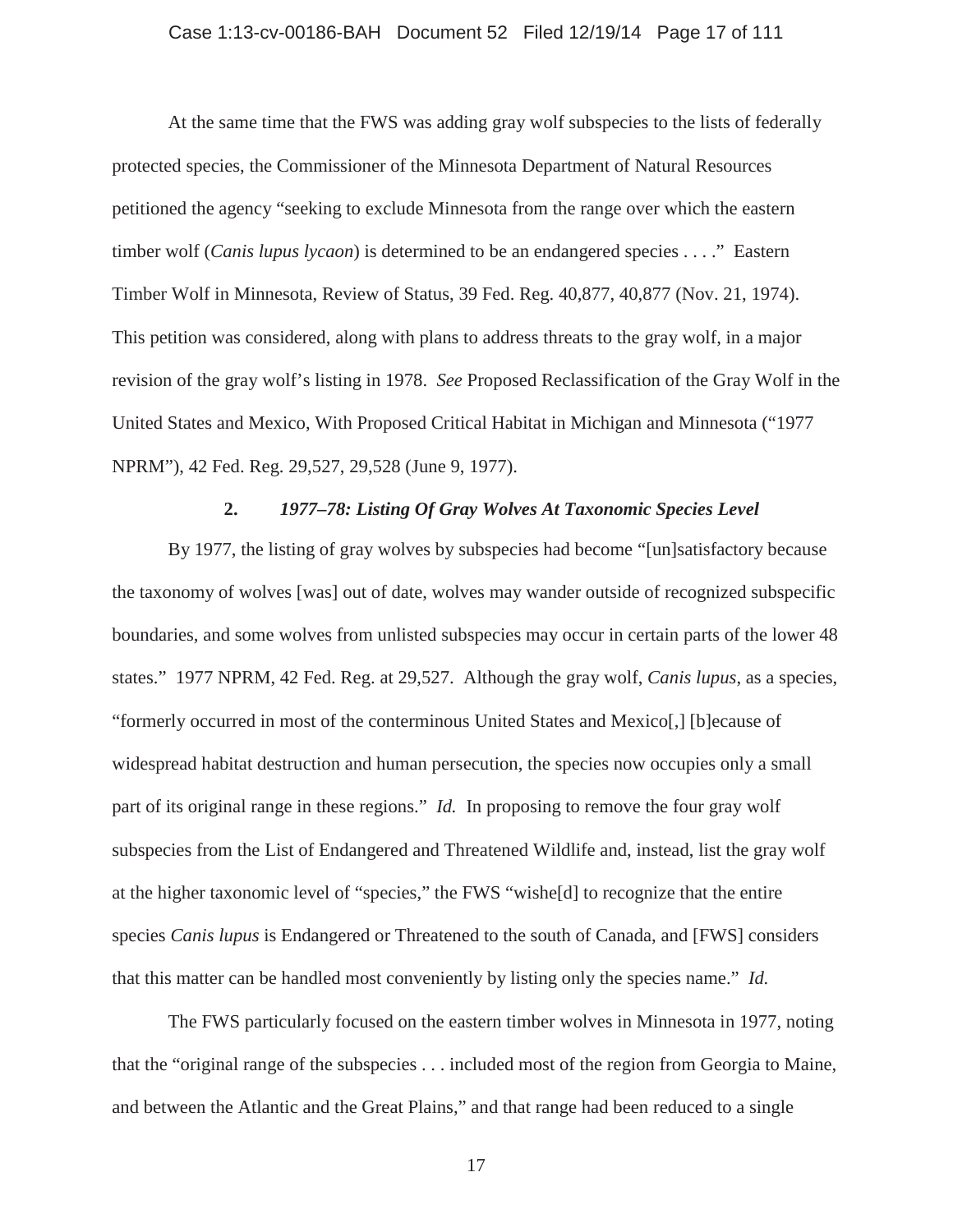At the same time that the FWS was adding gray wolf subspecies to the lists of federally protected species, the Commissioner of the Minnesota Department of Natural Resources petitioned the agency "seeking to exclude Minnesota from the range over which the eastern timber wolf (*Canis lupus lycaon*) is determined to be an endangered species . . . ." Eastern Timber Wolf in Minnesota, Review of Status, 39 Fed. Reg. 40,877, 40,877 (Nov. 21, 1974). This petition was considered, along with plans to address threats to the gray wolf, in a major revision of the gray wolf's listing in 1978. *See* Proposed Reclassification of the Gray Wolf in the United States and Mexico, With Proposed Critical Habitat in Michigan and Minnesota ("1977 NPRM"), 42 Fed. Reg. 29,527, 29,528 (June 9, 1977).

### 2. *1977–78: Listing Of Gray Wolves At Taxonomic Species Level*

By 1977, the listing of gray wolves by subspecies had become "[un]satisfactory because the taxonomy of wolves [was] out of date, wolves may wander outside of recognized subspecific boundaries, and some wolves from unlisted subspecies may occur in certain parts of the lower 48 states." 1977 NPRM, 42 Fed. Reg. at 29,527. Although the gray wolf, *Canis lupus*, as a species, "formerly occurred in most of the conterminous United States and Mexico[,] [b]ecause of widespread habitat destruction and human persecution, the species now occupies only a small part of its original range in these regions." *Id.* In proposing to remove the four gray wolf subspecies from the List of Endangered and Threatened Wildlife and, instead, list the gray wolf at the higher taxonomic level of "species," the FWS "wishe[d] to recognize that the entire species *Canis lupus* is Endangered or Threatened to the south of Canada, and [FWS] considers that this matter can be handled most conveniently by listing only the species name." *Id.*

The FWS particularly focused on the eastern timber wolves in Minnesota in 1977, noting that the "original range of the subspecies . . . included most of the region from Georgia to Maine, and between the Atlantic and the Great Plains," and that range had been reduced to a single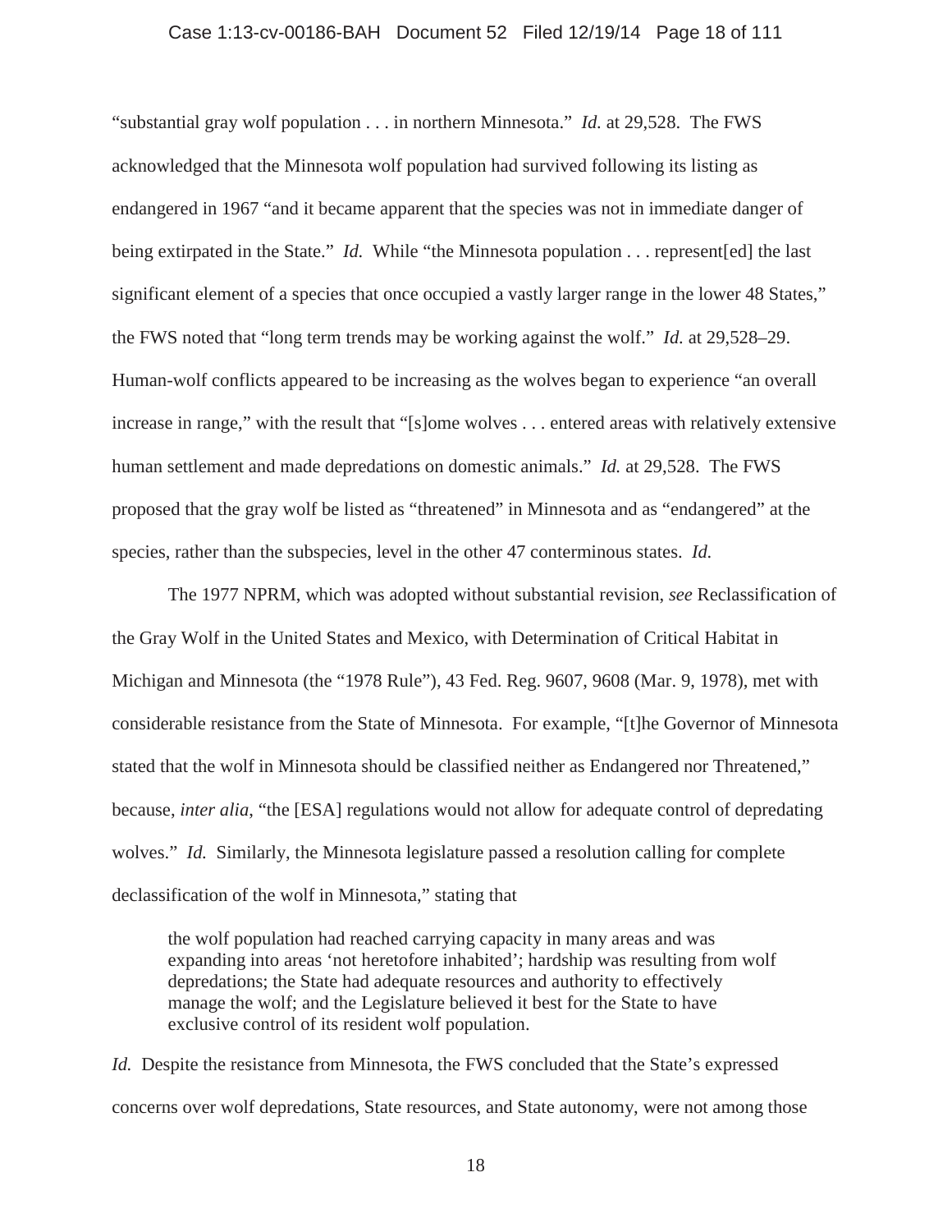"substantial gray wolf population . . . in northern Minnesota." *Id.* at 29,528. The FWS acknowledged that the Minnesota wolf population had survived following its listing as endangered in 1967 "and it became apparent that the species was not in immediate danger of being extirpated in the State." *Id.* While "the Minnesota population . . . represent[ed] the last significant element of a species that once occupied a vastly larger range in the lower 48 States," the FWS noted that "long term trends may be working against the wolf." *Id.* at 29,528–29. Human-wolf conflicts appeared to be increasing as the wolves began to experience "an overall increase in range," with the result that "[s]ome wolves . . . entered areas with relatively extensive human settlement and made depredations on domestic animals." *Id.* at 29,528. The FWS proposed that the gray wolf be listed as "threatened" in Minnesota and as "endangered" at the species, rather than the subspecies, level in the other 47 conterminous states. *Id.*

The 1977 NPRM, which was adopted without substantial revision, *see* Reclassification of the Gray Wolf in the United States and Mexico, with Determination of Critical Habitat in Michigan and Minnesota (the "1978 Rule"), 43 Fed. Reg. 9607, 9608 (Mar. 9, 1978), met with considerable resistance from the State of Minnesota. For example, "[t]he Governor of Minnesota stated that the wolf in Minnesota should be classified neither as Endangered nor Threatened," because, *inter alia*, "the [ESA] regulations would not allow for adequate control of depredating wolves." *Id.* Similarly, the Minnesota legislature passed a resolution calling for complete declassification of the wolf in Minnesota," stating that

> the wolf population had reached carrying capacity in many areas and was expanding into areas 'not heretofore inhabited'; hardship was resulting from wolf depredations; the State had adequate resources and authority to effectively manage the wolf; and the Legislature believed it best for the State to have exclusive control of its resident wolf population.

*Id.* Despite the resistance from Minnesota, the FWS concluded that the State's expressed concerns over wolf depredations, State resources, and State autonomy, were not among those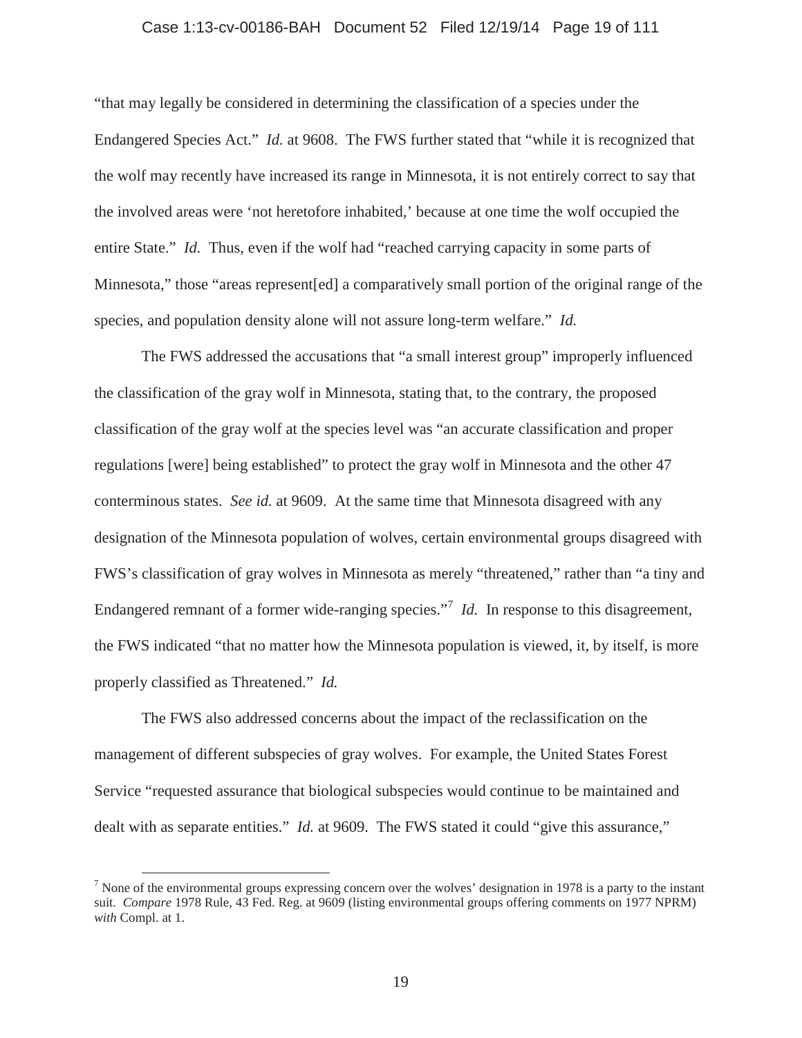"that may legally be considered in determining the classification of a species under the Endangered Species Act." *Id.* at 9608. The FWS further stated that "while it is recognized that the wolf may recently have increased its range in Minnesota, it is not entirely correct to say that the involved areas were 'not heretofore inhabited,' because at one time the wolf occupied the entire State." *Id.* Thus, even if the wolf had "reached carrying capacity in some parts of Minnesota," those "areas represent[ed] a comparatively small portion of the original range of the species, and population density alone will not assure long-term welfare." *Id.*

The FWS addressed the accusations that "a small interest group" improperly influenced the classification of the gray wolf in Minnesota, stating that, to the contrary, the proposed classification of the gray wolf at the species level was "an accurate classification and proper regulations [were] being established" to protect the gray wolf in Minnesota and the other 47 conterminous states. *See id.* at 9609. At the same time that Minnesota disagreed with any designation of the Minnesota population of wolves, certain environmental groups disagreed with FWS's classification of gray wolves in Minnesota as merely "threatened," rather than "a tiny and Endangered remnant of a former wide-ranging species."[7] *Id.* In response to this disagreement, the FWS indicated "that no matter how the Minnesota population is viewed, it, by itself, is more properly classified as Threatened." *Id.*

The FWS also addressed concerns about the impact of the reclassification on the management of different subspecies of gray wolves. For example, the United States Forest Service "requested assurance that biological subspecies would continue to be maintained and dealt with as separate entities." *Id.* at 9609. The FWS stated it could "give this assurance,"

[7] None of the environmental groups expressing concern over the wolves' designation in 1978 is a party to the instant suit. *Compare* 1978 Rule, 43 Fed. Reg. at 9609 (listing environmental groups offering comments on 1977 NPRM) *with* Compl. at 1.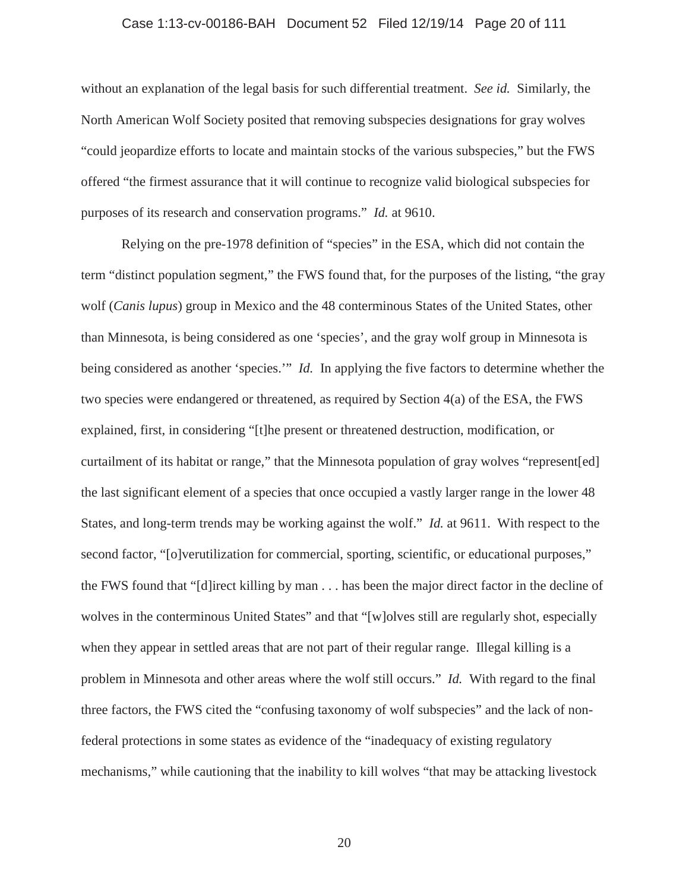without an explanation of the legal basis for such differential treatment. *See id.* Similarly, the North American Wolf Society posited that removing subspecies designations for gray wolves "could jeopardize efforts to locate and maintain stocks of the various subspecies," but the FWS offered "the firmest assurance that it will continue to recognize valid biological subspecies for purposes of its research and conservation programs." *Id.* at 9610.

Relying on the pre-1978 definition of "species" in the ESA, which did not contain the term "distinct population segment," the FWS found that, for the purposes of the listing, "the gray wolf (*Canis lupus*) group in Mexico and the 48 conterminous States of the United States, other than Minnesota, is being considered as one 'species', and the gray wolf group in Minnesota is being considered as another 'species.'" *Id.* In applying the five factors to determine whether the two species were endangered or threatened, as required by Section 4(a) of the ESA, the FWS explained, first, in considering "[t]he present or threatened destruction, modification, or curtailment of its habitat or range," that the Minnesota population of gray wolves "represent[ed] the last significant element of a species that once occupied a vastly larger range in the lower 48 States, and long-term trends may be working against the wolf." *Id.* at 9611. With respect to the second factor, "[o]verutilization for commercial, sporting, scientific, or educational purposes," the FWS found that "[d]irect killing by man . . . has been the major direct factor in the decline of wolves in the conterminous United States" and that "[w]olves still are regularly shot, especially when they appear in settled areas that are not part of their regular range. Illegal killing is a problem in Minnesota and other areas where the wolf still occurs." *Id.* With regard to the final three factors, the FWS cited the "confusing taxonomy of wolf subspecies" and the lack of non-federal protections in some states as evidence of the "inadequacy of existing regulatory mechanisms," while cautioning that the inability to kill wolves "that may be attacking livestock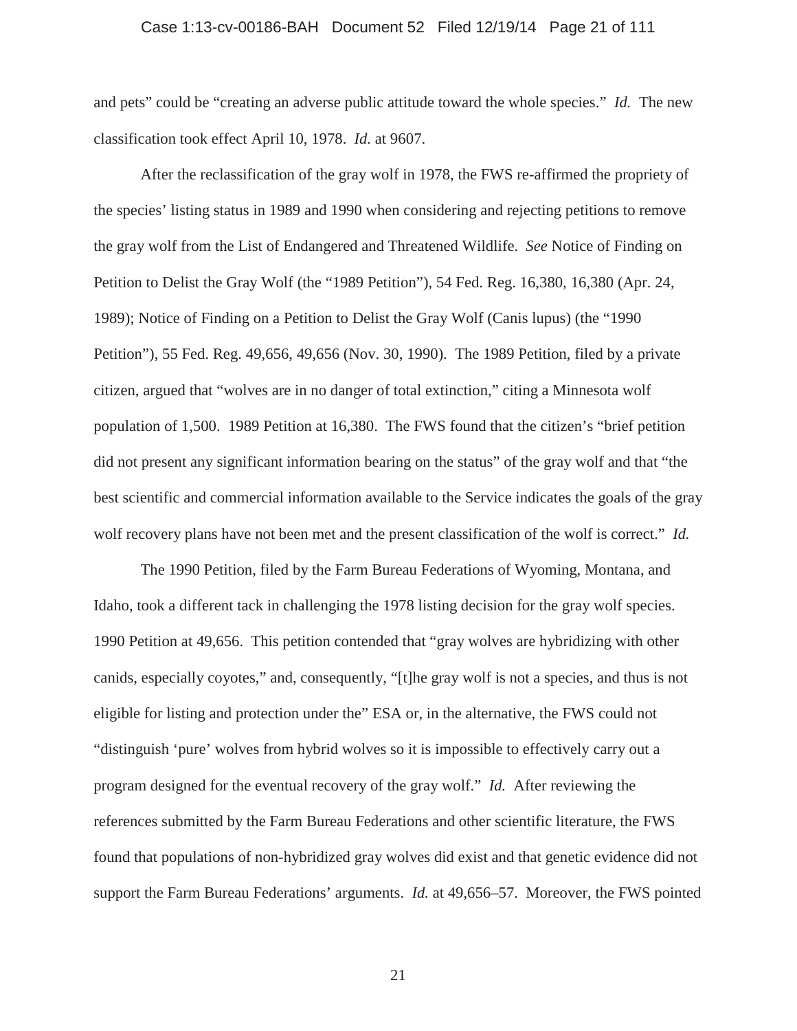and pets" could be "creating an adverse public attitude toward the whole species." *Id.* The new classification took effect April 10, 1978. *Id.* at 9607.

After the reclassification of the gray wolf in 1978, the FWS re-affirmed the propriety of the species' listing status in 1989 and 1990 when considering and rejecting petitions to remove the gray wolf from the List of Endangered and Threatened Wildlife. *See* Notice of Finding on Petition to Delist the Gray Wolf (the "1989 Petition"), 54 Fed. Reg. 16,380, 16,380 (Apr. 24, 1989); Notice of Finding on a Petition to Delist the Gray Wolf (Canis lupus) (the "1990 Petition"), 55 Fed. Reg. 49,656, 49,656 (Nov. 30, 1990). The 1989 Petition, filed by a private citizen, argued that "wolves are in no danger of total extinction," citing a Minnesota wolf population of 1,500. 1989 Petition at 16,380. The FWS found that the citizen's "brief petition did not present any significant information bearing on the status" of the gray wolf and that "the best scientific and commercial information available to the Service indicates the goals of the gray wolf recovery plans have not been met and the present classification of the wolf is correct." *Id.*

The 1990 Petition, filed by the Farm Bureau Federations of Wyoming, Montana, and Idaho, took a different tack in challenging the 1978 listing decision for the gray wolf species. 1990 Petition at 49,656. This petition contended that "gray wolves are hybridizing with other canids, especially coyotes," and, consequently, "[t]he gray wolf is not a species, and thus is not eligible for listing and protection under the" ESA or, in the alternative, the FWS could not "distinguish 'pure' wolves from hybrid wolves so it is impossible to effectively carry out a program designed for the eventual recovery of the gray wolf." *Id.* After reviewing the references submitted by the Farm Bureau Federations and other scientific literature, the FWS found that populations of non-hybridized gray wolves did exist and that genetic evidence did not support the Farm Bureau Federations' arguments. *Id.* at 49,656–57. Moreover, the FWS pointed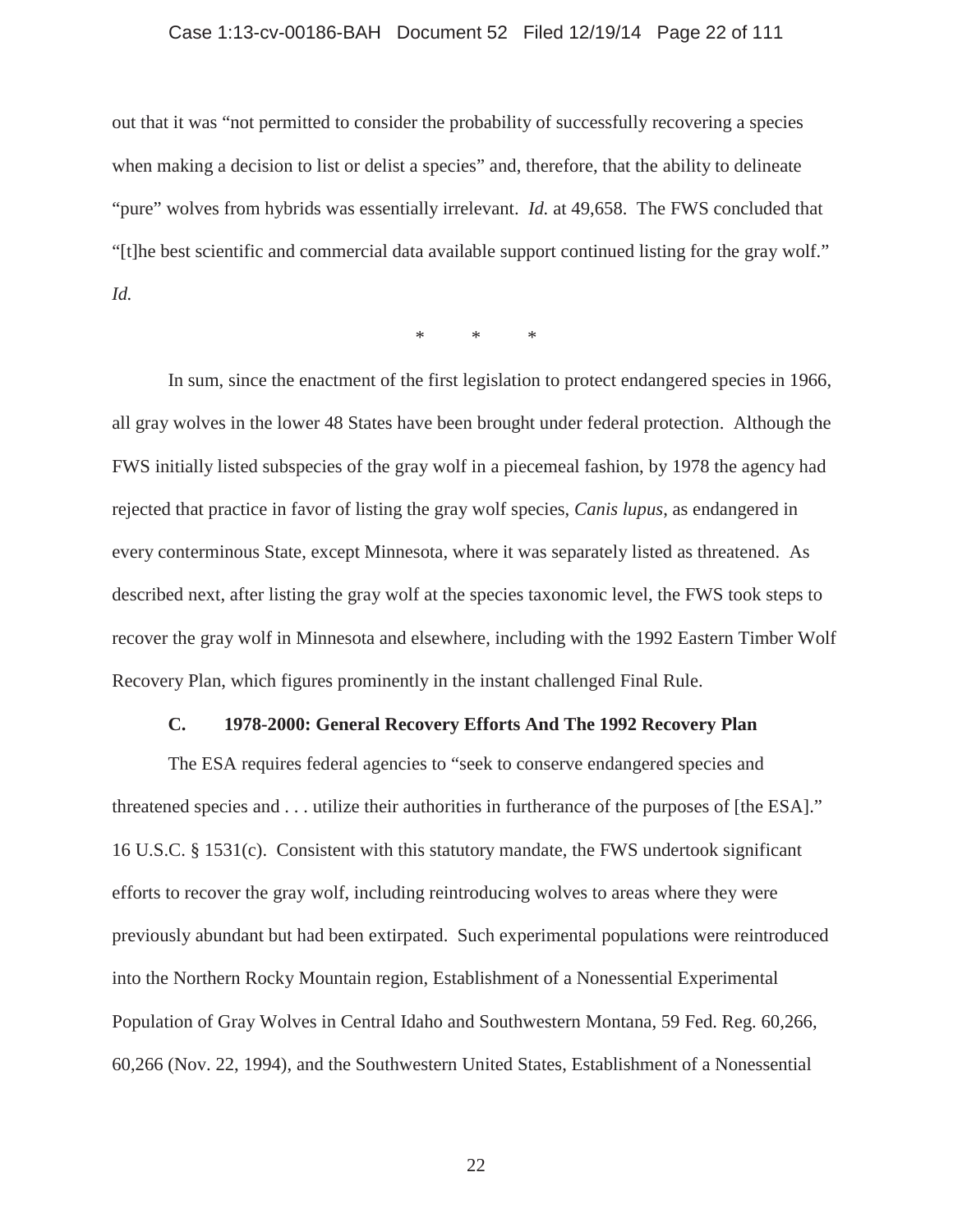out that it was "not permitted to consider the probability of successfully recovering a species when making a decision to list or delist a species" and, therefore, that the ability to delineate "pure" wolves from hybrids was essentially irrelevant. *Id.* at 49,658. The FWS concluded that "[t]he best scientific and commercial data available support continued listing for the gray wolf." *Id.*

\* \* \*

In sum, since the enactment of the first legislation to protect endangered species in 1966, all gray wolves in the lower 48 States have been brought under federal protection. Although the FWS initially listed subspecies of the gray wolf in a piecemeal fashion, by 1978 the agency had rejected that practice in favor of listing the gray wolf species, *Canis lupus*, as endangered in every conterminous State, except Minnesota, where it was separately listed as threatened. As described next, after listing the gray wolf at the species taxonomic level, the FWS took steps to recover the gray wolf in Minnesota and elsewhere, including with the 1992 Eastern Timber Wolf Recovery Plan, which figures prominently in the instant challenged Final Rule.

### C. 1978-2000: General Recovery Efforts And The 1992 Recovery Plan

The ESA requires federal agencies to "seek to conserve endangered species and threatened species and . . . utilize their authorities in furtherance of the purposes of [the ESA]." 16 U.S.C. § 1531(c). Consistent with this statutory mandate, the FWS undertook significant efforts to recover the gray wolf, including reintroducing wolves to areas where they were previously abundant but had been extirpated. Such experimental populations were reintroduced into the Northern Rocky Mountain region, Establishment of a Nonessential Experimental Population of Gray Wolves in Central Idaho and Southwestern Montana, 59 Fed. Reg. 60,266, 60,266 (Nov. 22, 1994), and the Southwestern United States, Establishment of a Nonessential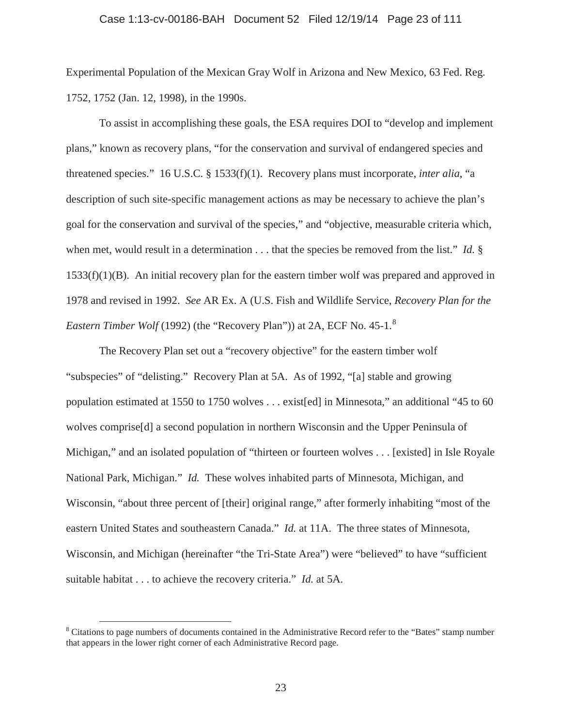Experimental Population of the Mexican Gray Wolf in Arizona and New Mexico, 63 Fed. Reg. 1752, 1752 (Jan. 12, 1998), in the 1990s.

To assist in accomplishing these goals, the ESA requires DOI to "develop and implement plans," known as recovery plans, "for the conservation and survival of endangered species and threatened species." 16 U.S.C. § 1533(f)(1). Recovery plans must incorporate, *inter alia*, "a description of such site-specific management actions as may be necessary to achieve the plan's goal for the conservation and survival of the species," and "objective, measurable criteria which, when met, would result in a determination . . . that the species be removed from the list." *Id.* § 1533(f)(1)(B). An initial recovery plan for the eastern timber wolf was prepared and approved in 1978 and revised in 1992. *See* AR Ex. A (U.S. Fish and Wildlife Service, *Recovery Plan for the Eastern Timber Wolf* (1992) (the "Recovery Plan")) at 2A, ECF No. 45-1.[8]

The Recovery Plan set out a "recovery objective" for the eastern timber wolf "subspecies" of "delisting." Recovery Plan at 5A. As of 1992, "[a] stable and growing population estimated at 1550 to 1750 wolves . . . exist[ed] in Minnesota," an additional "45 to 60 wolves comprise[d] a second population in northern Wisconsin and the Upper Peninsula of Michigan," and an isolated population of "thirteen or fourteen wolves . . . [existed] in Isle Royale National Park, Michigan." *Id.* These wolves inhabited parts of Minnesota, Michigan, and Wisconsin, "about three percent of [their] original range," after formerly inhabiting "most of the eastern United States and southeastern Canada." *Id.* at 11A. The three states of Minnesota, Wisconsin, and Michigan (hereinafter "the Tri-State Area") were "believed" to have "sufficient suitable habitat . . . to achieve the recovery criteria." *Id.* at 5A.

---

[8] Citations to page numbers of documents contained in the Administrative Record refer to the "Bates" stamp number that appears in the lower right corner of each Administrative Record page.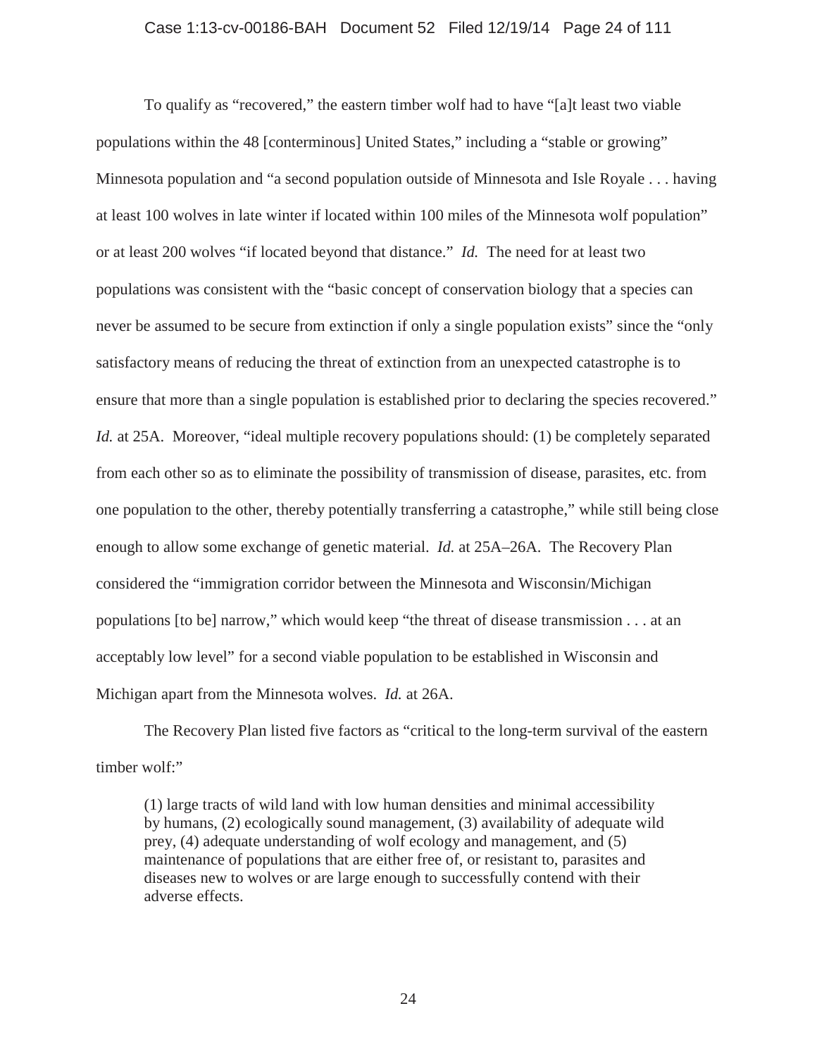To qualify as "recovered," the eastern timber wolf had to have "[a]t least two viable populations within the 48 [conterminous] United States," including a "stable or growing" Minnesota population and "a second population outside of Minnesota and Isle Royale . . . having at least 100 wolves in late winter if located within 100 miles of the Minnesota wolf population" or at least 200 wolves "if located beyond that distance." *Id.* The need for at least two populations was consistent with the "basic concept of conservation biology that a species can never be assumed to be secure from extinction if only a single population exists" since the "only satisfactory means of reducing the threat of extinction from an unexpected catastrophe is to ensure that more than a single population is established prior to declaring the species recovered." *Id.* at 25A. Moreover, "ideal multiple recovery populations should: (1) be completely separated from each other so as to eliminate the possibility of transmission of disease, parasites, etc. from one population to the other, thereby potentially transferring a catastrophe," while still being close enough to allow some exchange of genetic material. *Id.* at 25A–26A. The Recovery Plan considered the "immigration corridor between the Minnesota and Wisconsin/Michigan populations [to be] narrow," which would keep "the threat of disease transmission . . . at an acceptably low level" for a second viable population to be established in Wisconsin and Michigan apart from the Minnesota wolves. *Id.* at 26A.

The Recovery Plan listed five factors as "critical to the long-term survival of the eastern timber wolf:"

> (1) large tracts of wild land with low human densities and minimal accessibility by humans, (2) ecologically sound management, (3) availability of adequate wild prey, (4) adequate understanding of wolf ecology and management, and (5) maintenance of populations that are either free of, or resistant to, parasites and diseases new to wolves or are large enough to successfully contend with their adverse effects.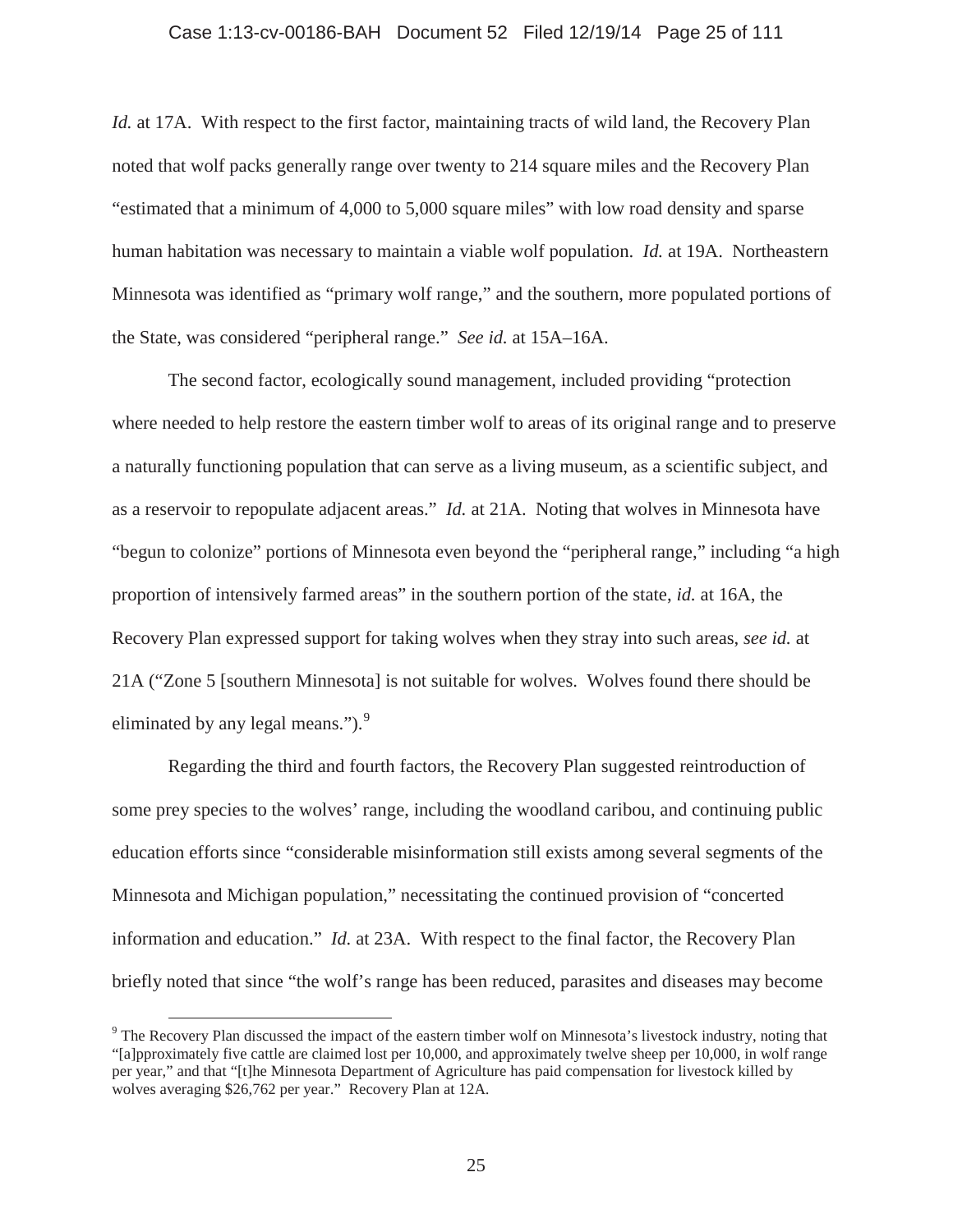*Id.* at 17A. With respect to the first factor, maintaining tracts of wild land, the Recovery Plan noted that wolf packs generally range over twenty to 214 square miles and the Recovery Plan "estimated that a minimum of 4,000 to 5,000 square miles" with low road density and sparse human habitation was necessary to maintain a viable wolf population. *Id.* at 19A. Northeastern Minnesota was identified as "primary wolf range," and the southern, more populated portions of the State, was considered "peripheral range." *See id.* at 15A–16A.

The second factor, ecologically sound management, included providing "protection where needed to help restore the eastern timber wolf to areas of its original range and to preserve a naturally functioning population that can serve as a living museum, as a scientific subject, and as a reservoir to repopulate adjacent areas." *Id.* at 21A. Noting that wolves in Minnesota have "begun to colonize" portions of Minnesota even beyond the "peripheral range," including "a high proportion of intensively farmed areas" in the southern portion of the state, *id.* at 16A, the Recovery Plan expressed support for taking wolves when they stray into such areas, *see id.* at 21A ("Zone 5 [southern Minnesota] is not suitable for wolves. Wolves found there should be eliminated by any legal means.").[9]

Regarding the third and fourth factors, the Recovery Plan suggested reintroduction of some prey species to the wolves' range, including the woodland caribou, and continuing public education efforts since "considerable misinformation still exists among several segments of the Minnesota and Michigan population," necessitating the continued provision of "concerted information and education." *Id.* at 23A. With respect to the final factor, the Recovery Plan briefly noted that since "the wolf's range has been reduced, parasites and diseases may become

[9] The Recovery Plan discussed the impact of the eastern timber wolf on Minnesota's livestock industry, noting that "[a]pproximately five cattle are claimed lost per 10,000, and approximately twelve sheep per 10,000, in wolf range per year," and that "[t]he Minnesota Department of Agriculture has paid compensation for livestock killed by wolves averaging $26,762 per year." Recovery Plan at 12A.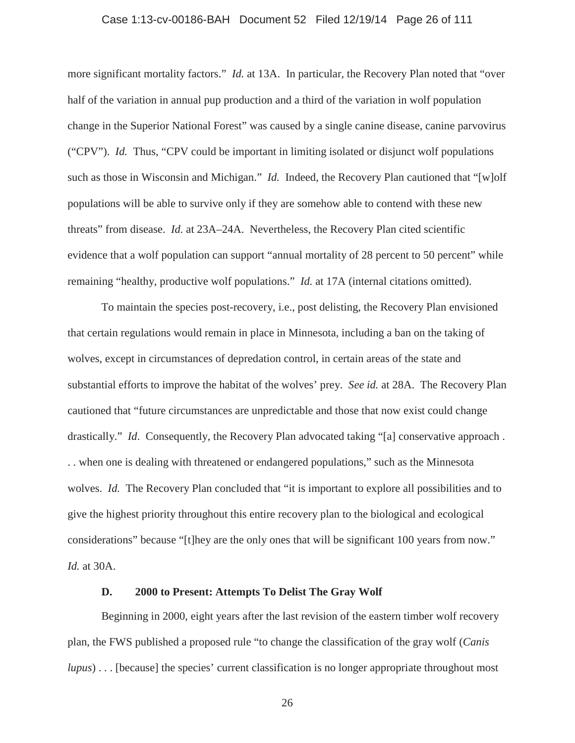more significant mortality factors." *Id.* at 13A. In particular, the Recovery Plan noted that "over half of the variation in annual pup production and a third of the variation in wolf population change in the Superior National Forest" was caused by a single canine disease, canine parvovirus ("CPV"). *Id.* Thus, "CPV could be important in limiting isolated or disjunct wolf populations such as those in Wisconsin and Michigan." *Id.* Indeed, the Recovery Plan cautioned that "[w]olf populations will be able to survive only if they are somehow able to contend with these new threats" from disease. *Id.* at 23A–24A. Nevertheless, the Recovery Plan cited scientific evidence that a wolf population can support "annual mortality of 28 percent to 50 percent" while remaining "healthy, productive wolf populations." *Id.* at 17A (internal citations omitted).

To maintain the species post-recovery, i.e., post delisting, the Recovery Plan envisioned that certain regulations would remain in place in Minnesota, including a ban on the taking of wolves, except in circumstances of depredation control, in certain areas of the state and substantial efforts to improve the habitat of the wolves' prey. *See id.* at 28A. The Recovery Plan cautioned that "future circumstances are unpredictable and those that now exist could change drastically." *Id*. Consequently, the Recovery Plan advocated taking "[a] conservative approach . . . when one is dealing with threatened or endangered populations," such as the Minnesota wolves. *Id.* The Recovery Plan concluded that "it is important to explore all possibilities and to give the highest priority throughout this entire recovery plan to the biological and ecological considerations" because "[t]hey are the only ones that will be significant 100 years from now." *Id.* at 30A.

### D. 2000 to Present: Attempts To Delist The Gray Wolf

Beginning in 2000, eight years after the last revision of the eastern timber wolf recovery plan, the FWS published a proposed rule "to change the classification of the gray wolf (*Canis lupus*) . . . [because] the species' current classification is no longer appropriate throughout most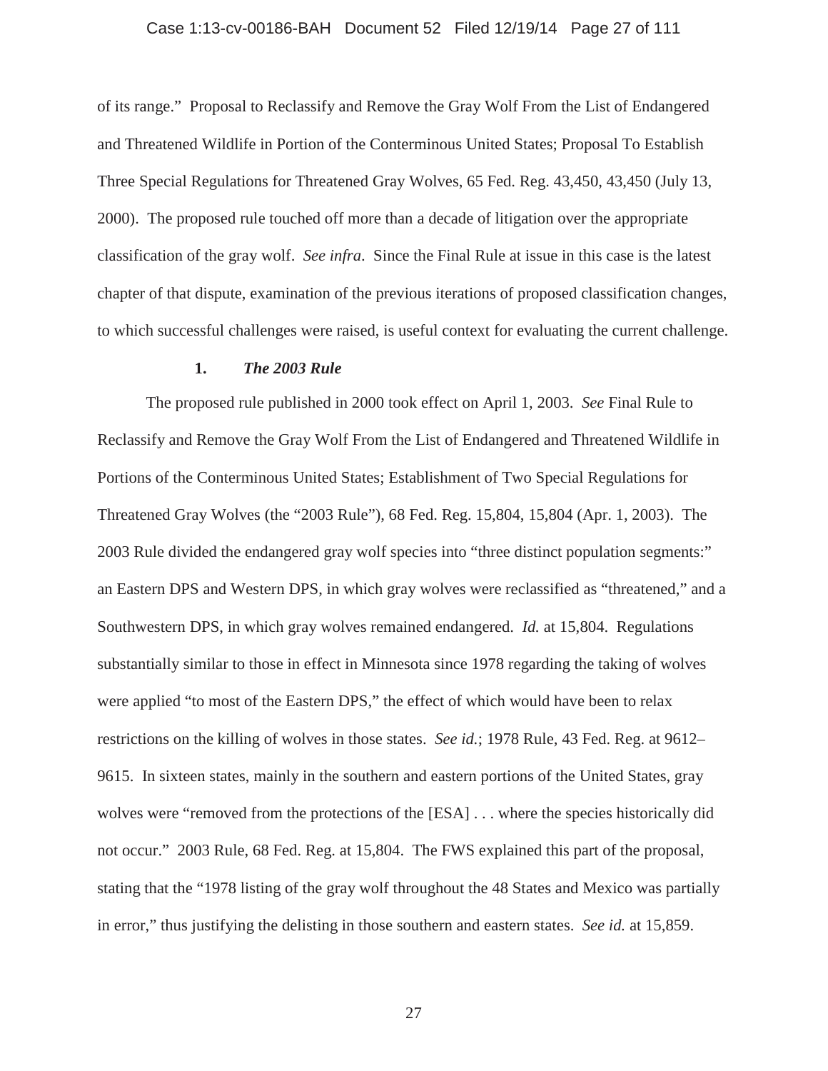of its range." Proposal to Reclassify and Remove the Gray Wolf From the List of Endangered and Threatened Wildlife in Portion of the Conterminous United States; Proposal To Establish Three Special Regulations for Threatened Gray Wolves, 65 Fed. Reg. 43,450, 43,450 (July 13, 2000). The proposed rule touched off more than a decade of litigation over the appropriate classification of the gray wolf. *See infra*. Since the Final Rule at issue in this case is the latest chapter of that dispute, examination of the previous iterations of proposed classification changes, to which successful challenges were raised, is useful context for evaluating the current challenge.

### 1. *The 2003 Rule*

The proposed rule published in 2000 took effect on April 1, 2003. *See* Final Rule to Reclassify and Remove the Gray Wolf From the List of Endangered and Threatened Wildlife in Portions of the Conterminous United States; Establishment of Two Special Regulations for Threatened Gray Wolves (the "2003 Rule"), 68 Fed. Reg. 15,804, 15,804 (Apr. 1, 2003). The 2003 Rule divided the endangered gray wolf species into "three distinct population segments:" an Eastern DPS and Western DPS, in which gray wolves were reclassified as "threatened," and a Southwestern DPS, in which gray wolves remained endangered. *Id.* at 15,804. Regulations substantially similar to those in effect in Minnesota since 1978 regarding the taking of wolves were applied "to most of the Eastern DPS," the effect of which would have been to relax restrictions on the killing of wolves in those states. *See id.*; 1978 Rule, 43 Fed. Reg. at 9612–9615. In sixteen states, mainly in the southern and eastern portions of the United States, gray wolves were "removed from the protections of the [ESA] . . . where the species historically did not occur." 2003 Rule, 68 Fed. Reg. at 15,804. The FWS explained this part of the proposal, stating that the "1978 listing of the gray wolf throughout the 48 States and Mexico was partially in error," thus justifying the delisting in those southern and eastern states. *See id.* at 15,859.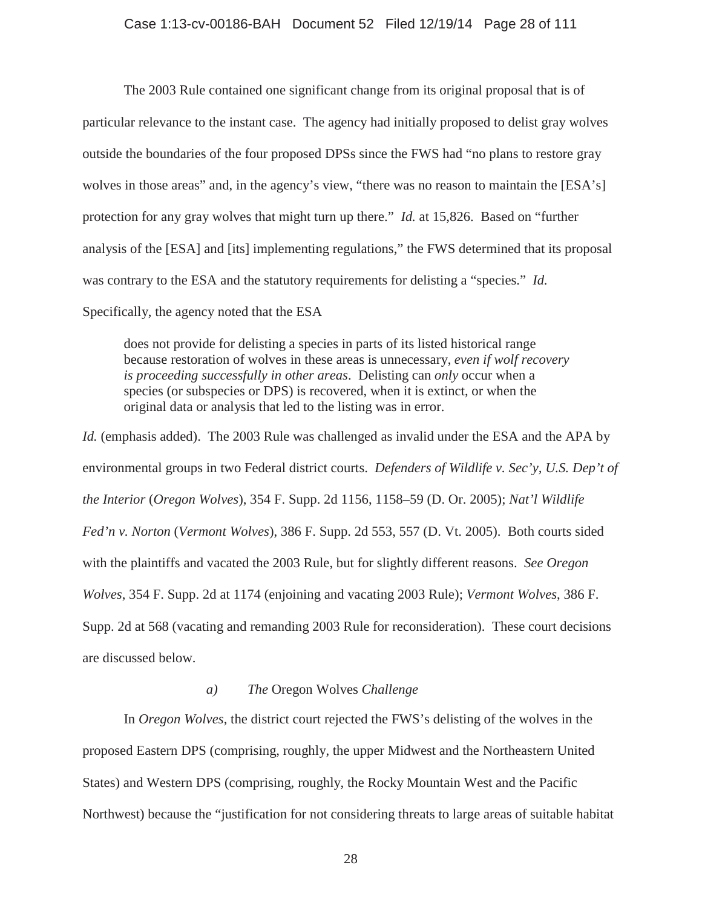The 2003 Rule contained one significant change from its original proposal that is of particular relevance to the instant case. The agency had initially proposed to delist gray wolves outside the boundaries of the four proposed DPSs since the FWS had "no plans to restore gray wolves in those areas" and, in the agency's view, "there was no reason to maintain the [ESA's] protection for any gray wolves that might turn up there." *Id.* at 15,826. Based on "further analysis of the [ESA] and [its] implementing regulations," the FWS determined that its proposal was contrary to the ESA and the statutory requirements for delisting a "species." *Id.* Specifically, the agency noted that the ESA

> does not provide for delisting a species in parts of its listed historical range because restoration of wolves in these areas is unnecessary, *even if wolf recovery is proceeding successfully in other areas*. Delisting can *only* occur when a species (or subspecies or DPS) is recovered, when it is extinct, or when the original data or analysis that led to the listing was in error.

*Id.* (emphasis added). The 2003 Rule was challenged as invalid under the ESA and the APA by environmental groups in two Federal district courts. *Defenders of Wildlife v. Sec'y, U.S. Dep't of the Interior* (*Oregon Wolves*), 354 F. Supp. 2d 1156, 1158–59 (D. Or. 2005); *Nat'l Wildlife Fed'n v. Norton* (*Vermont Wolves*), 386 F. Supp. 2d 553, 557 (D. Vt. 2005). Both courts sided with the plaintiffs and vacated the 2003 Rule, but for slightly different reasons. *See Oregon Wolves*, 354 F. Supp. 2d at 1174 (enjoining and vacating 2003 Rule); *Vermont Wolves*, 386 F. Supp. 2d at 568 (vacating and remanding 2003 Rule for reconsideration). These court decisions are discussed below.

*a) The* Oregon Wolves *Challenge*

In *Oregon Wolves*, the district court rejected the FWS's delisting of the wolves in the proposed Eastern DPS (comprising, roughly, the upper Midwest and the Northeastern United States) and Western DPS (comprising, roughly, the Rocky Mountain West and the Pacific Northwest) because the "justification for not considering threats to large areas of suitable habitat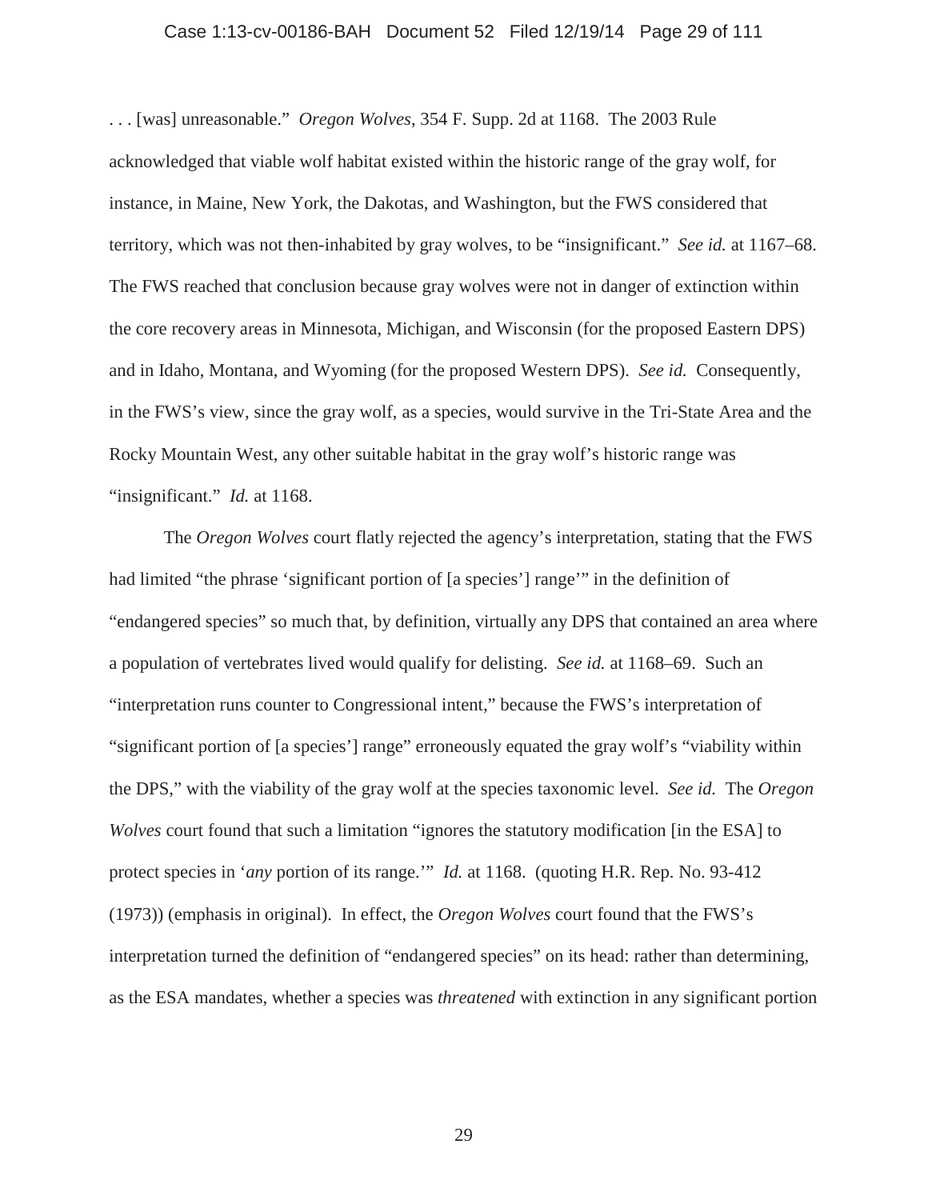. . . [was] unreasonable." *Oregon Wolves*, 354 F. Supp. 2d at 1168. The 2003 Rule acknowledged that viable wolf habitat existed within the historic range of the gray wolf, for instance, in Maine, New York, the Dakotas, and Washington, but the FWS considered that territory, which was not then-inhabited by gray wolves, to be "insignificant." *See id.* at 1167–68. The FWS reached that conclusion because gray wolves were not in danger of extinction within the core recovery areas in Minnesota, Michigan, and Wisconsin (for the proposed Eastern DPS) and in Idaho, Montana, and Wyoming (for the proposed Western DPS). *See id.* Consequently, in the FWS's view, since the gray wolf, as a species, would survive in the Tri-State Area and the Rocky Mountain West, any other suitable habitat in the gray wolf's historic range was "insignificant." *Id.* at 1168.

The *Oregon Wolves* court flatly rejected the agency's interpretation, stating that the FWS had limited "the phrase 'significant portion of [a species'] range'" in the definition of "endangered species" so much that, by definition, virtually any DPS that contained an area where a population of vertebrates lived would qualify for delisting. *See id.* at 1168–69. Such an "interpretation runs counter to Congressional intent," because the FWS's interpretation of "significant portion of [a species'] range" erroneously equated the gray wolf's "viability within the DPS," with the viability of the gray wolf at the species taxonomic level. *See id.* The *Oregon Wolves* court found that such a limitation "ignores the statutory modification [in the ESA] to protect species in '*any* portion of its range.'" *Id.* at 1168. (quoting H.R. Rep. No. 93-412 (1973)) (emphasis in original). In effect, the *Oregon Wolves* court found that the FWS's interpretation turned the definition of "endangered species" on its head: rather than determining, as the ESA mandates, whether a species was *threatened* with extinction in any significant portion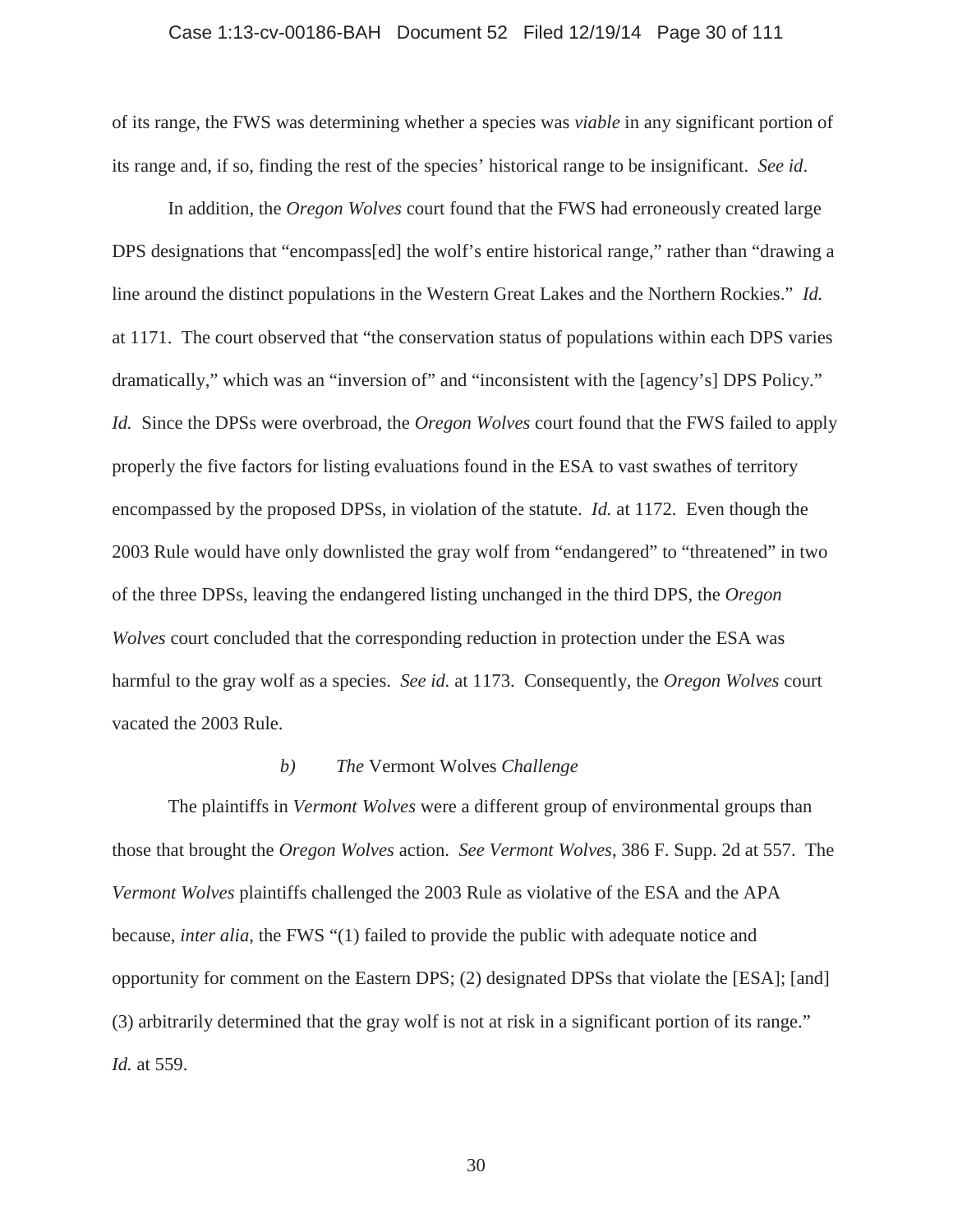of its range, the FWS was determining whether a species was *viable* in any significant portion of its range and, if so, finding the rest of the species' historical range to be insignificant. *See id*.

In addition, the *Oregon Wolves* court found that the FWS had erroneously created large DPS designations that "encompass[ed] the wolf's entire historical range," rather than "drawing a line around the distinct populations in the Western Great Lakes and the Northern Rockies." *Id.* at 1171. The court observed that "the conservation status of populations within each DPS varies dramatically," which was an "inversion of" and "inconsistent with the [agency's] DPS Policy." *Id.* Since the DPSs were overbroad, the *Oregon Wolves* court found that the FWS failed to apply properly the five factors for listing evaluations found in the ESA to vast swathes of territory encompassed by the proposed DPSs, in violation of the statute. *Id.* at 1172. Even though the 2003 Rule would have only downlisted the gray wolf from "endangered" to "threatened" in two of the three DPSs, leaving the endangered listing unchanged in the third DPS, the *Oregon Wolves* court concluded that the corresponding reduction in protection under the ESA was harmful to the gray wolf as a species. *See id.* at 1173. Consequently, the *Oregon Wolves* court vacated the 2003 Rule.

#### *b) The* Vermont Wolves *Challenge*

The plaintiffs in *Vermont Wolves* were a different group of environmental groups than those that brought the *Oregon Wolves* action. *See Vermont Wolves*, 386 F. Supp. 2d at 557. The *Vermont Wolves* plaintiffs challenged the 2003 Rule as violative of the ESA and the APA because, *inter alia*, the FWS "(1) failed to provide the public with adequate notice and opportunity for comment on the Eastern DPS; (2) designated DPSs that violate the [ESA]; [and] (3) arbitrarily determined that the gray wolf is not at risk in a significant portion of its range." *Id.* at 559.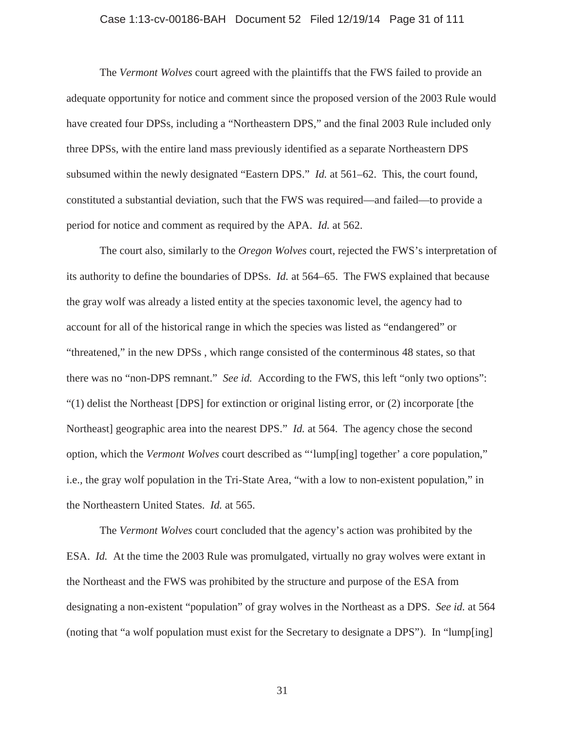The *Vermont Wolves* court agreed with the plaintiffs that the FWS failed to provide an adequate opportunity for notice and comment since the proposed version of the 2003 Rule would have created four DPSs, including a "Northeastern DPS," and the final 2003 Rule included only three DPSs, with the entire land mass previously identified as a separate Northeastern DPS subsumed within the newly designated "Eastern DPS." *Id.* at 561–62. This, the court found, constituted a substantial deviation, such that the FWS was required—and failed—to provide a period for notice and comment as required by the APA. *Id.* at 562.

The court also, similarly to the *Oregon Wolves* court, rejected the FWS's interpretation of its authority to define the boundaries of DPSs. *Id.* at 564–65. The FWS explained that because the gray wolf was already a listed entity at the species taxonomic level, the agency had to account for all of the historical range in which the species was listed as "endangered" or "threatened," in the new DPSs , which range consisted of the conterminous 48 states, so that there was no "non-DPS remnant." *See id.* According to the FWS, this left "only two options": "(1) delist the Northeast [DPS] for extinction or original listing error, or (2) incorporate [the Northeast] geographic area into the nearest DPS." *Id.* at 564. The agency chose the second option, which the *Vermont Wolves* court described as "'lump[ing] together' a core population," i.e., the gray wolf population in the Tri-State Area, "with a low to non-existent population," in the Northeastern United States. *Id.* at 565.

The *Vermont Wolves* court concluded that the agency's action was prohibited by the ESA. *Id.* At the time the 2003 Rule was promulgated, virtually no gray wolves were extant in the Northeast and the FWS was prohibited by the structure and purpose of the ESA from designating a non-existent "population" of gray wolves in the Northeast as a DPS. *See id.* at 564 (noting that "a wolf population must exist for the Secretary to designate a DPS"). In "lump[ing]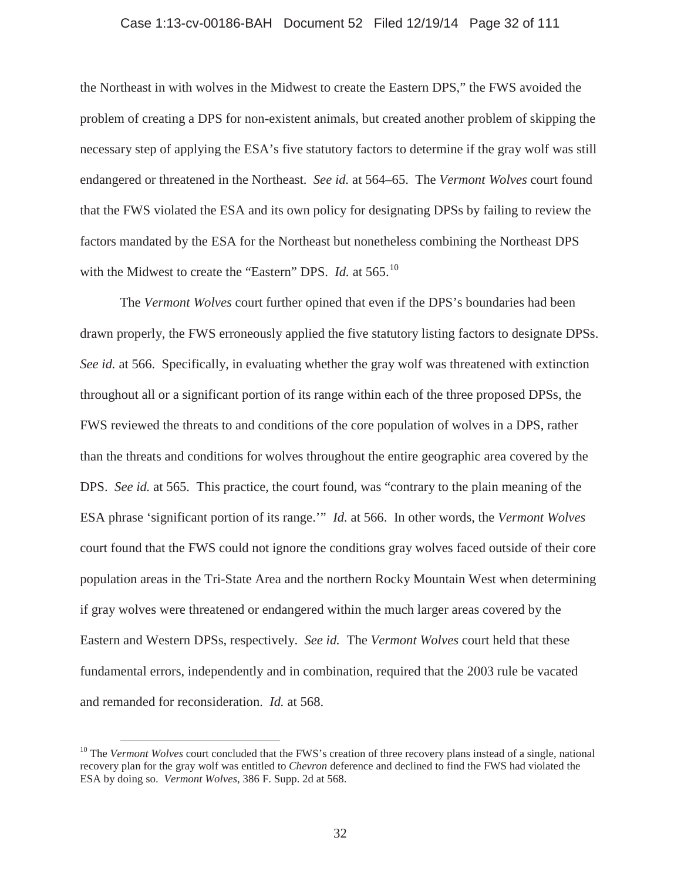the Northeast in with wolves in the Midwest to create the Eastern DPS," the FWS avoided the problem of creating a DPS for non-existent animals, but created another problem of skipping the necessary step of applying the ESA's five statutory factors to determine if the gray wolf was still endangered or threatened in the Northeast. *See id.* at 564–65. The *Vermont Wolves* court found that the FWS violated the ESA and its own policy for designating DPSs by failing to review the factors mandated by the ESA for the Northeast but nonetheless combining the Northeast DPS with the Midwest to create the "Eastern" DPS. *Id.* at 565.[10]

The *Vermont Wolves* court further opined that even if the DPS's boundaries had been drawn properly, the FWS erroneously applied the five statutory listing factors to designate DPSs. *See id.* at 566. Specifically, in evaluating whether the gray wolf was threatened with extinction throughout all or a significant portion of its range within each of the three proposed DPSs, the FWS reviewed the threats to and conditions of the core population of wolves in a DPS, rather than the threats and conditions for wolves throughout the entire geographic area covered by the DPS. *See id.* at 565. This practice, the court found, was "contrary to the plain meaning of the ESA phrase 'significant portion of its range.'" *Id.* at 566. In other words, the *Vermont Wolves* court found that the FWS could not ignore the conditions gray wolves faced outside of their core population areas in the Tri-State Area and the northern Rocky Mountain West when determining if gray wolves were threatened or endangered within the much larger areas covered by the Eastern and Western DPSs, respectively. *See id.* The *Vermont Wolves* court held that these fundamental errors, independently and in combination, required that the 2003 rule be vacated and remanded for reconsideration. *Id.* at 568.

---

[10] The *Vermont Wolves* court concluded that the FWS's creation of three recovery plans instead of a single, national recovery plan for the gray wolf was entitled to *Chevron* deference and declined to find the FWS had violated the ESA by doing so. *Vermont Wolves*, 386 F. Supp. 2d at 568.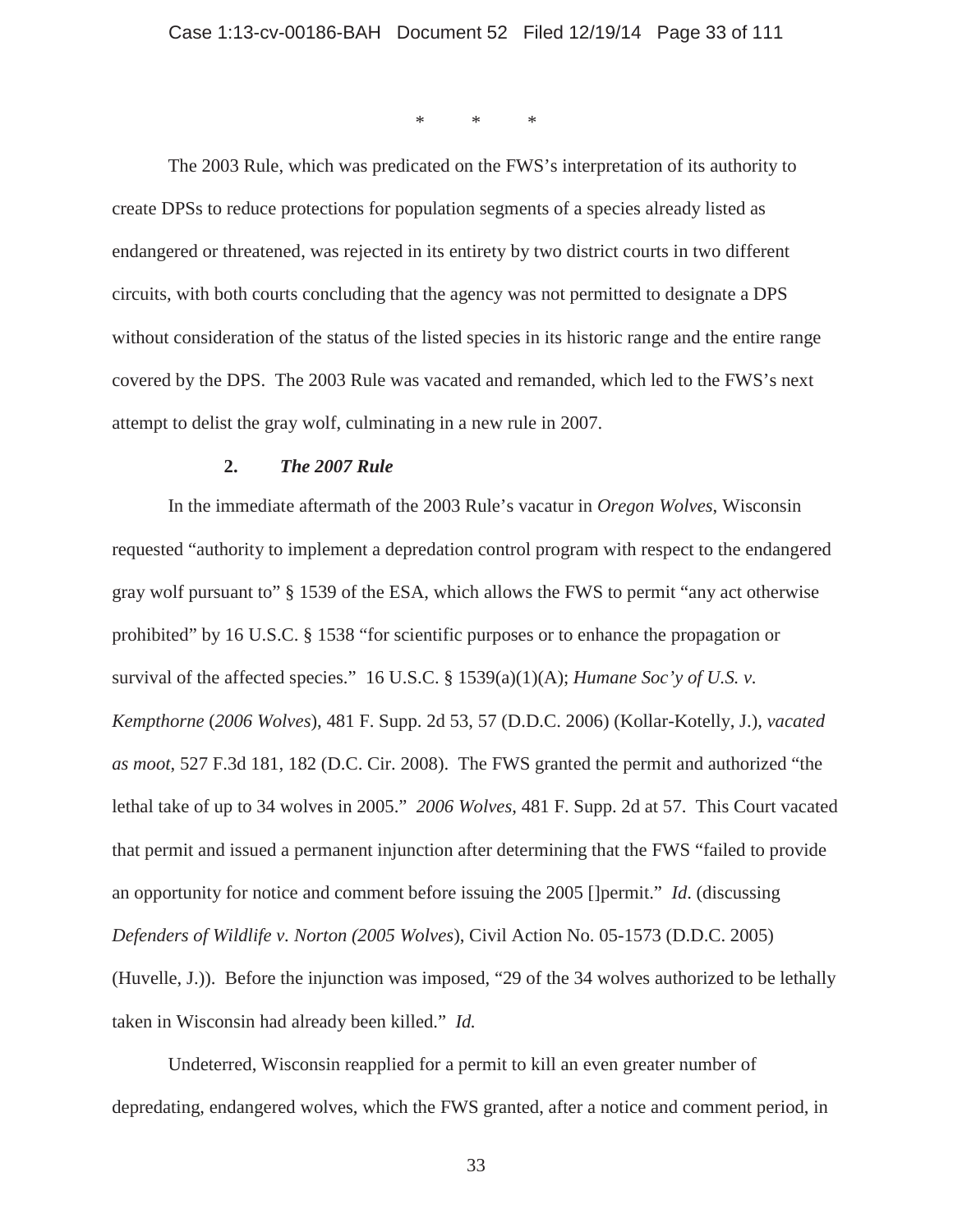\*   \*   \*

The 2003 Rule, which was predicated on the FWS's interpretation of its authority to create DPSs to reduce protections for population segments of a species already listed as endangered or threatened, was rejected in its entirety by two district courts in two different circuits, with both courts concluding that the agency was not permitted to designate a DPS without consideration of the status of the listed species in its historic range and the entire range covered by the DPS. The 2003 Rule was vacated and remanded, which led to the FWS's next attempt to delist the gray wolf, culminating in a new rule in 2007.

### 2. *The 2007 Rule*

In the immediate aftermath of the 2003 Rule's vacatur in *Oregon Wolves*, Wisconsin requested "authority to implement a depredation control program with respect to the endangered gray wolf pursuant to" § 1539 of the ESA, which allows the FWS to permit "any act otherwise prohibited" by 16 U.S.C. § 1538 "for scientific purposes or to enhance the propagation or survival of the affected species." 16 U.S.C. § 1539(a)(1)(A); *Humane Soc'y of U.S. v. Kempthorne* (*2006 Wolves*), 481 F. Supp. 2d 53, 57 (D.D.C. 2006) (Kollar-Kotelly, J.), *vacated as moot*, 527 F.3d 181, 182 (D.C. Cir. 2008). The FWS granted the permit and authorized "the lethal take of up to 34 wolves in 2005." *2006 Wolves*, 481 F. Supp. 2d at 57. This Court vacated that permit and issued a permanent injunction after determining that the FWS "failed to provide an opportunity for notice and comment before issuing the 2005 []permit." *Id*. (discussing *Defenders of Wildlife v. Norton (2005 Wolves*), Civil Action No. 05-1573 (D.D.C. 2005) (Huvelle, J.)). Before the injunction was imposed, "29 of the 34 wolves authorized to be lethally taken in Wisconsin had already been killed." *Id.*

Undeterred, Wisconsin reapplied for a permit to kill an even greater number of depredating, endangered wolves, which the FWS granted, after a notice and comment period, in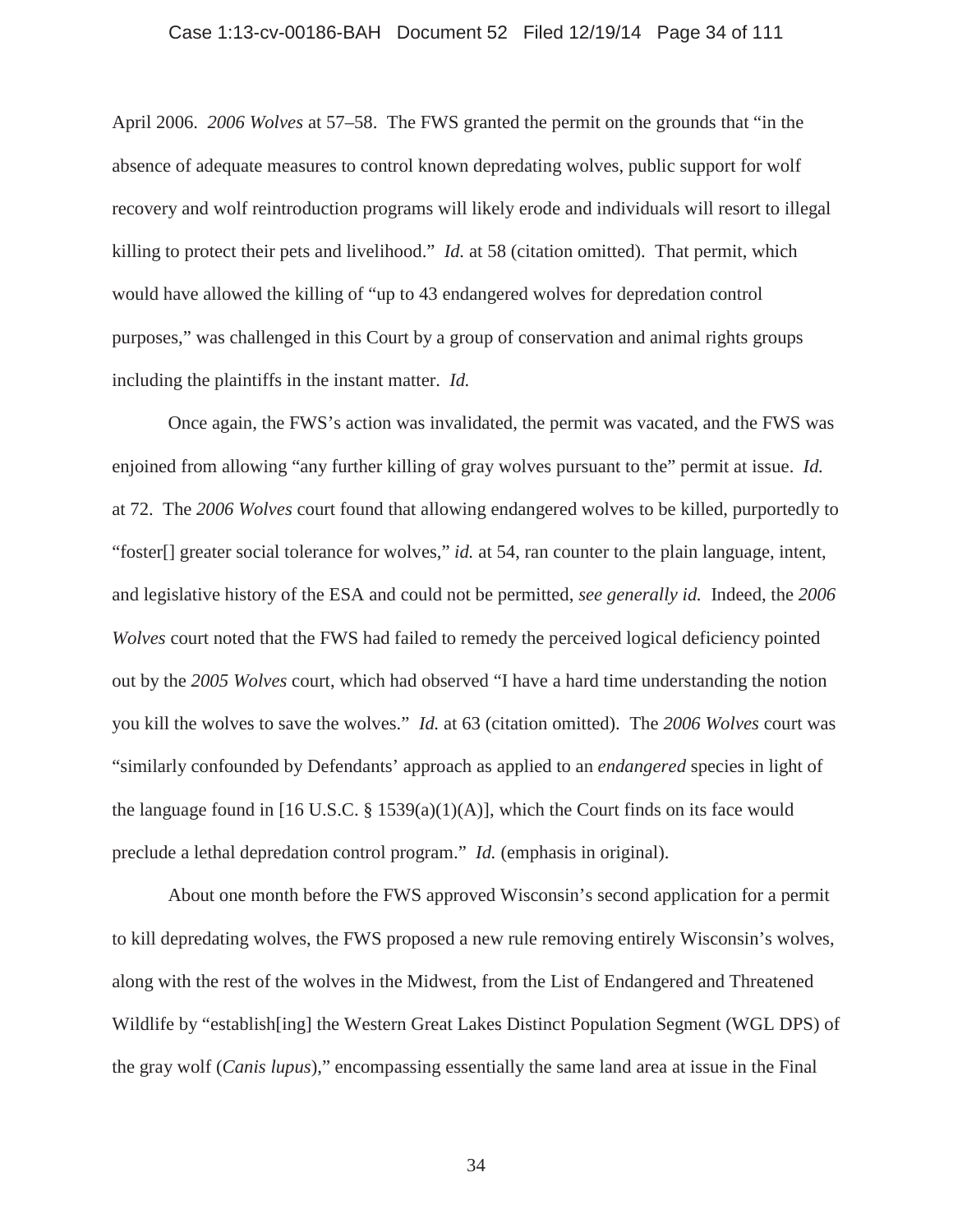April 2006. *2006 Wolves* at 57–58. The FWS granted the permit on the grounds that "in the absence of adequate measures to control known depredating wolves, public support for wolf recovery and wolf reintroduction programs will likely erode and individuals will resort to illegal killing to protect their pets and livelihood." *Id.* at 58 (citation omitted). That permit, which would have allowed the killing of "up to 43 endangered wolves for depredation control purposes," was challenged in this Court by a group of conservation and animal rights groups including the plaintiffs in the instant matter. *Id.*

Once again, the FWS's action was invalidated, the permit was vacated, and the FWS was enjoined from allowing "any further killing of gray wolves pursuant to the" permit at issue. *Id.* at 72. The *2006 Wolves* court found that allowing endangered wolves to be killed, purportedly to "foster[] greater social tolerance for wolves," *id.* at 54, ran counter to the plain language, intent, and legislative history of the ESA and could not be permitted, *see generally id.* Indeed, the *2006 Wolves* court noted that the FWS had failed to remedy the perceived logical deficiency pointed out by the *2005 Wolves* court, which had observed "I have a hard time understanding the notion you kill the wolves to save the wolves." *Id.* at 63 (citation omitted). The *2006 Wolves* court was "similarly confounded by Defendants' approach as applied to an *endangered* species in light of the language found in [16 U.S.C. § 1539(a)(1)(A)], which the Court finds on its face would preclude a lethal depredation control program." *Id.* (emphasis in original).

About one month before the FWS approved Wisconsin's second application for a permit to kill depredating wolves, the FWS proposed a new rule removing entirely Wisconsin's wolves, along with the rest of the wolves in the Midwest, from the List of Endangered and Threatened Wildlife by "establish[ing] the Western Great Lakes Distinct Population Segment (WGL DPS) of the gray wolf (*Canis lupus*)," encompassing essentially the same land area at issue in the Final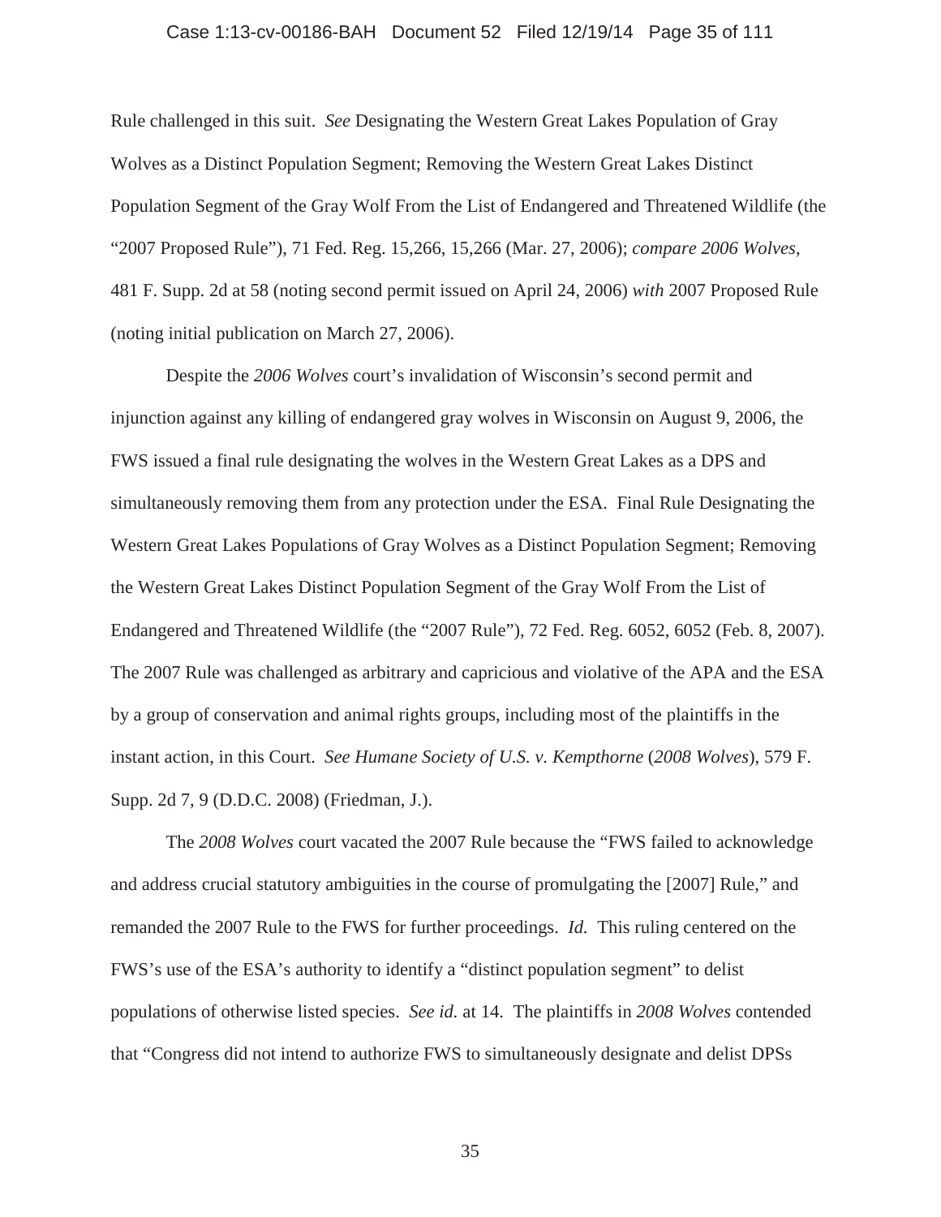Rule challenged in this suit. *See* Designating the Western Great Lakes Population of Gray Wolves as a Distinct Population Segment; Removing the Western Great Lakes Distinct Population Segment of the Gray Wolf From the List of Endangered and Threatened Wildlife (the "2007 Proposed Rule"), 71 Fed. Reg. 15,266, 15,266 (Mar. 27, 2006); *compare 2006 Wolves*, 481 F. Supp. 2d at 58 (noting second permit issued on April 24, 2006) *with* 2007 Proposed Rule (noting initial publication on March 27, 2006).

Despite the *2006 Wolves* court's invalidation of Wisconsin's second permit and injunction against any killing of endangered gray wolves in Wisconsin on August 9, 2006, the FWS issued a final rule designating the wolves in the Western Great Lakes as a DPS and simultaneously removing them from any protection under the ESA. Final Rule Designating the Western Great Lakes Populations of Gray Wolves as a Distinct Population Segment; Removing the Western Great Lakes Distinct Population Segment of the Gray Wolf From the List of Endangered and Threatened Wildlife (the "2007 Rule"), 72 Fed. Reg. 6052, 6052 (Feb. 8, 2007). The 2007 Rule was challenged as arbitrary and capricious and violative of the APA and the ESA by a group of conservation and animal rights groups, including most of the plaintiffs in the instant action, in this Court. *See Humane Society of U.S. v. Kempthorne* (*2008 Wolves*), 579 F. Supp. 2d 7, 9 (D.D.C. 2008) (Friedman, J.).

The *2008 Wolves* court vacated the 2007 Rule because the "FWS failed to acknowledge and address crucial statutory ambiguities in the course of promulgating the [2007] Rule," and remanded the 2007 Rule to the FWS for further proceedings. *Id.* This ruling centered on the FWS's use of the ESA's authority to identify a "distinct population segment" to delist populations of otherwise listed species. *See id.* at 14. The plaintiffs in *2008 Wolves* contended that "Congress did not intend to authorize FWS to simultaneously designate and delist DPSs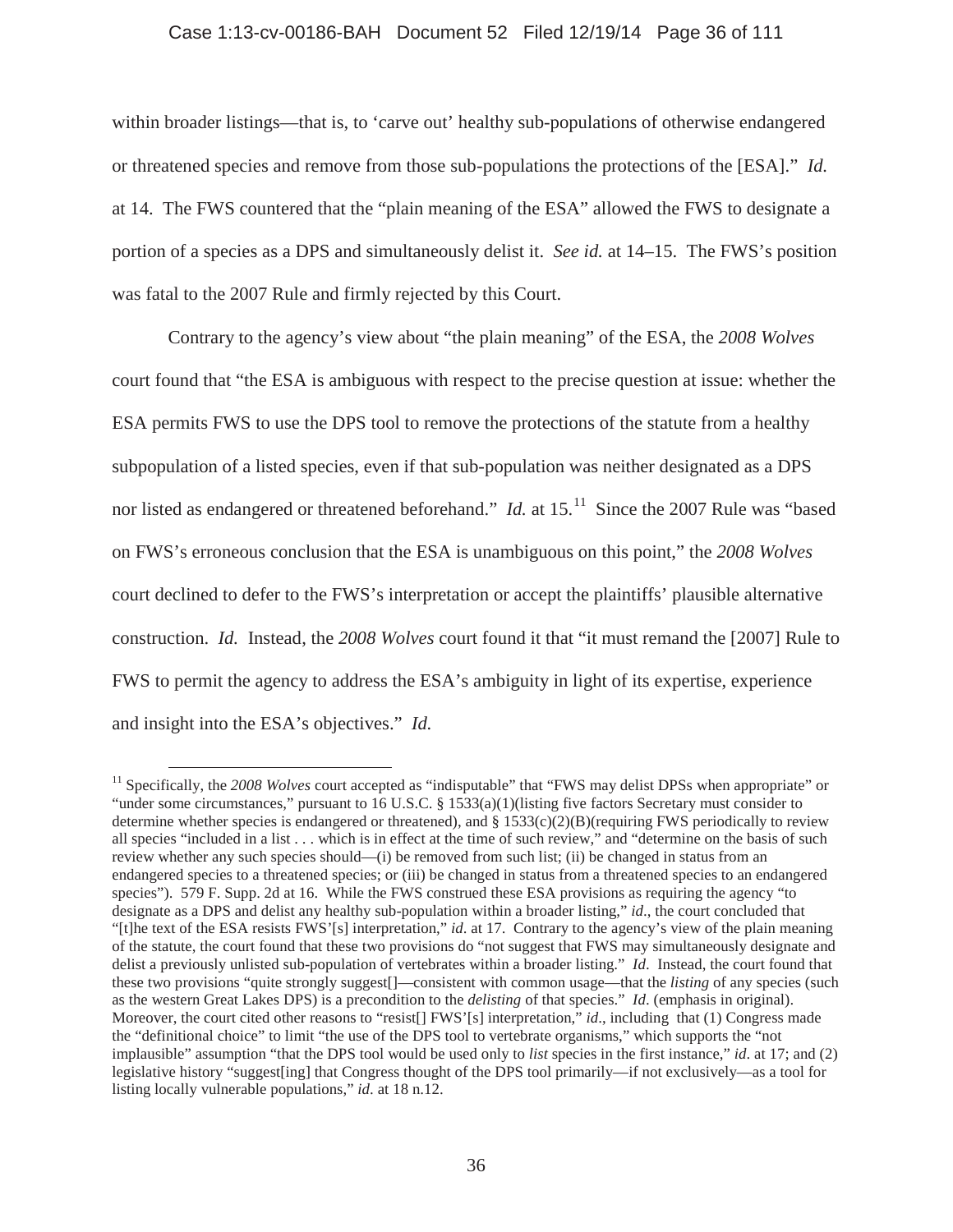within broader listings—that is, to 'carve out' healthy sub-populations of otherwise endangered or threatened species and remove from those sub-populations the protections of the [ESA]." *Id.* at 14. The FWS countered that the "plain meaning of the ESA" allowed the FWS to designate a portion of a species as a DPS and simultaneously delist it. *See id.* at 14–15. The FWS's position was fatal to the 2007 Rule and firmly rejected by this Court.

Contrary to the agency's view about "the plain meaning" of the ESA, the *2008 Wolves* court found that "the ESA is ambiguous with respect to the precise question at issue: whether the ESA permits FWS to use the DPS tool to remove the protections of the statute from a healthy subpopulation of a listed species, even if that sub-population was neither designated as a DPS nor listed as endangered or threatened beforehand." *Id.* at 15.[11] Since the 2007 Rule was "based on FWS's erroneous conclusion that the ESA is unambiguous on this point," the *2008 Wolves* court declined to defer to the FWS's interpretation or accept the plaintiffs' plausible alternative construction. *Id.* Instead, the *2008 Wolves* court found it that "it must remand the [2007] Rule to FWS to permit the agency to address the ESA's ambiguity in light of its expertise, experience and insight into the ESA's objectives." *Id.*

[11] Specifically, the *2008 Wolves* court accepted as "indisputable" that "FWS may delist DPSs when appropriate" or "under some circumstances," pursuant to 16 U.S.C. § 1533(a)(1)(listing five factors Secretary must consider to determine whether species is endangered or threatened), and § 1533(c)(2)(B)(requiring FWS periodically to review all species "included in a list . . . which is in effect at the time of such review," and "determine on the basis of such review whether any such species should—(i) be removed from such list; (ii) be changed in status from an endangered species to a threatened species; or (iii) be changed in status from a threatened species to an endangered species"). 579 F. Supp. 2d at 16. While the FWS construed these ESA provisions as requiring the agency "to designate as a DPS and delist any healthy sub-population within a broader listing," *id*., the court concluded that "[t]he text of the ESA resists FWS'[s] interpretation," *id*. at 17. Contrary to the agency's view of the plain meaning of the statute, the court found that these two provisions do "not suggest that FWS may simultaneously designate and delist a previously unlisted sub-population of vertebrates within a broader listing." *Id*. Instead, the court found that these two provisions "quite strongly suggest[]—consistent with common usage—that the *listing* of any species (such as the western Great Lakes DPS) is a precondition to the *delisting* of that species." *Id*. (emphasis in original). Moreover, the court cited other reasons to "resist[] FWS'[s] interpretation," *id*., including that (1) Congress made the "definitional choice" to limit "the use of the DPS tool to vertebrate organisms," which supports the "not implausible" assumption "that the DPS tool would be used only to *list* species in the first instance," *id*. at 17; and (2) legislative history "suggest[ing] that Congress thought of the DPS tool primarily—if not exclusively—as a tool for listing locally vulnerable populations," *id*. at 18 n.12.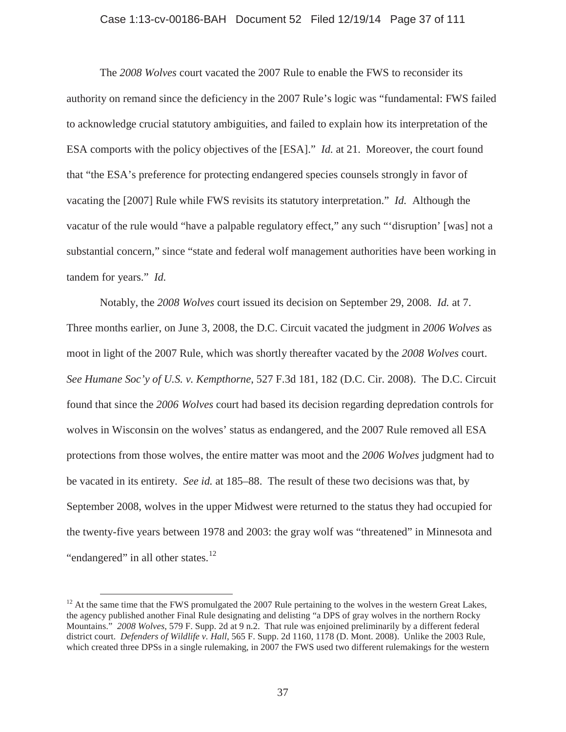The *2008 Wolves* court vacated the 2007 Rule to enable the FWS to reconsider its authority on remand since the deficiency in the 2007 Rule's logic was "fundamental: FWS failed to acknowledge crucial statutory ambiguities, and failed to explain how its interpretation of the ESA comports with the policy objectives of the [ESA]." *Id.* at 21. Moreover, the court found that "the ESA's preference for protecting endangered species counsels strongly in favor of vacating the [2007] Rule while FWS revisits its statutory interpretation." *Id.* Although the vacatur of the rule would "have a palpable regulatory effect," any such "'disruption' [was] not a substantial concern," since "state and federal wolf management authorities have been working in tandem for years." *Id.*

Notably, the *2008 Wolves* court issued its decision on September 29, 2008. *Id.* at 7. Three months earlier, on June 3, 2008, the D.C. Circuit vacated the judgment in *2006 Wolves* as moot in light of the 2007 Rule, which was shortly thereafter vacated by the *2008 Wolves* court. *See Humane Soc'y of U.S. v. Kempthorne*, 527 F.3d 181, 182 (D.C. Cir. 2008). The D.C. Circuit found that since the *2006 Wolves* court had based its decision regarding depredation controls for wolves in Wisconsin on the wolves' status as endangered, and the 2007 Rule removed all ESA protections from those wolves, the entire matter was moot and the *2006 Wolves* judgment had to be vacated in its entirety. *See id.* at 185–88. The result of these two decisions was that, by September 2008, wolves in the upper Midwest were returned to the status they had occupied for the twenty-five years between 1978 and 2003: the gray wolf was "threatened" in Minnesota and "endangered" in all other states.[12]

[12] At the same time that the FWS promulgated the 2007 Rule pertaining to the wolves in the western Great Lakes, the agency published another Final Rule designating and delisting "a DPS of gray wolves in the northern Rocky Mountains." *2008 Wolves*, 579 F. Supp. 2d at 9 n.2. That rule was enjoined preliminarily by a different federal district court. *Defenders of Wildlife v. Hall*, 565 F. Supp. 2d 1160, 1178 (D. Mont. 2008). Unlike the 2003 Rule, which created three DPSs in a single rulemaking, in 2007 the FWS used two different rulemakings for the western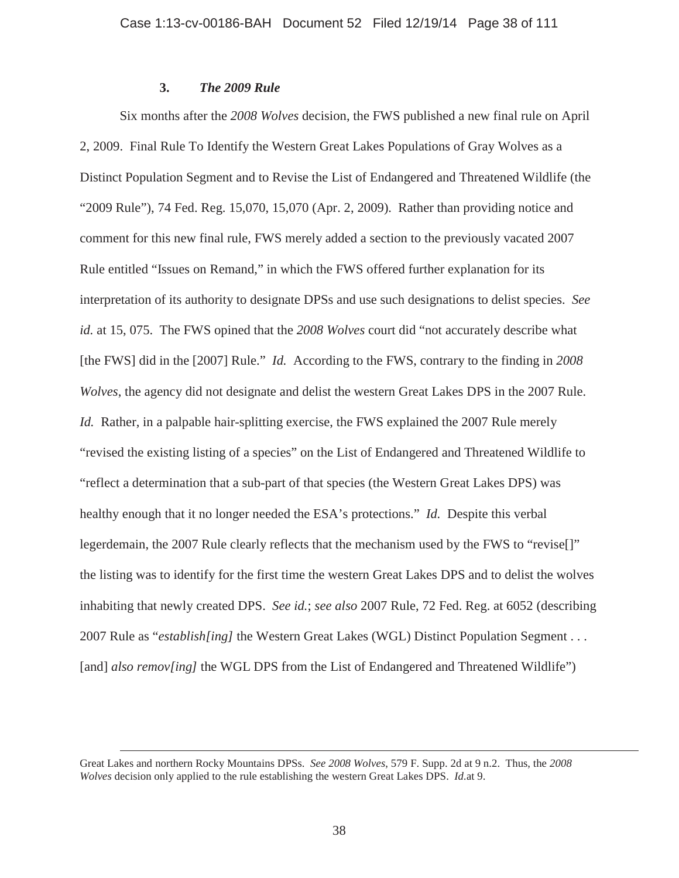### 3. *The 2009 Rule*

Six months after the *2008 Wolves* decision, the FWS published a new final rule on April 2, 2009. Final Rule To Identify the Western Great Lakes Populations of Gray Wolves as a Distinct Population Segment and to Revise the List of Endangered and Threatened Wildlife (the "2009 Rule"), 74 Fed. Reg. 15,070, 15,070 (Apr. 2, 2009). Rather than providing notice and comment for this new final rule, FWS merely added a section to the previously vacated 2007 Rule entitled "Issues on Remand," in which the FWS offered further explanation for its interpretation of its authority to designate DPSs and use such designations to delist species. *See id.* at 15, 075. The FWS opined that the *2008 Wolves* court did "not accurately describe what [the FWS] did in the [2007] Rule." *Id.* According to the FWS, contrary to the finding in *2008 Wolves*, the agency did not designate and delist the western Great Lakes DPS in the 2007 Rule. *Id.* Rather, in a palpable hair-splitting exercise, the FWS explained the 2007 Rule merely "revised the existing listing of a species" on the List of Endangered and Threatened Wildlife to "reflect a determination that a sub-part of that species (the Western Great Lakes DPS) was healthy enough that it no longer needed the ESA's protections." *Id.* Despite this verbal legerdemain, the 2007 Rule clearly reflects that the mechanism used by the FWS to "revise[]" the listing was to identify for the first time the western Great Lakes DPS and to delist the wolves inhabiting that newly created DPS. *See id.*; *see also* 2007 Rule, 72 Fed. Reg. at 6052 (describing 2007 Rule as "*establish[ing]* the Western Great Lakes (WGL) Distinct Population Segment . . . [and] *also remov[ing]* the WGL DPS from the List of Endangered and Threatened Wildlife")

---

Great Lakes and northern Rocky Mountains DPSs. *See 2008 Wolves*, 579 F. Supp. 2d at 9 n.2. Thus, the *2008 Wolves* decision only applied to the rule establishing the western Great Lakes DPS. *Id.*at 9.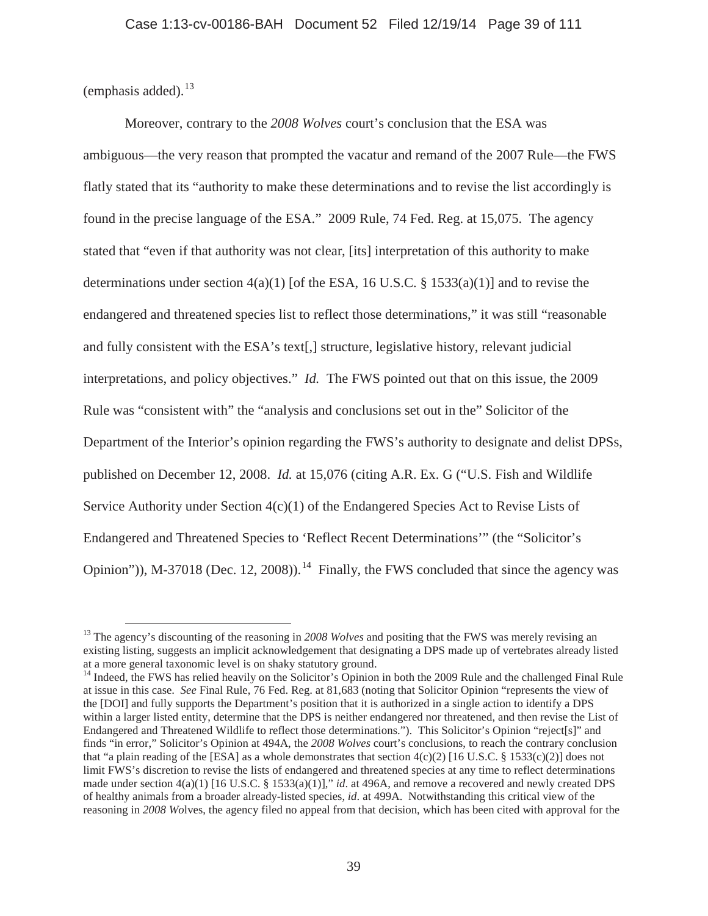(emphasis added).[13]

Moreover, contrary to the *2008 Wolves* court's conclusion that the ESA was ambiguous—the very reason that prompted the vacatur and remand of the 2007 Rule—the FWS flatly stated that its "authority to make these determinations and to revise the list accordingly is found in the precise language of the ESA." 2009 Rule, 74 Fed. Reg. at 15,075. The agency stated that "even if that authority was not clear, [its] interpretation of this authority to make determinations under section 4(a)(1) [of the ESA, 16 U.S.C. § 1533(a)(1)] and to revise the endangered and threatened species list to reflect those determinations," it was still "reasonable and fully consistent with the ESA's text[,] structure, legislative history, relevant judicial interpretations, and policy objectives." *Id.* The FWS pointed out that on this issue, the 2009 Rule was "consistent with" the "analysis and conclusions set out in the" Solicitor of the Department of the Interior's opinion regarding the FWS's authority to designate and delist DPSs, published on December 12, 2008. *Id.* at 15,076 (citing A.R. Ex. G ("U.S. Fish and Wildlife Service Authority under Section 4(c)(1) of the Endangered Species Act to Revise Lists of Endangered and Threatened Species to 'Reflect Recent Determinations'" (the "Solicitor's Opinion")), M-37018 (Dec. 12, 2008)).[14] Finally, the FWS concluded that since the agency was

---

[13] The agency's discounting of the reasoning in *2008 Wolves* and positing that the FWS was merely revising an existing listing, suggests an implicit acknowledgement that designating a DPS made up of vertebrates already listed at a more general taxonomic level is on shaky statutory ground.

[14] Indeed, the FWS has relied heavily on the Solicitor's Opinion in both the 2009 Rule and the challenged Final Rule at issue in this case. *See* Final Rule, 76 Fed. Reg. at 81,683 (noting that Solicitor Opinion "represents the view of the [DOI] and fully supports the Department's position that it is authorized in a single action to identify a DPS within a larger listed entity, determine that the DPS is neither endangered nor threatened, and then revise the List of Endangered and Threatened Wildlife to reflect those determinations."). This Solicitor's Opinion "reject[s]" and finds "in error," Solicitor's Opinion at 494A, the *2008 Wolves* court's conclusions, to reach the contrary conclusion that "a plain reading of the [ESA] as a whole demonstrates that section 4(c)(2) [16 U.S.C. § 1533(c)(2)] does not limit FWS's discretion to revise the lists of endangered and threatened species at any time to reflect determinations made under section 4(a)(1) [16 U.S.C. § 1533(a)(1)]," *id*. at 496A, and remove a recovered and newly created DPS of healthy animals from a broader already-listed species, *id*. at 499A. Notwithstanding this critical view of the reasoning in *2008 Wolves*, the agency filed no appeal from that decision, which has been cited with approval for the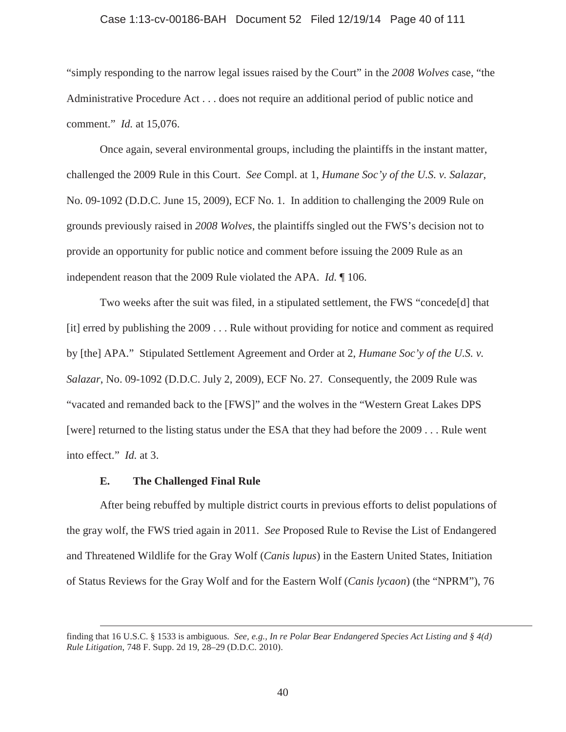"simply responding to the narrow legal issues raised by the Court" in the *2008 Wolves* case, "the Administrative Procedure Act . . . does not require an additional period of public notice and comment." *Id.* at 15,076.

Once again, several environmental groups, including the plaintiffs in the instant matter, challenged the 2009 Rule in this Court. *See* Compl. at 1, *Humane Soc'y of the U.S. v. Salazar*, No. 09-1092 (D.D.C. June 15, 2009), ECF No. 1. In addition to challenging the 2009 Rule on grounds previously raised in *2008 Wolves*, the plaintiffs singled out the FWS's decision not to provide an opportunity for public notice and comment before issuing the 2009 Rule as an independent reason that the 2009 Rule violated the APA. *Id.* ¶ 106.

Two weeks after the suit was filed, in a stipulated settlement, the FWS "concede[d] that [it] erred by publishing the 2009 . . . Rule without providing for notice and comment as required by [the] APA." Stipulated Settlement Agreement and Order at 2, *Humane Soc'y of the U.S. v. Salazar*, No. 09-1092 (D.D.C. July 2, 2009), ECF No. 27. Consequently, the 2009 Rule was "vacated and remanded back to the [FWS]" and the wolves in the "Western Great Lakes DPS [were] returned to the listing status under the ESA that they had before the 2009 . . . Rule went into effect." *Id.* at 3.

### E. The Challenged Final Rule

After being rebuffed by multiple district courts in previous efforts to delist populations of the gray wolf, the FWS tried again in 2011. *See* Proposed Rule to Revise the List of Endangered and Threatened Wildlife for the Gray Wolf (*Canis lupus*) in the Eastern United States, Initiation of Status Reviews for the Gray Wolf and for the Eastern Wolf (*Canis lycaon*) (the "NPRM"), 76

---

finding that 16 U.S.C. § 1533 is ambiguous. *See, e.g., In re Polar Bear Endangered Species Act Listing and § 4(d) Rule Litigation*, 748 F. Supp. 2d 19, 28–29 (D.D.C. 2010).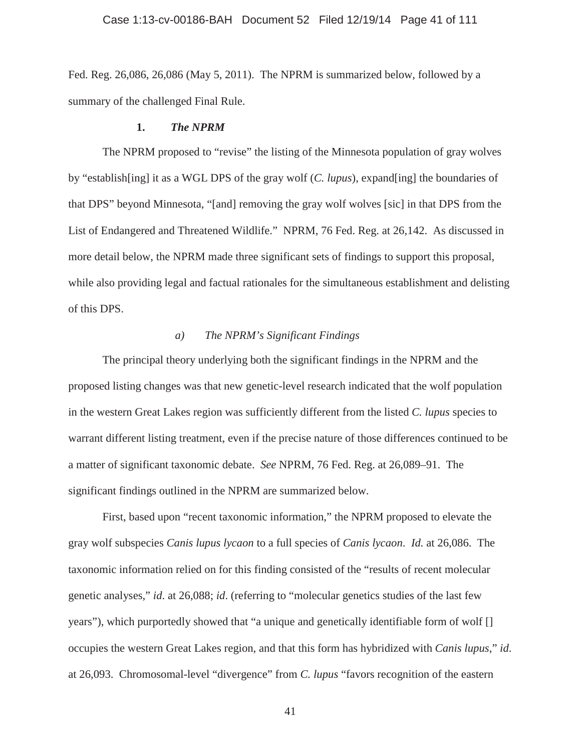Fed. Reg. 26,086, 26,086 (May 5, 2011). The NPRM is summarized below, followed by a summary of the challenged Final Rule.

### 1. *The NPRM*

The NPRM proposed to "revise" the listing of the Minnesota population of gray wolves by "establish[ing] it as a WGL DPS of the gray wolf (*C. lupus*), expand[ing] the boundaries of that DPS" beyond Minnesota, "[and] removing the gray wolf wolves [sic] in that DPS from the List of Endangered and Threatened Wildlife." NPRM, 76 Fed. Reg. at 26,142. As discussed in more detail below, the NPRM made three significant sets of findings to support this proposal, while also providing legal and factual rationales for the simultaneous establishment and delisting of this DPS.

#### *a) The NPRM's Significant Findings*

The principal theory underlying both the significant findings in the NPRM and the proposed listing changes was that new genetic-level research indicated that the wolf population in the western Great Lakes region was sufficiently different from the listed *C. lupus* species to warrant different listing treatment, even if the precise nature of those differences continued to be a matter of significant taxonomic debate. *See* NPRM, 76 Fed. Reg. at 26,089–91. The significant findings outlined in the NPRM are summarized below.

First, based upon "recent taxonomic information," the NPRM proposed to elevate the gray wolf subspecies *Canis lupus lycaon* to a full species of *Canis lycaon*. *Id.* at 26,086. The taxonomic information relied on for this finding consisted of the "results of recent molecular genetic analyses," *id.* at 26,088; *id*. (referring to "molecular genetics studies of the last few years"), which purportedly showed that "a unique and genetically identifiable form of wolf [] occupies the western Great Lakes region, and that this form has hybridized with *Canis lupus*," *id*. at 26,093. Chromosomal-level "divergence" from *C. lupus* "favors recognition of the eastern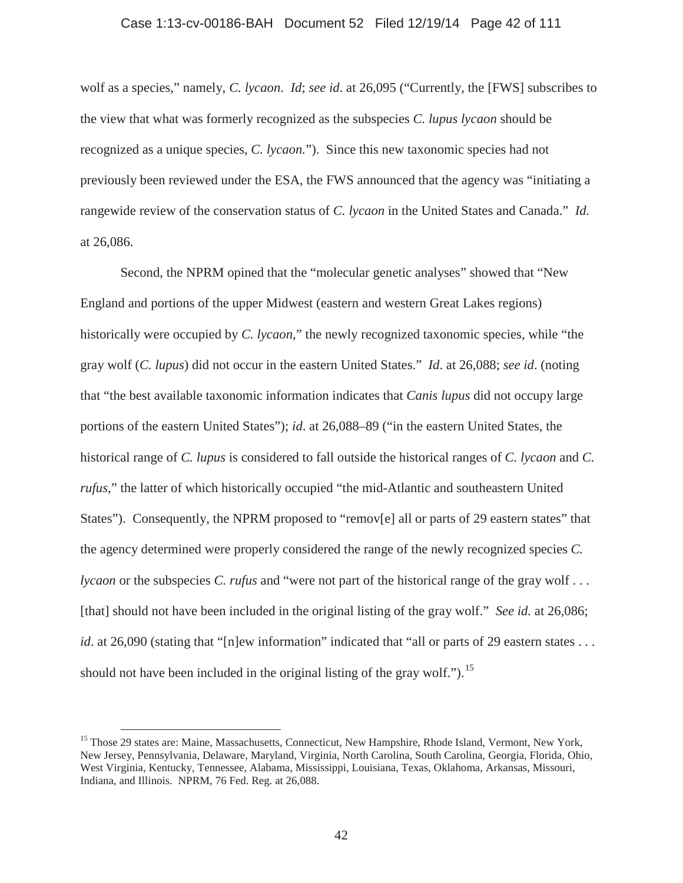wolf as a species," namely, *C. lycaon*. *Id*; *see id*. at 26,095 ("Currently, the [FWS] subscribes to the view that what was formerly recognized as the subspecies *C. lupus lycaon* should be recognized as a unique species, *C. lycaon.*"). Since this new taxonomic species had not previously been reviewed under the ESA, the FWS announced that the agency was "initiating a rangewide review of the conservation status of *C. lycaon* in the United States and Canada." *Id.* at 26,086.

Second, the NPRM opined that the "molecular genetic analyses" showed that "New England and portions of the upper Midwest (eastern and western Great Lakes regions) historically were occupied by *C. lycaon*," the newly recognized taxonomic species, while "the gray wolf (*C. lupus*) did not occur in the eastern United States." *Id*. at 26,088; *see id*. (noting that "the best available taxonomic information indicates that *Canis lupus* did not occupy large portions of the eastern United States"); *id*. at 26,088–89 ("in the eastern United States, the historical range of *C. lupus* is considered to fall outside the historical ranges of *C. lycaon* and *C. rufus*," the latter of which historically occupied "the mid-Atlantic and southeastern United States"). Consequently, the NPRM proposed to "remov[e] all or parts of 29 eastern states" that the agency determined were properly considered the range of the newly recognized species *C. lycaon* or the subspecies *C. rufus* and "were not part of the historical range of the gray wolf . . . [that] should not have been included in the original listing of the gray wolf." *See id.* at 26,086; *id*. at 26,090 (stating that "[n]ew information" indicated that "all or parts of 29 eastern states . . . should not have been included in the original listing of the gray wolf.").[15]

[15] Those 29 states are: Maine, Massachusetts, Connecticut, New Hampshire, Rhode Island, Vermont, New York, New Jersey, Pennsylvania, Delaware, Maryland, Virginia, North Carolina, South Carolina, Georgia, Florida, Ohio, West Virginia, Kentucky, Tennessee, Alabama, Mississippi, Louisiana, Texas, Oklahoma, Arkansas, Missouri, Indiana, and Illinois. NPRM, 76 Fed. Reg. at 26,088.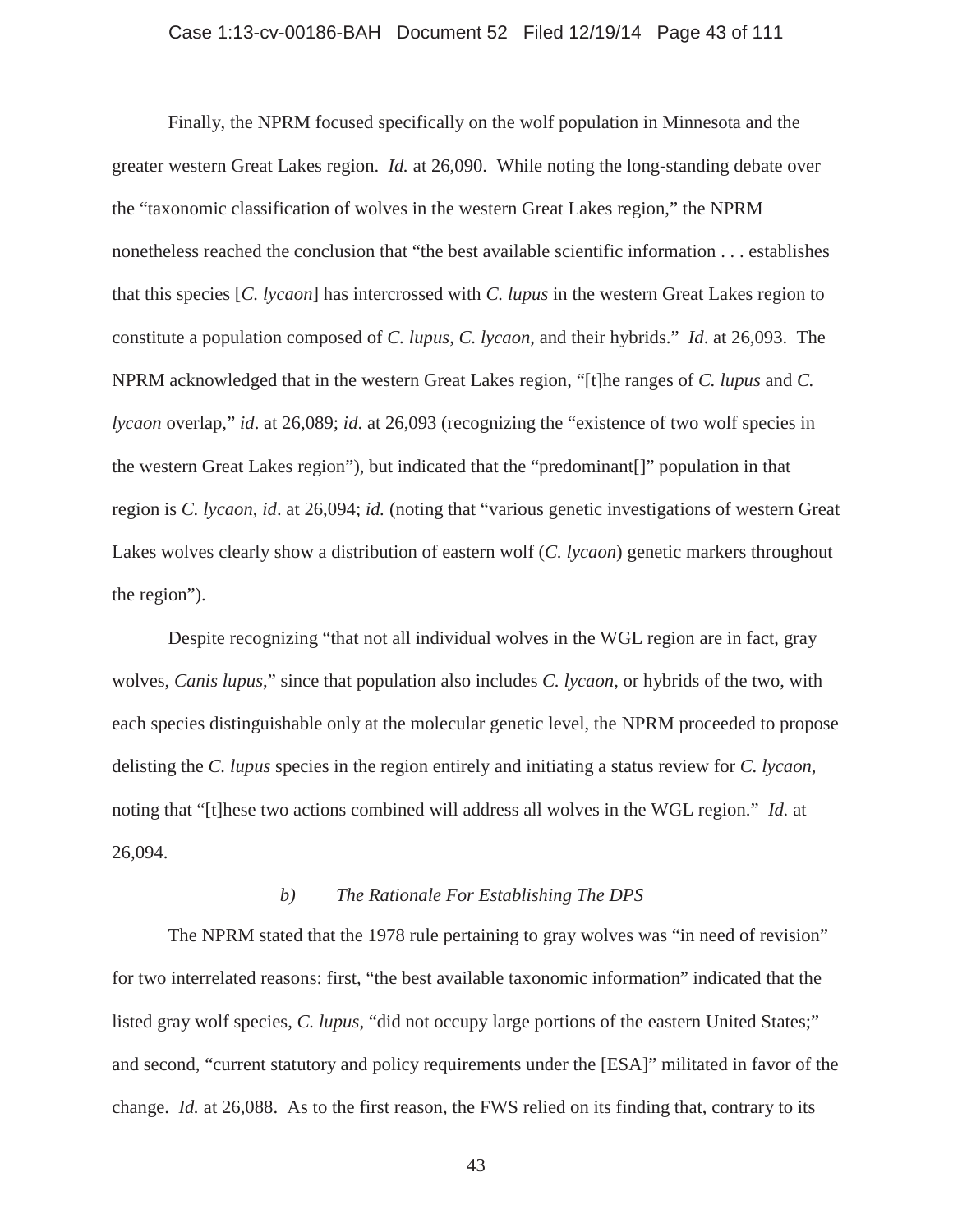Finally, the NPRM focused specifically on the wolf population in Minnesota and the greater western Great Lakes region. *Id.* at 26,090. While noting the long-standing debate over the "taxonomic classification of wolves in the western Great Lakes region," the NPRM nonetheless reached the conclusion that "the best available scientific information . . . establishes that this species [*C. lycaon*] has intercrossed with *C. lupus* in the western Great Lakes region to constitute a population composed of *C. lupus*, *C. lycaon*, and their hybrids." *Id*. at 26,093. The NPRM acknowledged that in the western Great Lakes region, "[t]he ranges of *C. lupus* and *C. lycaon* overlap," *id*. at 26,089; *id*. at 26,093 (recognizing the "existence of two wolf species in the western Great Lakes region"), but indicated that the "predominant[]" population in that region is *C. lycaon*, *id*. at 26,094; *id.* (noting that "various genetic investigations of western Great Lakes wolves clearly show a distribution of eastern wolf (*C. lycaon*) genetic markers throughout the region").

Despite recognizing "that not all individual wolves in the WGL region are in fact, gray wolves, *Canis lupus*," since that population also includes *C. lycaon*, or hybrids of the two, with each species distinguishable only at the molecular genetic level, the NPRM proceeded to propose delisting the *C. lupus* species in the region entirely and initiating a status review for *C. lycaon*, noting that "[t]hese two actions combined will address all wolves in the WGL region." *Id.* at 26,094.

### *b) The Rationale For Establishing The DPS*

The NPRM stated that the 1978 rule pertaining to gray wolves was "in need of revision" for two interrelated reasons: first, "the best available taxonomic information" indicated that the listed gray wolf species, *C. lupus*, "did not occupy large portions of the eastern United States;" and second, "current statutory and policy requirements under the [ESA]" militated in favor of the change. *Id.* at 26,088. As to the first reason, the FWS relied on its finding that, contrary to its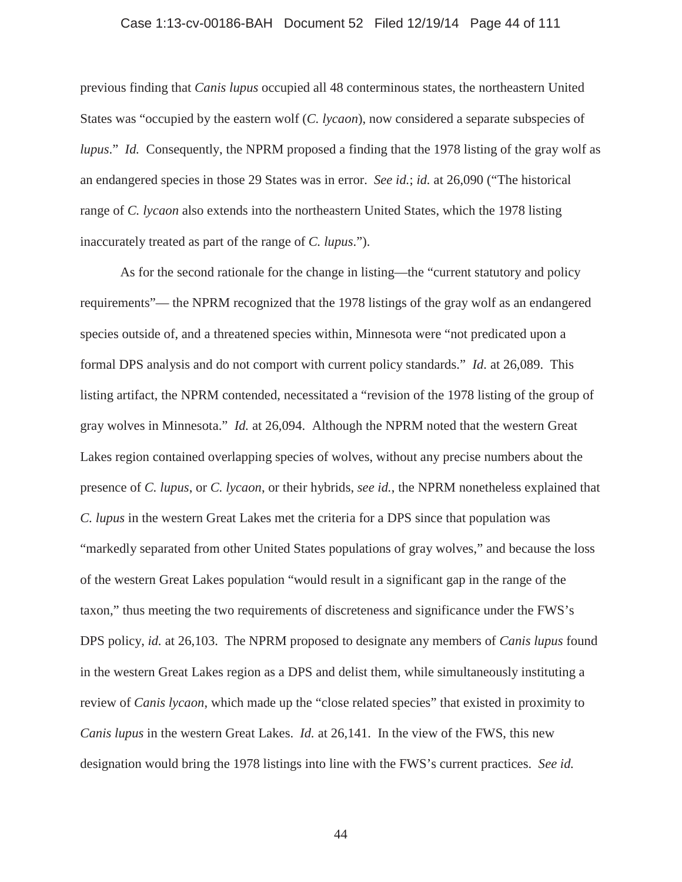previous finding that *Canis lupus* occupied all 48 conterminous states, the northeastern United States was "occupied by the eastern wolf (*C. lycaon*), now considered a separate subspecies of *lupus*." *Id.* Consequently, the NPRM proposed a finding that the 1978 listing of the gray wolf as an endangered species in those 29 States was in error. *See id.*; *id.* at 26,090 ("The historical range of *C. lycaon* also extends into the northeastern United States, which the 1978 listing inaccurately treated as part of the range of *C. lupus*.").

As for the second rationale for the change in listing—the "current statutory and policy requirements"— the NPRM recognized that the 1978 listings of the gray wolf as an endangered species outside of, and a threatened species within, Minnesota were "not predicated upon a formal DPS analysis and do not comport with current policy standards." *Id.* at 26,089. This listing artifact, the NPRM contended, necessitated a "revision of the 1978 listing of the group of gray wolves in Minnesota." *Id.* at 26,094. Although the NPRM noted that the western Great Lakes region contained overlapping species of wolves, without any precise numbers about the presence of *C. lupus*, or *C. lycaon*, or their hybrids, *see id.*, the NPRM nonetheless explained that *C. lupus* in the western Great Lakes met the criteria for a DPS since that population was "markedly separated from other United States populations of gray wolves," and because the loss of the western Great Lakes population "would result in a significant gap in the range of the taxon," thus meeting the two requirements of discreteness and significance under the FWS's DPS policy, *id.* at 26,103. The NPRM proposed to designate any members of *Canis lupus* found in the western Great Lakes region as a DPS and delist them, while simultaneously instituting a review of *Canis lycaon*, which made up the "close related species" that existed in proximity to *Canis lupus* in the western Great Lakes. *Id.* at 26,141. In the view of the FWS, this new designation would bring the 1978 listings into line with the FWS's current practices. *See id.*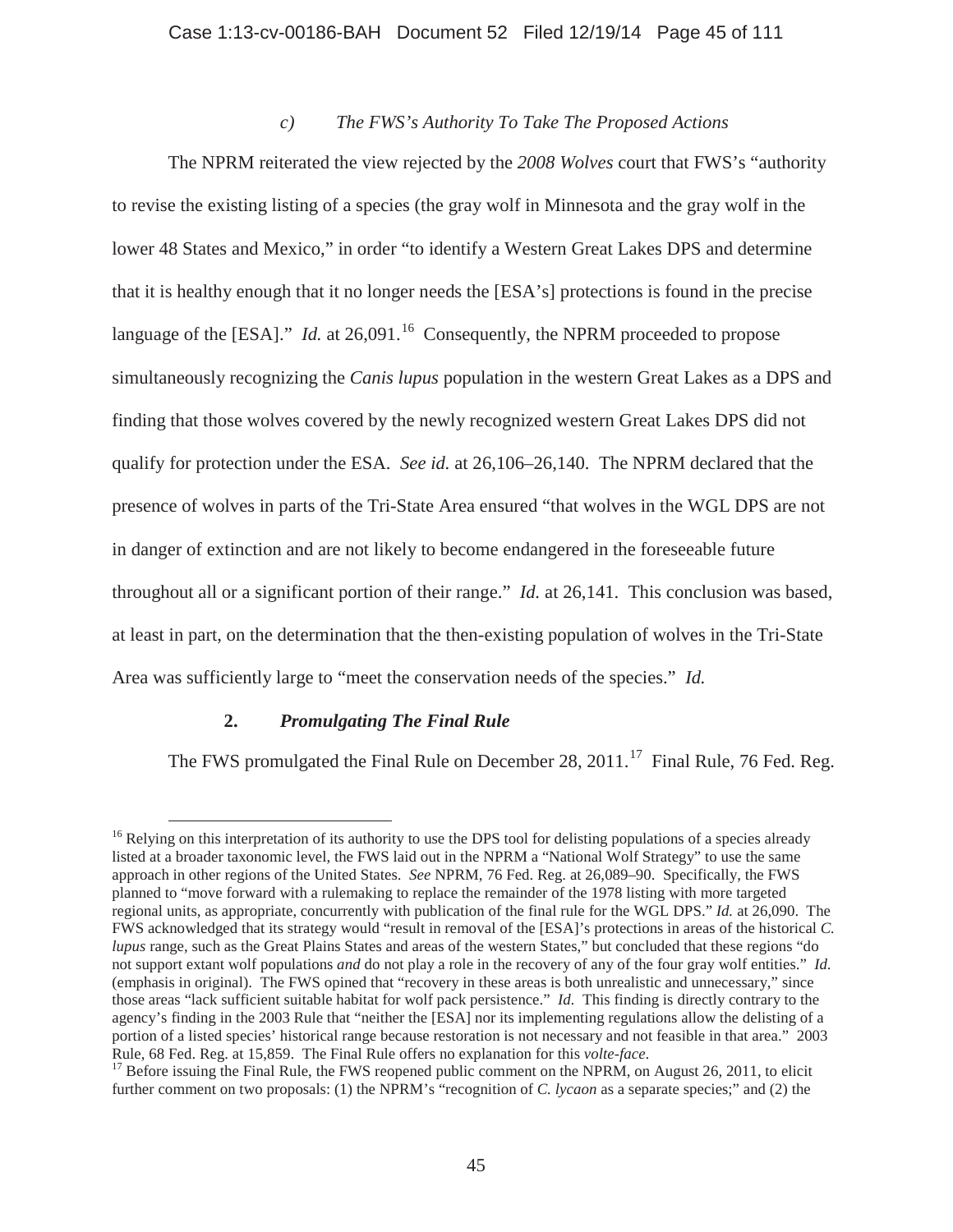*c) The FWS's Authority To Take The Proposed Actions*

The NPRM reiterated the view rejected by the *2008 Wolves* court that FWS's "authority to revise the existing listing of a species (the gray wolf in Minnesota and the gray wolf in the lower 48 States and Mexico," in order "to identify a Western Great Lakes DPS and determine that it is healthy enough that it no longer needs the [ESA's] protections is found in the precise language of the [ESA]." *Id.* at 26,091.[16] Consequently, the NPRM proceeded to propose simultaneously recognizing the *Canis lupus* population in the western Great Lakes as a DPS and finding that those wolves covered by the newly recognized western Great Lakes DPS did not qualify for protection under the ESA. *See id.* at 26,106–26,140. The NPRM declared that the presence of wolves in parts of the Tri-State Area ensured "that wolves in the WGL DPS are not in danger of extinction and are not likely to become endangered in the foreseeable future throughout all or a significant portion of their range." *Id.* at 26,141. This conclusion was based, at least in part, on the determination that the then-existing population of wolves in the Tri-State Area was sufficiently large to "meet the conservation needs of the species." *Id.*

**2. *Promulgating The Final Rule***

The FWS promulgated the Final Rule on December 28, 2011.[17] Final Rule, 76 Fed. Reg.

[16] Relying on this interpretation of its authority to use the DPS tool for delisting populations of a species already listed at a broader taxonomic level, the FWS laid out in the NPRM a "National Wolf Strategy" to use the same approach in other regions of the United States. *See* NPRM, 76 Fed. Reg. at 26,089–90. Specifically, the FWS planned to "move forward with a rulemaking to replace the remainder of the 1978 listing with more targeted regional units, as appropriate, concurrently with publication of the final rule for the WGL DPS." *Id.* at 26,090. The FWS acknowledged that its strategy would "result in removal of the [ESA]'s protections in areas of the historical *C. lupus* range, such as the Great Plains States and areas of the western States," but concluded that these regions "do not support extant wolf populations *and* do not play a role in the recovery of any of the four gray wolf entities." *Id.* (emphasis in original). The FWS opined that "recovery in these areas is both unrealistic and unnecessary," since those areas "lack sufficient suitable habitat for wolf pack persistence." *Id.* This finding is directly contrary to the agency's finding in the 2003 Rule that "neither the [ESA] nor its implementing regulations allow the delisting of a portion of a listed species' historical range because restoration is not necessary and not feasible in that area." 2003 Rule, 68 Fed. Reg. at 15,859. The Final Rule offers no explanation for this *volte-face*.

[17] Before issuing the Final Rule, the FWS reopened public comment on the NPRM, on August 26, 2011, to elicit further comment on two proposals: (1) the NPRM's "recognition of *C. lycaon* as a separate species;" and (2) the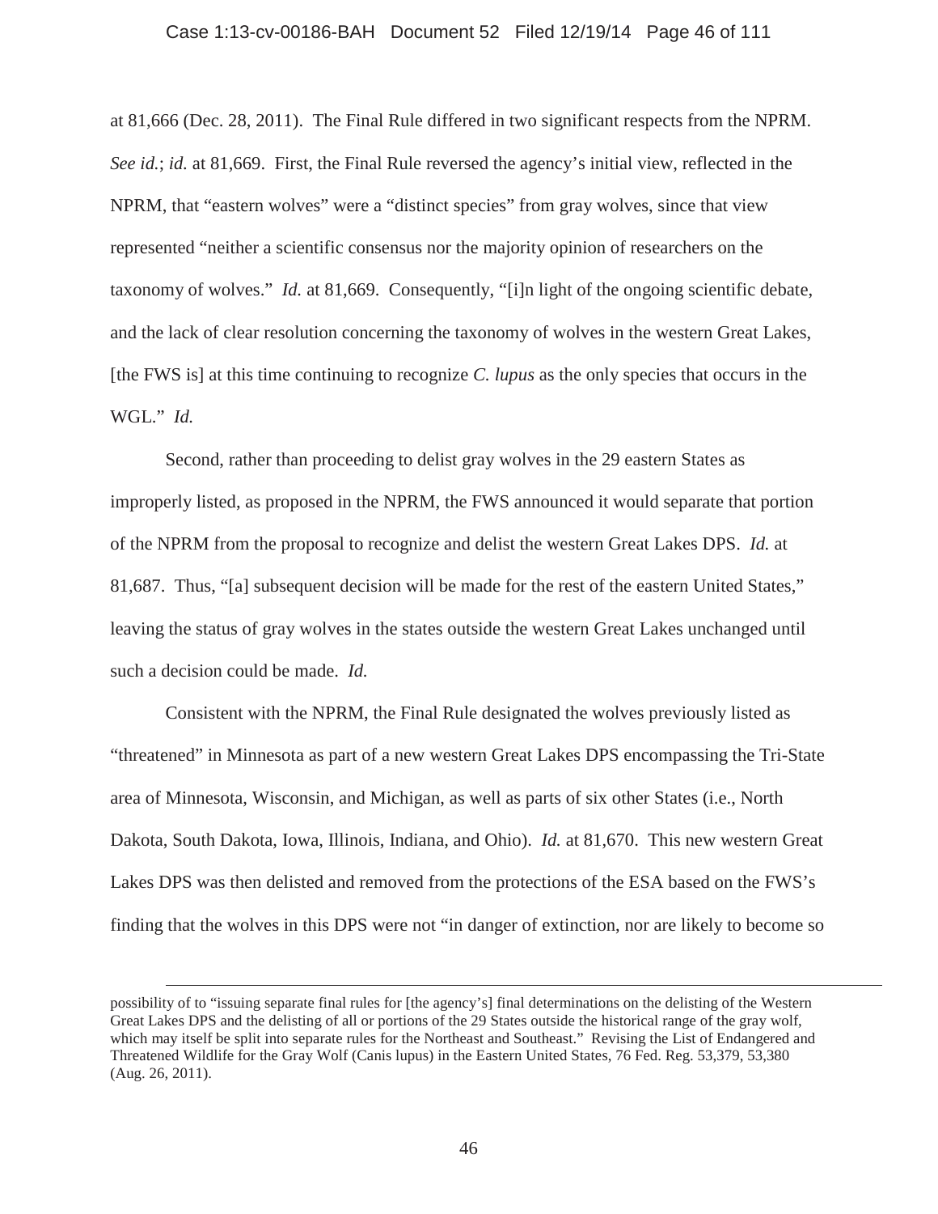at 81,666 (Dec. 28, 2011). The Final Rule differed in two significant respects from the NPRM. *See id.*; *id.* at 81,669. First, the Final Rule reversed the agency's initial view, reflected in the NPRM, that "eastern wolves" were a "distinct species" from gray wolves, since that view represented "neither a scientific consensus nor the majority opinion of researchers on the taxonomy of wolves." *Id.* at 81,669. Consequently, "[i]n light of the ongoing scientific debate, and the lack of clear resolution concerning the taxonomy of wolves in the western Great Lakes, [the FWS is] at this time continuing to recognize *C. lupus* as the only species that occurs in the WGL." *Id.*

Second, rather than proceeding to delist gray wolves in the 29 eastern States as improperly listed, as proposed in the NPRM, the FWS announced it would separate that portion of the NPRM from the proposal to recognize and delist the western Great Lakes DPS. *Id.* at 81,687. Thus, "[a] subsequent decision will be made for the rest of the eastern United States," leaving the status of gray wolves in the states outside the western Great Lakes unchanged until such a decision could be made. *Id.*

Consistent with the NPRM, the Final Rule designated the wolves previously listed as "threatened" in Minnesota as part of a new western Great Lakes DPS encompassing the Tri-State area of Minnesota, Wisconsin, and Michigan, as well as parts of six other States (i.e., North Dakota, South Dakota, Iowa, Illinois, Indiana, and Ohio). *Id.* at 81,670. This new western Great Lakes DPS was then delisted and removed from the protections of the ESA based on the FWS's finding that the wolves in this DPS were not "in danger of extinction, nor are likely to become so

---

possibility of to "issuing separate final rules for [the agency's] final determinations on the delisting of the Western Great Lakes DPS and the delisting of all or portions of the 29 States outside the historical range of the gray wolf, which may itself be split into separate rules for the Northeast and Southeast." Revising the List of Endangered and Threatened Wildlife for the Gray Wolf (Canis lupus) in the Eastern United States, 76 Fed. Reg. 53,379, 53,380 (Aug. 26, 2011).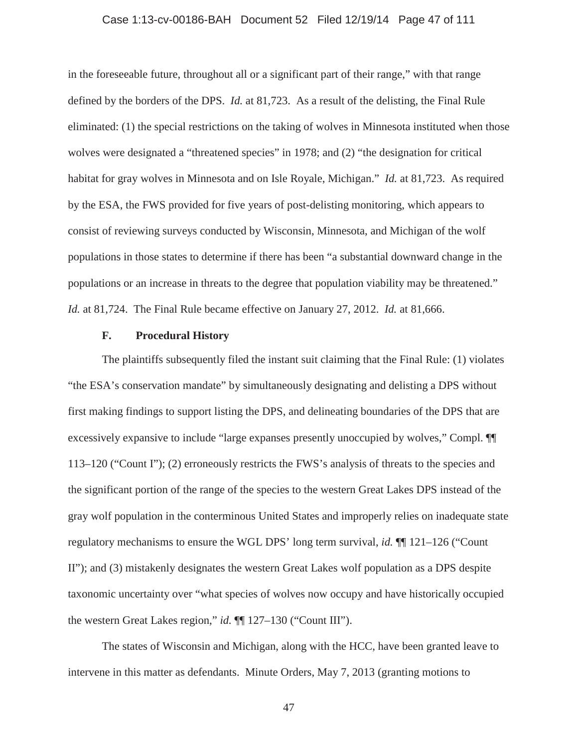in the foreseeable future, throughout all or a significant part of their range," with that range defined by the borders of the DPS. *Id.* at 81,723. As a result of the delisting, the Final Rule eliminated: (1) the special restrictions on the taking of wolves in Minnesota instituted when those wolves were designated a "threatened species" in 1978; and (2) "the designation for critical habitat for gray wolves in Minnesota and on Isle Royale, Michigan." *Id.* at 81,723. As required by the ESA, the FWS provided for five years of post-delisting monitoring, which appears to consist of reviewing surveys conducted by Wisconsin, Minnesota, and Michigan of the wolf populations in those states to determine if there has been "a substantial downward change in the populations or an increase in threats to the degree that population viability may be threatened." *Id.* at 81,724. The Final Rule became effective on January 27, 2012. *Id.* at 81,666.

### F. Procedural History

The plaintiffs subsequently filed the instant suit claiming that the Final Rule: (1) violates "the ESA's conservation mandate" by simultaneously designating and delisting a DPS without first making findings to support listing the DPS, and delineating boundaries of the DPS that are excessively expansive to include "large expanses presently unoccupied by wolves," Compl. ¶¶ 113–120 ("Count I"); (2) erroneously restricts the FWS's analysis of threats to the species and the significant portion of the range of the species to the western Great Lakes DPS instead of the gray wolf population in the conterminous United States and improperly relies on inadequate state regulatory mechanisms to ensure the WGL DPS' long term survival, *id.* ¶¶ 121–126 ("Count II"); and (3) mistakenly designates the western Great Lakes wolf population as a DPS despite taxonomic uncertainty over "what species of wolves now occupy and have historically occupied the western Great Lakes region," *id.* ¶¶ 127–130 ("Count III").

The states of Wisconsin and Michigan, along with the HCC, have been granted leave to intervene in this matter as defendants. Minute Orders, May 7, 2013 (granting motions to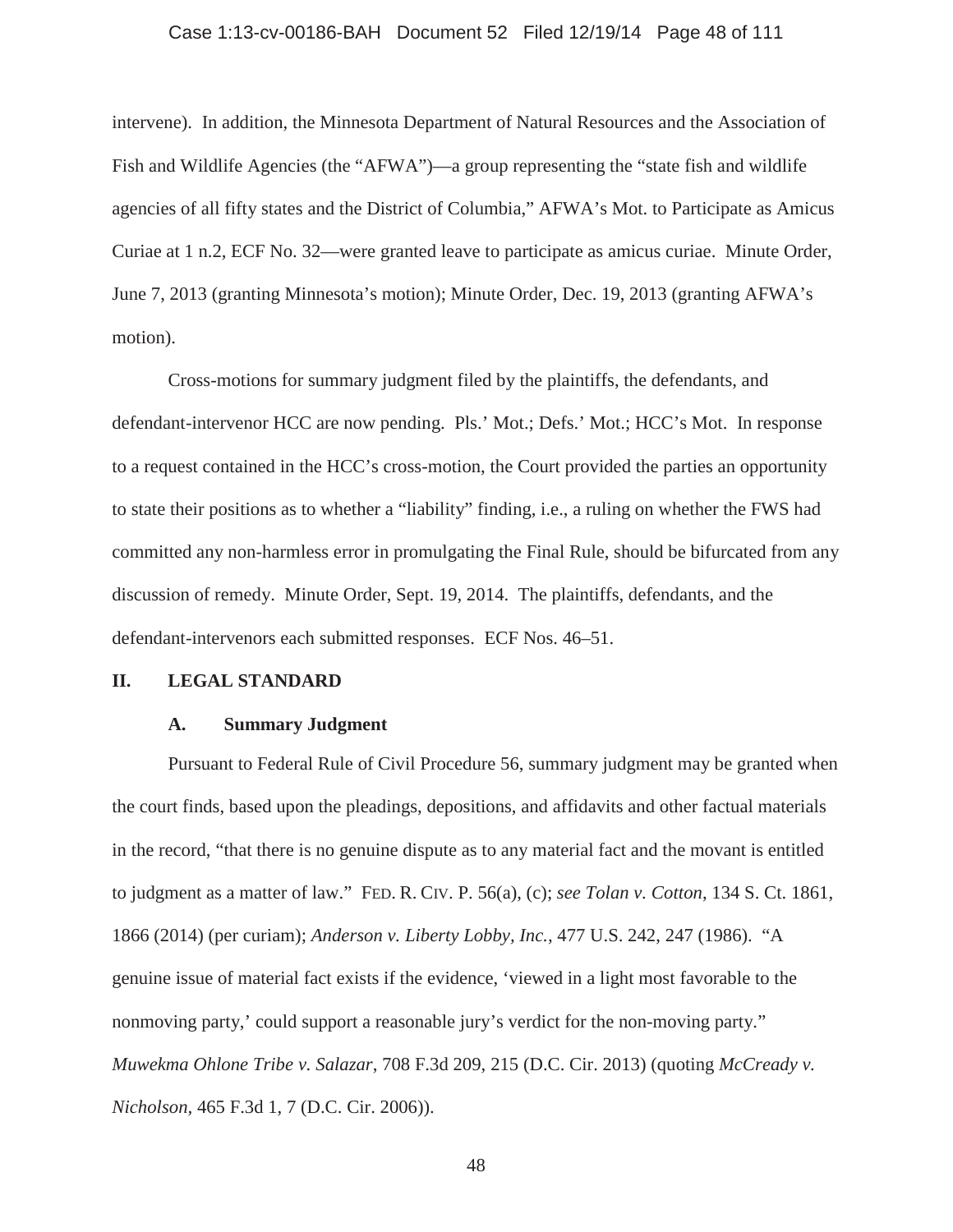intervene). In addition, the Minnesota Department of Natural Resources and the Association of Fish and Wildlife Agencies (the "AFWA")—a group representing the "state fish and wildlife agencies of all fifty states and the District of Columbia," AFWA's Mot. to Participate as Amicus Curiae at 1 n.2, ECF No. 32—were granted leave to participate as amicus curiae. Minute Order, June 7, 2013 (granting Minnesota's motion); Minute Order, Dec. 19, 2013 (granting AFWA's motion).

Cross-motions for summary judgment filed by the plaintiffs, the defendants, and defendant-intervenor HCC are now pending. Pls.' Mot.; Defs.' Mot.; HCC's Mot. In response to a request contained in the HCC's cross-motion, the Court provided the parties an opportunity to state their positions as to whether a "liability" finding, i.e., a ruling on whether the FWS had committed any non-harmless error in promulgating the Final Rule, should be bifurcated from any discussion of remedy. Minute Order, Sept. 19, 2014. The plaintiffs, defendants, and the defendant-intervenors each submitted responses. ECF Nos. 46–51.

## II. LEGAL STANDARD

### A. Summary Judgment

Pursuant to Federal Rule of Civil Procedure 56, summary judgment may be granted when the court finds, based upon the pleadings, depositions, and affidavits and other factual materials in the record, "that there is no genuine dispute as to any material fact and the movant is entitled to judgment as a matter of law." FED. R. CIV. P. 56(a), (c); *see Tolan v. Cotton*, 134 S. Ct. 1861, 1866 (2014) (per curiam); *Anderson v. Liberty Lobby, Inc.*, 477 U.S. 242, 247 (1986). "A genuine issue of material fact exists if the evidence, 'viewed in a light most favorable to the nonmoving party,' could support a reasonable jury's verdict for the non-moving party." *Muwekma Ohlone Tribe v. Salazar*, 708 F.3d 209, 215 (D.C. Cir. 2013) (quoting *McCready v. Nicholson*, 465 F.3d 1, 7 (D.C. Cir. 2006)).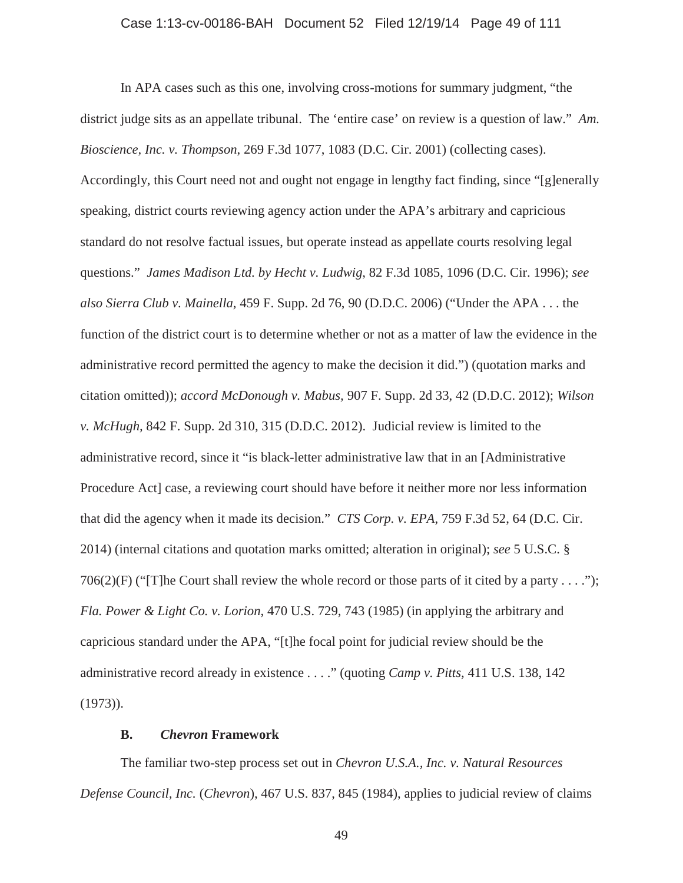In APA cases such as this one, involving cross-motions for summary judgment, "the district judge sits as an appellate tribunal. The 'entire case' on review is a question of law." *Am. Bioscience, Inc. v. Thompson*, 269 F.3d 1077, 1083 (D.C. Cir. 2001) (collecting cases). Accordingly, this Court need not and ought not engage in lengthy fact finding, since "[g]enerally speaking, district courts reviewing agency action under the APA's arbitrary and capricious standard do not resolve factual issues, but operate instead as appellate courts resolving legal questions." *James Madison Ltd. by Hecht v. Ludwig*, 82 F.3d 1085, 1096 (D.C. Cir. 1996); *see also Sierra Club v. Mainella*, 459 F. Supp. 2d 76, 90 (D.D.C. 2006) ("Under the APA . . . the function of the district court is to determine whether or not as a matter of law the evidence in the administrative record permitted the agency to make the decision it did.") (quotation marks and citation omitted)); *accord McDonough v. Mabus*, 907 F. Supp. 2d 33, 42 (D.D.C. 2012); *Wilson v. McHugh*, 842 F. Supp. 2d 310, 315 (D.D.C. 2012). Judicial review is limited to the administrative record, since it "is black-letter administrative law that in an [Administrative Procedure Act] case, a reviewing court should have before it neither more nor less information that did the agency when it made its decision." *CTS Corp. v. EPA*, 759 F.3d 52, 64 (D.C. Cir. 2014) (internal citations and quotation marks omitted; alteration in original); *see* 5 U.S.C. § 706(2)(F) ("[T]he Court shall review the whole record or those parts of it cited by a party . . . ."); *Fla. Power & Light Co. v. Lorion*, 470 U.S. 729, 743 (1985) (in applying the arbitrary and capricious standard under the APA, "[t]he focal point for judicial review should be the administrative record already in existence . . . ." (quoting *Camp v. Pitts*, 411 U.S. 138, 142 (1973)).

### B. *Chevron* Framework

The familiar two-step process set out in *Chevron U.S.A., Inc. v. Natural Resources Defense Council, Inc.* (*Chevron*), 467 U.S. 837, 845 (1984), applies to judicial review of claims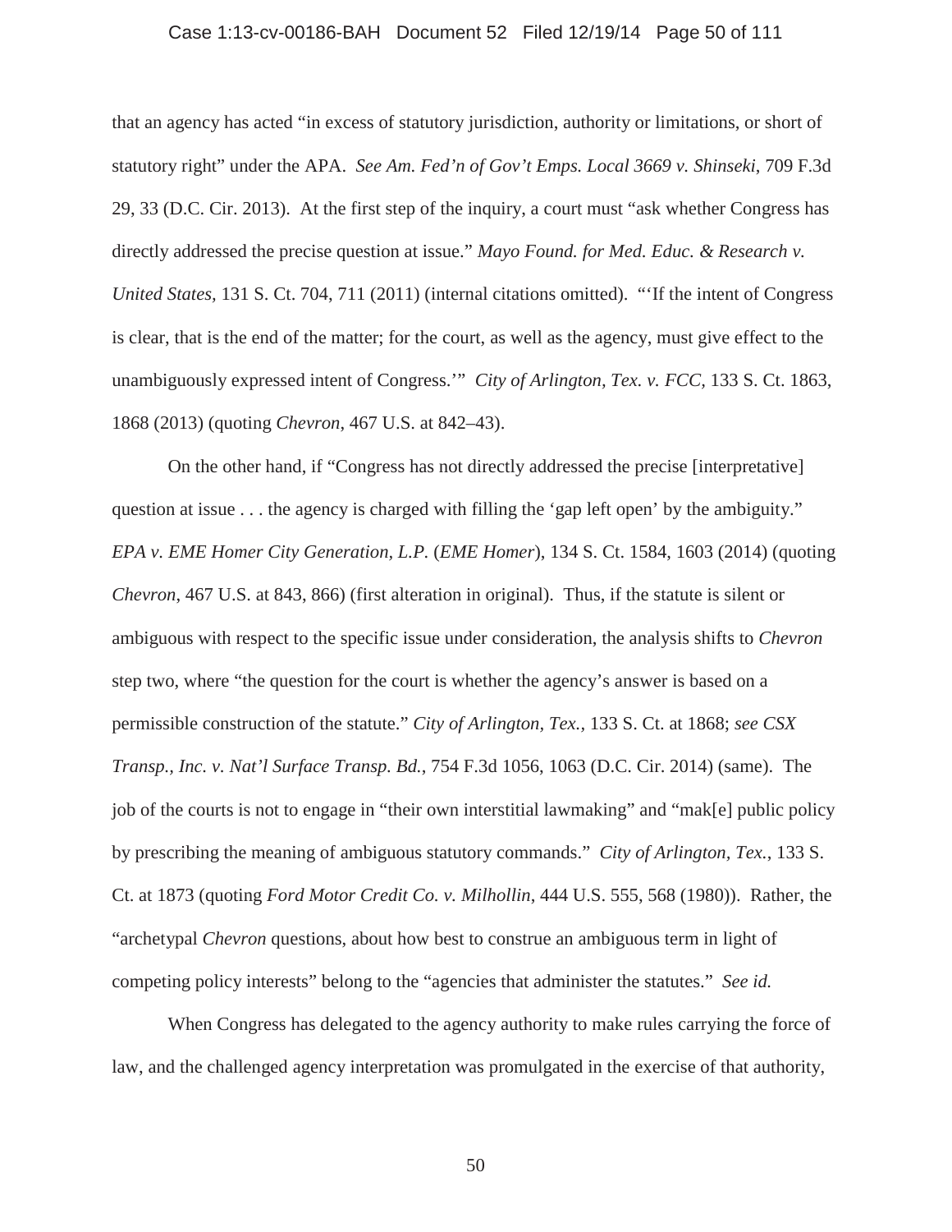that an agency has acted "in excess of statutory jurisdiction, authority or limitations, or short of statutory right" under the APA. *See Am. Fed'n of Gov't Emps. Local 3669 v. Shinseki*, 709 F.3d 29, 33 (D.C. Cir. 2013). At the first step of the inquiry, a court must "ask whether Congress has directly addressed the precise question at issue." *Mayo Found. for Med. Educ. & Research v. United States*, 131 S. Ct. 704, 711 (2011) (internal citations omitted). "'If the intent of Congress is clear, that is the end of the matter; for the court, as well as the agency, must give effect to the unambiguously expressed intent of Congress.'" *City of Arlington, Tex. v. FCC*, 133 S. Ct. 1863, 1868 (2013) (quoting *Chevron*, 467 U.S. at 842–43).

On the other hand, if "Congress has not directly addressed the precise [interpretative] question at issue . . . the agency is charged with filling the 'gap left open' by the ambiguity." *EPA v. EME Homer City Generation, L.P.* (*EME Homer*), 134 S. Ct. 1584, 1603 (2014) (quoting *Chevron*, 467 U.S. at 843, 866) (first alteration in original). Thus, if the statute is silent or ambiguous with respect to the specific issue under consideration, the analysis shifts to *Chevron* step two, where "the question for the court is whether the agency's answer is based on a permissible construction of the statute." *City of Arlington, Tex.*, 133 S. Ct. at 1868; *see CSX Transp., Inc. v. Nat'l Surface Transp. Bd.*, 754 F.3d 1056, 1063 (D.C. Cir. 2014) (same). The job of the courts is not to engage in "their own interstitial lawmaking" and "mak[e] public policy by prescribing the meaning of ambiguous statutory commands." *City of Arlington, Tex.*, 133 S. Ct. at 1873 (quoting *Ford Motor Credit Co. v. Milhollin*, 444 U.S. 555, 568 (1980)). Rather, the "archetypal *Chevron* questions, about how best to construe an ambiguous term in light of competing policy interests" belong to the "agencies that administer the statutes." *See id.*

When Congress has delegated to the agency authority to make rules carrying the force of law, and the challenged agency interpretation was promulgated in the exercise of that authority,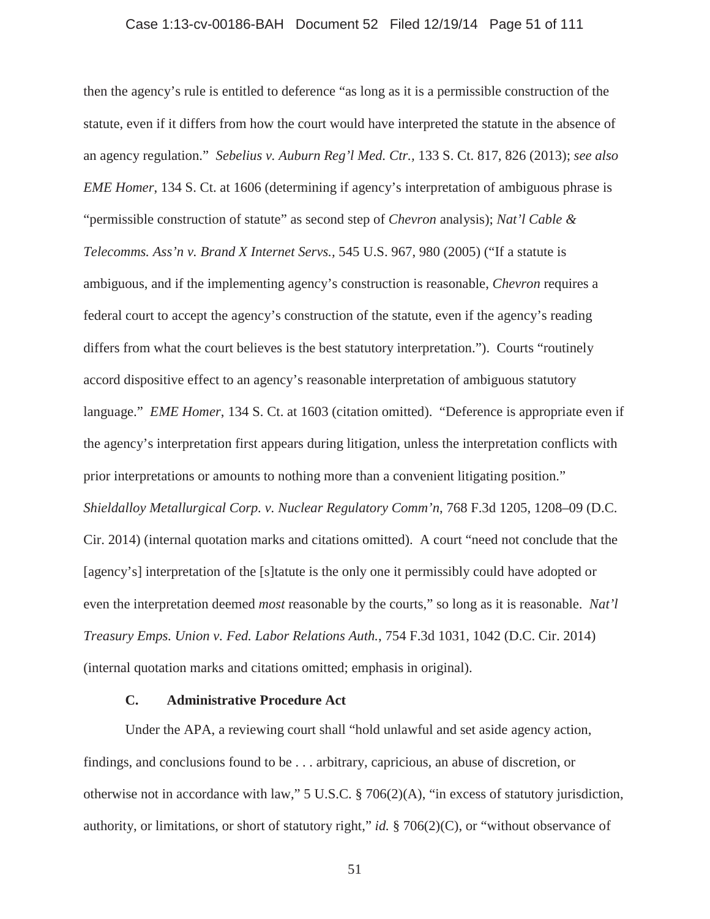then the agency's rule is entitled to deference "as long as it is a permissible construction of the statute, even if it differs from how the court would have interpreted the statute in the absence of an agency regulation." *Sebelius v. Auburn Reg'l Med. Ctr.*, 133 S. Ct. 817, 826 (2013); *see also EME Homer*, 134 S. Ct. at 1606 (determining if agency's interpretation of ambiguous phrase is "permissible construction of statute" as second step of *Chevron* analysis); *Nat'l Cable & Telecomms. Ass'n v. Brand X Internet Servs.*, 545 U.S. 967, 980 (2005) ("If a statute is ambiguous, and if the implementing agency's construction is reasonable, *Chevron* requires a federal court to accept the agency's construction of the statute, even if the agency's reading differs from what the court believes is the best statutory interpretation."). Courts "routinely accord dispositive effect to an agency's reasonable interpretation of ambiguous statutory language." *EME Homer*, 134 S. Ct. at 1603 (citation omitted). "Deference is appropriate even if the agency's interpretation first appears during litigation, unless the interpretation conflicts with prior interpretations or amounts to nothing more than a convenient litigating position." *Shieldalloy Metallurgical Corp. v. Nuclear Regulatory Comm'n*, 768 F.3d 1205, 1208–09 (D.C. Cir. 2014) (internal quotation marks and citations omitted). A court "need not conclude that the [agency's] interpretation of the [s]tatute is the only one it permissibly could have adopted or even the interpretation deemed *most* reasonable by the courts," so long as it is reasonable. *Nat'l Treasury Emps. Union v. Fed. Labor Relations Auth.*, 754 F.3d 1031, 1042 (D.C. Cir. 2014) (internal quotation marks and citations omitted; emphasis in original).

### C. Administrative Procedure Act

Under the APA, a reviewing court shall "hold unlawful and set aside agency action, findings, and conclusions found to be . . . arbitrary, capricious, an abuse of discretion, or otherwise not in accordance with law," 5 U.S.C. § 706(2)(A), "in excess of statutory jurisdiction, authority, or limitations, or short of statutory right," *id.* § 706(2)(C), or "without observance of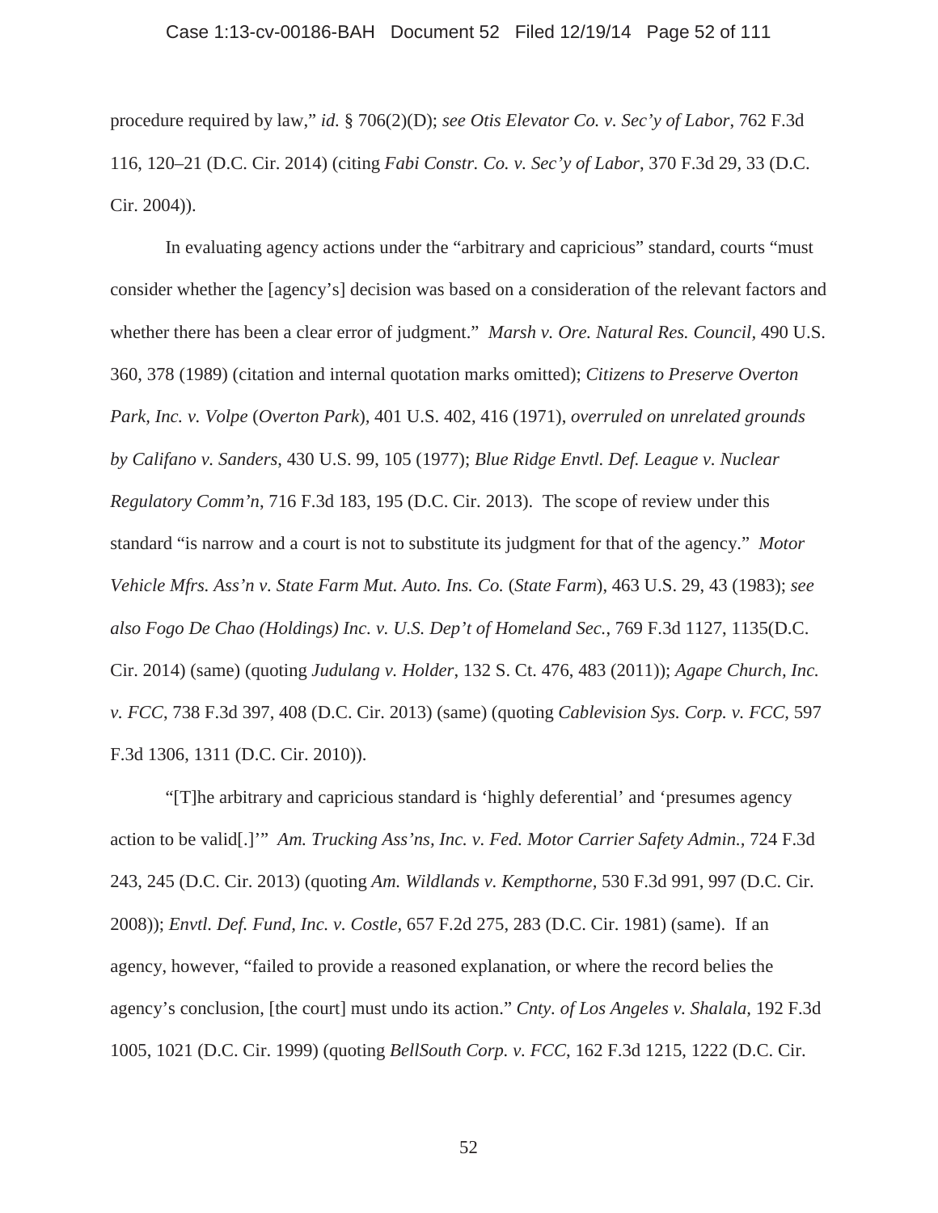procedure required by law," *id.* § 706(2)(D); *see Otis Elevator Co. v. Sec'y of Labor*, 762 F.3d 116, 120–21 (D.C. Cir. 2014) (citing *Fabi Constr. Co. v. Sec'y of Labor*, 370 F.3d 29, 33 (D.C. Cir. 2004)).

In evaluating agency actions under the "arbitrary and capricious" standard, courts "must consider whether the [agency's] decision was based on a consideration of the relevant factors and whether there has been a clear error of judgment." *Marsh v. Ore. Natural Res. Council*, 490 U.S. 360, 378 (1989) (citation and internal quotation marks omitted); *Citizens to Preserve Overton Park, Inc. v. Volpe* (*Overton Park*), 401 U.S. 402, 416 (1971), *overruled on unrelated grounds by Califano v. Sanders*, 430 U.S. 99, 105 (1977); *Blue Ridge Envtl. Def. League v. Nuclear Regulatory Comm'n*, 716 F.3d 183, 195 (D.C. Cir. 2013). The scope of review under this standard "is narrow and a court is not to substitute its judgment for that of the agency." *Motor Vehicle Mfrs. Ass'n v. State Farm Mut. Auto. Ins. Co.* (*State Farm*), 463 U.S. 29, 43 (1983); *see also Fogo De Chao (Holdings) Inc. v. U.S. Dep't of Homeland Sec.*, 769 F.3d 1127, 1135(D.C. Cir. 2014) (same) (quoting *Judulang v. Holder*, 132 S. Ct. 476, 483 (2011)); *Agape Church, Inc. v. FCC*, 738 F.3d 397, 408 (D.C. Cir. 2013) (same) (quoting *Cablevision Sys. Corp. v. FCC,* 597 F.3d 1306, 1311 (D.C. Cir. 2010)).

"[T]he arbitrary and capricious standard is 'highly deferential' and 'presumes agency action to be valid[.]'" *Am. Trucking Ass'ns, Inc. v. Fed. Motor Carrier Safety Admin.*, 724 F.3d 243, 245 (D.C. Cir. 2013) (quoting *Am. Wildlands v. Kempthorne,* 530 F.3d 991, 997 (D.C. Cir. 2008)); *Envtl. Def. Fund, Inc. v. Costle*, 657 F.2d 275, 283 (D.C. Cir. 1981) (same). If an agency, however, "failed to provide a reasoned explanation, or where the record belies the agency's conclusion, [the court] must undo its action." *Cnty. of Los Angeles v. Shalala*, 192 F.3d 1005, 1021 (D.C. Cir. 1999) (quoting *BellSouth Corp. v. FCC*, 162 F.3d 1215, 1222 (D.C. Cir.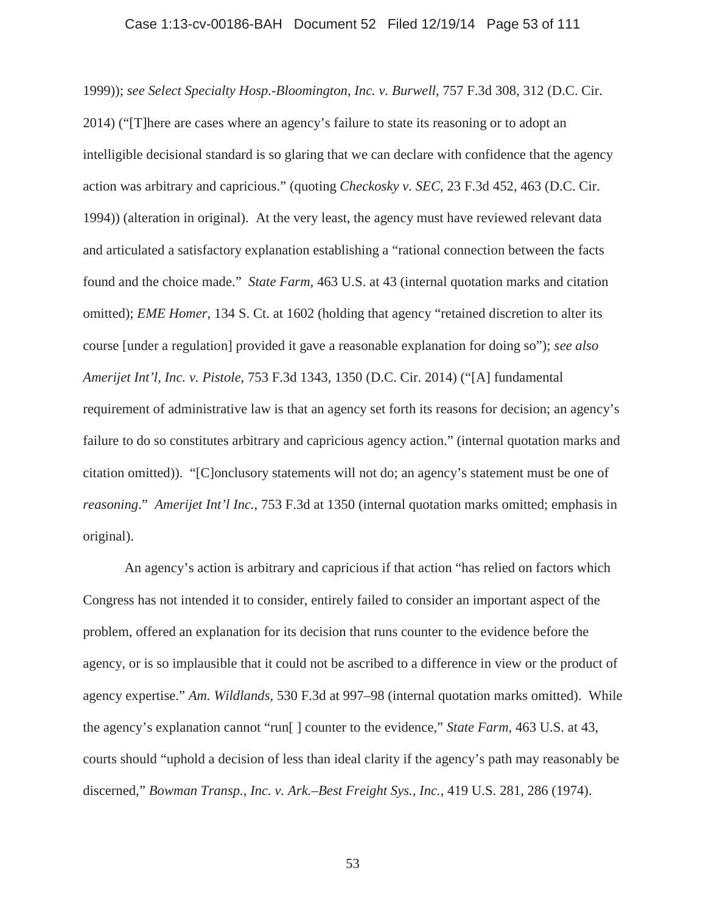1999)); *see Select Specialty Hosp.-Bloomington, Inc. v. Burwell*, 757 F.3d 308, 312 (D.C. Cir. 2014) ("[T]here are cases where an agency's failure to state its reasoning or to adopt an intelligible decisional standard is so glaring that we can declare with confidence that the agency action was arbitrary and capricious." (quoting *Checkosky v. SEC*, 23 F.3d 452, 463 (D.C. Cir. 1994)) (alteration in original). At the very least, the agency must have reviewed relevant data and articulated a satisfactory explanation establishing a "rational connection between the facts found and the choice made." *State Farm*, 463 U.S. at 43 (internal quotation marks and citation omitted); *EME Homer*, 134 S. Ct. at 1602 (holding that agency "retained discretion to alter its course [under a regulation] provided it gave a reasonable explanation for doing so"); *see also Amerijet Int'l, Inc. v. Pistole*, 753 F.3d 1343, 1350 (D.C. Cir. 2014) ("[A] fundamental requirement of administrative law is that an agency set forth its reasons for decision; an agency's failure to do so constitutes arbitrary and capricious agency action." (internal quotation marks and citation omitted)). "[C]onclusory statements will not do; an agency's statement must be one of *reasoning*." *Amerijet Int'l Inc.*, 753 F.3d at 1350 (internal quotation marks omitted; emphasis in original).

An agency's action is arbitrary and capricious if that action "has relied on factors which Congress has not intended it to consider, entirely failed to consider an important aspect of the problem, offered an explanation for its decision that runs counter to the evidence before the agency, or is so implausible that it could not be ascribed to a difference in view or the product of agency expertise." *Am. Wildlands*, 530 F.3d at 997–98 (internal quotation marks omitted). While the agency's explanation cannot "run[ ] counter to the evidence," *State Farm*, 463 U.S. at 43, courts should "uphold a decision of less than ideal clarity if the agency's path may reasonably be discerned," *Bowman Transp., Inc. v. Ark.–Best Freight Sys., Inc.*, 419 U.S. 281, 286 (1974).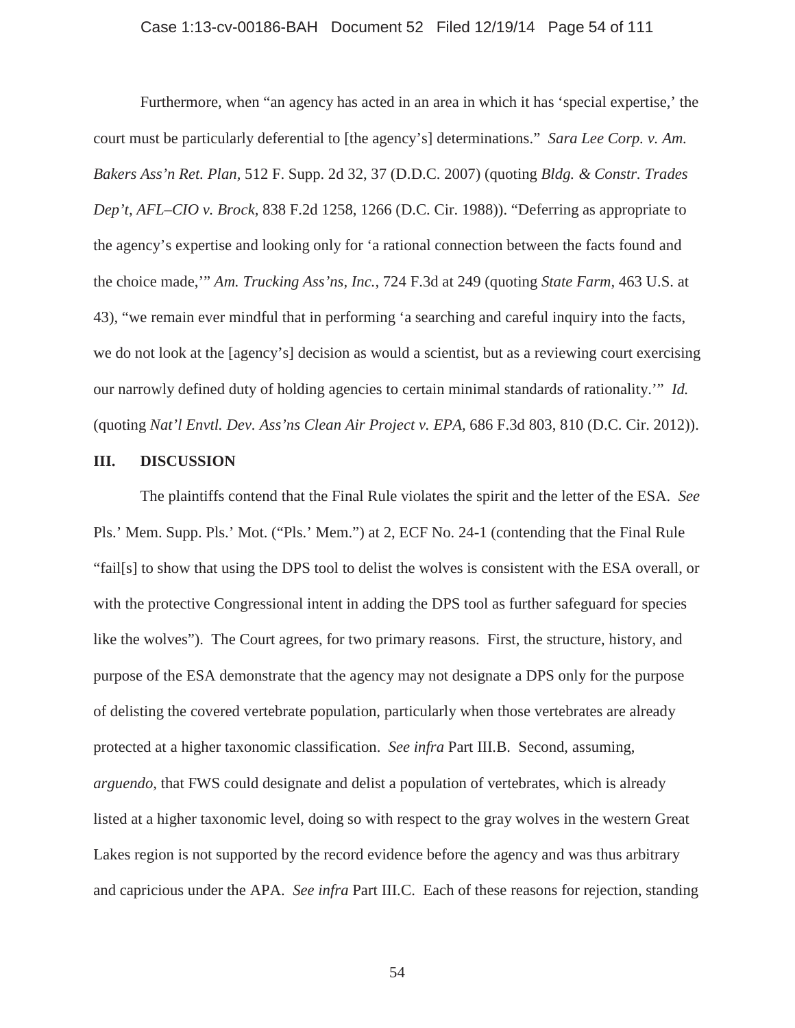Furthermore, when "an agency has acted in an area in which it has 'special expertise,' the court must be particularly deferential to [the agency's] determinations." *Sara Lee Corp. v. Am. Bakers Ass'n Ret. Plan*, 512 F. Supp. 2d 32, 37 (D.D.C. 2007) (quoting *Bldg. & Constr. Trades Dep't, AFL–CIO v. Brock*, 838 F.2d 1258, 1266 (D.C. Cir. 1988)). "Deferring as appropriate to the agency's expertise and looking only for 'a rational connection between the facts found and the choice made,'" *Am. Trucking Ass'ns, Inc.*, 724 F.3d at 249 (quoting *State Farm*, 463 U.S. at 43), "we remain ever mindful that in performing 'a searching and careful inquiry into the facts, we do not look at the [agency's] decision as would a scientist, but as a reviewing court exercising our narrowly defined duty of holding agencies to certain minimal standards of rationality.'" *Id.* (quoting *Nat'l Envtl. Dev. Ass'ns Clean Air Project v. EPA*, 686 F.3d 803, 810 (D.C. Cir. 2012)).

## III. DISCUSSION

The plaintiffs contend that the Final Rule violates the spirit and the letter of the ESA. *See* Pls.' Mem. Supp. Pls.' Mot. ("Pls.' Mem.") at 2, ECF No. 24-1 (contending that the Final Rule "fail[s] to show that using the DPS tool to delist the wolves is consistent with the ESA overall, or with the protective Congressional intent in adding the DPS tool as further safeguard for species like the wolves"). The Court agrees, for two primary reasons. First, the structure, history, and purpose of the ESA demonstrate that the agency may not designate a DPS only for the purpose of delisting the covered vertebrate population, particularly when those vertebrates are already protected at a higher taxonomic classification. *See infra* Part III.B. Second, assuming, *arguendo*, that FWS could designate and delist a population of vertebrates, which is already listed at a higher taxonomic level, doing so with respect to the gray wolves in the western Great Lakes region is not supported by the record evidence before the agency and was thus arbitrary and capricious under the APA. *See infra* Part III.C. Each of these reasons for rejection, standing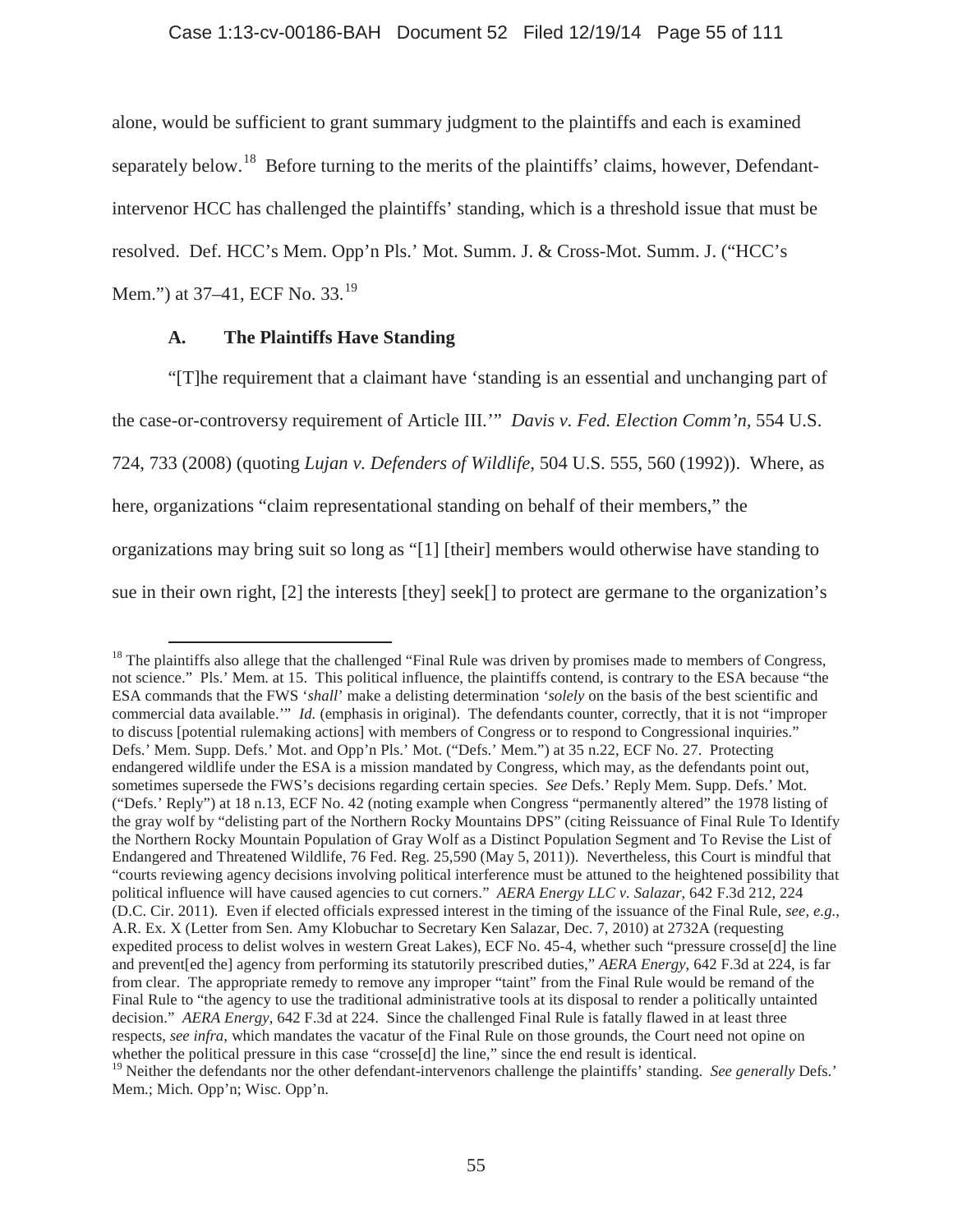alone, would be sufficient to grant summary judgment to the plaintiffs and each is examined separately below.[18] Before turning to the merits of the plaintiffs' claims, however, Defendant-intervenor HCC has challenged the plaintiffs' standing, which is a threshold issue that must be resolved. Def. HCC's Mem. Opp'n Pls.' Mot. Summ. J. & Cross-Mot. Summ. J. ("HCC's Mem.") at 37–41, ECF No. 33.[19]

### A. The Plaintiffs Have Standing

"[T]he requirement that a claimant have 'standing is an essential and unchanging part of the case-or-controversy requirement of Article III.'" *Davis v. Fed. Election Comm'n*, 554 U.S. 724, 733 (2008) (quoting *Lujan v. Defenders of Wildlife*, 504 U.S. 555, 560 (1992)). Where, as here, organizations "claim representational standing on behalf of their members," the organizations may bring suit so long as "[1] [their] members would otherwise have standing to sue in their own right, [2] the interests [they] seek[] to protect are germane to the organization's

---

[18] The plaintiffs also allege that the challenged "Final Rule was driven by promises made to members of Congress, not science." Pls.' Mem. at 15. This political influence, the plaintiffs contend, is contrary to the ESA because "the ESA commands that the FWS '*shall*' make a delisting determination '*solely* on the basis of the best scientific and commercial data available.'" *Id.* (emphasis in original). The defendants counter, correctly, that it is not "improper to discuss [potential rulemaking actions] with members of Congress or to respond to Congressional inquiries." Defs.' Mem. Supp. Defs.' Mot. and Opp'n Pls.' Mot. ("Defs.' Mem.") at 35 n.22, ECF No. 27. Protecting endangered wildlife under the ESA is a mission mandated by Congress, which may, as the defendants point out, sometimes supersede the FWS's decisions regarding certain species. *See* Defs.' Reply Mem. Supp. Defs.' Mot. ("Defs.' Reply") at 18 n.13, ECF No. 42 (noting example when Congress "permanently altered" the 1978 listing of the gray wolf by "delisting part of the Northern Rocky Mountains DPS" (citing Reissuance of Final Rule To Identify the Northern Rocky Mountain Population of Gray Wolf as a Distinct Population Segment and To Revise the List of Endangered and Threatened Wildlife, 76 Fed. Reg. 25,590 (May 5, 2011)). Nevertheless, this Court is mindful that "courts reviewing agency decisions involving political interference must be attuned to the heightened possibility that political influence will have caused agencies to cut corners." *AERA Energy LLC v. Salazar*, 642 F.3d 212, 224 (D.C. Cir. 2011). Even if elected officials expressed interest in the timing of the issuance of the Final Rule, *see, e.g.*, A.R. Ex. X (Letter from Sen. Amy Klobuchar to Secretary Ken Salazar, Dec. 7, 2010) at 2732A (requesting expedited process to delist wolves in western Great Lakes), ECF No. 45-4, whether such "pressure crosse[d] the line and prevent[ed the] agency from performing its statutorily prescribed duties," *AERA Energy*, 642 F.3d at 224, is far from clear. The appropriate remedy to remove any improper "taint" from the Final Rule would be remand of the Final Rule to "the agency to use the traditional administrative tools at its disposal to render a politically untainted decision." *AERA Energy*, 642 F.3d at 224. Since the challenged Final Rule is fatally flawed in at least three respects, *see infra*, which mandates the vacatur of the Final Rule on those grounds, the Court need not opine on whether the political pressure in this case "crosse[d] the line," since the end result is identical.

[19] Neither the defendants nor the other defendant-intervenors challenge the plaintiffs' standing. *See generally* Defs.' Mem.; Mich. Opp'n; Wisc. Opp'n.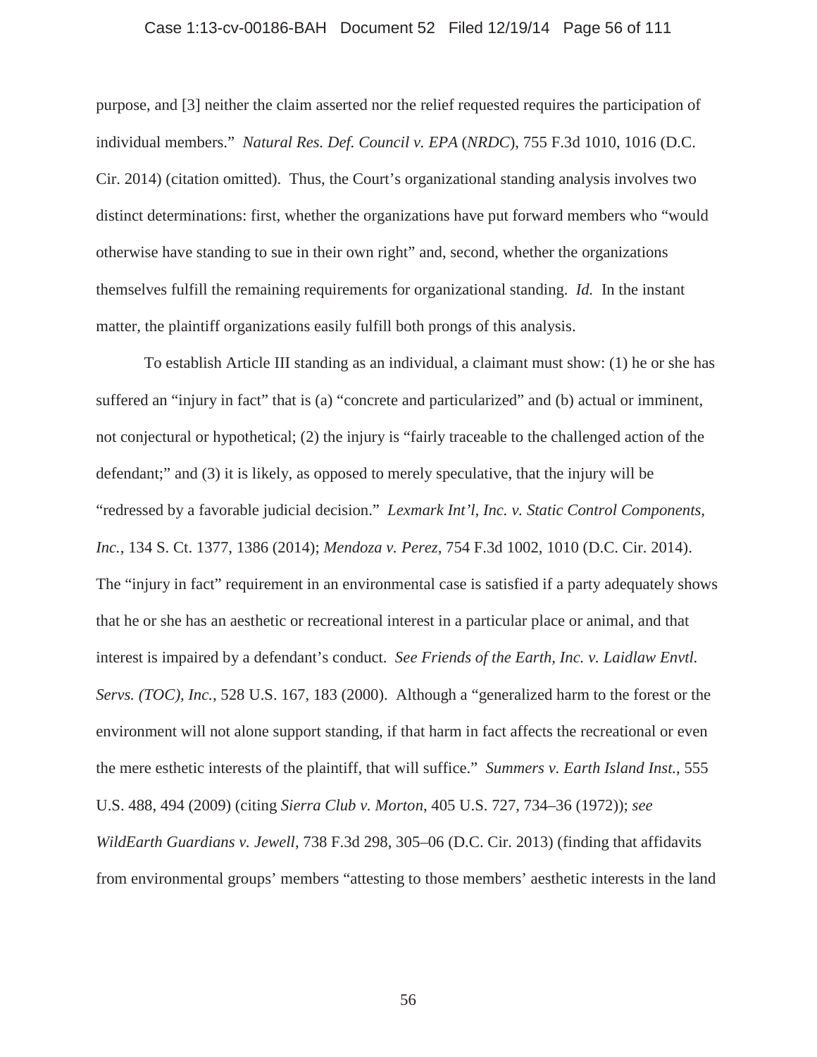purpose, and [3] neither the claim asserted nor the relief requested requires the participation of individual members." *Natural Res. Def. Council v. EPA* (*NRDC*), 755 F.3d 1010, 1016 (D.C. Cir. 2014) (citation omitted). Thus, the Court's organizational standing analysis involves two distinct determinations: first, whether the organizations have put forward members who "would otherwise have standing to sue in their own right" and, second, whether the organizations themselves fulfill the remaining requirements for organizational standing. *Id.* In the instant matter, the plaintiff organizations easily fulfill both prongs of this analysis.

To establish Article III standing as an individual, a claimant must show: (1) he or she has suffered an "injury in fact" that is (a) "concrete and particularized" and (b) actual or imminent, not conjectural or hypothetical; (2) the injury is "fairly traceable to the challenged action of the defendant;" and (3) it is likely, as opposed to merely speculative, that the injury will be "redressed by a favorable judicial decision." *Lexmark Int'l, Inc. v. Static Control Components, Inc.*, 134 S. Ct. 1377, 1386 (2014); *Mendoza v. Perez*, 754 F.3d 1002, 1010 (D.C. Cir. 2014). The "injury in fact" requirement in an environmental case is satisfied if a party adequately shows that he or she has an aesthetic or recreational interest in a particular place or animal, and that interest is impaired by a defendant's conduct. *See Friends of the Earth, Inc. v. Laidlaw Envtl. Servs. (TOC), Inc.*, 528 U.S. 167, 183 (2000). Although a "generalized harm to the forest or the environment will not alone support standing, if that harm in fact affects the recreational or even the mere esthetic interests of the plaintiff, that will suffice." *Summers v. Earth Island Inst.*, 555 U.S. 488, 494 (2009) (citing *Sierra Club v. Morton*, 405 U.S. 727, 734–36 (1972)); *see WildEarth Guardians v. Jewell*, 738 F.3d 298, 305–06 (D.C. Cir. 2013) (finding that affidavits from environmental groups' members "attesting to those members' aesthetic interests in the land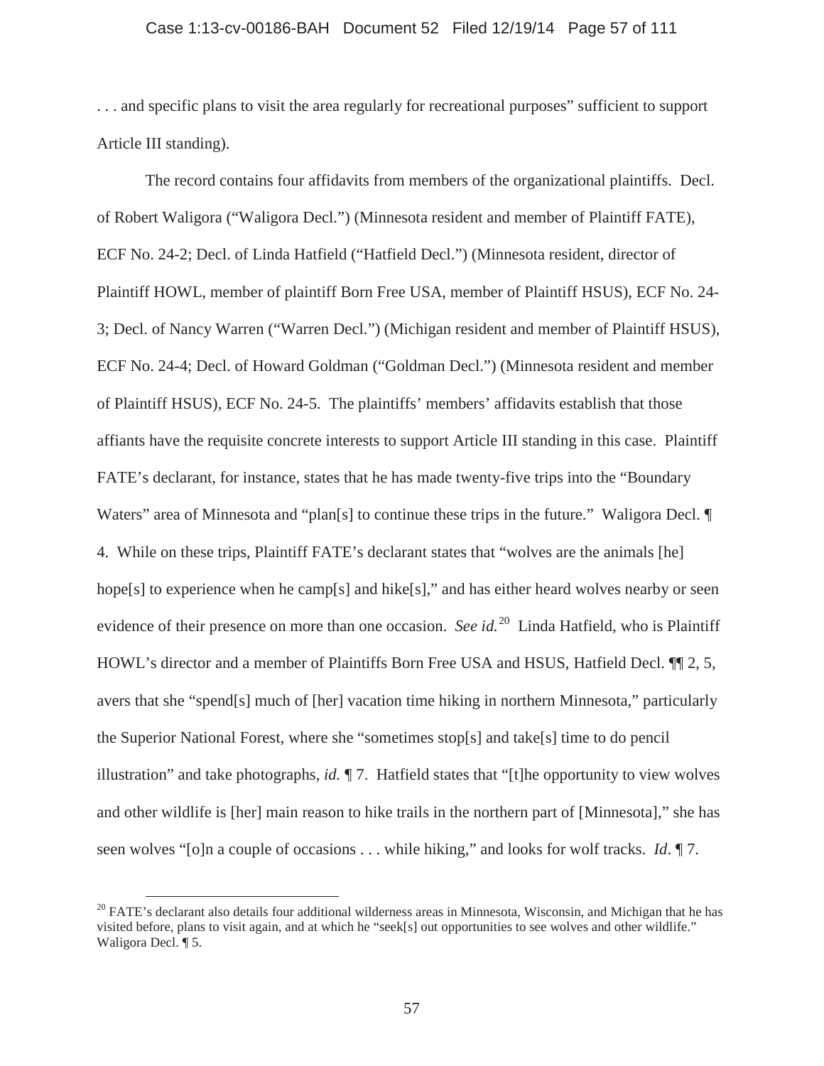. . . and specific plans to visit the area regularly for recreational purposes" sufficient to support Article III standing).

The record contains four affidavits from members of the organizational plaintiffs. Decl. of Robert Waligora ("Waligora Decl.") (Minnesota resident and member of Plaintiff FATE), ECF No. 24-2; Decl. of Linda Hatfield ("Hatfield Decl.") (Minnesota resident, director of Plaintiff HOWL, member of plaintiff Born Free USA, member of Plaintiff HSUS), ECF No. 24-3; Decl. of Nancy Warren ("Warren Decl.") (Michigan resident and member of Plaintiff HSUS), ECF No. 24-4; Decl. of Howard Goldman ("Goldman Decl.") (Minnesota resident and member of Plaintiff HSUS), ECF No. 24-5. The plaintiffs' members' affidavits establish that those affiants have the requisite concrete interests to support Article III standing in this case. Plaintiff FATE's declarant, for instance, states that he has made twenty-five trips into the "Boundary Waters" area of Minnesota and "plan[s] to continue these trips in the future." Waligora Decl. ¶ 4. While on these trips, Plaintiff FATE's declarant states that "wolves are the animals [he] hope[s] to experience when he camp[s] and hike[s]," and has either heard wolves nearby or seen evidence of their presence on more than one occasion. *See id.*[20] Linda Hatfield, who is Plaintiff HOWL's director and a member of Plaintiffs Born Free USA and HSUS, Hatfield Decl. ¶¶ 2, 5, avers that she "spend[s] much of [her] vacation time hiking in northern Minnesota," particularly the Superior National Forest, where she "sometimes stop[s] and take[s] time to do pencil illustration" and take photographs, *id.* ¶ 7. Hatfield states that "[t]he opportunity to view wolves and other wildlife is [her] main reason to hike trails in the northern part of [Minnesota]," she has seen wolves "[o]n a couple of occasions . . . while hiking," and looks for wolf tracks. *Id*. ¶ 7.

---

[20] FATE's declarant also details four additional wilderness areas in Minnesota, Wisconsin, and Michigan that he has visited before, plans to visit again, and at which he "seek[s] out opportunities to see wolves and other wildlife." Waligora Decl. ¶ 5.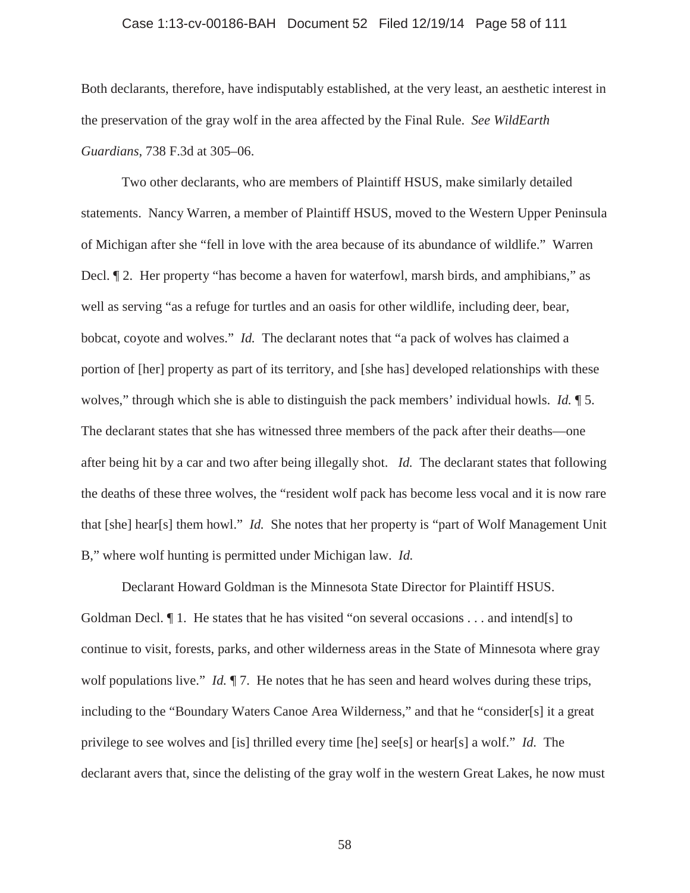Both declarants, therefore, have indisputably established, at the very least, an aesthetic interest in the preservation of the gray wolf in the area affected by the Final Rule. *See WildEarth Guardians*, 738 F.3d at 305–06.

Two other declarants, who are members of Plaintiff HSUS, make similarly detailed statements. Nancy Warren, a member of Plaintiff HSUS, moved to the Western Upper Peninsula of Michigan after she "fell in love with the area because of its abundance of wildlife." Warren Decl. ¶ 2. Her property "has become a haven for waterfowl, marsh birds, and amphibians," as well as serving "as a refuge for turtles and an oasis for other wildlife, including deer, bear, bobcat, coyote and wolves." *Id.* The declarant notes that "a pack of wolves has claimed a portion of [her] property as part of its territory, and [she has] developed relationships with these wolves," through which she is able to distinguish the pack members' individual howls. *Id.* ¶ 5. The declarant states that she has witnessed three members of the pack after their deaths—one after being hit by a car and two after being illegally shot. *Id.* The declarant states that following the deaths of these three wolves, the "resident wolf pack has become less vocal and it is now rare that [she] hear[s] them howl." *Id.* She notes that her property is "part of Wolf Management Unit B," where wolf hunting is permitted under Michigan law. *Id.*

Declarant Howard Goldman is the Minnesota State Director for Plaintiff HSUS. Goldman Decl. ¶ 1. He states that he has visited "on several occasions . . . and intend[s] to continue to visit, forests, parks, and other wilderness areas in the State of Minnesota where gray wolf populations live." *Id.* ¶ 7. He notes that he has seen and heard wolves during these trips, including to the "Boundary Waters Canoe Area Wilderness," and that he "consider[s] it a great privilege to see wolves and [is] thrilled every time [he] see[s] or hear[s] a wolf." *Id.* The declarant avers that, since the delisting of the gray wolf in the western Great Lakes, he now must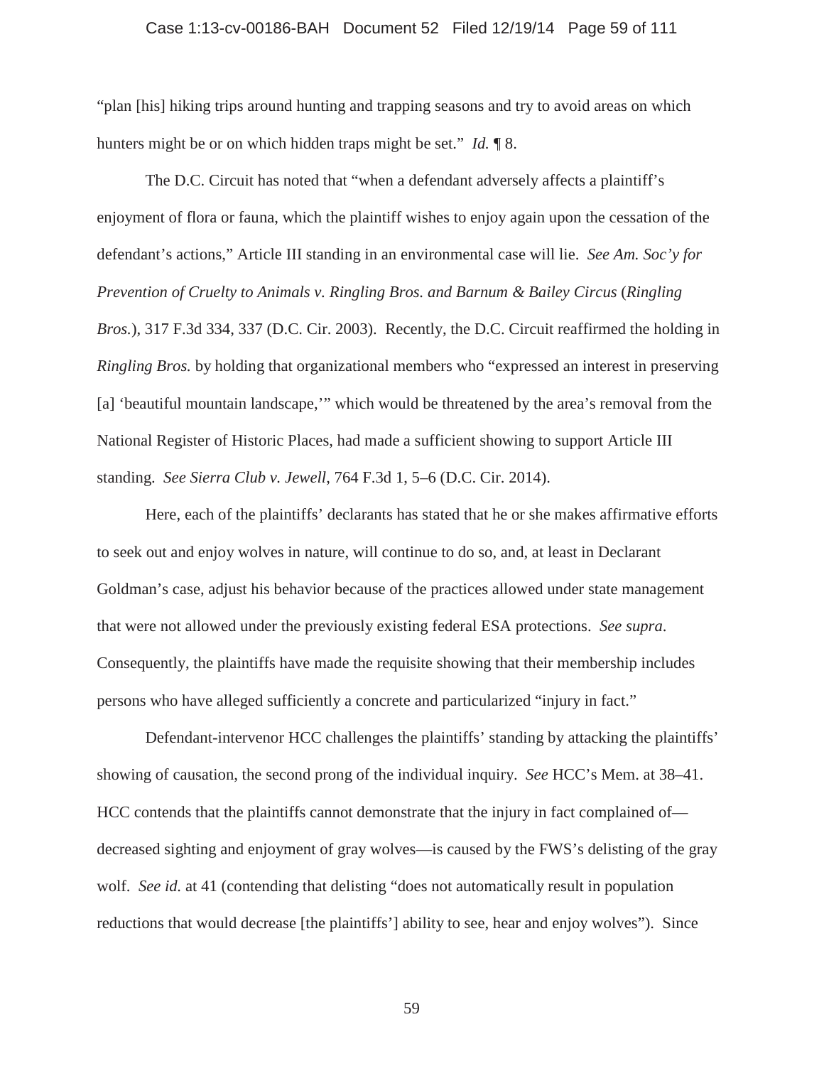"plan [his] hiking trips around hunting and trapping seasons and try to avoid areas on which hunters might be or on which hidden traps might be set." *Id.* ¶ 8.

The D.C. Circuit has noted that "when a defendant adversely affects a plaintiff's enjoyment of flora or fauna, which the plaintiff wishes to enjoy again upon the cessation of the defendant's actions," Article III standing in an environmental case will lie. *See Am. Soc'y for Prevention of Cruelty to Animals v. Ringling Bros. and Barnum & Bailey Circus* (*Ringling Bros.*), 317 F.3d 334, 337 (D.C. Cir. 2003). Recently, the D.C. Circuit reaffirmed the holding in *Ringling Bros.* by holding that organizational members who "expressed an interest in preserving [a] 'beautiful mountain landscape,'" which would be threatened by the area's removal from the National Register of Historic Places, had made a sufficient showing to support Article III standing. *See Sierra Club v. Jewell*, 764 F.3d 1, 5–6 (D.C. Cir. 2014).

Here, each of the plaintiffs' declarants has stated that he or she makes affirmative efforts to seek out and enjoy wolves in nature, will continue to do so, and, at least in Declarant Goldman's case, adjust his behavior because of the practices allowed under state management that were not allowed under the previously existing federal ESA protections. *See supra*. Consequently, the plaintiffs have made the requisite showing that their membership includes persons who have alleged sufficiently a concrete and particularized "injury in fact."

Defendant-intervenor HCC challenges the plaintiffs' standing by attacking the plaintiffs' showing of causation, the second prong of the individual inquiry. *See* HCC's Mem. at 38–41. HCC contends that the plaintiffs cannot demonstrate that the injury in fact complained of—decreased sighting and enjoyment of gray wolves—is caused by the FWS's delisting of the gray wolf. *See id.* at 41 (contending that delisting "does not automatically result in population reductions that would decrease [the plaintiffs'] ability to see, hear and enjoy wolves"). Since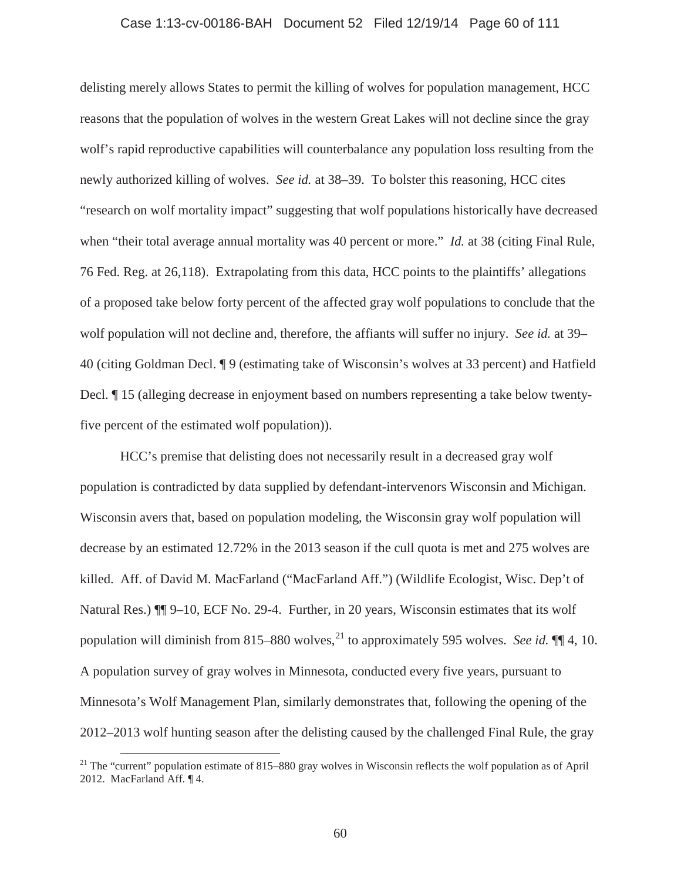delisting merely allows States to permit the killing of wolves for population management, HCC reasons that the population of wolves in the western Great Lakes will not decline since the gray wolf's rapid reproductive capabilities will counterbalance any population loss resulting from the newly authorized killing of wolves. *See id.* at 38–39. To bolster this reasoning, HCC cites "research on wolf mortality impact" suggesting that wolf populations historically have decreased when "their total average annual mortality was 40 percent or more." *Id.* at 38 (citing Final Rule, 76 Fed. Reg. at 26,118). Extrapolating from this data, HCC points to the plaintiffs' allegations of a proposed take below forty percent of the affected gray wolf populations to conclude that the wolf population will not decline and, therefore, the affiants will suffer no injury. *See id.* at 39–40 (citing Goldman Decl. ¶ 9 (estimating take of Wisconsin's wolves at 33 percent) and Hatfield Decl. ¶ 15 (alleging decrease in enjoyment based on numbers representing a take below twenty-five percent of the estimated wolf population)).

HCC's premise that delisting does not necessarily result in a decreased gray wolf population is contradicted by data supplied by defendant-intervenors Wisconsin and Michigan. Wisconsin avers that, based on population modeling, the Wisconsin gray wolf population will decrease by an estimated 12.72% in the 2013 season if the cull quota is met and 275 wolves are killed. Aff. of David M. MacFarland ("MacFarland Aff.") (Wildlife Ecologist, Wisc. Dep't of Natural Res.) ¶¶ 9–10, ECF No. 29-4. Further, in 20 years, Wisconsin estimates that its wolf population will diminish from 815–880 wolves,[21] to approximately 595 wolves. *See id.* ¶¶ 4, 10. A population survey of gray wolves in Minnesota, conducted every five years, pursuant to Minnesota's Wolf Management Plan, similarly demonstrates that, following the opening of the 2012–2013 wolf hunting season after the delisting caused by the challenged Final Rule, the gray

[21] The "current" population estimate of 815–880 gray wolves in Wisconsin reflects the wolf population as of April 2012. MacFarland Aff. ¶ 4.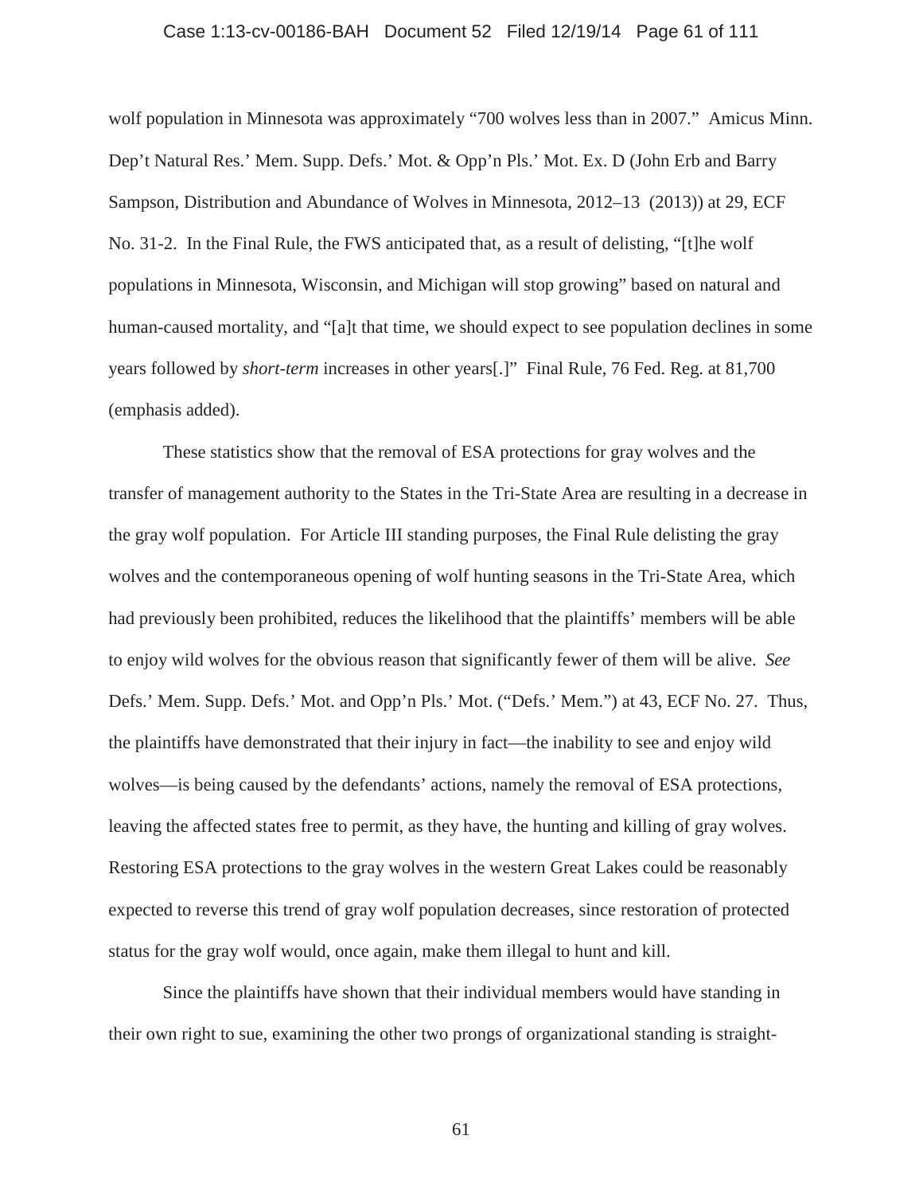wolf population in Minnesota was approximately "700 wolves less than in 2007." Amicus Minn. Dep't Natural Res.' Mem. Supp. Defs.' Mot. & Opp'n Pls.' Mot. Ex. D (John Erb and Barry Sampson, Distribution and Abundance of Wolves in Minnesota, 2012–13 (2013)) at 29, ECF No. 31-2. In the Final Rule, the FWS anticipated that, as a result of delisting, "[t]he wolf populations in Minnesota, Wisconsin, and Michigan will stop growing" based on natural and human-caused mortality, and "[a]t that time, we should expect to see population declines in some years followed by *short-term* increases in other years[.]" Final Rule, 76 Fed. Reg. at 81,700 (emphasis added).

These statistics show that the removal of ESA protections for gray wolves and the transfer of management authority to the States in the Tri-State Area are resulting in a decrease in the gray wolf population. For Article III standing purposes, the Final Rule delisting the gray wolves and the contemporaneous opening of wolf hunting seasons in the Tri-State Area, which had previously been prohibited, reduces the likelihood that the plaintiffs' members will be able to enjoy wild wolves for the obvious reason that significantly fewer of them will be alive. *See* Defs.' Mem. Supp. Defs.' Mot. and Opp'n Pls.' Mot. ("Defs.' Mem.") at 43, ECF No. 27. Thus, the plaintiffs have demonstrated that their injury in fact—the inability to see and enjoy wild wolves—is being caused by the defendants' actions, namely the removal of ESA protections, leaving the affected states free to permit, as they have, the hunting and killing of gray wolves. Restoring ESA protections to the gray wolves in the western Great Lakes could be reasonably expected to reverse this trend of gray wolf population decreases, since restoration of protected status for the gray wolf would, once again, make them illegal to hunt and kill.

Since the plaintiffs have shown that their individual members would have standing in their own right to sue, examining the other two prongs of organizational standing is straight-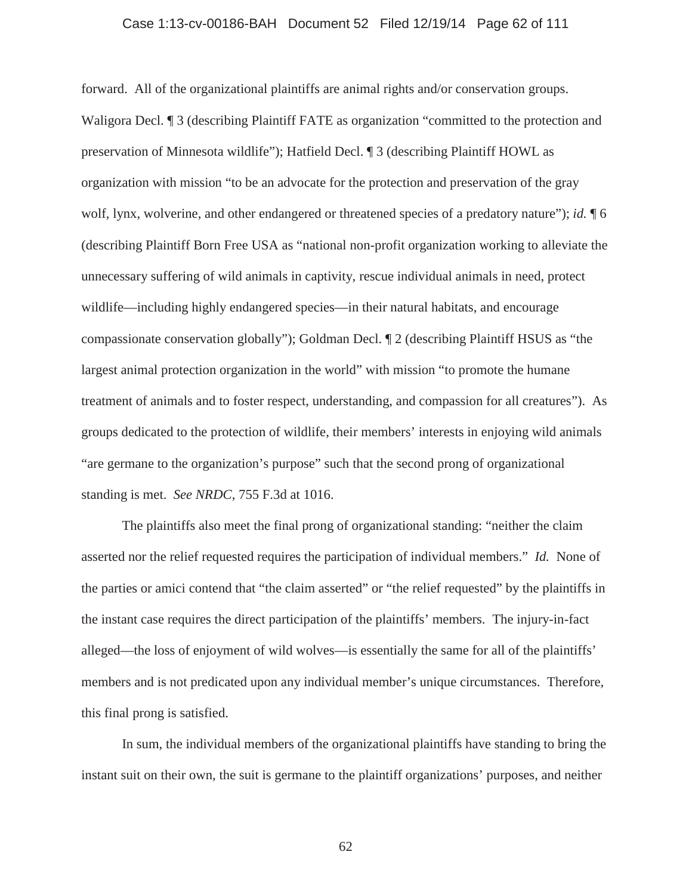forward. All of the organizational plaintiffs are animal rights and/or conservation groups. Waligora Decl. ¶ 3 (describing Plaintiff FATE as organization "committed to the protection and preservation of Minnesota wildlife"); Hatfield Decl. ¶ 3 (describing Plaintiff HOWL as organization with mission "to be an advocate for the protection and preservation of the gray wolf, lynx, wolverine, and other endangered or threatened species of a predatory nature"); *id.* ¶ 6 (describing Plaintiff Born Free USA as "national non-profit organization working to alleviate the unnecessary suffering of wild animals in captivity, rescue individual animals in need, protect wildlife—including highly endangered species—in their natural habitats, and encourage compassionate conservation globally"); Goldman Decl. ¶ 2 (describing Plaintiff HSUS as "the largest animal protection organization in the world" with mission "to promote the humane treatment of animals and to foster respect, understanding, and compassion for all creatures"). As groups dedicated to the protection of wildlife, their members' interests in enjoying wild animals "are germane to the organization's purpose" such that the second prong of organizational standing is met. *See NRDC*, 755 F.3d at 1016.

The plaintiffs also meet the final prong of organizational standing: "neither the claim asserted nor the relief requested requires the participation of individual members." *Id.* None of the parties or amici contend that "the claim asserted" or "the relief requested" by the plaintiffs in the instant case requires the direct participation of the plaintiffs' members. The injury-in-fact alleged—the loss of enjoyment of wild wolves—is essentially the same for all of the plaintiffs' members and is not predicated upon any individual member's unique circumstances. Therefore, this final prong is satisfied.

In sum, the individual members of the organizational plaintiffs have standing to bring the instant suit on their own, the suit is germane to the plaintiff organizations' purposes, and neither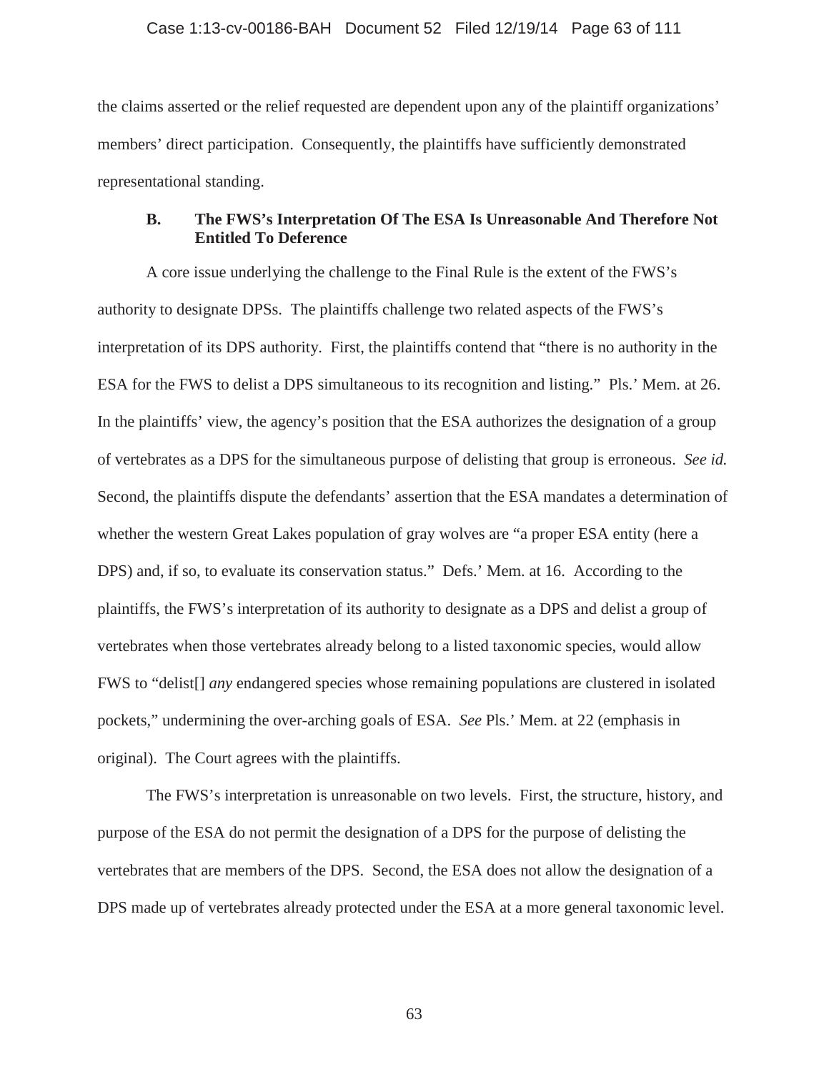the claims asserted or the relief requested are dependent upon any of the plaintiff organizations' members' direct participation. Consequently, the plaintiffs have sufficiently demonstrated representational standing.

### B. The FWS's Interpretation Of The ESA Is Unreasonable And Therefore Not Entitled To Deference

A core issue underlying the challenge to the Final Rule is the extent of the FWS's authority to designate DPSs. The plaintiffs challenge two related aspects of the FWS's interpretation of its DPS authority. First, the plaintiffs contend that "there is no authority in the ESA for the FWS to delist a DPS simultaneous to its recognition and listing." Pls.' Mem. at 26. In the plaintiffs' view, the agency's position that the ESA authorizes the designation of a group of vertebrates as a DPS for the simultaneous purpose of delisting that group is erroneous. *See id.* Second, the plaintiffs dispute the defendants' assertion that the ESA mandates a determination of whether the western Great Lakes population of gray wolves are "a proper ESA entity (here a DPS) and, if so, to evaluate its conservation status." Defs.' Mem. at 16. According to the plaintiffs, the FWS's interpretation of its authority to designate as a DPS and delist a group of vertebrates when those vertebrates already belong to a listed taxonomic species, would allow FWS to "delist[] *any* endangered species whose remaining populations are clustered in isolated pockets," undermining the over-arching goals of ESA. *See* Pls.' Mem. at 22 (emphasis in original). The Court agrees with the plaintiffs.

The FWS's interpretation is unreasonable on two levels. First, the structure, history, and purpose of the ESA do not permit the designation of a DPS for the purpose of delisting the vertebrates that are members of the DPS. Second, the ESA does not allow the designation of a DPS made up of vertebrates already protected under the ESA at a more general taxonomic level.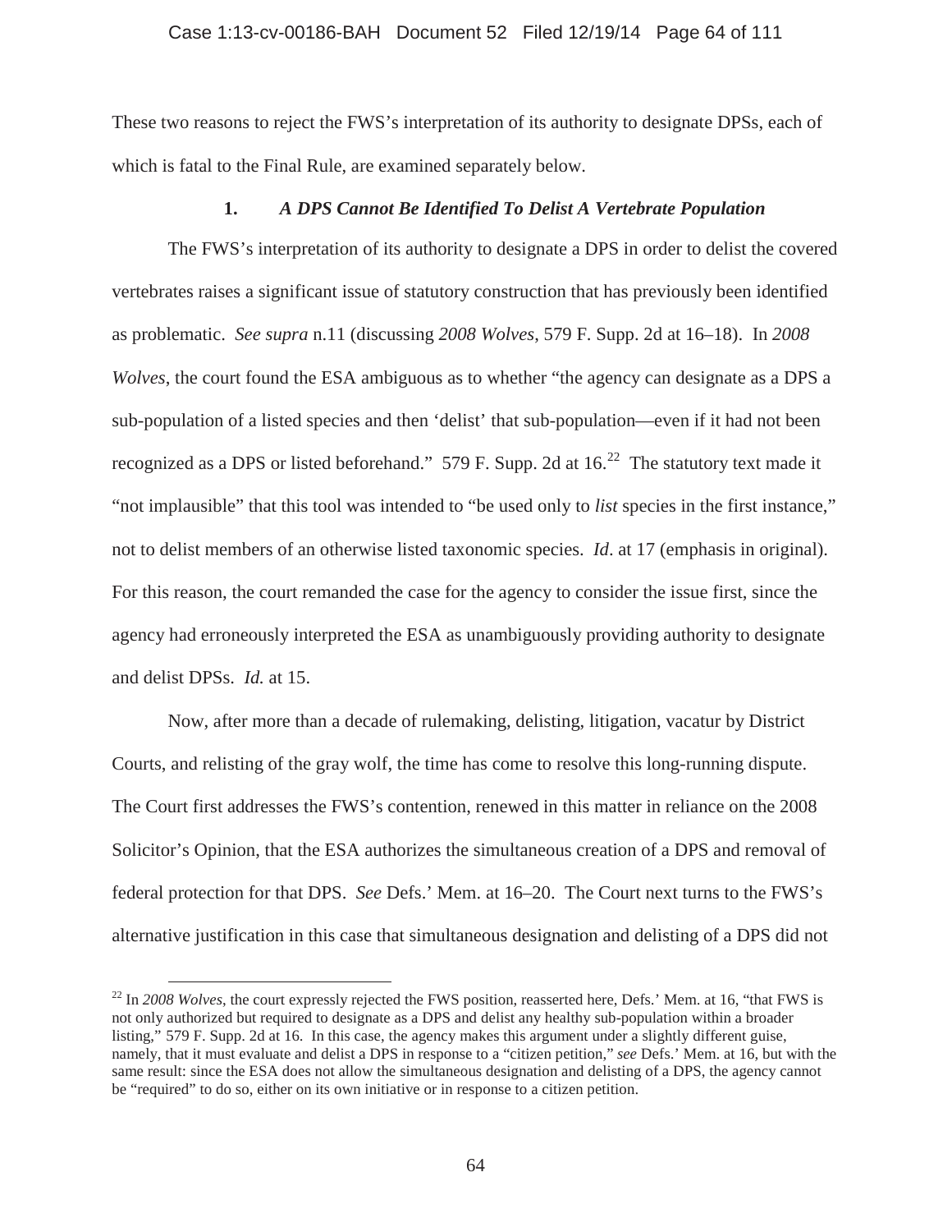These two reasons to reject the FWS's interpretation of its authority to designate DPSs, each of which is fatal to the Final Rule, are examined separately below.

### 1. *A DPS Cannot Be Identified To Delist A Vertebrate Population*

The FWS's interpretation of its authority to designate a DPS in order to delist the covered vertebrates raises a significant issue of statutory construction that has previously been identified as problematic. *See supra* n.11 (discussing *2008 Wolves*, 579 F. Supp. 2d at 16–18). In *2008 Wolves*, the court found the ESA ambiguous as to whether "the agency can designate as a DPS a sub-population of a listed species and then 'delist' that sub-population—even if it had not been recognized as a DPS or listed beforehand." 579 F. Supp. 2d at 16.[22] The statutory text made it "not implausible" that this tool was intended to "be used only to *list* species in the first instance," not to delist members of an otherwise listed taxonomic species. *Id*. at 17 (emphasis in original). For this reason, the court remanded the case for the agency to consider the issue first, since the agency had erroneously interpreted the ESA as unambiguously providing authority to designate and delist DPSs. *Id.* at 15.

Now, after more than a decade of rulemaking, delisting, litigation, vacatur by District Courts, and relisting of the gray wolf, the time has come to resolve this long-running dispute. The Court first addresses the FWS's contention, renewed in this matter in reliance on the 2008 Solicitor's Opinion, that the ESA authorizes the simultaneous creation of a DPS and removal of federal protection for that DPS. *See* Defs.' Mem. at 16–20. The Court next turns to the FWS's alternative justification in this case that simultaneous designation and delisting of a DPS did not

---

[22] In *2008 Wolves*, the court expressly rejected the FWS position, reasserted here, Defs.' Mem. at 16, "that FWS is not only authorized but required to designate as a DPS and delist any healthy sub-population within a broader listing," 579 F. Supp. 2d at 16. In this case, the agency makes this argument under a slightly different guise, namely, that it must evaluate and delist a DPS in response to a "citizen petition," *see* Defs.' Mem. at 16, but with the same result: since the ESA does not allow the simultaneous designation and delisting of a DPS, the agency cannot be "required" to do so, either on its own initiative or in response to a citizen petition.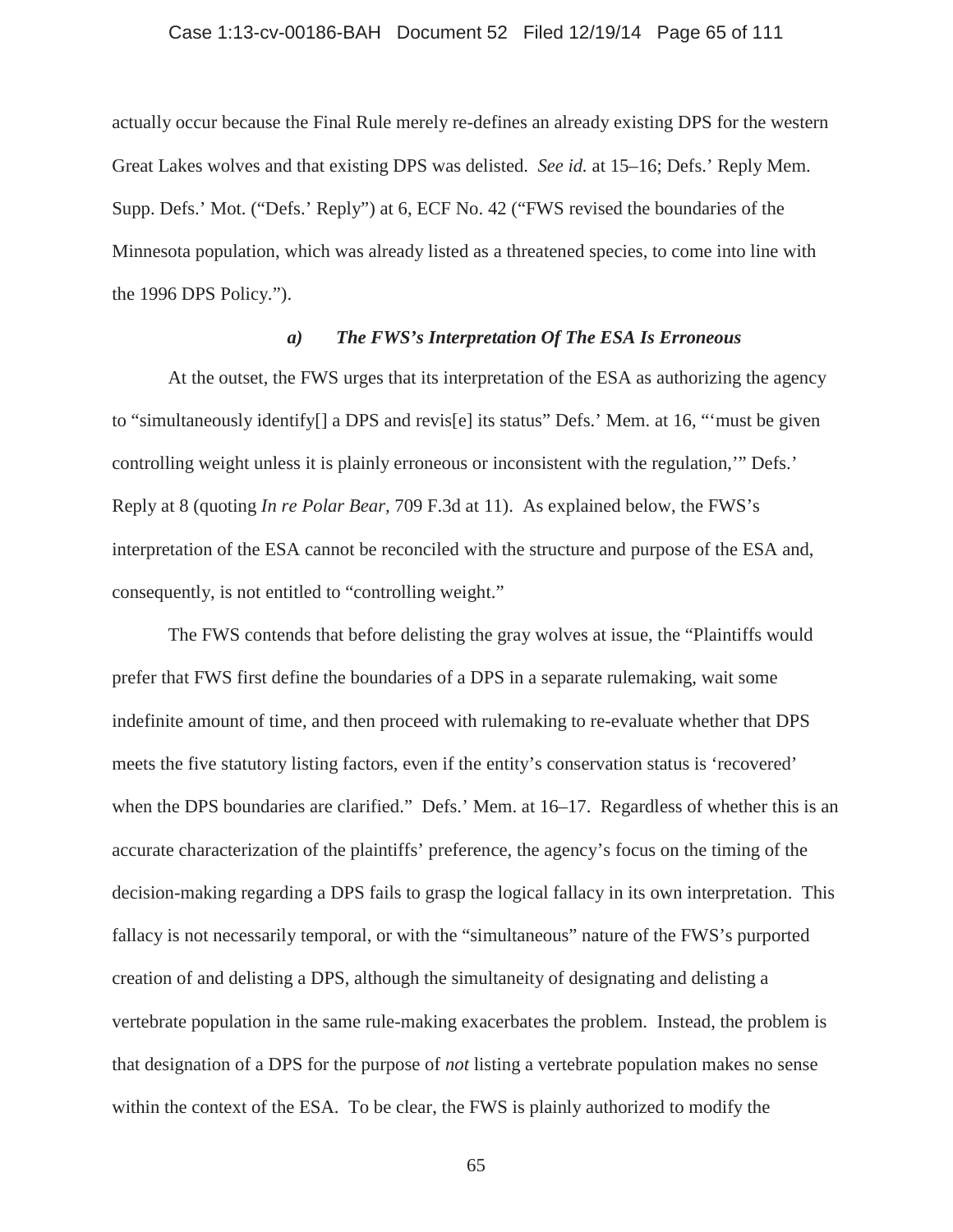actually occur because the Final Rule merely re-defines an already existing DPS for the western Great Lakes wolves and that existing DPS was delisted. *See id.* at 15–16; Defs.' Reply Mem. Supp. Defs.' Mot. ("Defs.' Reply") at 6, ECF No. 42 ("FWS revised the boundaries of the Minnesota population, which was already listed as a threatened species, to come into line with the 1996 DPS Policy.").

#### *a) The FWS's Interpretation Of The ESA Is Erroneous*

At the outset, the FWS urges that its interpretation of the ESA as authorizing the agency to "simultaneously identify[] a DPS and revis[e] its status" Defs.' Mem. at 16, "'must be given controlling weight unless it is plainly erroneous or inconsistent with the regulation,'" Defs.' Reply at 8 (quoting *In re Polar Bear*, 709 F.3d at 11). As explained below, the FWS's interpretation of the ESA cannot be reconciled with the structure and purpose of the ESA and, consequently, is not entitled to "controlling weight."

The FWS contends that before delisting the gray wolves at issue, the "Plaintiffs would prefer that FWS first define the boundaries of a DPS in a separate rulemaking, wait some indefinite amount of time, and then proceed with rulemaking to re-evaluate whether that DPS meets the five statutory listing factors, even if the entity's conservation status is 'recovered' when the DPS boundaries are clarified." Defs.' Mem. at 16–17. Regardless of whether this is an accurate characterization of the plaintiffs' preference, the agency's focus on the timing of the decision-making regarding a DPS fails to grasp the logical fallacy in its own interpretation. This fallacy is not necessarily temporal, or with the "simultaneous" nature of the FWS's purported creation of and delisting a DPS, although the simultaneity of designating and delisting a vertebrate population in the same rule-making exacerbates the problem. Instead, the problem is that designation of a DPS for the purpose of *not* listing a vertebrate population makes no sense within the context of the ESA. To be clear, the FWS is plainly authorized to modify the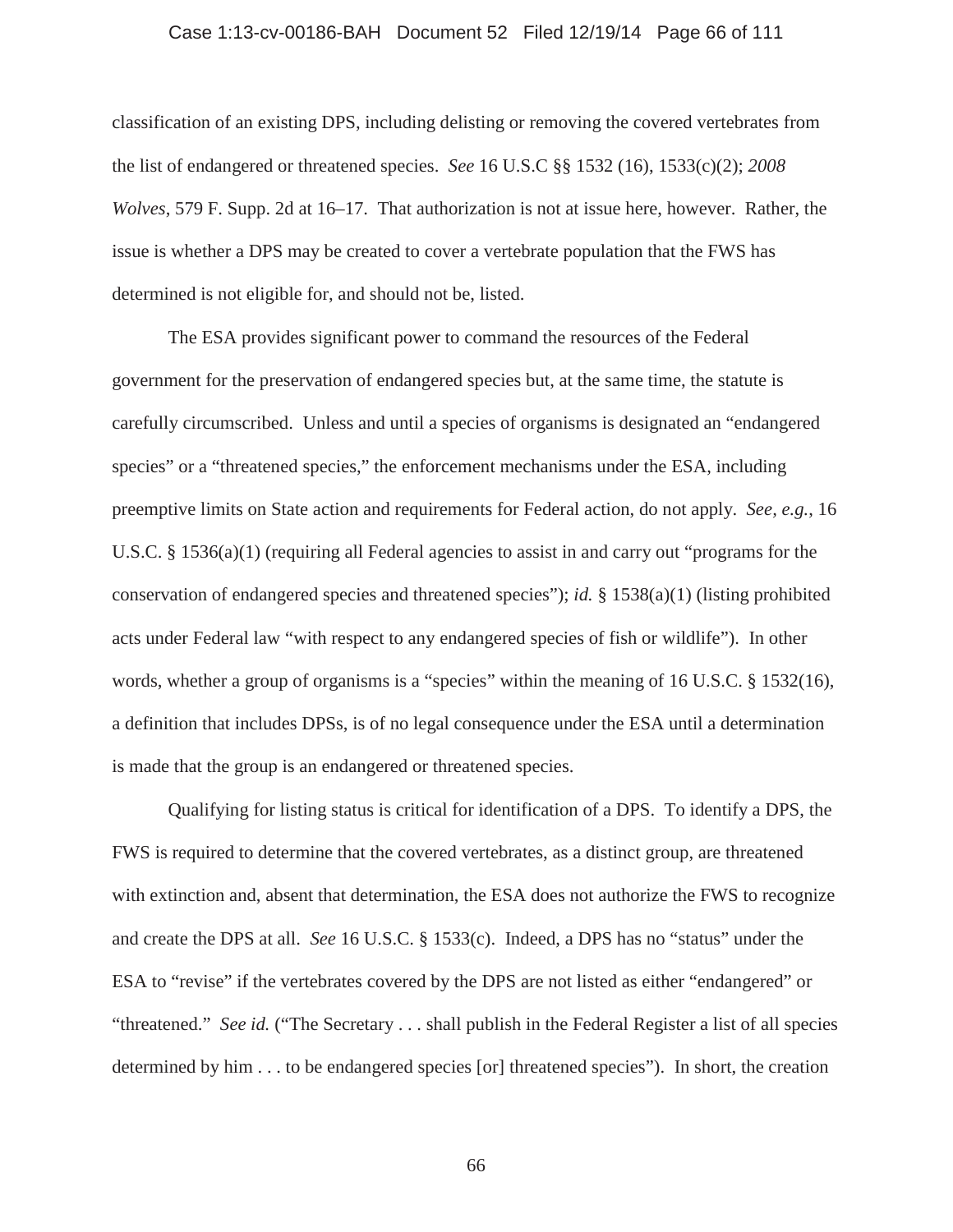classification of an existing DPS, including delisting or removing the covered vertebrates from the list of endangered or threatened species. *See* 16 U.S.C §§ 1532 (16), 1533(c)(2); *2008 Wolves*, 579 F. Supp. 2d at 16–17. That authorization is not at issue here, however. Rather, the issue is whether a DPS may be created to cover a vertebrate population that the FWS has determined is not eligible for, and should not be, listed.

The ESA provides significant power to command the resources of the Federal government for the preservation of endangered species but, at the same time, the statute is carefully circumscribed. Unless and until a species of organisms is designated an "endangered species" or a "threatened species," the enforcement mechanisms under the ESA, including preemptive limits on State action and requirements for Federal action, do not apply. *See, e.g.*, 16 U.S.C. § 1536(a)(1) (requiring all Federal agencies to assist in and carry out "programs for the conservation of endangered species and threatened species"); *id.* § 1538(a)(1) (listing prohibited acts under Federal law "with respect to any endangered species of fish or wildlife"). In other words, whether a group of organisms is a "species" within the meaning of 16 U.S.C. § 1532(16), a definition that includes DPSs, is of no legal consequence under the ESA until a determination is made that the group is an endangered or threatened species.

Qualifying for listing status is critical for identification of a DPS. To identify a DPS, the FWS is required to determine that the covered vertebrates, as a distinct group, are threatened with extinction and, absent that determination, the ESA does not authorize the FWS to recognize and create the DPS at all. *See* 16 U.S.C. § 1533(c). Indeed, a DPS has no "status" under the ESA to "revise" if the vertebrates covered by the DPS are not listed as either "endangered" or "threatened." *See id.* ("The Secretary . . . shall publish in the Federal Register a list of all species determined by him . . . to be endangered species [or] threatened species"). In short, the creation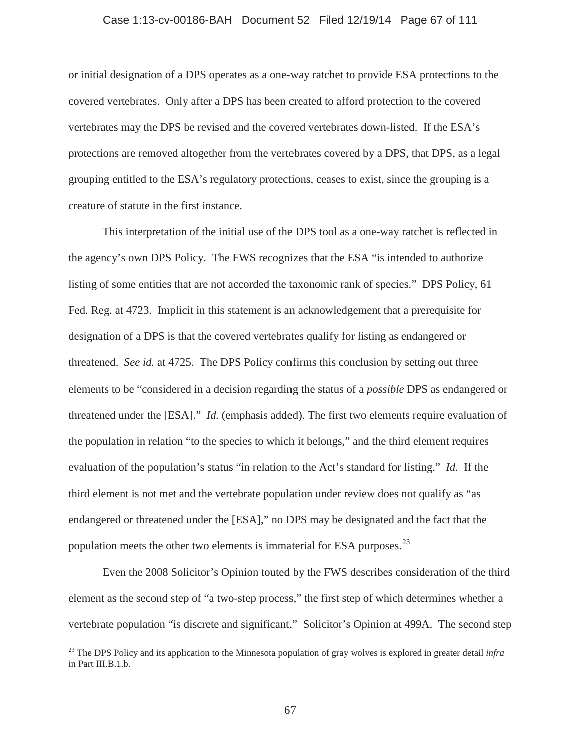or initial designation of a DPS operates as a one-way ratchet to provide ESA protections to the covered vertebrates. Only after a DPS has been created to afford protection to the covered vertebrates may the DPS be revised and the covered vertebrates down-listed. If the ESA's protections are removed altogether from the vertebrates covered by a DPS, that DPS, as a legal grouping entitled to the ESA's regulatory protections, ceases to exist, since the grouping is a creature of statute in the first instance.

This interpretation of the initial use of the DPS tool as a one-way ratchet is reflected in the agency's own DPS Policy. The FWS recognizes that the ESA "is intended to authorize listing of some entities that are not accorded the taxonomic rank of species." DPS Policy, 61 Fed. Reg. at 4723. Implicit in this statement is an acknowledgement that a prerequisite for designation of a DPS is that the covered vertebrates qualify for listing as endangered or threatened. *See id.* at 4725. The DPS Policy confirms this conclusion by setting out three elements to be "considered in a decision regarding the status of a *possible* DPS as endangered or threatened under the [ESA]." *Id.* (emphasis added). The first two elements require evaluation of the population in relation "to the species to which it belongs," and the third element requires evaluation of the population's status "in relation to the Act's standard for listing." *Id.* If the third element is not met and the vertebrate population under review does not qualify as "as endangered or threatened under the [ESA]," no DPS may be designated and the fact that the population meets the other two elements is immaterial for ESA purposes.[23]

Even the 2008 Solicitor's Opinion touted by the FWS describes consideration of the third element as the second step of "a two-step process," the first step of which determines whether a vertebrate population "is discrete and significant." Solicitor's Opinion at 499A. The second step

[23] The DPS Policy and its application to the Minnesota population of gray wolves is explored in greater detail *infra* in Part III.B.1.b.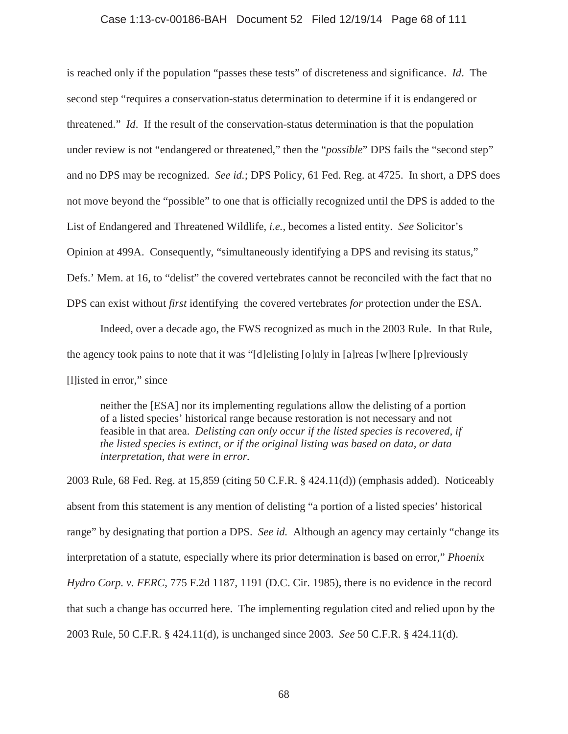is reached only if the population "passes these tests" of discreteness and significance. *Id*. The second step "requires a conservation-status determination to determine if it is endangered or threatened." *Id*. If the result of the conservation-status determination is that the population under review is not "endangered or threatened," then the "*possible*" DPS fails the "second step" and no DPS may be recognized. *See id.*; DPS Policy, 61 Fed. Reg. at 4725. In short, a DPS does not move beyond the "possible" to one that is officially recognized until the DPS is added to the List of Endangered and Threatened Wildlife, *i.e.*, becomes a listed entity. *See* Solicitor's Opinion at 499A. Consequently, "simultaneously identifying a DPS and revising its status," Defs.' Mem. at 16, to "delist" the covered vertebrates cannot be reconciled with the fact that no DPS can exist without *first* identifying the covered vertebrates *for* protection under the ESA.

Indeed, over a decade ago, the FWS recognized as much in the 2003 Rule. In that Rule, the agency took pains to note that it was "[d]elisting [o]nly in [a]reas [w]here [p]reviously [l]isted in error," since

> neither the [ESA] nor its implementing regulations allow the delisting of a portion of a listed species' historical range because restoration is not necessary and not feasible in that area. *Delisting can only occur if the listed species is recovered, if the listed species is extinct, or if the original listing was based on data, or data interpretation, that were in error.*

2003 Rule, 68 Fed. Reg. at 15,859 (citing 50 C.F.R. § 424.11(d)) (emphasis added). Noticeably absent from this statement is any mention of delisting "a portion of a listed species' historical range" by designating that portion a DPS. *See id.* Although an agency may certainly "change its interpretation of a statute, especially where its prior determination is based on error," *Phoenix Hydro Corp. v. FERC*, 775 F.2d 1187, 1191 (D.C. Cir. 1985), there is no evidence in the record that such a change has occurred here. The implementing regulation cited and relied upon by the 2003 Rule, 50 C.F.R. § 424.11(d), is unchanged since 2003. *See* 50 C.F.R. § 424.11(d).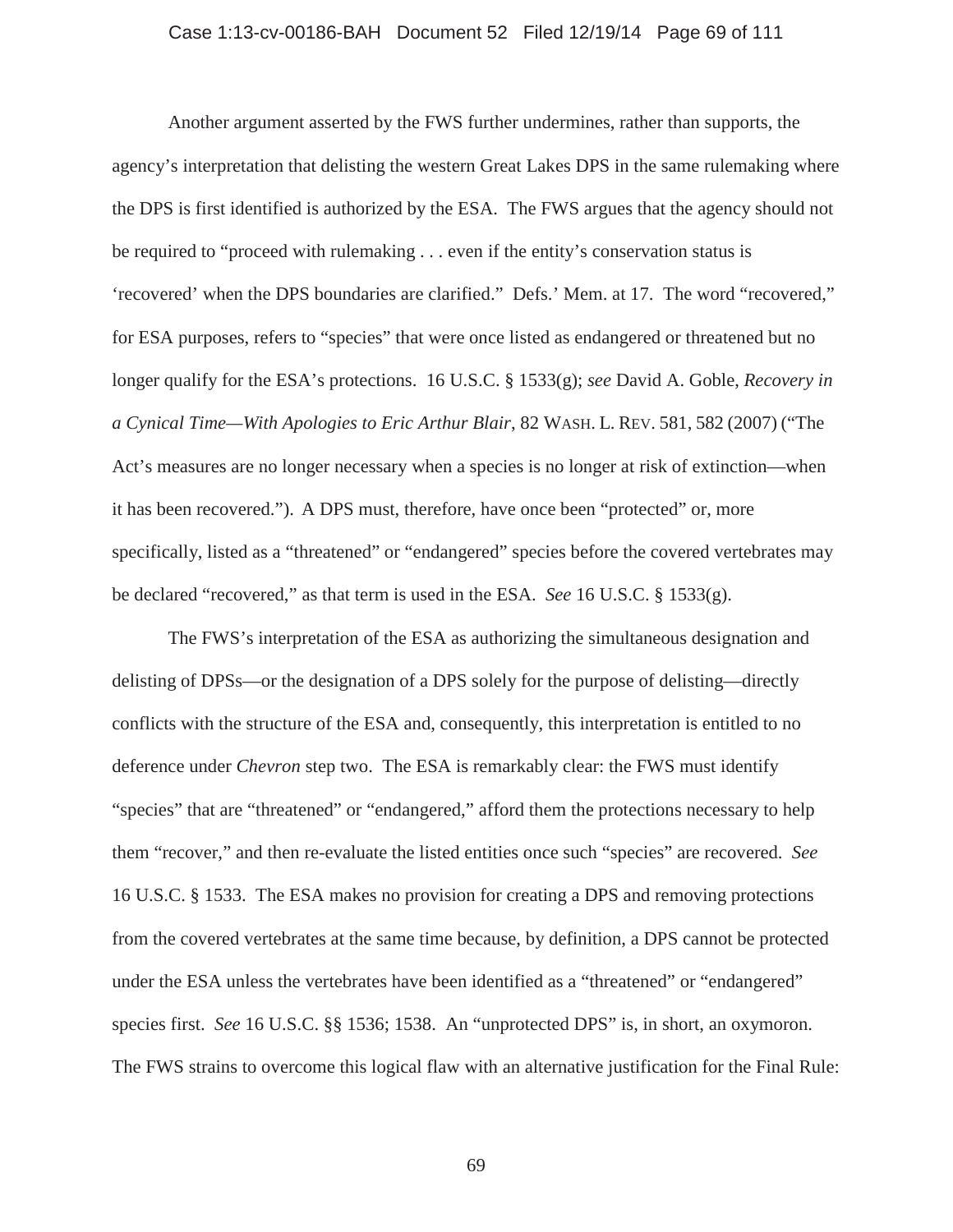Another argument asserted by the FWS further undermines, rather than supports, the agency's interpretation that delisting the western Great Lakes DPS in the same rulemaking where the DPS is first identified is authorized by the ESA. The FWS argues that the agency should not be required to "proceed with rulemaking . . . even if the entity's conservation status is 'recovered' when the DPS boundaries are clarified." Defs.' Mem. at 17. The word "recovered," for ESA purposes, refers to "species" that were once listed as endangered or threatened but no longer qualify for the ESA's protections. 16 U.S.C. § 1533(g); *see* David A. Goble, *Recovery in a Cynical Time—With Apologies to Eric Arthur Blair*, 82 WASH. L. REV. 581, 582 (2007) ("The Act's measures are no longer necessary when a species is no longer at risk of extinction—when it has been recovered."). A DPS must, therefore, have once been "protected" or, more specifically, listed as a "threatened" or "endangered" species before the covered vertebrates may be declared "recovered," as that term is used in the ESA. *See* 16 U.S.C. § 1533(g).

The FWS's interpretation of the ESA as authorizing the simultaneous designation and delisting of DPSs—or the designation of a DPS solely for the purpose of delisting—directly conflicts with the structure of the ESA and, consequently, this interpretation is entitled to no deference under *Chevron* step two. The ESA is remarkably clear: the FWS must identify "species" that are "threatened" or "endangered," afford them the protections necessary to help them "recover," and then re-evaluate the listed entities once such "species" are recovered. *See* 16 U.S.C. § 1533. The ESA makes no provision for creating a DPS and removing protections from the covered vertebrates at the same time because, by definition, a DPS cannot be protected under the ESA unless the vertebrates have been identified as a "threatened" or "endangered" species first. *See* 16 U.S.C. §§ 1536; 1538. An "unprotected DPS" is, in short, an oxymoron. The FWS strains to overcome this logical flaw with an alternative justification for the Final Rule: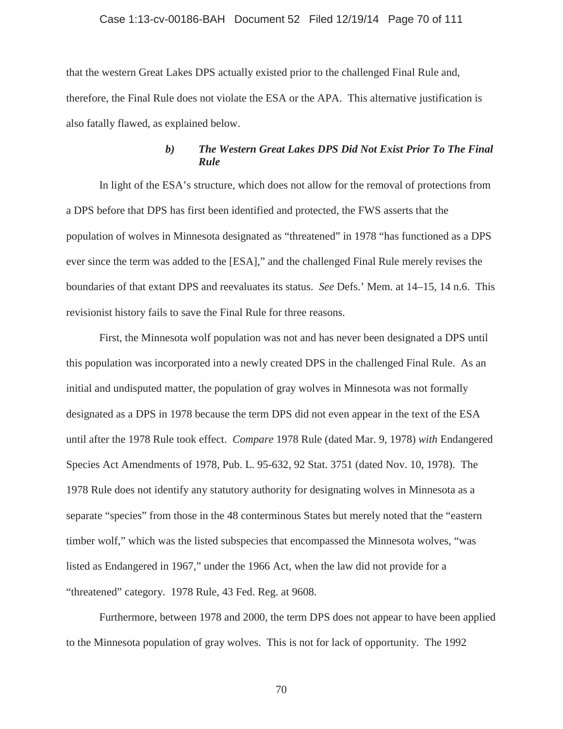that the western Great Lakes DPS actually existed prior to the challenged Final Rule and, therefore, the Final Rule does not violate the ESA or the APA. This alternative justification is also fatally flawed, as explained below.

#### *b) The Western Great Lakes DPS Did Not Exist Prior To The Final Rule*

In light of the ESA's structure, which does not allow for the removal of protections from a DPS before that DPS has first been identified and protected, the FWS asserts that the population of wolves in Minnesota designated as "threatened" in 1978 "has functioned as a DPS ever since the term was added to the [ESA]," and the challenged Final Rule merely revises the boundaries of that extant DPS and reevaluates its status. *See* Defs.' Mem. at 14–15, 14 n.6. This revisionist history fails to save the Final Rule for three reasons.

First, the Minnesota wolf population was not and has never been designated a DPS until this population was incorporated into a newly created DPS in the challenged Final Rule. As an initial and undisputed matter, the population of gray wolves in Minnesota was not formally designated as a DPS in 1978 because the term DPS did not even appear in the text of the ESA until after the 1978 Rule took effect. *Compare* 1978 Rule (dated Mar. 9, 1978) *with* Endangered Species Act Amendments of 1978, Pub. L. 95-632, 92 Stat. 3751 (dated Nov. 10, 1978). The 1978 Rule does not identify any statutory authority for designating wolves in Minnesota as a separate "species" from those in the 48 conterminous States but merely noted that the "eastern timber wolf," which was the listed subspecies that encompassed the Minnesota wolves, "was listed as Endangered in 1967," under the 1966 Act, when the law did not provide for a "threatened" category. 1978 Rule, 43 Fed. Reg. at 9608.

Furthermore, between 1978 and 2000, the term DPS does not appear to have been applied to the Minnesota population of gray wolves. This is not for lack of opportunity. The 1992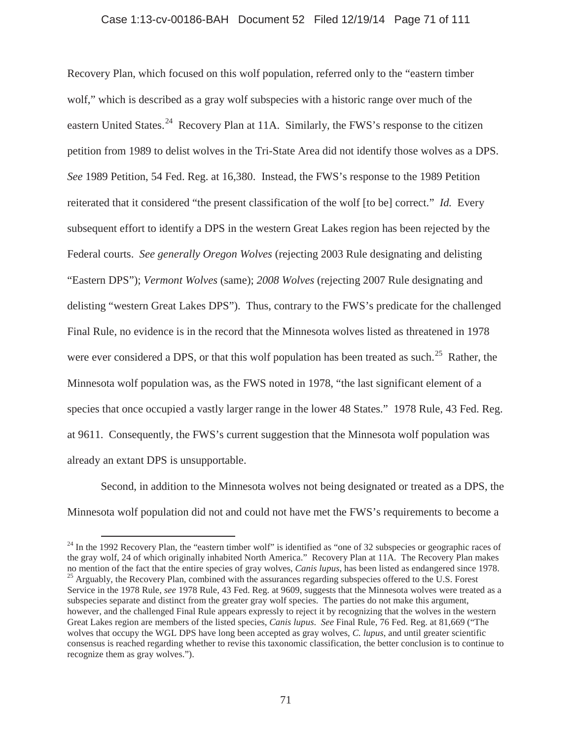Recovery Plan, which focused on this wolf population, referred only to the "eastern timber wolf," which is described as a gray wolf subspecies with a historic range over much of the eastern United States.[24] Recovery Plan at 11A. Similarly, the FWS's response to the citizen petition from 1989 to delist wolves in the Tri-State Area did not identify those wolves as a DPS. *See* 1989 Petition, 54 Fed. Reg. at 16,380. Instead, the FWS's response to the 1989 Petition reiterated that it considered "the present classification of the wolf [to be] correct." *Id.* Every subsequent effort to identify a DPS in the western Great Lakes region has been rejected by the Federal courts. *See generally Oregon Wolves* (rejecting 2003 Rule designating and delisting "Eastern DPS"); *Vermont Wolves* (same); *2008 Wolves* (rejecting 2007 Rule designating and delisting "western Great Lakes DPS"). Thus, contrary to the FWS's predicate for the challenged Final Rule, no evidence is in the record that the Minnesota wolves listed as threatened in 1978 were ever considered a DPS, or that this wolf population has been treated as such.[25] Rather, the Minnesota wolf population was, as the FWS noted in 1978, "the last significant element of a species that once occupied a vastly larger range in the lower 48 States." 1978 Rule, 43 Fed. Reg. at 9611. Consequently, the FWS's current suggestion that the Minnesota wolf population was already an extant DPS is unsupportable.

Second, in addition to the Minnesota wolves not being designated or treated as a DPS, the Minnesota wolf population did not and could not have met the FWS's requirements to become a

---

[24] In the 1992 Recovery Plan, the "eastern timber wolf" is identified as "one of 32 subspecies or geographic races of the gray wolf, 24 of which originally inhabited North America." Recovery Plan at 11A. The Recovery Plan makes no mention of the fact that the entire species of gray wolves, *Canis lupus*, has been listed as endangered since 1978.

[25] Arguably, the Recovery Plan, combined with the assurances regarding subspecies offered to the U.S. Forest Service in the 1978 Rule, *see* 1978 Rule, 43 Fed. Reg. at 9609, suggests that the Minnesota wolves were treated as a subspecies separate and distinct from the greater gray wolf species. The parties do not make this argument, however, and the challenged Final Rule appears expressly to reject it by recognizing that the wolves in the western Great Lakes region are members of the listed species, *Canis lupus*. *See* Final Rule, 76 Fed. Reg. at 81,669 ("The wolves that occupy the WGL DPS have long been accepted as gray wolves, *C. lupus*, and until greater scientific consensus is reached regarding whether to revise this taxonomic classification, the better conclusion is to continue to recognize them as gray wolves.").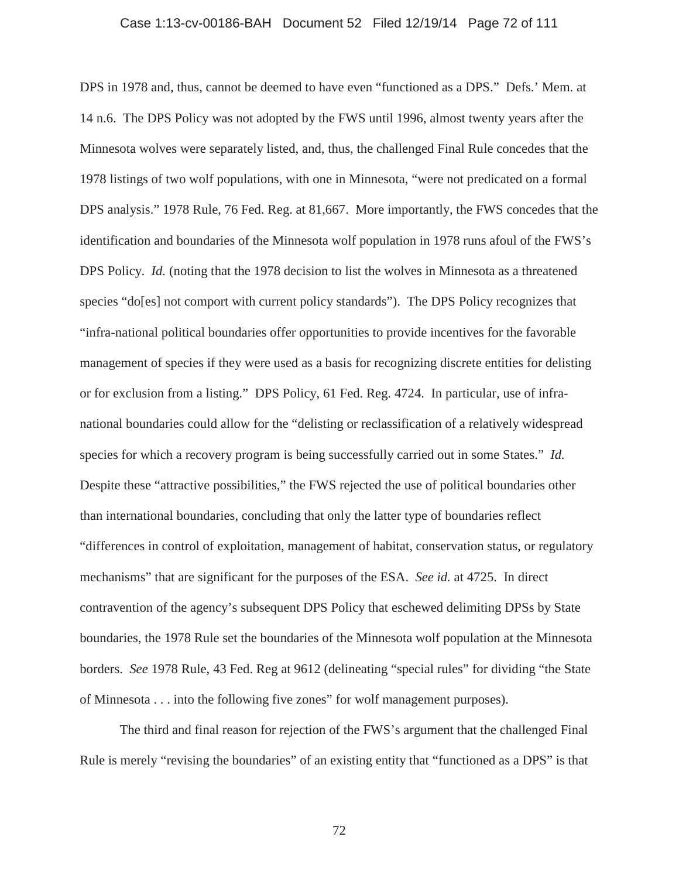DPS in 1978 and, thus, cannot be deemed to have even "functioned as a DPS." Defs.' Mem. at 14 n.6. The DPS Policy was not adopted by the FWS until 1996, almost twenty years after the Minnesota wolves were separately listed, and, thus, the challenged Final Rule concedes that the 1978 listings of two wolf populations, with one in Minnesota, "were not predicated on a formal DPS analysis." 1978 Rule, 76 Fed. Reg. at 81,667. More importantly, the FWS concedes that the identification and boundaries of the Minnesota wolf population in 1978 runs afoul of the FWS's DPS Policy. *Id.* (noting that the 1978 decision to list the wolves in Minnesota as a threatened species "do[es] not comport with current policy standards"). The DPS Policy recognizes that "infra-national political boundaries offer opportunities to provide incentives for the favorable management of species if they were used as a basis for recognizing discrete entities for delisting or for exclusion from a listing." DPS Policy, 61 Fed. Reg. 4724. In particular, use of infra-national boundaries could allow for the "delisting or reclassification of a relatively widespread species for which a recovery program is being successfully carried out in some States." *Id.* Despite these "attractive possibilities," the FWS rejected the use of political boundaries other than international boundaries, concluding that only the latter type of boundaries reflect "differences in control of exploitation, management of habitat, conservation status, or regulatory mechanisms" that are significant for the purposes of the ESA. *See id.* at 4725. In direct contravention of the agency's subsequent DPS Policy that eschewed delimiting DPSs by State boundaries, the 1978 Rule set the boundaries of the Minnesota wolf population at the Minnesota borders. *See* 1978 Rule, 43 Fed. Reg at 9612 (delineating "special rules" for dividing "the State of Minnesota . . . into the following five zones" for wolf management purposes).

The third and final reason for rejection of the FWS's argument that the challenged Final Rule is merely "revising the boundaries" of an existing entity that "functioned as a DPS" is that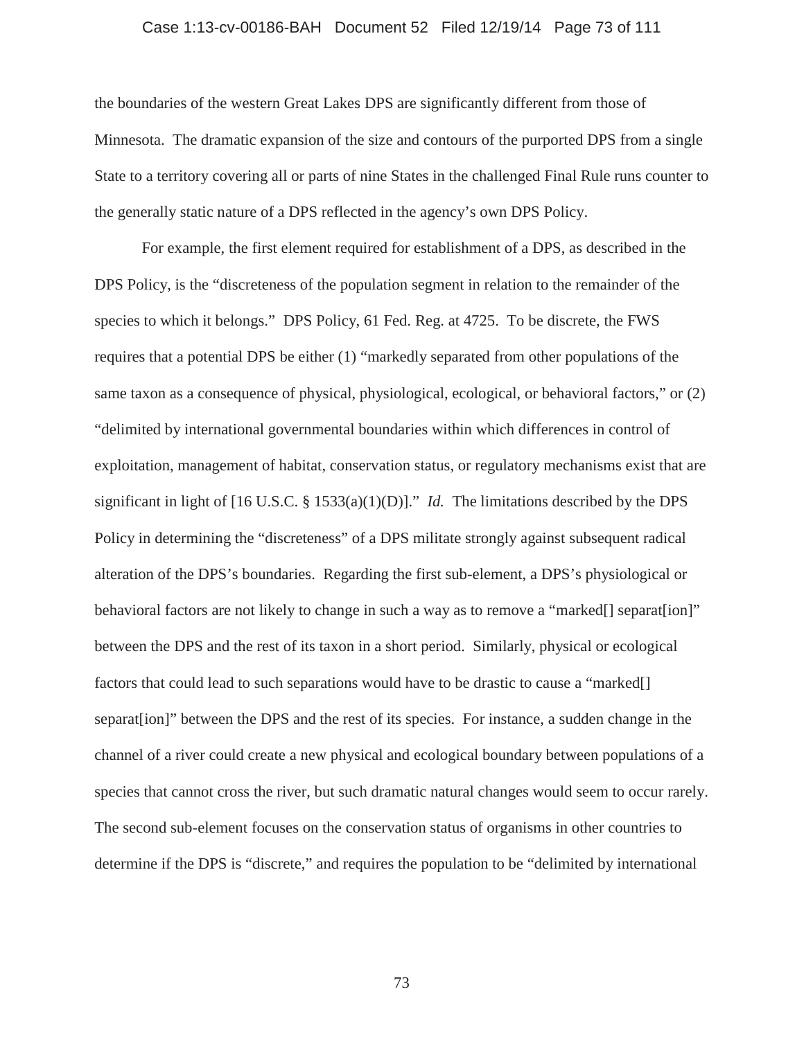the boundaries of the western Great Lakes DPS are significantly different from those of Minnesota. The dramatic expansion of the size and contours of the purported DPS from a single State to a territory covering all or parts of nine States in the challenged Final Rule runs counter to the generally static nature of a DPS reflected in the agency's own DPS Policy.

For example, the first element required for establishment of a DPS, as described in the DPS Policy, is the "discreteness of the population segment in relation to the remainder of the species to which it belongs." DPS Policy, 61 Fed. Reg. at 4725. To be discrete, the FWS requires that a potential DPS be either (1) "markedly separated from other populations of the same taxon as a consequence of physical, physiological, ecological, or behavioral factors," or (2) "delimited by international governmental boundaries within which differences in control of exploitation, management of habitat, conservation status, or regulatory mechanisms exist that are significant in light of [16 U.S.C. § 1533(a)(1)(D)]." *Id.* The limitations described by the DPS Policy in determining the "discreteness" of a DPS militate strongly against subsequent radical alteration of the DPS's boundaries. Regarding the first sub-element, a DPS's physiological or behavioral factors are not likely to change in such a way as to remove a "marked[] separat[ion]" between the DPS and the rest of its taxon in a short period. Similarly, physical or ecological factors that could lead to such separations would have to be drastic to cause a "marked[] separat[ion]" between the DPS and the rest of its species. For instance, a sudden change in the channel of a river could create a new physical and ecological boundary between populations of a species that cannot cross the river, but such dramatic natural changes would seem to occur rarely. The second sub-element focuses on the conservation status of organisms in other countries to determine if the DPS is "discrete," and requires the population to be "delimited by international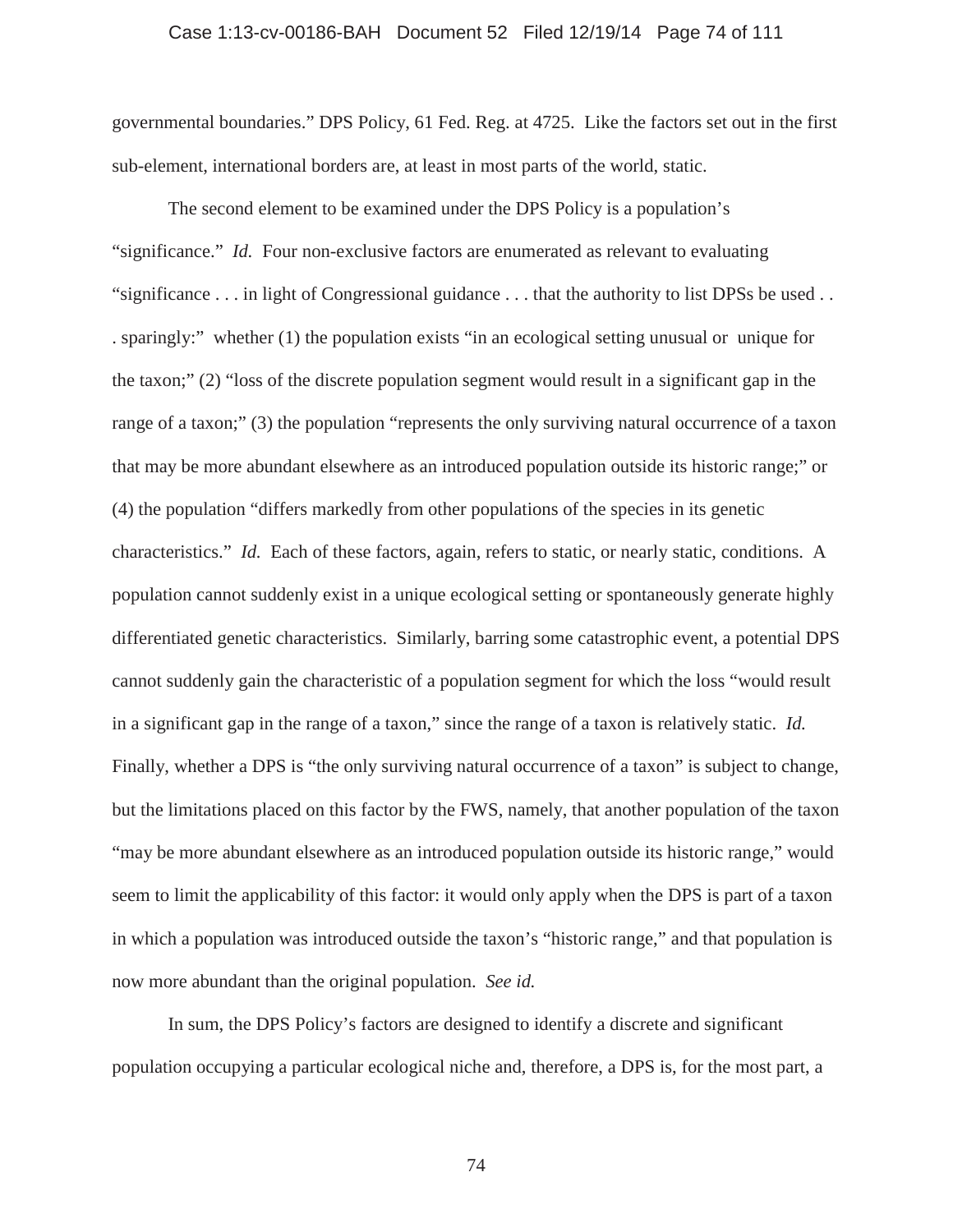governmental boundaries." DPS Policy, 61 Fed. Reg. at 4725. Like the factors set out in the first sub-element, international borders are, at least in most parts of the world, static.

The second element to be examined under the DPS Policy is a population's "significance." *Id.* Four non-exclusive factors are enumerated as relevant to evaluating "significance . . . in light of Congressional guidance . . . that the authority to list DPSs be used . . . sparingly:" whether (1) the population exists "in an ecological setting unusual or unique for the taxon;" (2) "loss of the discrete population segment would result in a significant gap in the range of a taxon;" (3) the population "represents the only surviving natural occurrence of a taxon that may be more abundant elsewhere as an introduced population outside its historic range;" or (4) the population "differs markedly from other populations of the species in its genetic characteristics." *Id.* Each of these factors, again, refers to static, or nearly static, conditions. A population cannot suddenly exist in a unique ecological setting or spontaneously generate highly differentiated genetic characteristics. Similarly, barring some catastrophic event, a potential DPS cannot suddenly gain the characteristic of a population segment for which the loss "would result in a significant gap in the range of a taxon," since the range of a taxon is relatively static. *Id.* Finally, whether a DPS is "the only surviving natural occurrence of a taxon" is subject to change, but the limitations placed on this factor by the FWS, namely, that another population of the taxon "may be more abundant elsewhere as an introduced population outside its historic range," would seem to limit the applicability of this factor: it would only apply when the DPS is part of a taxon in which a population was introduced outside the taxon's "historic range," and that population is now more abundant than the original population. *See id.*

In sum, the DPS Policy's factors are designed to identify a discrete and significant population occupying a particular ecological niche and, therefore, a DPS is, for the most part, a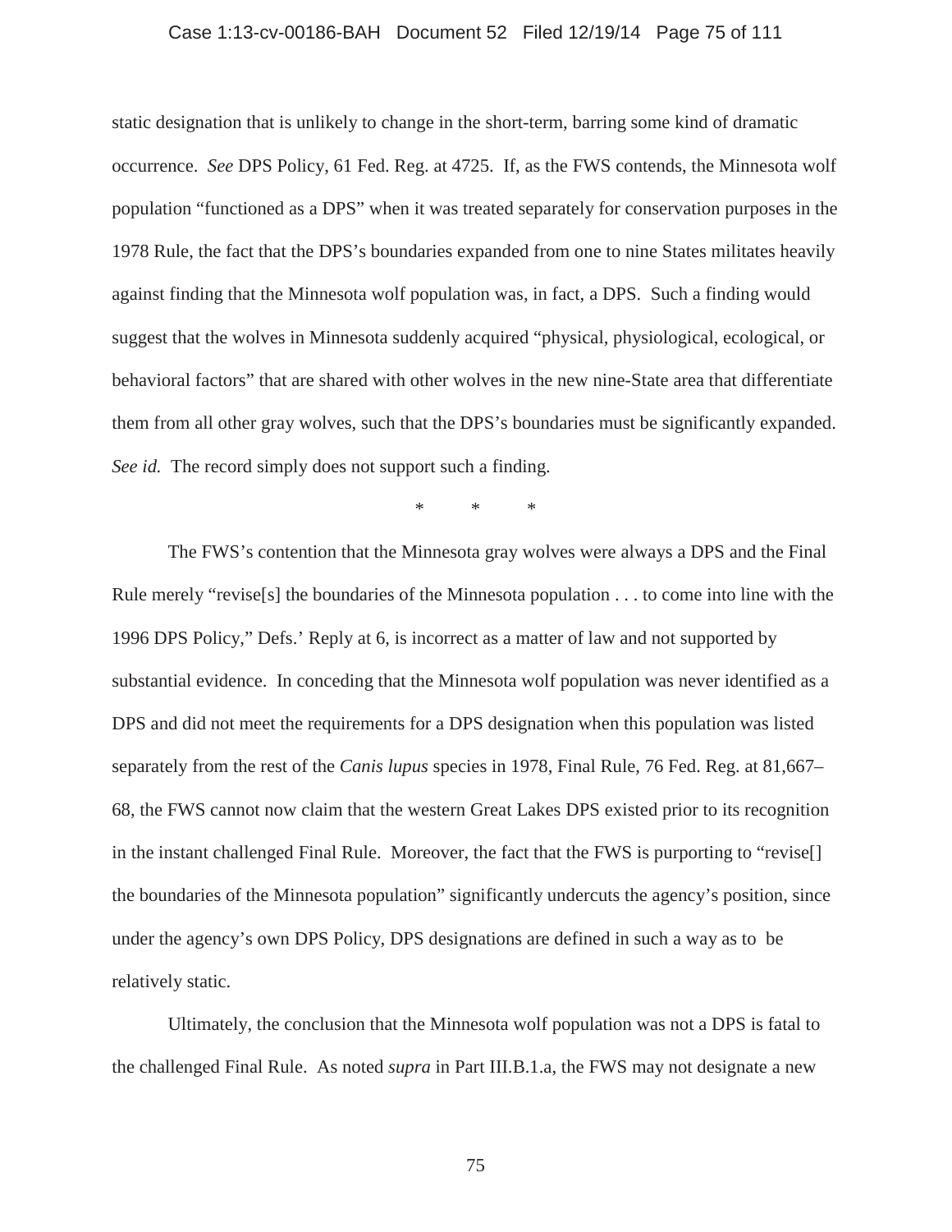static designation that is unlikely to change in the short-term, barring some kind of dramatic occurrence. *See* DPS Policy, 61 Fed. Reg. at 4725. If, as the FWS contends, the Minnesota wolf population "functioned as a DPS" when it was treated separately for conservation purposes in the 1978 Rule, the fact that the DPS's boundaries expanded from one to nine States militates heavily against finding that the Minnesota wolf population was, in fact, a DPS. Such a finding would suggest that the wolves in Minnesota suddenly acquired "physical, physiological, ecological, or behavioral factors" that are shared with other wolves in the new nine-State area that differentiate them from all other gray wolves, such that the DPS's boundaries must be significantly expanded. *See id.* The record simply does not support such a finding.

\* \* \*

The FWS's contention that the Minnesota gray wolves were always a DPS and the Final Rule merely "revise[s] the boundaries of the Minnesota population . . . to come into line with the 1996 DPS Policy," Defs.' Reply at 6, is incorrect as a matter of law and not supported by substantial evidence. In conceding that the Minnesota wolf population was never identified as a DPS and did not meet the requirements for a DPS designation when this population was listed separately from the rest of the *Canis lupus* species in 1978, Final Rule, 76 Fed. Reg. at 81,667–68, the FWS cannot now claim that the western Great Lakes DPS existed prior to its recognition in the instant challenged Final Rule. Moreover, the fact that the FWS is purporting to "revise[] the boundaries of the Minnesota population" significantly undercuts the agency's position, since under the agency's own DPS Policy, DPS designations are defined in such a way as to be relatively static.

Ultimately, the conclusion that the Minnesota wolf population was not a DPS is fatal to the challenged Final Rule. As noted *supra* in Part III.B.1.a, the FWS may not designate a new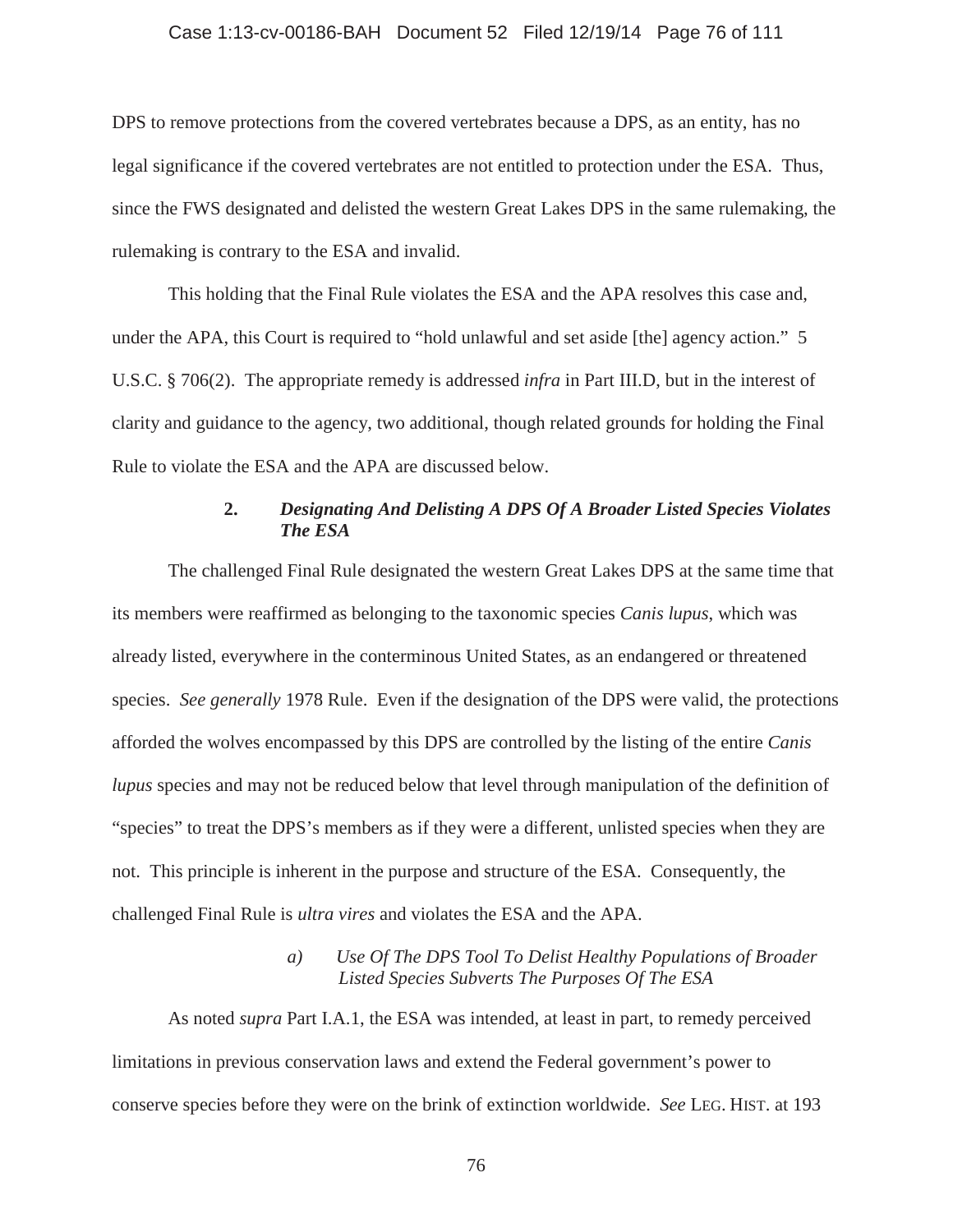DPS to remove protections from the covered vertebrates because a DPS, as an entity, has no legal significance if the covered vertebrates are not entitled to protection under the ESA. Thus, since the FWS designated and delisted the western Great Lakes DPS in the same rulemaking, the rulemaking is contrary to the ESA and invalid.

This holding that the Final Rule violates the ESA and the APA resolves this case and, under the APA, this Court is required to "hold unlawful and set aside [the] agency action." 5 U.S.C. § 706(2). The appropriate remedy is addressed *infra* in Part III.D, but in the interest of clarity and guidance to the agency, two additional, though related grounds for holding the Final Rule to violate the ESA and the APA are discussed below.

#### 2. *Designating And Delisting A DPS Of A Broader Listed Species Violates The ESA*

The challenged Final Rule designated the western Great Lakes DPS at the same time that its members were reaffirmed as belonging to the taxonomic species *Canis lupus*, which was already listed, everywhere in the conterminous United States, as an endangered or threatened species. *See generally* 1978 Rule. Even if the designation of the DPS were valid, the protections afforded the wolves encompassed by this DPS are controlled by the listing of the entire *Canis lupus* species and may not be reduced below that level through manipulation of the definition of "species" to treat the DPS's members as if they were a different, unlisted species when they are not. This principle is inherent in the purpose and structure of the ESA. Consequently, the challenged Final Rule is *ultra vires* and violates the ESA and the APA.

##### *a) Use Of The DPS Tool To Delist Healthy Populations of Broader Listed Species Subverts The Purposes Of The ESA*

As noted *supra* Part I.A.1, the ESA was intended, at least in part, to remedy perceived limitations in previous conservation laws and extend the Federal government's power to conserve species before they were on the brink of extinction worldwide. *See* LEG. HIST. at 193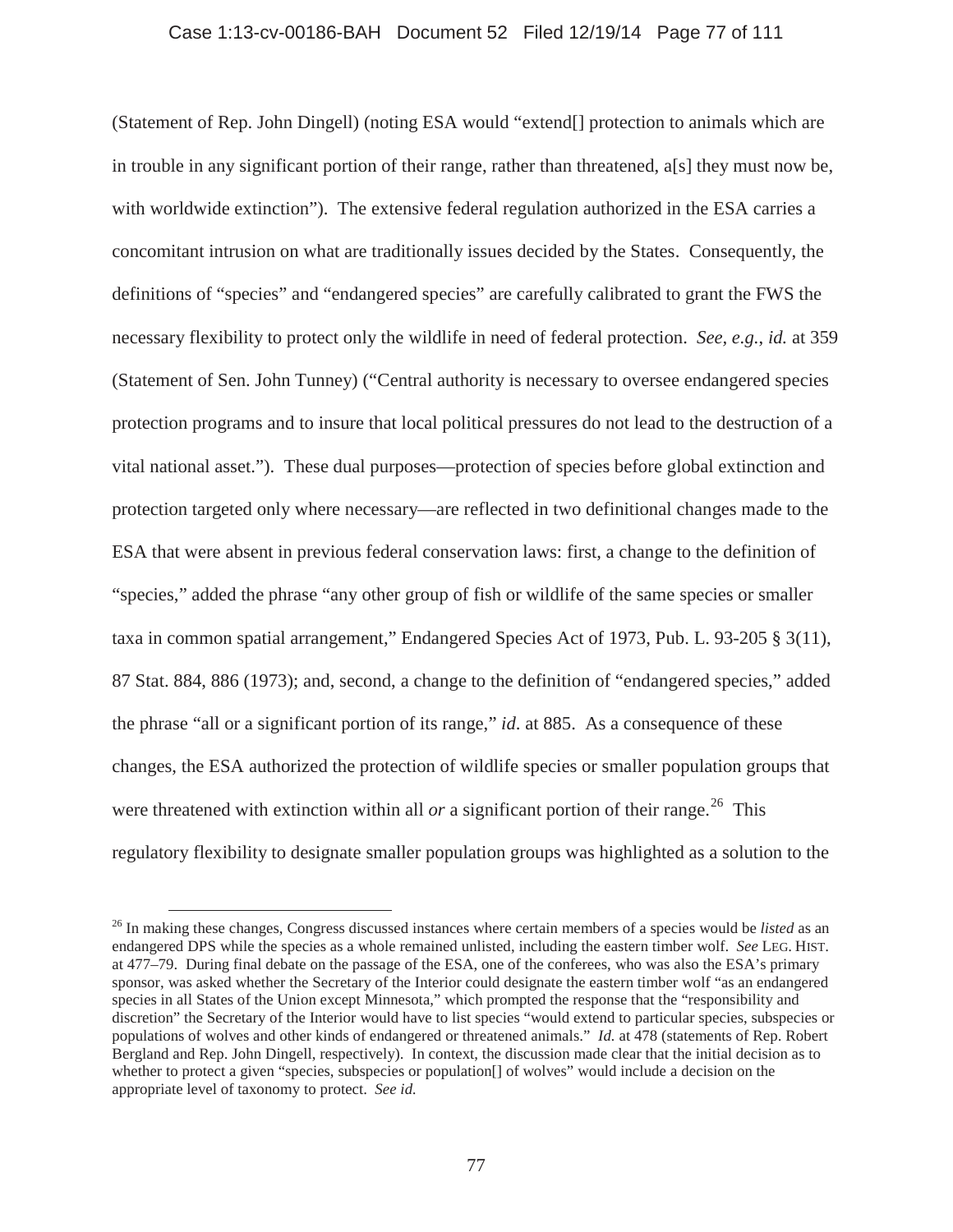(Statement of Rep. John Dingell) (noting ESA would "extend[] protection to animals which are in trouble in any significant portion of their range, rather than threatened, a[s] they must now be, with worldwide extinction"). The extensive federal regulation authorized in the ESA carries a concomitant intrusion on what are traditionally issues decided by the States. Consequently, the definitions of "species" and "endangered species" are carefully calibrated to grant the FWS the necessary flexibility to protect only the wildlife in need of federal protection. *See, e.g.*, *id.* at 359 (Statement of Sen. John Tunney) ("Central authority is necessary to oversee endangered species protection programs and to insure that local political pressures do not lead to the destruction of a vital national asset."). These dual purposes—protection of species before global extinction and protection targeted only where necessary—are reflected in two definitional changes made to the ESA that were absent in previous federal conservation laws: first, a change to the definition of "species," added the phrase "any other group of fish or wildlife of the same species or smaller taxa in common spatial arrangement," Endangered Species Act of 1973, Pub. L. 93-205 § 3(11), 87 Stat. 884, 886 (1973); and, second, a change to the definition of "endangered species," added the phrase "all or a significant portion of its range," *id*. at 885. As a consequence of these changes, the ESA authorized the protection of wildlife species or smaller population groups that were threatened with extinction within all *or* a significant portion of their range.[26] This regulatory flexibility to designate smaller population groups was highlighted as a solution to the

[26] In making these changes, Congress discussed instances where certain members of a species would be *listed* as an endangered DPS while the species as a whole remained unlisted, including the eastern timber wolf. *See* LEG. HIST. at 477–79. During final debate on the passage of the ESA, one of the conferees, who was also the ESA's primary sponsor, was asked whether the Secretary of the Interior could designate the eastern timber wolf "as an endangered species in all States of the Union except Minnesota," which prompted the response that the "responsibility and discretion" the Secretary of the Interior would have to list species "would extend to particular species, subspecies or populations of wolves and other kinds of endangered or threatened animals." *Id.* at 478 (statements of Rep. Robert Bergland and Rep. John Dingell, respectively). In context, the discussion made clear that the initial decision as to whether to protect a given "species, subspecies or population[] of wolves" would include a decision on the appropriate level of taxonomy to protect. *See id.*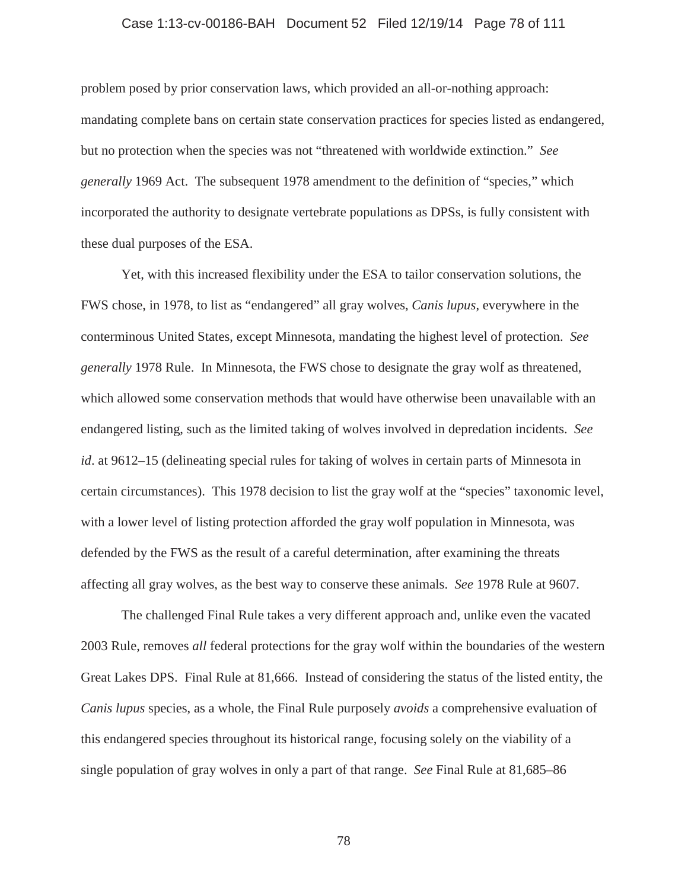problem posed by prior conservation laws, which provided an all-or-nothing approach: mandating complete bans on certain state conservation practices for species listed as endangered, but no protection when the species was not "threatened with worldwide extinction." *See generally* 1969 Act. The subsequent 1978 amendment to the definition of "species," which incorporated the authority to designate vertebrate populations as DPSs, is fully consistent with these dual purposes of the ESA.

Yet, with this increased flexibility under the ESA to tailor conservation solutions, the FWS chose, in 1978, to list as "endangered" all gray wolves, *Canis lupus*, everywhere in the conterminous United States, except Minnesota, mandating the highest level of protection. *See generally* 1978 Rule. In Minnesota, the FWS chose to designate the gray wolf as threatened, which allowed some conservation methods that would have otherwise been unavailable with an endangered listing, such as the limited taking of wolves involved in depredation incidents. *See id*. at 9612–15 (delineating special rules for taking of wolves in certain parts of Minnesota in certain circumstances). This 1978 decision to list the gray wolf at the "species" taxonomic level, with a lower level of listing protection afforded the gray wolf population in Minnesota, was defended by the FWS as the result of a careful determination, after examining the threats affecting all gray wolves, as the best way to conserve these animals. *See* 1978 Rule at 9607.

The challenged Final Rule takes a very different approach and, unlike even the vacated 2003 Rule, removes *all* federal protections for the gray wolf within the boundaries of the western Great Lakes DPS. Final Rule at 81,666. Instead of considering the status of the listed entity, the *Canis lupus* species, as a whole, the Final Rule purposely *avoids* a comprehensive evaluation of this endangered species throughout its historical range, focusing solely on the viability of a single population of gray wolves in only a part of that range. *See* Final Rule at 81,685–86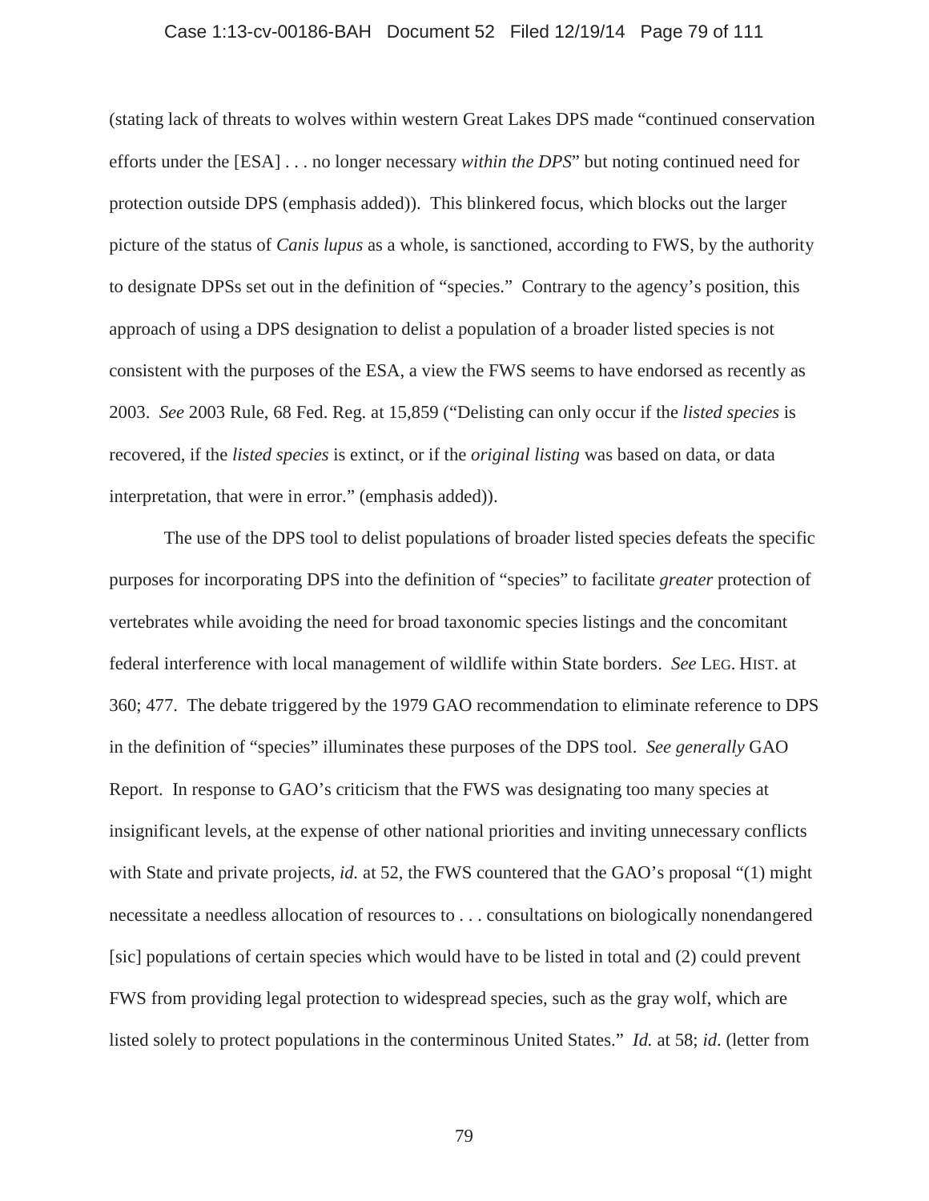(stating lack of threats to wolves within western Great Lakes DPS made "continued conservation efforts under the [ESA] . . . no longer necessary *within the DPS*" but noting continued need for protection outside DPS (emphasis added)). This blinkered focus, which blocks out the larger picture of the status of *Canis lupus* as a whole, is sanctioned, according to FWS, by the authority to designate DPSs set out in the definition of "species." Contrary to the agency's position, this approach of using a DPS designation to delist a population of a broader listed species is not consistent with the purposes of the ESA, a view the FWS seems to have endorsed as recently as 2003. *See* 2003 Rule, 68 Fed. Reg. at 15,859 ("Delisting can only occur if the *listed species* is recovered, if the *listed species* is extinct, or if the *original listing* was based on data, or data interpretation, that were in error." (emphasis added)).

The use of the DPS tool to delist populations of broader listed species defeats the specific purposes for incorporating DPS into the definition of "species" to facilitate *greater* protection of vertebrates while avoiding the need for broad taxonomic species listings and the concomitant federal interference with local management of wildlife within State borders. *See* LEG. HIST. at 360; 477. The debate triggered by the 1979 GAO recommendation to eliminate reference to DPS in the definition of "species" illuminates these purposes of the DPS tool. *See generally* GAO Report. In response to GAO's criticism that the FWS was designating too many species at insignificant levels, at the expense of other national priorities and inviting unnecessary conflicts with State and private projects, *id.* at 52, the FWS countered that the GAO's proposal "(1) might necessitate a needless allocation of resources to . . . consultations on biologically nonendangered [sic] populations of certain species which would have to be listed in total and (2) could prevent FWS from providing legal protection to widespread species, such as the gray wolf, which are listed solely to protect populations in the conterminous United States." *Id.* at 58; *id.* (letter from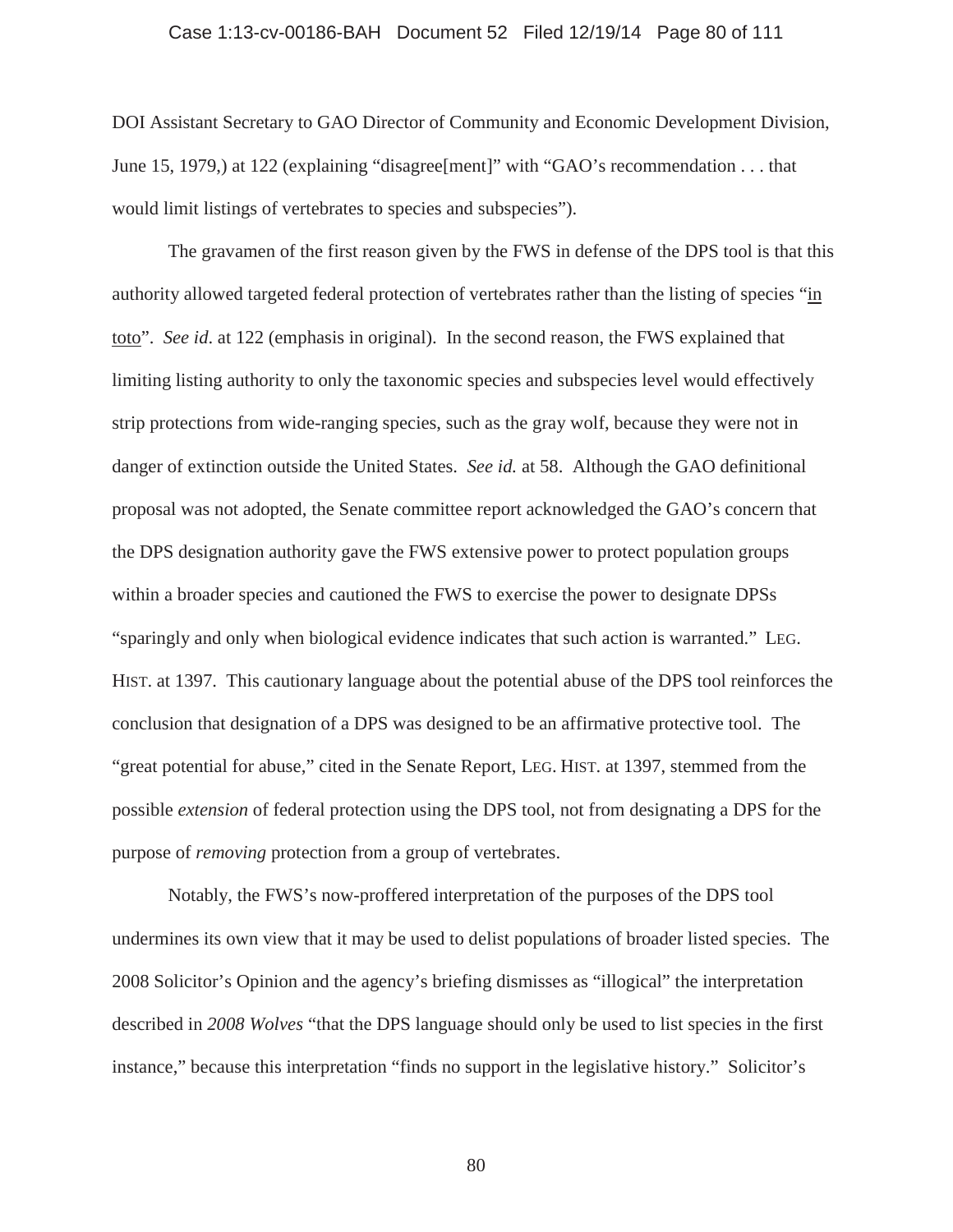DOI Assistant Secretary to GAO Director of Community and Economic Development Division, June 15, 1979,) at 122 (explaining "disagree[ment]" with "GAO's recommendation . . . that would limit listings of vertebrates to species and subspecies").

The gravamen of the first reason given by the FWS in defense of the DPS tool is that this authority allowed targeted federal protection of vertebrates rather than the listing of species "in toto". *See id*. at 122 (emphasis in original). In the second reason, the FWS explained that limiting listing authority to only the taxonomic species and subspecies level would effectively strip protections from wide-ranging species, such as the gray wolf, because they were not in danger of extinction outside the United States. *See id.* at 58. Although the GAO definitional proposal was not adopted, the Senate committee report acknowledged the GAO's concern that the DPS designation authority gave the FWS extensive power to protect population groups within a broader species and cautioned the FWS to exercise the power to designate DPSs "sparingly and only when biological evidence indicates that such action is warranted." LEG. HIST. at 1397. This cautionary language about the potential abuse of the DPS tool reinforces the conclusion that designation of a DPS was designed to be an affirmative protective tool. The "great potential for abuse," cited in the Senate Report, LEG. HIST. at 1397, stemmed from the possible *extension* of federal protection using the DPS tool, not from designating a DPS for the purpose of *removing* protection from a group of vertebrates.

Notably, the FWS's now-proffered interpretation of the purposes of the DPS tool undermines its own view that it may be used to delist populations of broader listed species. The 2008 Solicitor's Opinion and the agency's briefing dismisses as "illogical" the interpretation described in *2008 Wolves* "that the DPS language should only be used to list species in the first instance," because this interpretation "finds no support in the legislative history." Solicitor's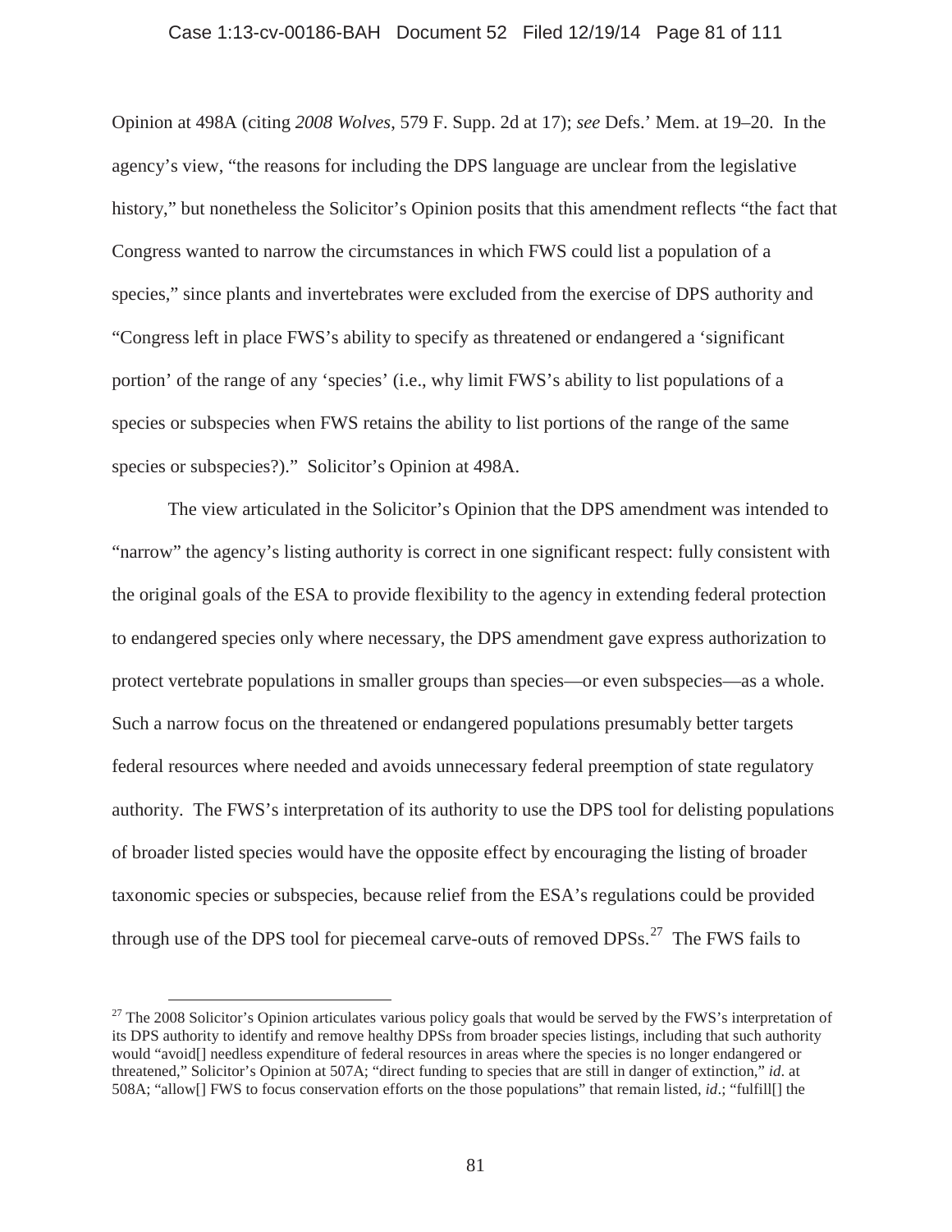Opinion at 498A (citing *2008 Wolves*, 579 F. Supp. 2d at 17); *see* Defs.' Mem. at 19–20. In the agency's view, "the reasons for including the DPS language are unclear from the legislative history," but nonetheless the Solicitor's Opinion posits that this amendment reflects "the fact that Congress wanted to narrow the circumstances in which FWS could list a population of a species," since plants and invertebrates were excluded from the exercise of DPS authority and "Congress left in place FWS's ability to specify as threatened or endangered a 'significant portion' of the range of any 'species' (i.e., why limit FWS's ability to list populations of a species or subspecies when FWS retains the ability to list portions of the range of the same species or subspecies?)." Solicitor's Opinion at 498A.

The view articulated in the Solicitor's Opinion that the DPS amendment was intended to "narrow" the agency's listing authority is correct in one significant respect: fully consistent with the original goals of the ESA to provide flexibility to the agency in extending federal protection to endangered species only where necessary, the DPS amendment gave express authorization to protect vertebrate populations in smaller groups than species—or even subspecies—as a whole. Such a narrow focus on the threatened or endangered populations presumably better targets federal resources where needed and avoids unnecessary federal preemption of state regulatory authority. The FWS's interpretation of its authority to use the DPS tool for delisting populations of broader listed species would have the opposite effect by encouraging the listing of broader taxonomic species or subspecies, because relief from the ESA's regulations could be provided through use of the DPS tool for piecemeal carve-outs of removed DPSs.[27] The FWS fails to

[27] The 2008 Solicitor's Opinion articulates various policy goals that would be served by the FWS's interpretation of its DPS authority to identify and remove healthy DPSs from broader species listings, including that such authority would "avoid[] needless expenditure of federal resources in areas where the species is no longer endangered or threatened," Solicitor's Opinion at 507A; "direct funding to species that are still in danger of extinction," *id*. at 508A; "allow[] FWS to focus conservation efforts on the those populations" that remain listed, *id*.; "fulfill[] the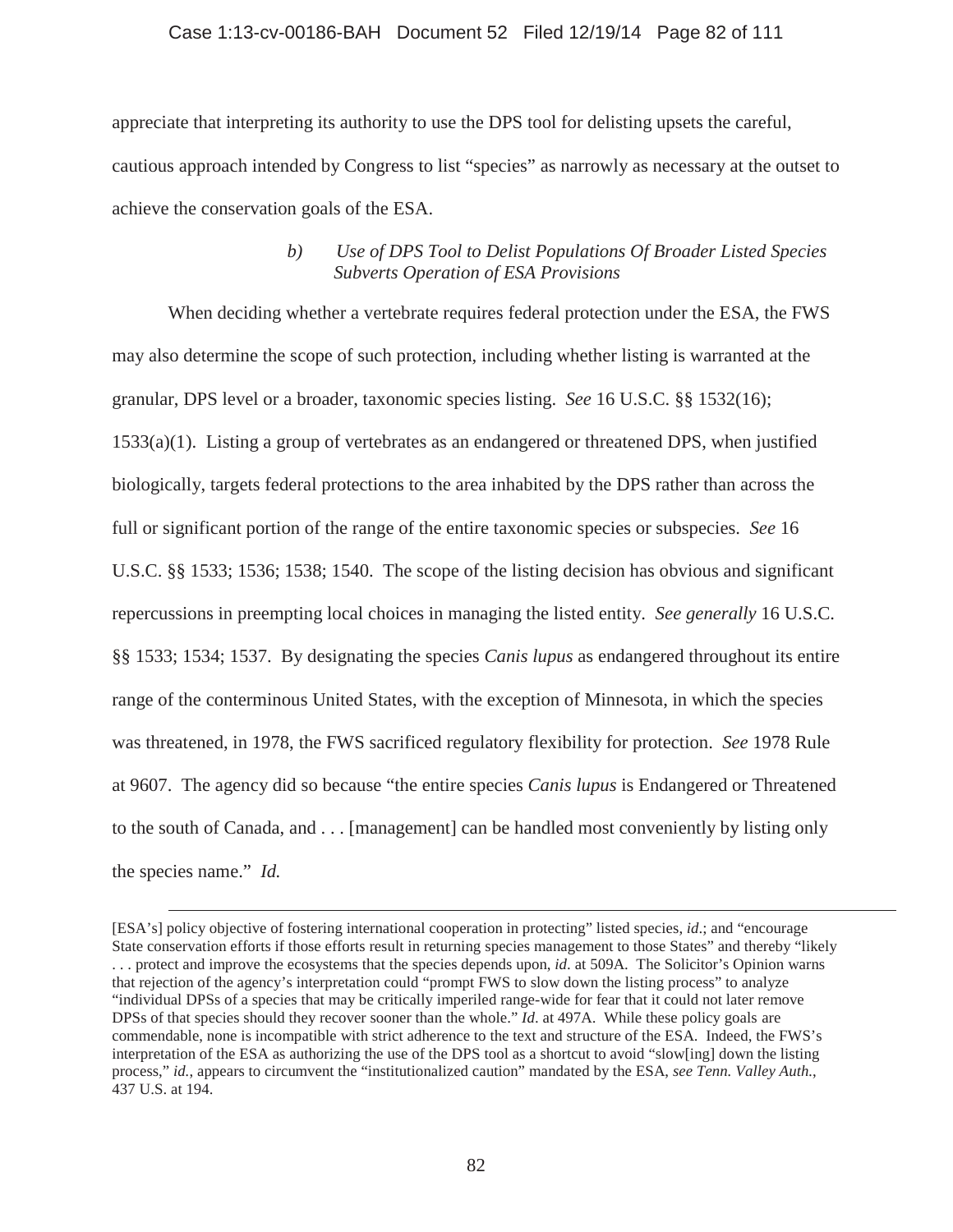appreciate that interpreting its authority to use the DPS tool for delisting upsets the careful, cautious approach intended by Congress to list "species" as narrowly as necessary at the outset to achieve the conservation goals of the ESA.

##### *b) Use of DPS Tool to Delist Populations Of Broader Listed Species Subverts Operation of ESA Provisions*

When deciding whether a vertebrate requires federal protection under the ESA, the FWS may also determine the scope of such protection, including whether listing is warranted at the granular, DPS level or a broader, taxonomic species listing. *See* 16 U.S.C. §§ 1532(16); 1533(a)(1). Listing a group of vertebrates as an endangered or threatened DPS, when justified biologically, targets federal protections to the area inhabited by the DPS rather than across the full or significant portion of the range of the entire taxonomic species or subspecies. *See* 16 U.S.C. §§ 1533; 1536; 1538; 1540. The scope of the listing decision has obvious and significant repercussions in preempting local choices in managing the listed entity. *See generally* 16 U.S.C. §§ 1533; 1534; 1537. By designating the species *Canis lupus* as endangered throughout its entire range of the conterminous United States, with the exception of Minnesota, in which the species was threatened, in 1978, the FWS sacrificed regulatory flexibility for protection. *See* 1978 Rule at 9607. The agency did so because "the entire species *Canis lupus* is Endangered or Threatened to the south of Canada, and . . . [management] can be handled most conveniently by listing only the species name." *Id.*

---

[ESA's] policy objective of fostering international cooperation in protecting" listed species, *id*.; and "encourage State conservation efforts if those efforts result in returning species management to those States" and thereby "likely . . . protect and improve the ecosystems that the species depends upon, *id*. at 509A. The Solicitor's Opinion warns that rejection of the agency's interpretation could "prompt FWS to slow down the listing process" to analyze "individual DPSs of a species that may be critically imperiled range-wide for fear that it could not later remove DPSs of that species should they recover sooner than the whole." *Id*. at 497A. While these policy goals are commendable, none is incompatible with strict adherence to the text and structure of the ESA. Indeed, the FWS's interpretation of the ESA as authorizing the use of the DPS tool as a shortcut to avoid "slow[ing] down the listing process," *id.*, appears to circumvent the "institutionalized caution" mandated by the ESA, *see Tenn. Valley Auth.*, 437 U.S. at 194.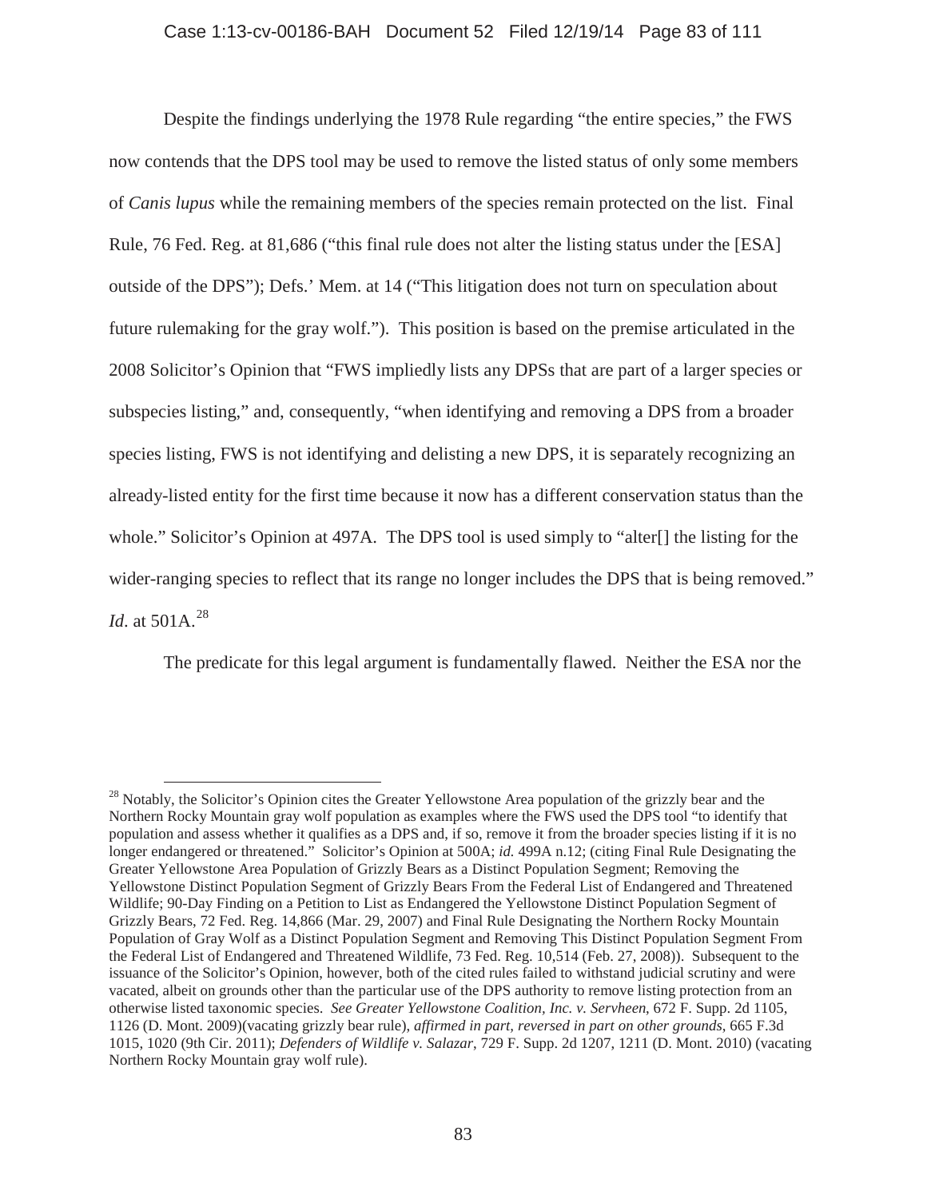Despite the findings underlying the 1978 Rule regarding "the entire species," the FWS now contends that the DPS tool may be used to remove the listed status of only some members of *Canis lupus* while the remaining members of the species remain protected on the list. Final Rule, 76 Fed. Reg. at 81,686 ("this final rule does not alter the listing status under the [ESA] outside of the DPS"); Defs.' Mem. at 14 ("This litigation does not turn on speculation about future rulemaking for the gray wolf."). This position is based on the premise articulated in the 2008 Solicitor's Opinion that "FWS impliedly lists any DPSs that are part of a larger species or subspecies listing," and, consequently, "when identifying and removing a DPS from a broader species listing, FWS is not identifying and delisting a new DPS, it is separately recognizing an already-listed entity for the first time because it now has a different conservation status than the whole." Solicitor's Opinion at 497A. The DPS tool is used simply to "alter[] the listing for the wider-ranging species to reflect that its range no longer includes the DPS that is being removed." *Id.* at 501A.[28]

The predicate for this legal argument is fundamentally flawed. Neither the ESA nor the

---

[28] Notably, the Solicitor's Opinion cites the Greater Yellowstone Area population of the grizzly bear and the Northern Rocky Mountain gray wolf population as examples where the FWS used the DPS tool "to identify that population and assess whether it qualifies as a DPS and, if so, remove it from the broader species listing if it is no longer endangered or threatened." Solicitor's Opinion at 500A; *id.* 499A n.12; (citing Final Rule Designating the Greater Yellowstone Area Population of Grizzly Bears as a Distinct Population Segment; Removing the Yellowstone Distinct Population Segment of Grizzly Bears From the Federal List of Endangered and Threatened Wildlife; 90-Day Finding on a Petition to List as Endangered the Yellowstone Distinct Population Segment of Grizzly Bears, 72 Fed. Reg. 14,866 (Mar. 29, 2007) and Final Rule Designating the Northern Rocky Mountain Population of Gray Wolf as a Distinct Population Segment and Removing This Distinct Population Segment From the Federal List of Endangered and Threatened Wildlife, 73 Fed. Reg. 10,514 (Feb. 27, 2008)). Subsequent to the issuance of the Solicitor's Opinion, however, both of the cited rules failed to withstand judicial scrutiny and were vacated, albeit on grounds other than the particular use of the DPS authority to remove listing protection from an otherwise listed taxonomic species. *See Greater Yellowstone Coalition, Inc. v. Servheen*, 672 F. Supp. 2d 1105, 1126 (D. Mont. 2009)(vacating grizzly bear rule), *affirmed in part, reversed in part on other grounds*, 665 F.3d 1015, 1020 (9th Cir. 2011); *Defenders of Wildlife v. Salazar*, 729 F. Supp. 2d 1207, 1211 (D. Mont. 2010) (vacating Northern Rocky Mountain gray wolf rule).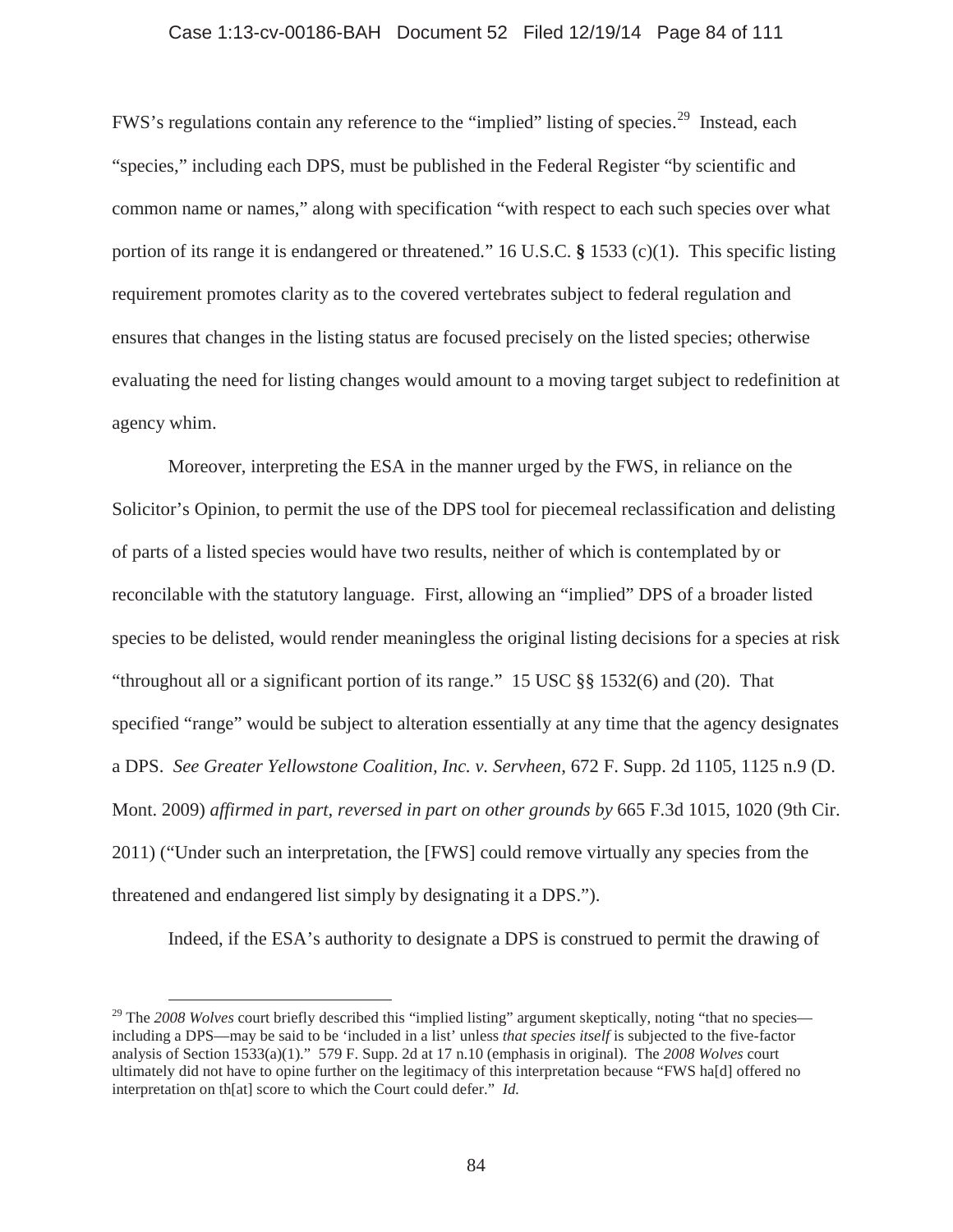FWS's regulations contain any reference to the "implied" listing of species.[29] Instead, each "species," including each DPS, must be published in the Federal Register "by scientific and common name or names," along with specification "with respect to each such species over what portion of its range it is endangered or threatened." 16 U.S.C. **§** 1533 (c)(1). This specific listing requirement promotes clarity as to the covered vertebrates subject to federal regulation and ensures that changes in the listing status are focused precisely on the listed species; otherwise evaluating the need for listing changes would amount to a moving target subject to redefinition at agency whim.

Moreover, interpreting the ESA in the manner urged by the FWS, in reliance on the Solicitor's Opinion, to permit the use of the DPS tool for piecemeal reclassification and delisting of parts of a listed species would have two results, neither of which is contemplated by or reconcilable with the statutory language. First, allowing an "implied" DPS of a broader listed species to be delisted, would render meaningless the original listing decisions for a species at risk "throughout all or a significant portion of its range." 15 USC §§ 1532(6) and (20). That specified "range" would be subject to alteration essentially at any time that the agency designates a DPS. *See Greater Yellowstone Coalition, Inc. v. Servheen*, 672 F. Supp. 2d 1105, 1125 n.9 (D. Mont. 2009) *affirmed in part, reversed in part on other grounds by* 665 F.3d 1015, 1020 (9th Cir. 2011) ("Under such an interpretation, the [FWS] could remove virtually any species from the threatened and endangered list simply by designating it a DPS.").

Indeed, if the ESA's authority to designate a DPS is construed to permit the drawing of

---

[29] The *2008 Wolves* court briefly described this "implied listing" argument skeptically, noting "that no species—including a DPS—may be said to be 'included in a list' unless *that species itself* is subjected to the five-factor analysis of Section 1533(a)(1)." 579 F. Supp. 2d at 17 n.10 (emphasis in original). The *2008 Wolves* court ultimately did not have to opine further on the legitimacy of this interpretation because "FWS ha[d] offered no interpretation on th[at] score to which the Court could defer." *Id.*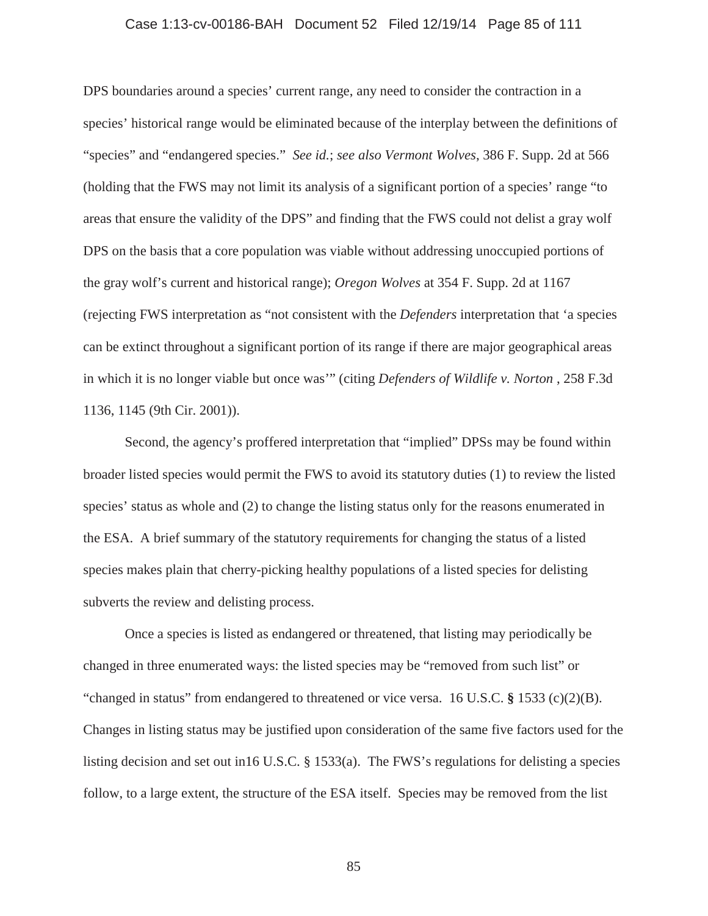DPS boundaries around a species' current range, any need to consider the contraction in a species' historical range would be eliminated because of the interplay between the definitions of "species" and "endangered species." *See id.*; *see also Vermont Wolves*, 386 F. Supp. 2d at 566 (holding that the FWS may not limit its analysis of a significant portion of a species' range "to areas that ensure the validity of the DPS" and finding that the FWS could not delist a gray wolf DPS on the basis that a core population was viable without addressing unoccupied portions of the gray wolf's current and historical range); *Oregon Wolves* at 354 F. Supp. 2d at 1167 (rejecting FWS interpretation as "not consistent with the *Defenders* interpretation that 'a species can be extinct throughout a significant portion of its range if there are major geographical areas in which it is no longer viable but once was'" (citing *Defenders of Wildlife v. Norton* , 258 F.3d 1136, 1145 (9th Cir. 2001)).

Second, the agency's proffered interpretation that "implied" DPSs may be found within broader listed species would permit the FWS to avoid its statutory duties (1) to review the listed species' status as whole and (2) to change the listing status only for the reasons enumerated in the ESA. A brief summary of the statutory requirements for changing the status of a listed species makes plain that cherry-picking healthy populations of a listed species for delisting subverts the review and delisting process.

Once a species is listed as endangered or threatened, that listing may periodically be changed in three enumerated ways: the listed species may be "removed from such list" or "changed in status" from endangered to threatened or vice versa. 16 U.S.C. § 1533 (c)(2)(B). Changes in listing status may be justified upon consideration of the same five factors used for the listing decision and set out in16 U.S.C. § 1533(a). The FWS's regulations for delisting a species follow, to a large extent, the structure of the ESA itself. Species may be removed from the list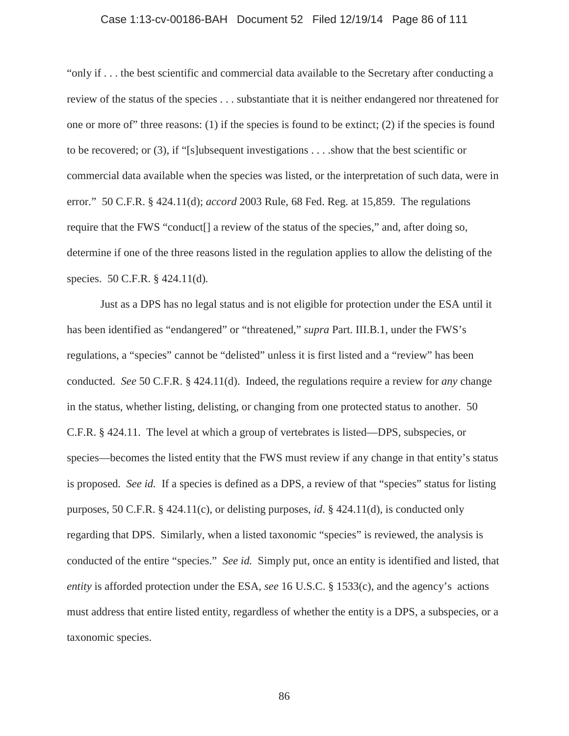"only if . . . the best scientific and commercial data available to the Secretary after conducting a review of the status of the species . . . substantiate that it is neither endangered nor threatened for one or more of" three reasons: (1) if the species is found to be extinct; (2) if the species is found to be recovered; or (3), if "[s]ubsequent investigations . . . .show that the best scientific or commercial data available when the species was listed, or the interpretation of such data, were in error." 50 C.F.R. § 424.11(d); *accord* 2003 Rule, 68 Fed. Reg. at 15,859. The regulations require that the FWS "conduct[] a review of the status of the species," and, after doing so, determine if one of the three reasons listed in the regulation applies to allow the delisting of the species. 50 C.F.R. § 424.11(d).

Just as a DPS has no legal status and is not eligible for protection under the ESA until it has been identified as "endangered" or "threatened," *supra* Part. III.B.1, under the FWS's regulations, a "species" cannot be "delisted" unless it is first listed and a "review" has been conducted. *See* 50 C.F.R. § 424.11(d). Indeed, the regulations require a review for *any* change in the status, whether listing, delisting, or changing from one protected status to another. 50 C.F.R. § 424.11. The level at which a group of vertebrates is listed—DPS, subspecies, or species—becomes the listed entity that the FWS must review if any change in that entity's status is proposed. *See id.* If a species is defined as a DPS, a review of that "species" status for listing purposes, 50 C.F.R. § 424.11(c), or delisting purposes, *id*. § 424.11(d), is conducted only regarding that DPS. Similarly, when a listed taxonomic "species" is reviewed, the analysis is conducted of the entire "species." *See id.* Simply put, once an entity is identified and listed, that *entity* is afforded protection under the ESA, *see* 16 U.S.C. § 1533(c), and the agency's actions must address that entire listed entity, regardless of whether the entity is a DPS, a subspecies, or a taxonomic species.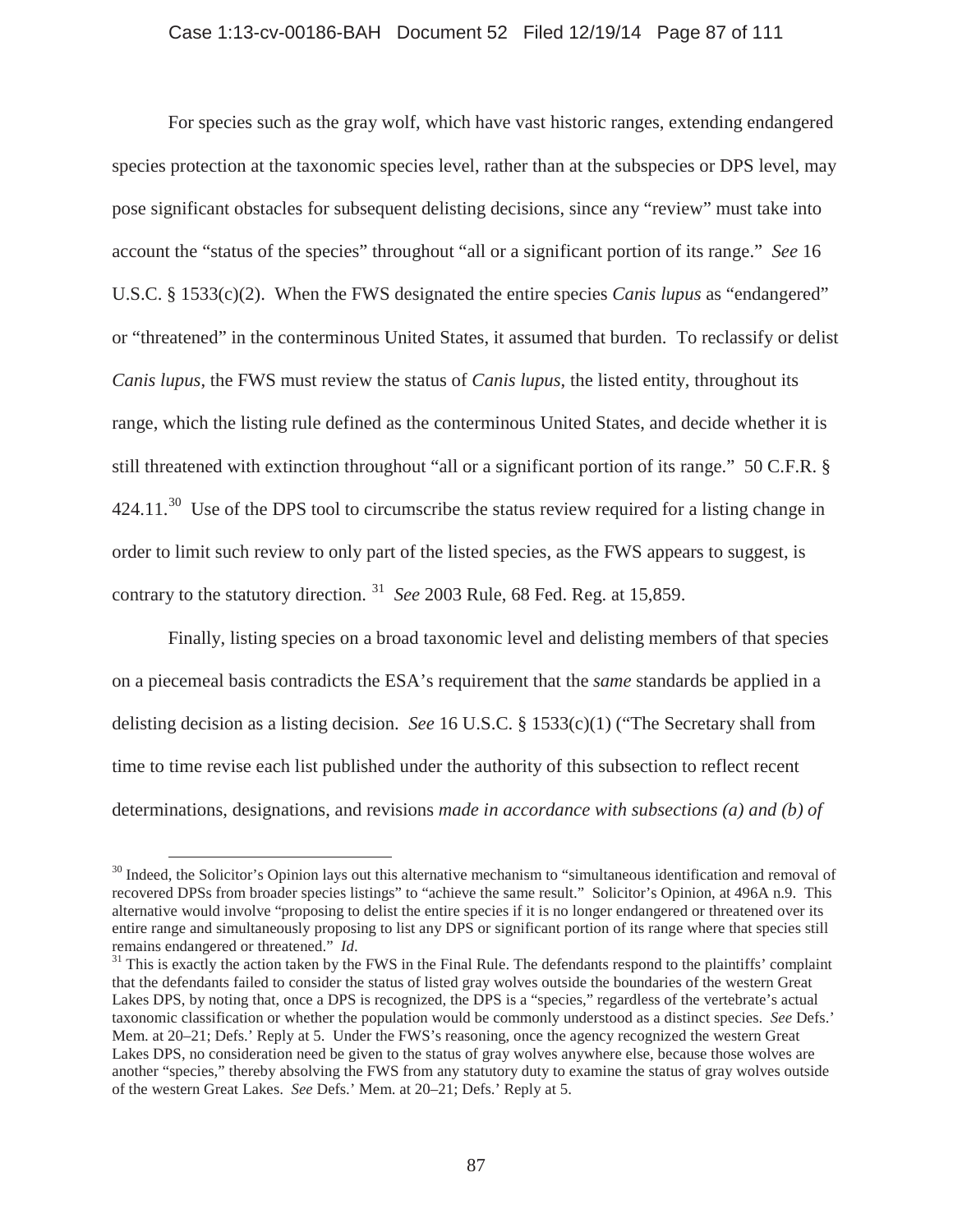For species such as the gray wolf, which have vast historic ranges, extending endangered species protection at the taxonomic species level, rather than at the subspecies or DPS level, may pose significant obstacles for subsequent delisting decisions, since any "review" must take into account the "status of the species" throughout "all or a significant portion of its range." *See* 16 U.S.C. § 1533(c)(2). When the FWS designated the entire species *Canis lupus* as "endangered" or "threatened" in the conterminous United States, it assumed that burden. To reclassify or delist *Canis lupus*, the FWS must review the status of *Canis lupus*, the listed entity, throughout its range, which the listing rule defined as the conterminous United States, and decide whether it is still threatened with extinction throughout "all or a significant portion of its range." 50 C.F.R. § 424.11.[30] Use of the DPS tool to circumscribe the status review required for a listing change in order to limit such review to only part of the listed species, as the FWS appears to suggest, is contrary to the statutory direction. [31] *See* 2003 Rule, 68 Fed. Reg. at 15,859.

Finally, listing species on a broad taxonomic level and delisting members of that species on a piecemeal basis contradicts the ESA's requirement that the *same* standards be applied in a delisting decision as a listing decision. *See* 16 U.S.C. § 1533(c)(1) ("The Secretary shall from time to time revise each list published under the authority of this subsection to reflect recent determinations, designations, and revisions *made in accordance with subsections (a) and (b) of*

---

[30] Indeed, the Solicitor's Opinion lays out this alternative mechanism to "simultaneous identification and removal of recovered DPSs from broader species listings" to "achieve the same result." Solicitor's Opinion, at 496A n.9. This alternative would involve "proposing to delist the entire species if it is no longer endangered or threatened over its entire range and simultaneously proposing to list any DPS or significant portion of its range where that species still remains endangered or threatened." *Id*.

[31] This is exactly the action taken by the FWS in the Final Rule. The defendants respond to the plaintiffs' complaint that the defendants failed to consider the status of listed gray wolves outside the boundaries of the western Great Lakes DPS, by noting that, once a DPS is recognized, the DPS is a "species," regardless of the vertebrate's actual taxonomic classification or whether the population would be commonly understood as a distinct species. *See* Defs.' Mem. at 20–21; Defs.' Reply at 5. Under the FWS's reasoning, once the agency recognized the western Great Lakes DPS, no consideration need be given to the status of gray wolves anywhere else, because those wolves are another "species," thereby absolving the FWS from any statutory duty to examine the status of gray wolves outside of the western Great Lakes. *See* Defs.' Mem. at 20–21; Defs.' Reply at 5.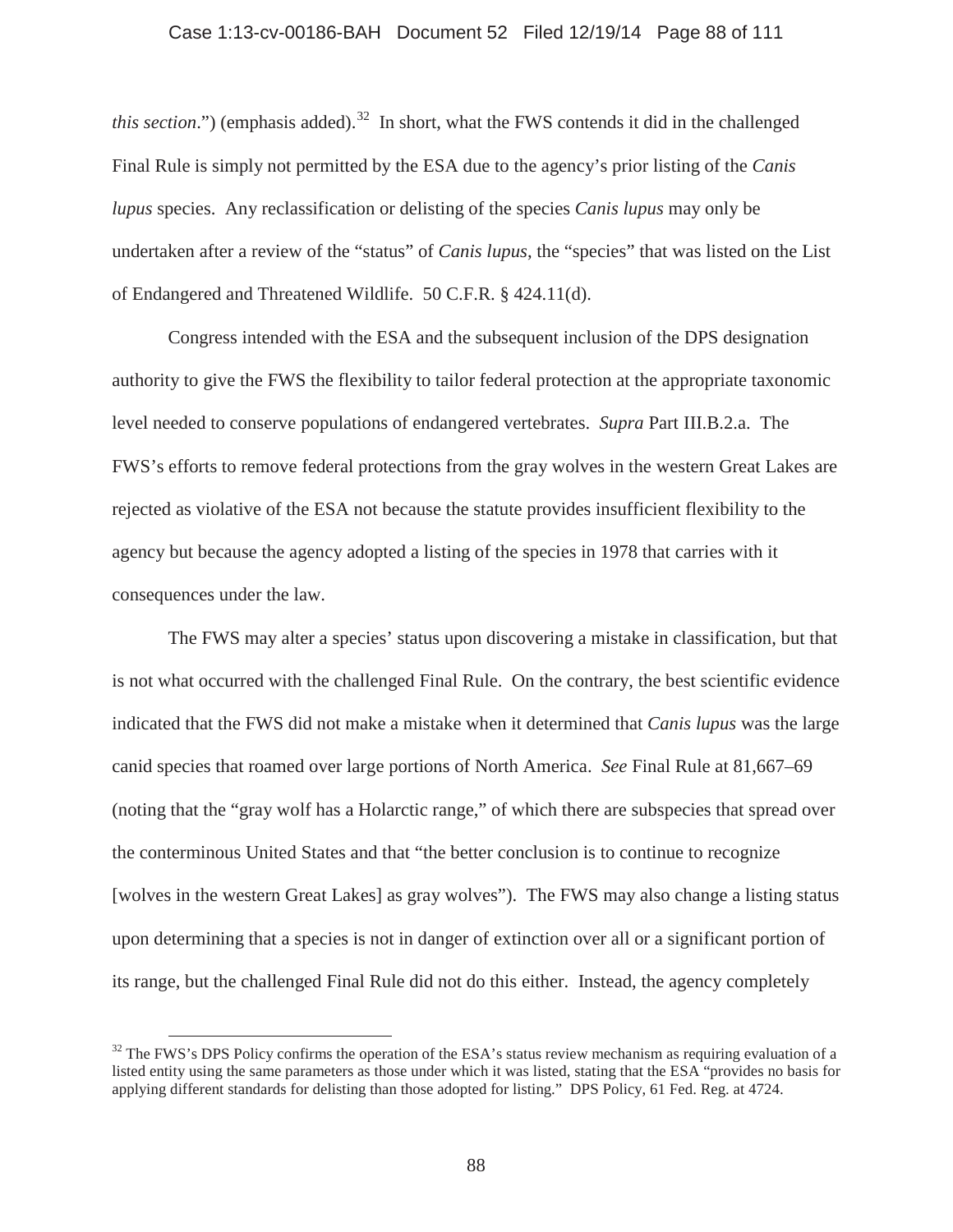*this section*.") (emphasis added).[32] In short, what the FWS contends it did in the challenged Final Rule is simply not permitted by the ESA due to the agency's prior listing of the *Canis lupus* species. Any reclassification or delisting of the species *Canis lupus* may only be undertaken after a review of the "status" of *Canis lupus*, the "species" that was listed on the List of Endangered and Threatened Wildlife. 50 C.F.R. § 424.11(d).

Congress intended with the ESA and the subsequent inclusion of the DPS designation authority to give the FWS the flexibility to tailor federal protection at the appropriate taxonomic level needed to conserve populations of endangered vertebrates. *Supra* Part III.B.2.a. The FWS's efforts to remove federal protections from the gray wolves in the western Great Lakes are rejected as violative of the ESA not because the statute provides insufficient flexibility to the agency but because the agency adopted a listing of the species in 1978 that carries with it consequences under the law.

The FWS may alter a species' status upon discovering a mistake in classification, but that is not what occurred with the challenged Final Rule. On the contrary, the best scientific evidence indicated that the FWS did not make a mistake when it determined that *Canis lupus* was the large canid species that roamed over large portions of North America. *See* Final Rule at 81,667–69 (noting that the "gray wolf has a Holarctic range," of which there are subspecies that spread over the conterminous United States and that "the better conclusion is to continue to recognize [wolves in the western Great Lakes] as gray wolves"). The FWS may also change a listing status upon determining that a species is not in danger of extinction over all or a significant portion of its range, but the challenged Final Rule did not do this either. Instead, the agency completely

[32] The FWS's DPS Policy confirms the operation of the ESA's status review mechanism as requiring evaluation of a listed entity using the same parameters as those under which it was listed, stating that the ESA "provides no basis for applying different standards for delisting than those adopted for listing." DPS Policy, 61 Fed. Reg. at 4724.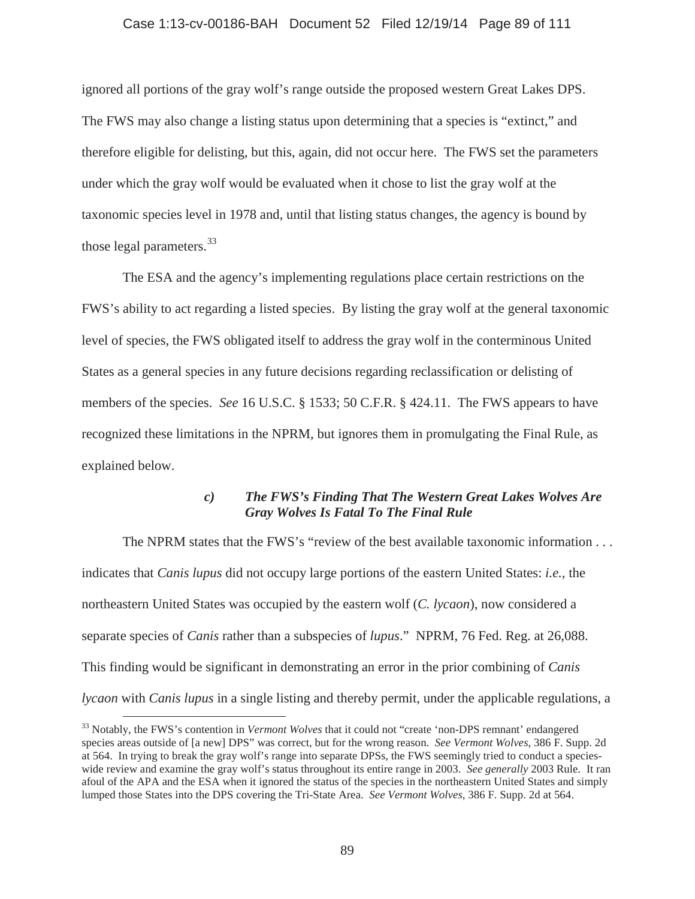ignored all portions of the gray wolf's range outside the proposed western Great Lakes DPS. The FWS may also change a listing status upon determining that a species is "extinct," and therefore eligible for delisting, but this, again, did not occur here. The FWS set the parameters under which the gray wolf would be evaluated when it chose to list the gray wolf at the taxonomic species level in 1978 and, until that listing status changes, the agency is bound by those legal parameters.[33]

The ESA and the agency's implementing regulations place certain restrictions on the FWS's ability to act regarding a listed species. By listing the gray wolf at the general taxonomic level of species, the FWS obligated itself to address the gray wolf in the conterminous United States as a general species in any future decisions regarding reclassification or delisting of members of the species. *See* 16 U.S.C. § 1533; 50 C.F.R. § 424.11. The FWS appears to have recognized these limitations in the NPRM, but ignores them in promulgating the Final Rule, as explained below.

#### *c) The FWS's Finding That The Western Great Lakes Wolves Are Gray Wolves Is Fatal To The Final Rule*

The NPRM states that the FWS's "review of the best available taxonomic information . . . indicates that *Canis lupus* did not occupy large portions of the eastern United States: *i.e.*, the northeastern United States was occupied by the eastern wolf (*C. lycaon*), now considered a separate species of *Canis* rather than a subspecies of *lupus*." NPRM, 76 Fed. Reg. at 26,088. This finding would be significant in demonstrating an error in the prior combining of *Canis lycaon* with *Canis lupus* in a single listing and thereby permit, under the applicable regulations, a

[33] Notably, the FWS's contention in *Vermont Wolves* that it could not "create 'non-DPS remnant' endangered species areas outside of [a new] DPS" was correct, but for the wrong reason. *See Vermont Wolves*, 386 F. Supp. 2d at 564. In trying to break the gray wolf's range into separate DPSs, the FWS seemingly tried to conduct a species-wide review and examine the gray wolf's status throughout its entire range in 2003. *See generally* 2003 Rule. It ran afoul of the APA and the ESA when it ignored the status of the species in the northeastern United States and simply lumped those States into the DPS covering the Tri-State Area. *See Vermont Wolves*, 386 F. Supp. 2d at 564.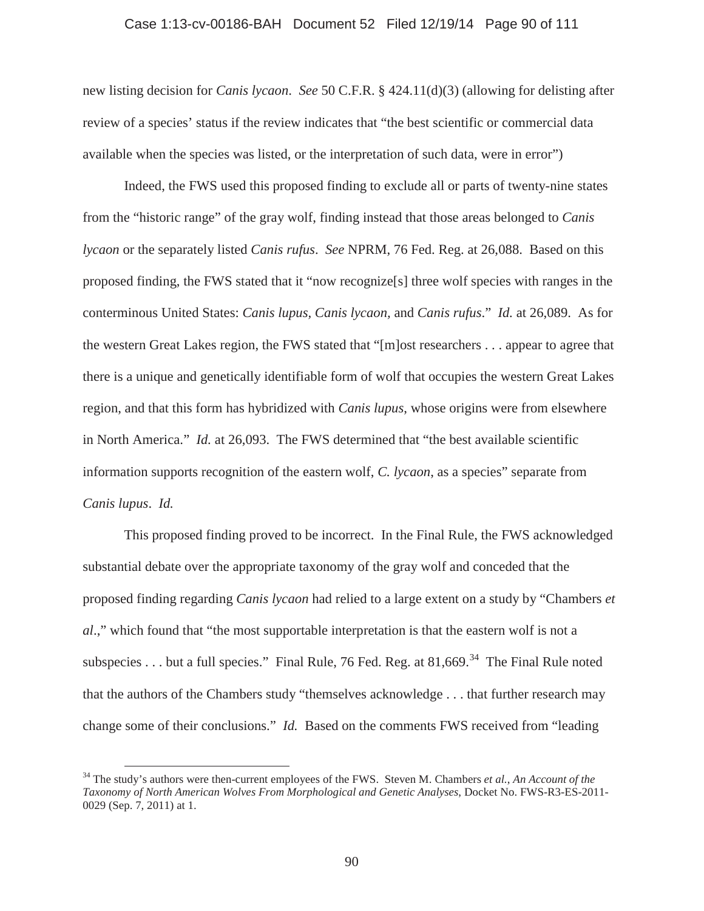new listing decision for *Canis lycaon*. *See* 50 C.F.R. § 424.11(d)(3) (allowing for delisting after review of a species' status if the review indicates that "the best scientific or commercial data available when the species was listed, or the interpretation of such data, were in error")

Indeed, the FWS used this proposed finding to exclude all or parts of twenty-nine states from the "historic range" of the gray wolf, finding instead that those areas belonged to *Canis lycaon* or the separately listed *Canis rufus*. *See* NPRM, 76 Fed. Reg. at 26,088. Based on this proposed finding, the FWS stated that it "now recognize[s] three wolf species with ranges in the conterminous United States: *Canis lupus, Canis lycaon*, and *Canis rufus*." *Id.* at 26,089. As for the western Great Lakes region, the FWS stated that "[m]ost researchers . . . appear to agree that there is a unique and genetically identifiable form of wolf that occupies the western Great Lakes region, and that this form has hybridized with *Canis lupus*, whose origins were from elsewhere in North America." *Id.* at 26,093. The FWS determined that "the best available scientific information supports recognition of the eastern wolf, *C. lycaon*, as a species" separate from *Canis lupus*. *Id.*

This proposed finding proved to be incorrect. In the Final Rule, the FWS acknowledged substantial debate over the appropriate taxonomy of the gray wolf and conceded that the proposed finding regarding *Canis lycaon* had relied to a large extent on a study by "Chambers *et al*.," which found that "the most supportable interpretation is that the eastern wolf is not a subspecies . . . but a full species." Final Rule, 76 Fed. Reg. at 81,669.[34] The Final Rule noted that the authors of the Chambers study "themselves acknowledge . . . that further research may change some of their conclusions." *Id.* Based on the comments FWS received from "leading

---

[34] The study's authors were then-current employees of the FWS. Steven M. Chambers *et al.*, *An Account of the Taxonomy of North American Wolves From Morphological and Genetic Analyses*, Docket No. FWS-R3-ES-2011-0029 (Sep. 7, 2011) at 1.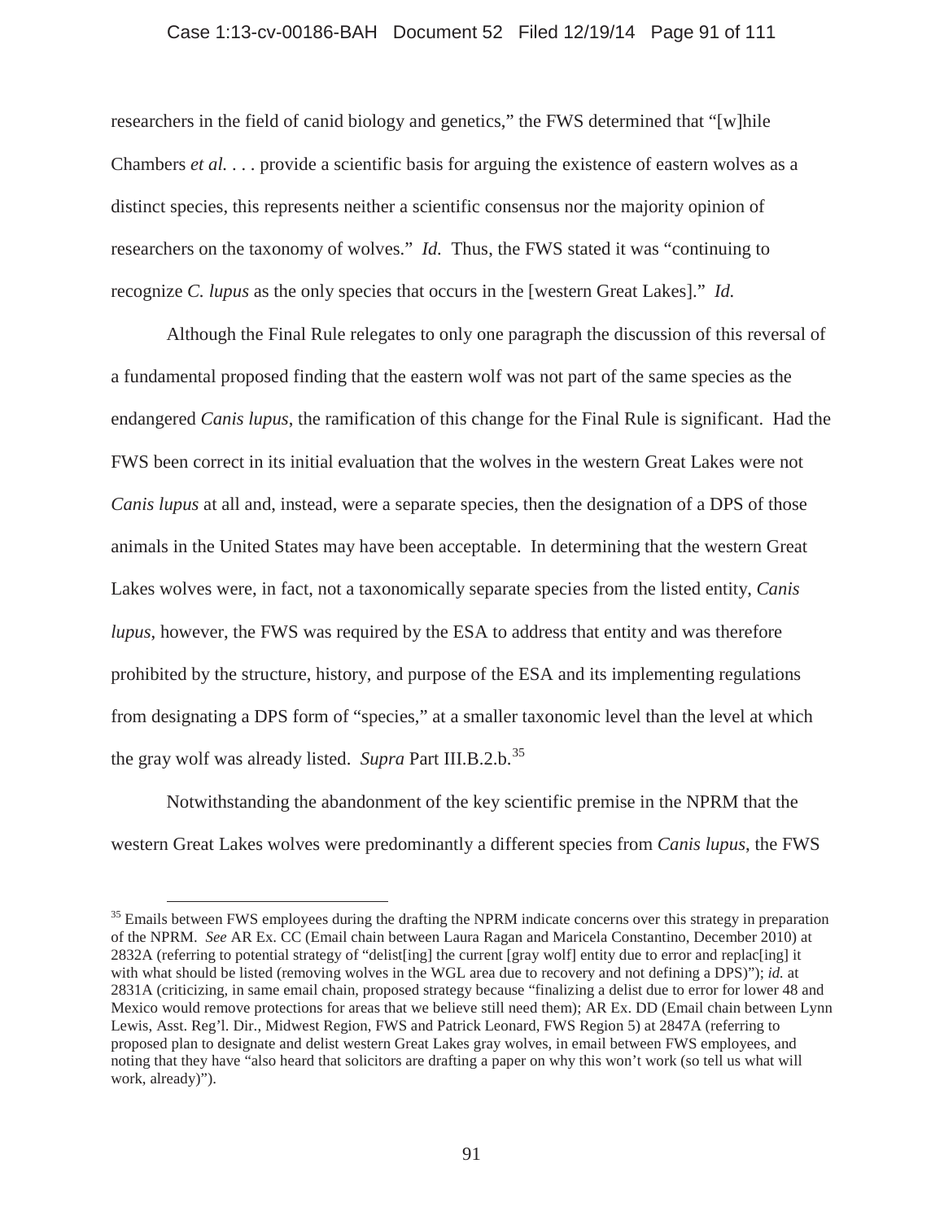researchers in the field of canid biology and genetics," the FWS determined that "[w]hile Chambers *et al.* . . . provide a scientific basis for arguing the existence of eastern wolves as a distinct species, this represents neither a scientific consensus nor the majority opinion of researchers on the taxonomy of wolves." *Id.* Thus, the FWS stated it was "continuing to recognize *C. lupus* as the only species that occurs in the [western Great Lakes]." *Id.*

Although the Final Rule relegates to only one paragraph the discussion of this reversal of a fundamental proposed finding that the eastern wolf was not part of the same species as the endangered *Canis lupus*, the ramification of this change for the Final Rule is significant. Had the FWS been correct in its initial evaluation that the wolves in the western Great Lakes were not *Canis lupus* at all and, instead, were a separate species, then the designation of a DPS of those animals in the United States may have been acceptable. In determining that the western Great Lakes wolves were, in fact, not a taxonomically separate species from the listed entity, *Canis lupus*, however, the FWS was required by the ESA to address that entity and was therefore prohibited by the structure, history, and purpose of the ESA and its implementing regulations from designating a DPS form of "species," at a smaller taxonomic level than the level at which the gray wolf was already listed. *Supra* Part III.B.2.b.[35]

Notwithstanding the abandonment of the key scientific premise in the NPRM that the western Great Lakes wolves were predominantly a different species from *Canis lupus*, the FWS

---

[35] Emails between FWS employees during the drafting the NPRM indicate concerns over this strategy in preparation of the NPRM. *See* AR Ex. CC (Email chain between Laura Ragan and Maricela Constantino, December 2010) at 2832A (referring to potential strategy of "delist[ing] the current [gray wolf] entity due to error and replac[ing] it with what should be listed (removing wolves in the WGL area due to recovery and not defining a DPS)"); *id.* at 2831A (criticizing, in same email chain, proposed strategy because "finalizing a delist due to error for lower 48 and Mexico would remove protections for areas that we believe still need them); AR Ex. DD (Email chain between Lynn Lewis, Asst. Reg'l. Dir., Midwest Region, FWS and Patrick Leonard, FWS Region 5) at 2847A (referring to proposed plan to designate and delist western Great Lakes gray wolves, in email between FWS employees, and noting that they have "also heard that solicitors are drafting a paper on why this won't work (so tell us what will work, already)").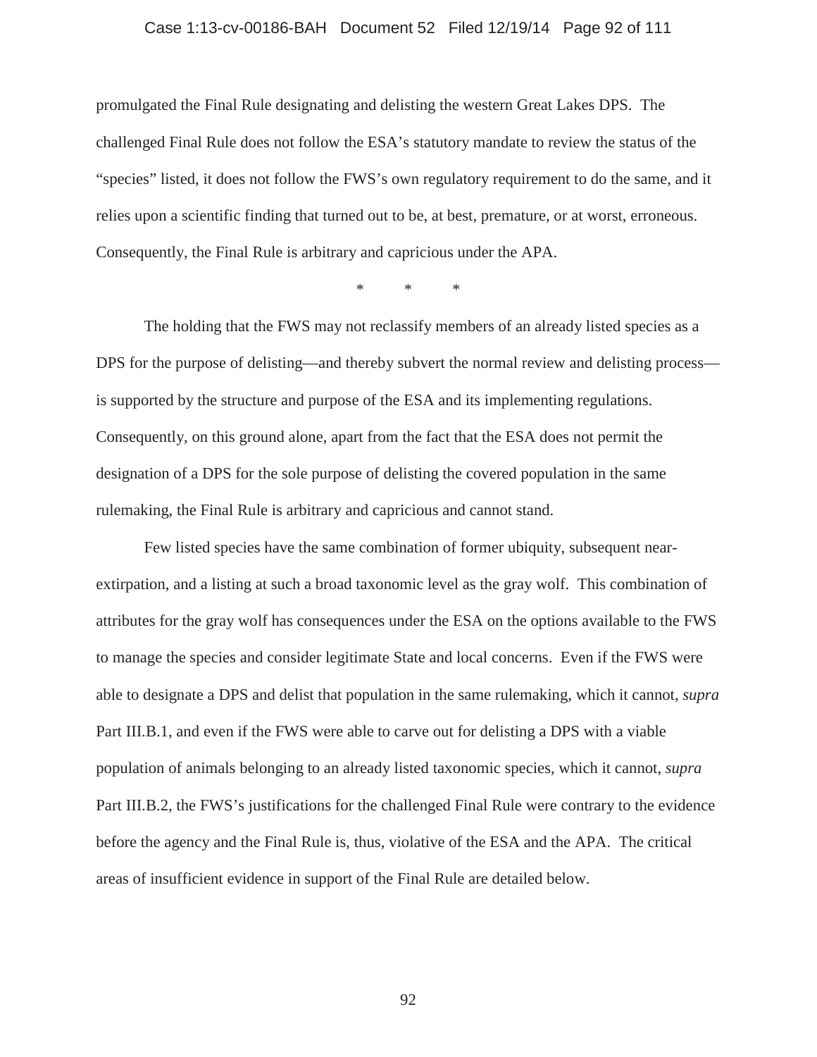promulgated the Final Rule designating and delisting the western Great Lakes DPS. The challenged Final Rule does not follow the ESA's statutory mandate to review the status of the "species" listed, it does not follow the FWS's own regulatory requirement to do the same, and it relies upon a scientific finding that turned out to be, at best, premature, or at worst, erroneous. Consequently, the Final Rule is arbitrary and capricious under the APA.

\* \* \*

The holding that the FWS may not reclassify members of an already listed species as a DPS for the purpose of delisting—and thereby subvert the normal review and delisting process—is supported by the structure and purpose of the ESA and its implementing regulations. Consequently, on this ground alone, apart from the fact that the ESA does not permit the designation of a DPS for the sole purpose of delisting the covered population in the same rulemaking, the Final Rule is arbitrary and capricious and cannot stand.

Few listed species have the same combination of former ubiquity, subsequent near-extirpation, and a listing at such a broad taxonomic level as the gray wolf. This combination of attributes for the gray wolf has consequences under the ESA on the options available to the FWS to manage the species and consider legitimate State and local concerns. Even if the FWS were able to designate a DPS and delist that population in the same rulemaking, which it cannot, *supra* Part III.B.1, and even if the FWS were able to carve out for delisting a DPS with a viable population of animals belonging to an already listed taxonomic species, which it cannot, *supra* Part III.B.2, the FWS's justifications for the challenged Final Rule were contrary to the evidence before the agency and the Final Rule is, thus, violative of the ESA and the APA. The critical areas of insufficient evidence in support of the Final Rule are detailed below.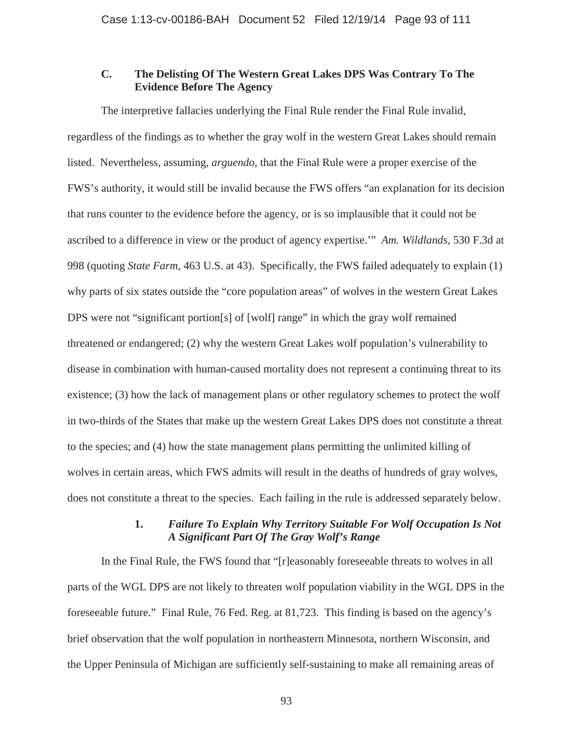### C. The Delisting Of The Western Great Lakes DPS Was Contrary To The Evidence Before The Agency

The interpretive fallacies underlying the Final Rule render the Final Rule invalid, regardless of the findings as to whether the gray wolf in the western Great Lakes should remain listed. Nevertheless, assuming, *arguendo*, that the Final Rule were a proper exercise of the FWS's authority, it would still be invalid because the FWS offers "an explanation for its decision that runs counter to the evidence before the agency, or is so implausible that it could not be ascribed to a difference in view or the product of agency expertise.'" *Am. Wildlands*, 530 F.3d at 998 (quoting *State Farm*, 463 U.S. at 43). Specifically, the FWS failed adequately to explain (1) why parts of six states outside the "core population areas" of wolves in the western Great Lakes DPS were not "significant portion[s] of [wolf] range" in which the gray wolf remained threatened or endangered; (2) why the western Great Lakes wolf population's vulnerability to disease in combination with human-caused mortality does not represent a continuing threat to its existence; (3) how the lack of management plans or other regulatory schemes to protect the wolf in two-thirds of the States that make up the western Great Lakes DPS does not constitute a threat to the species; and (4) how the state management plans permitting the unlimited killing of wolves in certain areas, which FWS admits will result in the deaths of hundreds of gray wolves, does not constitute a threat to the species. Each failing in the rule is addressed separately below.

#### 1. *Failure To Explain Why Territory Suitable For Wolf Occupation Is Not A Significant Part Of The Gray Wolf's Range*

In the Final Rule, the FWS found that "[r]easonably foreseeable threats to wolves in all parts of the WGL DPS are not likely to threaten wolf population viability in the WGL DPS in the foreseeable future." Final Rule, 76 Fed. Reg. at 81,723. This finding is based on the agency's brief observation that the wolf population in northeastern Minnesota, northern Wisconsin, and the Upper Peninsula of Michigan are sufficiently self-sustaining to make all remaining areas of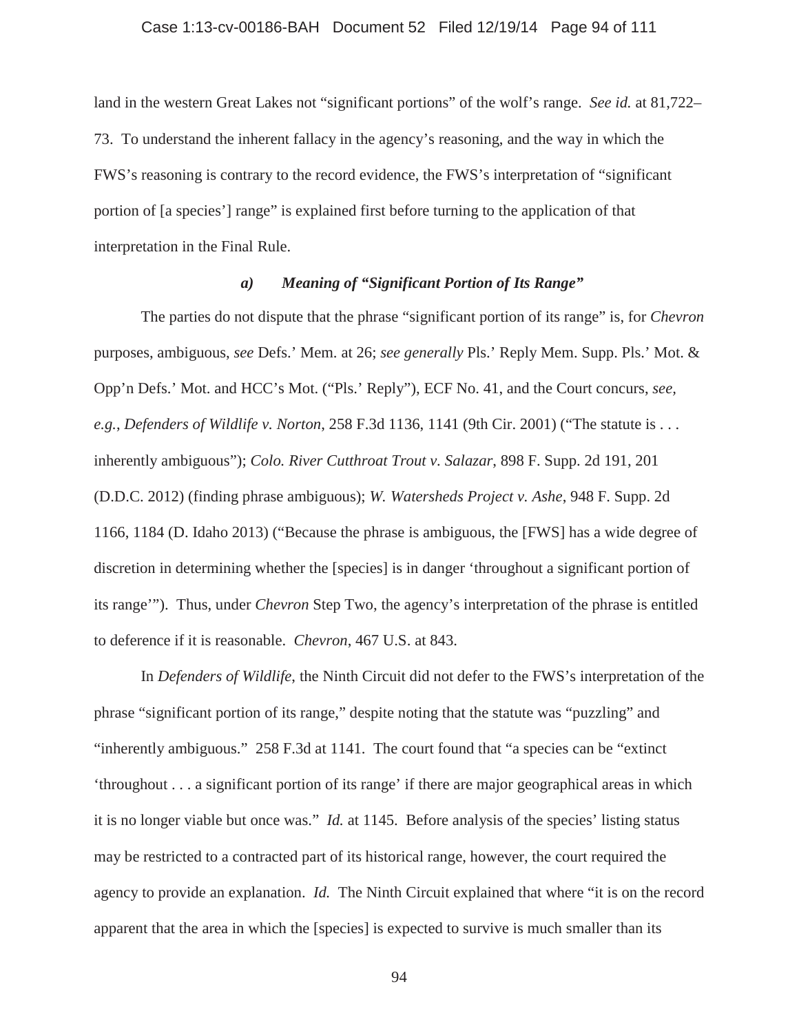land in the western Great Lakes not "significant portions" of the wolf's range. *See id.* at 81,722–73. To understand the inherent fallacy in the agency's reasoning, and the way in which the FWS's reasoning is contrary to the record evidence, the FWS's interpretation of "significant portion of [a species'] range" is explained first before turning to the application of that interpretation in the Final Rule.

### *a) Meaning of "Significant Portion of Its Range"*

The parties do not dispute that the phrase "significant portion of its range" is, for *Chevron* purposes, ambiguous, *see* Defs.' Mem. at 26; *see generally* Pls.' Reply Mem. Supp. Pls.' Mot. & Opp'n Defs.' Mot. and HCC's Mot. ("Pls.' Reply"), ECF No. 41, and the Court concurs, *see, e.g.*, *Defenders of Wildlife v. Norton*, 258 F.3d 1136, 1141 (9th Cir. 2001) ("The statute is . . . inherently ambiguous"); *Colo. River Cutthroat Trout v. Salazar*, 898 F. Supp. 2d 191, 201 (D.D.C. 2012) (finding phrase ambiguous); *W. Watersheds Project v. Ashe*, 948 F. Supp. 2d 1166, 1184 (D. Idaho 2013) ("Because the phrase is ambiguous, the [FWS] has a wide degree of discretion in determining whether the [species] is in danger 'throughout a significant portion of its range'"). Thus, under *Chevron* Step Two, the agency's interpretation of the phrase is entitled to deference if it is reasonable. *Chevron*, 467 U.S. at 843.

In *Defenders of Wildlife*, the Ninth Circuit did not defer to the FWS's interpretation of the phrase "significant portion of its range," despite noting that the statute was "puzzling" and "inherently ambiguous." 258 F.3d at 1141. The court found that "a species can be "extinct 'throughout . . . a significant portion of its range' if there are major geographical areas in which it is no longer viable but once was." *Id.* at 1145. Before analysis of the species' listing status may be restricted to a contracted part of its historical range, however, the court required the agency to provide an explanation. *Id.* The Ninth Circuit explained that where "it is on the record apparent that the area in which the [species] is expected to survive is much smaller than its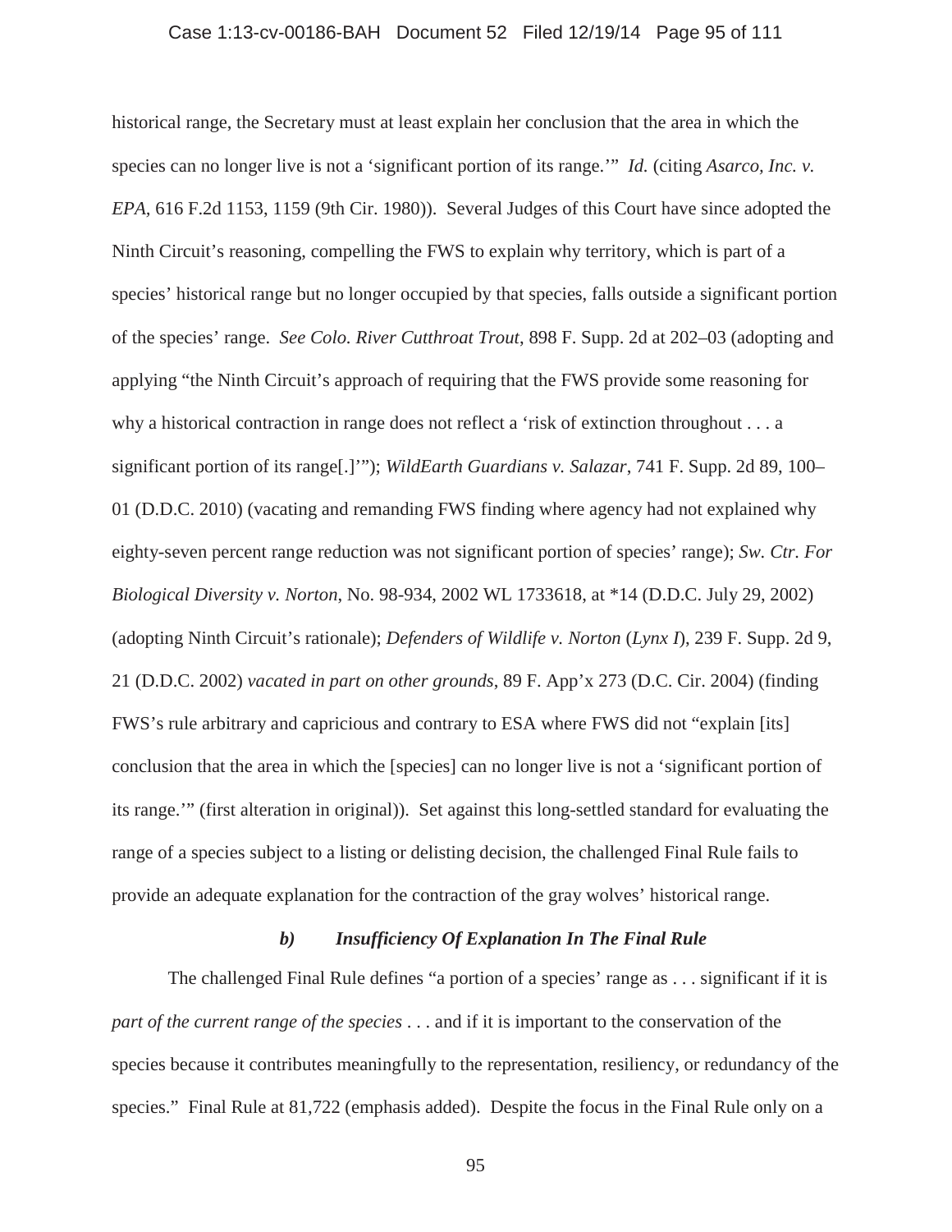historical range, the Secretary must at least explain her conclusion that the area in which the species can no longer live is not a 'significant portion of its range.'" *Id.* (citing *Asarco, Inc. v. EPA*, 616 F.2d 1153, 1159 (9th Cir. 1980)). Several Judges of this Court have since adopted the Ninth Circuit's reasoning, compelling the FWS to explain why territory, which is part of a species' historical range but no longer occupied by that species, falls outside a significant portion of the species' range. *See Colo. River Cutthroat Trout*, 898 F. Supp. 2d at 202–03 (adopting and applying "the Ninth Circuit's approach of requiring that the FWS provide some reasoning for why a historical contraction in range does not reflect a 'risk of extinction throughout . . . a significant portion of its range[.]'"); *WildEarth Guardians v. Salazar*, 741 F. Supp. 2d 89, 100–01 (D.D.C. 2010) (vacating and remanding FWS finding where agency had not explained why eighty-seven percent range reduction was not significant portion of species' range); *Sw. Ctr. For Biological Diversity v. Norton*, No. 98-934, 2002 WL 1733618, at *14 (D.D.C. July 29, 2002) (adopting Ninth Circuit's rationale); *Defenders of Wildlife v. Norton* (*Lynx I*), 239 F. Supp. 2d 9, 21 (D.D.C. 2002) *vacated in part on other grounds*, 89 F. App'x 273 (D.C. Cir. 2004) (finding FWS's rule arbitrary and capricious and contrary to ESA where FWS did not "explain [its] conclusion that the area in which the [species] can no longer live is not a 'significant portion of its range.'" (first alteration in original)). Set against this long-settled standard for evaluating the range of a species subject to a listing or delisting decision, the challenged Final Rule fails to provide an adequate explanation for the contraction of the gray wolves' historical range.

### *b) Insufficiency Of Explanation In The Final Rule*

The challenged Final Rule defines "a portion of a species' range as . . . significant if it is *part of the current range of the species* . . . and if it is important to the conservation of the species because it contributes meaningfully to the representation, resiliency, or redundancy of the species." Final Rule at 81,722 (emphasis added). Despite the focus in the Final Rule only on a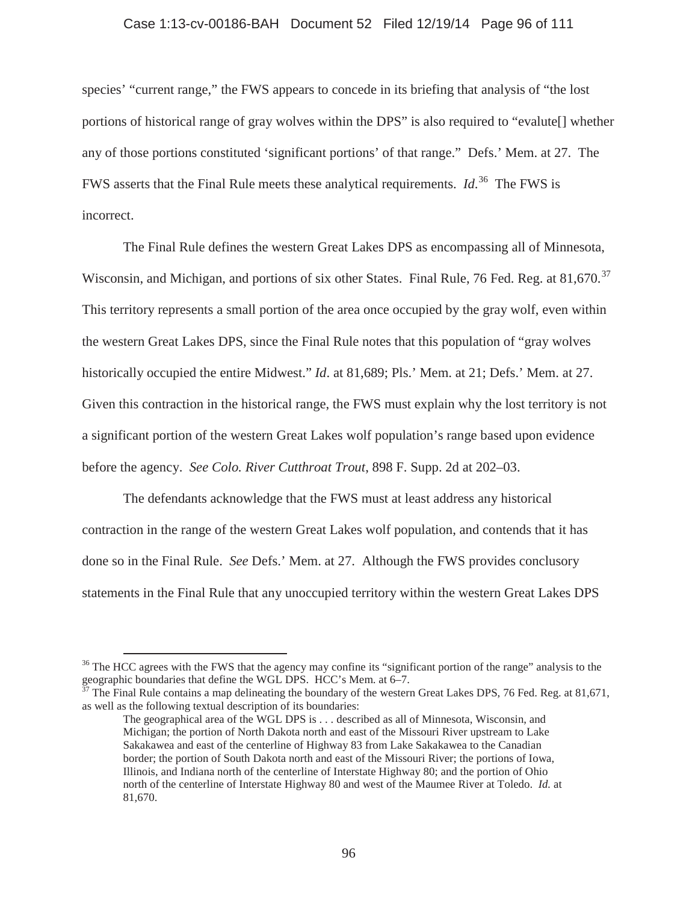species' "current range," the FWS appears to concede in its briefing that analysis of "the lost portions of historical range of gray wolves within the DPS" is also required to "evalute[] whether any of those portions constituted 'significant portions' of that range." Defs.' Mem. at 27. The FWS asserts that the Final Rule meets these analytical requirements. *Id.*[36] The FWS is incorrect.

The Final Rule defines the western Great Lakes DPS as encompassing all of Minnesota, Wisconsin, and Michigan, and portions of six other States. Final Rule, 76 Fed. Reg. at 81,670.[37] This territory represents a small portion of the area once occupied by the gray wolf, even within the western Great Lakes DPS, since the Final Rule notes that this population of "gray wolves historically occupied the entire Midwest." *Id*. at 81,689; Pls.' Mem. at 21; Defs.' Mem. at 27. Given this contraction in the historical range, the FWS must explain why the lost territory is not a significant portion of the western Great Lakes wolf population's range based upon evidence before the agency. *See Colo. River Cutthroat Trout*, 898 F. Supp. 2d at 202–03.

The defendants acknowledge that the FWS must at least address any historical contraction in the range of the western Great Lakes wolf population, and contends that it has done so in the Final Rule. *See* Defs.' Mem. at 27. Although the FWS provides conclusory statements in the Final Rule that any unoccupied territory within the western Great Lakes DPS

---

[36] The HCC agrees with the FWS that the agency may confine its "significant portion of the range" analysis to the geographic boundaries that define the WGL DPS. HCC's Mem. at 6–7.

[37] The Final Rule contains a map delineating the boundary of the western Great Lakes DPS, 76 Fed. Reg. at 81,671, as well as the following textual description of its boundaries:

> The geographical area of the WGL DPS is . . . described as all of Minnesota, Wisconsin, and Michigan; the portion of North Dakota north and east of the Missouri River upstream to Lake Sakakawea and east of the centerline of Highway 83 from Lake Sakakawea to the Canadian border; the portion of South Dakota north and east of the Missouri River; the portions of Iowa, Illinois, and Indiana north of the centerline of Interstate Highway 80; and the portion of Ohio north of the centerline of Interstate Highway 80 and west of the Maumee River at Toledo. *Id.* at 81,670.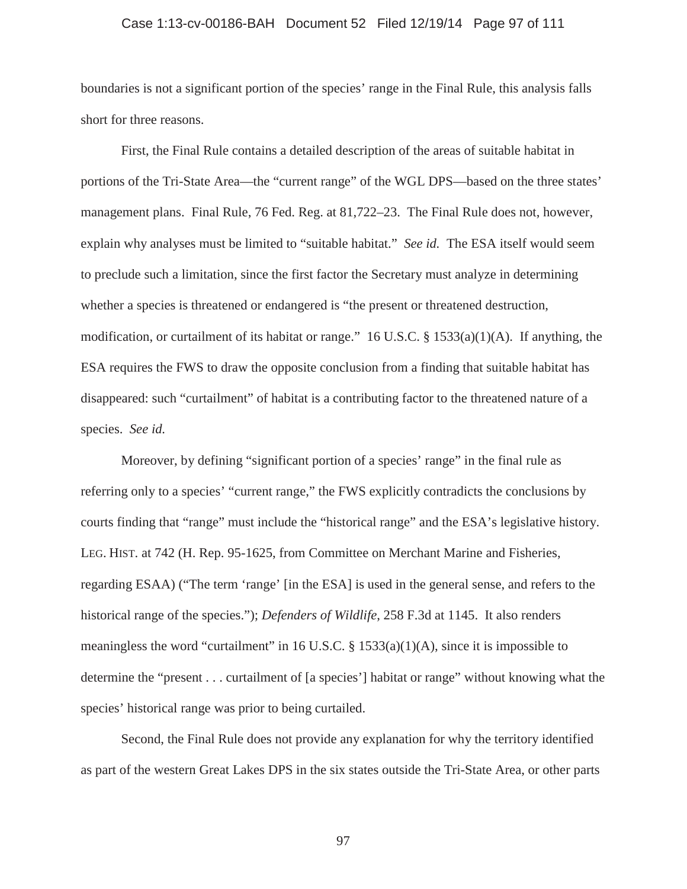boundaries is not a significant portion of the species' range in the Final Rule, this analysis falls short for three reasons.

First, the Final Rule contains a detailed description of the areas of suitable habitat in portions of the Tri-State Area—the "current range" of the WGL DPS—based on the three states' management plans. Final Rule, 76 Fed. Reg. at 81,722–23. The Final Rule does not, however, explain why analyses must be limited to "suitable habitat." *See id.* The ESA itself would seem to preclude such a limitation, since the first factor the Secretary must analyze in determining whether a species is threatened or endangered is "the present or threatened destruction, modification, or curtailment of its habitat or range." 16 U.S.C. § 1533(a)(1)(A). If anything, the ESA requires the FWS to draw the opposite conclusion from a finding that suitable habitat has disappeared: such "curtailment" of habitat is a contributing factor to the threatened nature of a species. *See id.*

Moreover, by defining "significant portion of a species' range" in the final rule as referring only to a species' "current range," the FWS explicitly contradicts the conclusions by courts finding that "range" must include the "historical range" and the ESA's legislative history. LEG. HIST. at 742 (H. Rep. 95-1625, from Committee on Merchant Marine and Fisheries, regarding ESAA) ("The term 'range' [in the ESA] is used in the general sense, and refers to the historical range of the species."); *Defenders of Wildlife*, 258 F.3d at 1145. It also renders meaningless the word "curtailment" in 16 U.S.C. § 1533(a)(1)(A), since it is impossible to determine the "present . . . curtailment of [a species'] habitat or range" without knowing what the species' historical range was prior to being curtailed.

Second, the Final Rule does not provide any explanation for why the territory identified as part of the western Great Lakes DPS in the six states outside the Tri-State Area, or other parts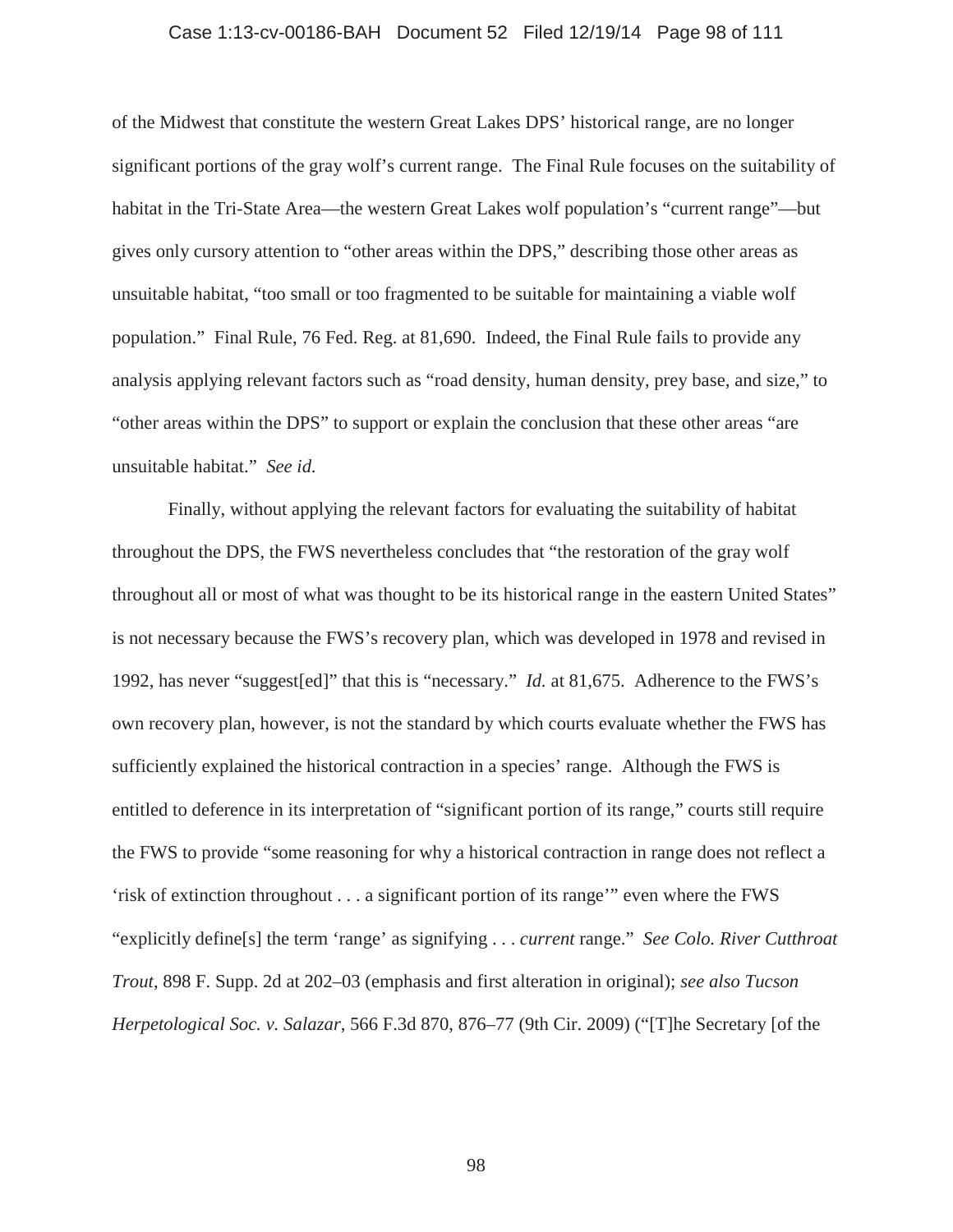of the Midwest that constitute the western Great Lakes DPS' historical range, are no longer significant portions of the gray wolf's current range. The Final Rule focuses on the suitability of habitat in the Tri-State Area—the western Great Lakes wolf population's "current range"—but gives only cursory attention to "other areas within the DPS," describing those other areas as unsuitable habitat, "too small or too fragmented to be suitable for maintaining a viable wolf population." Final Rule, 76 Fed. Reg. at 81,690. Indeed, the Final Rule fails to provide any analysis applying relevant factors such as "road density, human density, prey base, and size," to "other areas within the DPS" to support or explain the conclusion that these other areas "are unsuitable habitat." *See id.*

Finally, without applying the relevant factors for evaluating the suitability of habitat throughout the DPS, the FWS nevertheless concludes that "the restoration of the gray wolf throughout all or most of what was thought to be its historical range in the eastern United States" is not necessary because the FWS's recovery plan, which was developed in 1978 and revised in 1992, has never "suggest[ed]" that this is "necessary." *Id.* at 81,675. Adherence to the FWS's own recovery plan, however, is not the standard by which courts evaluate whether the FWS has sufficiently explained the historical contraction in a species' range. Although the FWS is entitled to deference in its interpretation of "significant portion of its range," courts still require the FWS to provide "some reasoning for why a historical contraction in range does not reflect a 'risk of extinction throughout . . . a significant portion of its range'" even where the FWS "explicitly define[s] the term 'range' as signifying . . . *current* range." *See Colo. River Cutthroat Trout*, 898 F. Supp. 2d at 202–03 (emphasis and first alteration in original); *see also Tucson Herpetological Soc. v. Salazar*, 566 F.3d 870, 876–77 (9th Cir. 2009) ("[T]he Secretary [of the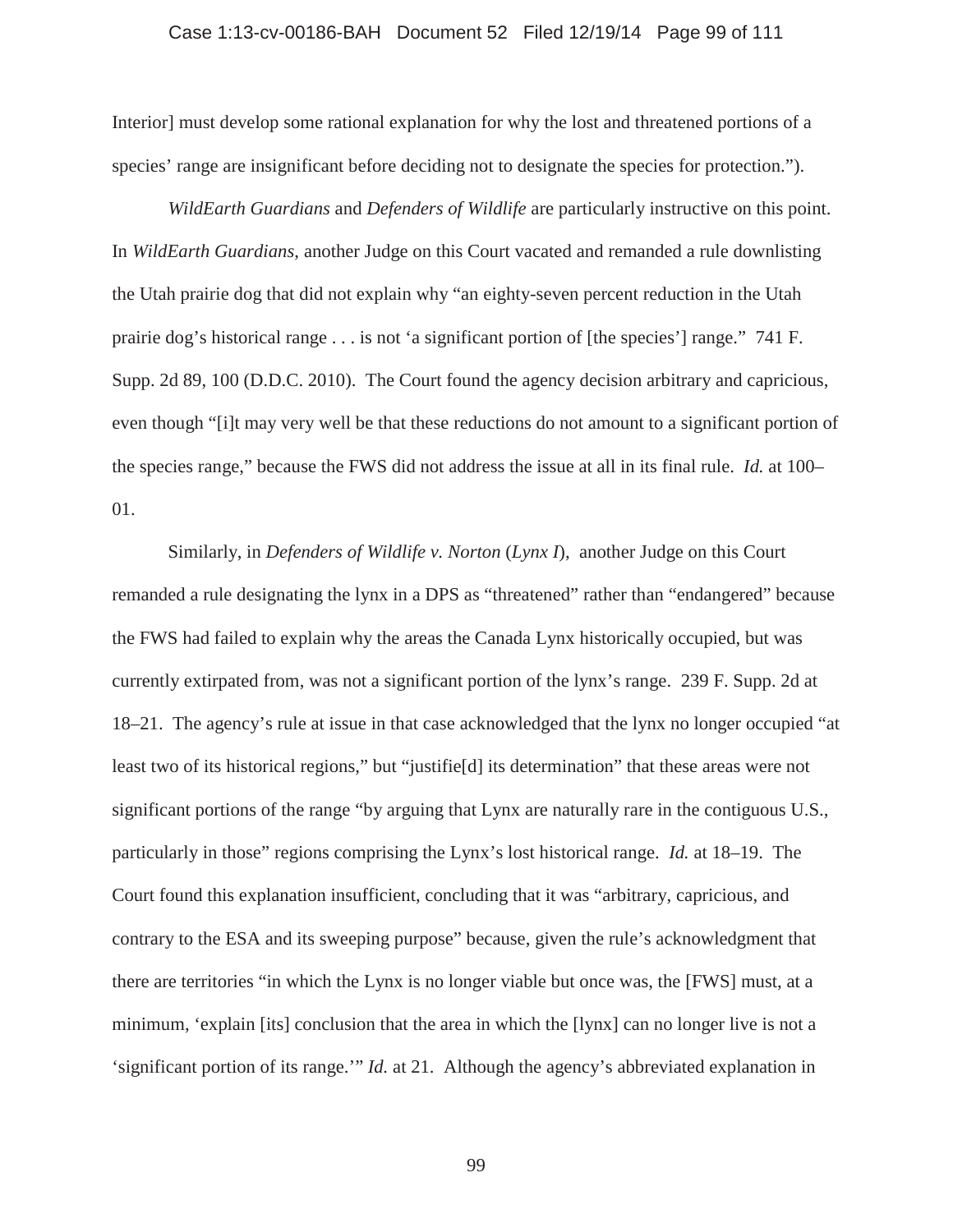Interior] must develop some rational explanation for why the lost and threatened portions of a species' range are insignificant before deciding not to designate the species for protection.").

*WildEarth Guardians* and *Defenders of Wildlife* are particularly instructive on this point. In *WildEarth Guardians*, another Judge on this Court vacated and remanded a rule downlisting the Utah prairie dog that did not explain why "an eighty-seven percent reduction in the Utah prairie dog's historical range . . . is not 'a significant portion of [the species'] range." 741 F. Supp. 2d 89, 100 (D.D.C. 2010). The Court found the agency decision arbitrary and capricious, even though "[i]t may very well be that these reductions do not amount to a significant portion of the species range," because the FWS did not address the issue at all in its final rule. *Id.* at 100–01.

Similarly, in *Defenders of Wildlife v. Norton* (*Lynx I*), another Judge on this Court remanded a rule designating the lynx in a DPS as "threatened" rather than "endangered" because the FWS had failed to explain why the areas the Canada Lynx historically occupied, but was currently extirpated from, was not a significant portion of the lynx's range. 239 F. Supp. 2d at 18–21. The agency's rule at issue in that case acknowledged that the lynx no longer occupied "at least two of its historical regions," but "justifie[d] its determination" that these areas were not significant portions of the range "by arguing that Lynx are naturally rare in the contiguous U.S., particularly in those" regions comprising the Lynx's lost historical range. *Id.* at 18–19. The Court found this explanation insufficient, concluding that it was "arbitrary, capricious, and contrary to the ESA and its sweeping purpose" because, given the rule's acknowledgment that there are territories "in which the Lynx is no longer viable but once was, the [FWS] must, at a minimum, 'explain [its] conclusion that the area in which the [lynx] can no longer live is not a 'significant portion of its range.'" *Id.* at 21. Although the agency's abbreviated explanation in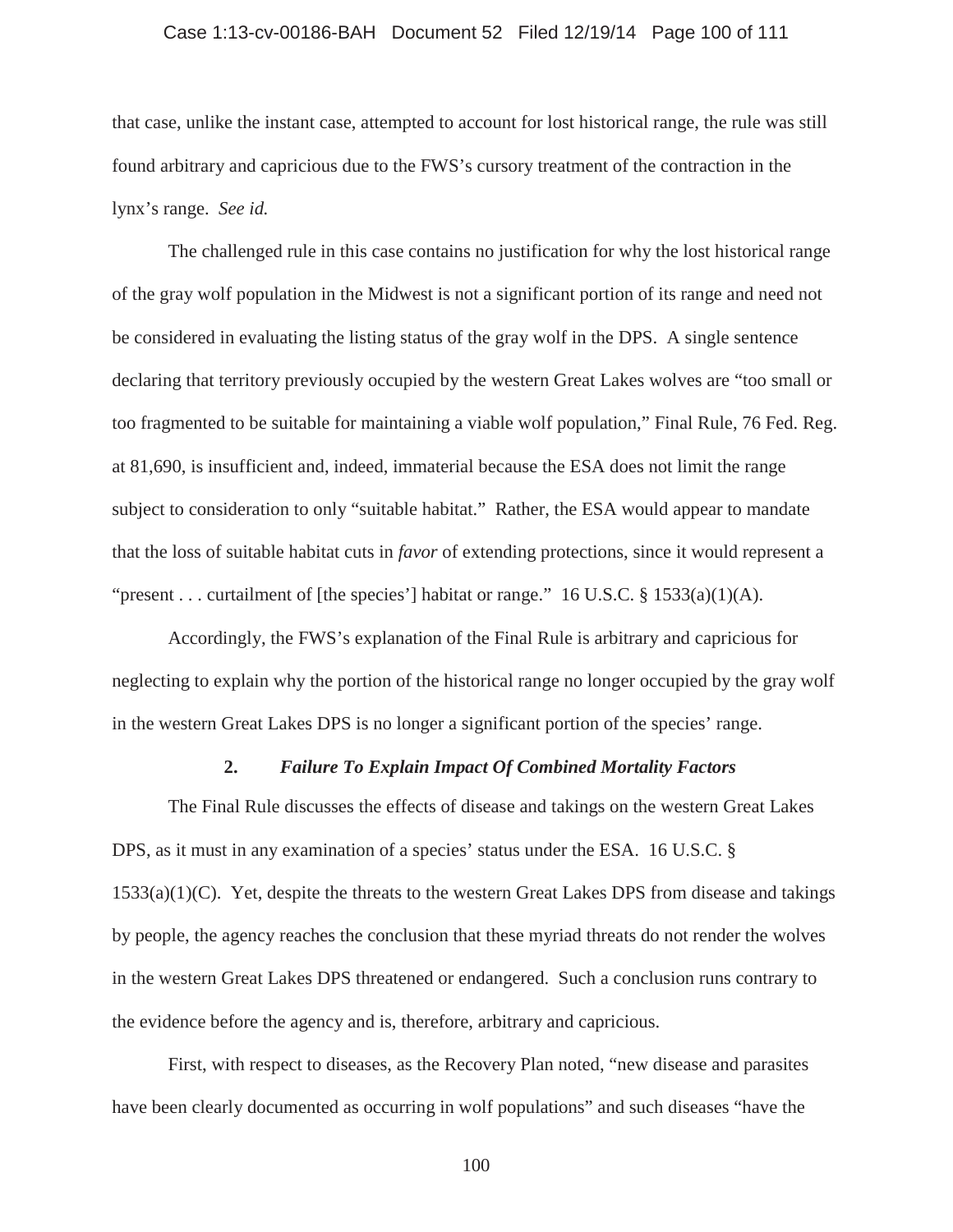that case, unlike the instant case, attempted to account for lost historical range, the rule was still found arbitrary and capricious due to the FWS's cursory treatment of the contraction in the lynx's range. *See id.*

The challenged rule in this case contains no justification for why the lost historical range of the gray wolf population in the Midwest is not a significant portion of its range and need not be considered in evaluating the listing status of the gray wolf in the DPS. A single sentence declaring that territory previously occupied by the western Great Lakes wolves are "too small or too fragmented to be suitable for maintaining a viable wolf population," Final Rule, 76 Fed. Reg. at 81,690, is insufficient and, indeed, immaterial because the ESA does not limit the range subject to consideration to only "suitable habitat." Rather, the ESA would appear to mandate that the loss of suitable habitat cuts in *favor* of extending protections, since it would represent a "present . . . curtailment of [the species'] habitat or range." 16 U.S.C. § 1533(a)(1)(A).

Accordingly, the FWS's explanation of the Final Rule is arbitrary and capricious for neglecting to explain why the portion of the historical range no longer occupied by the gray wolf in the western Great Lakes DPS is no longer a significant portion of the species' range.

#### 2. *Failure To Explain Impact Of Combined Mortality Factors*

The Final Rule discusses the effects of disease and takings on the western Great Lakes DPS, as it must in any examination of a species' status under the ESA. 16 U.S.C. § 1533(a)(1)(C). Yet, despite the threats to the western Great Lakes DPS from disease and takings by people, the agency reaches the conclusion that these myriad threats do not render the wolves in the western Great Lakes DPS threatened or endangered. Such a conclusion runs contrary to the evidence before the agency and is, therefore, arbitrary and capricious.

First, with respect to diseases, as the Recovery Plan noted, "new disease and parasites have been clearly documented as occurring in wolf populations" and such diseases "have the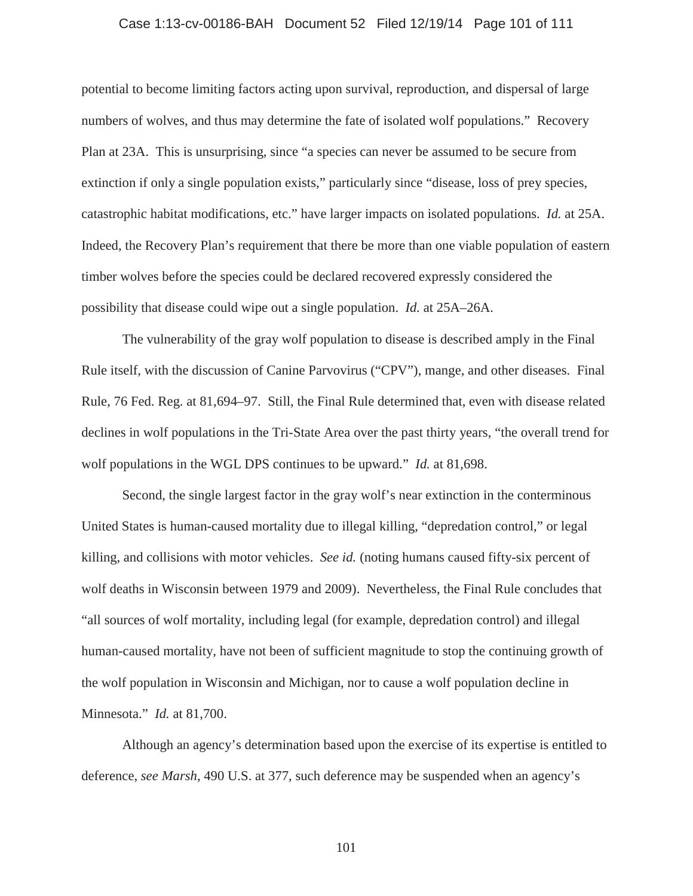potential to become limiting factors acting upon survival, reproduction, and dispersal of large numbers of wolves, and thus may determine the fate of isolated wolf populations." Recovery Plan at 23A. This is unsurprising, since "a species can never be assumed to be secure from extinction if only a single population exists," particularly since "disease, loss of prey species, catastrophic habitat modifications, etc." have larger impacts on isolated populations. *Id.* at 25A. Indeed, the Recovery Plan's requirement that there be more than one viable population of eastern timber wolves before the species could be declared recovered expressly considered the possibility that disease could wipe out a single population. *Id.* at 25A–26A.

The vulnerability of the gray wolf population to disease is described amply in the Final Rule itself, with the discussion of Canine Parvovirus ("CPV"), mange, and other diseases. Final Rule, 76 Fed. Reg. at 81,694–97. Still, the Final Rule determined that, even with disease related declines in wolf populations in the Tri-State Area over the past thirty years, "the overall trend for wolf populations in the WGL DPS continues to be upward." *Id.* at 81,698.

Second, the single largest factor in the gray wolf's near extinction in the conterminous United States is human-caused mortality due to illegal killing, "depredation control," or legal killing, and collisions with motor vehicles. *See id.* (noting humans caused fifty-six percent of wolf deaths in Wisconsin between 1979 and 2009). Nevertheless, the Final Rule concludes that "all sources of wolf mortality, including legal (for example, depredation control) and illegal human-caused mortality, have not been of sufficient magnitude to stop the continuing growth of the wolf population in Wisconsin and Michigan, nor to cause a wolf population decline in Minnesota." *Id.* at 81,700.

Although an agency's determination based upon the exercise of its expertise is entitled to deference, *see Marsh*, 490 U.S. at 377, such deference may be suspended when an agency's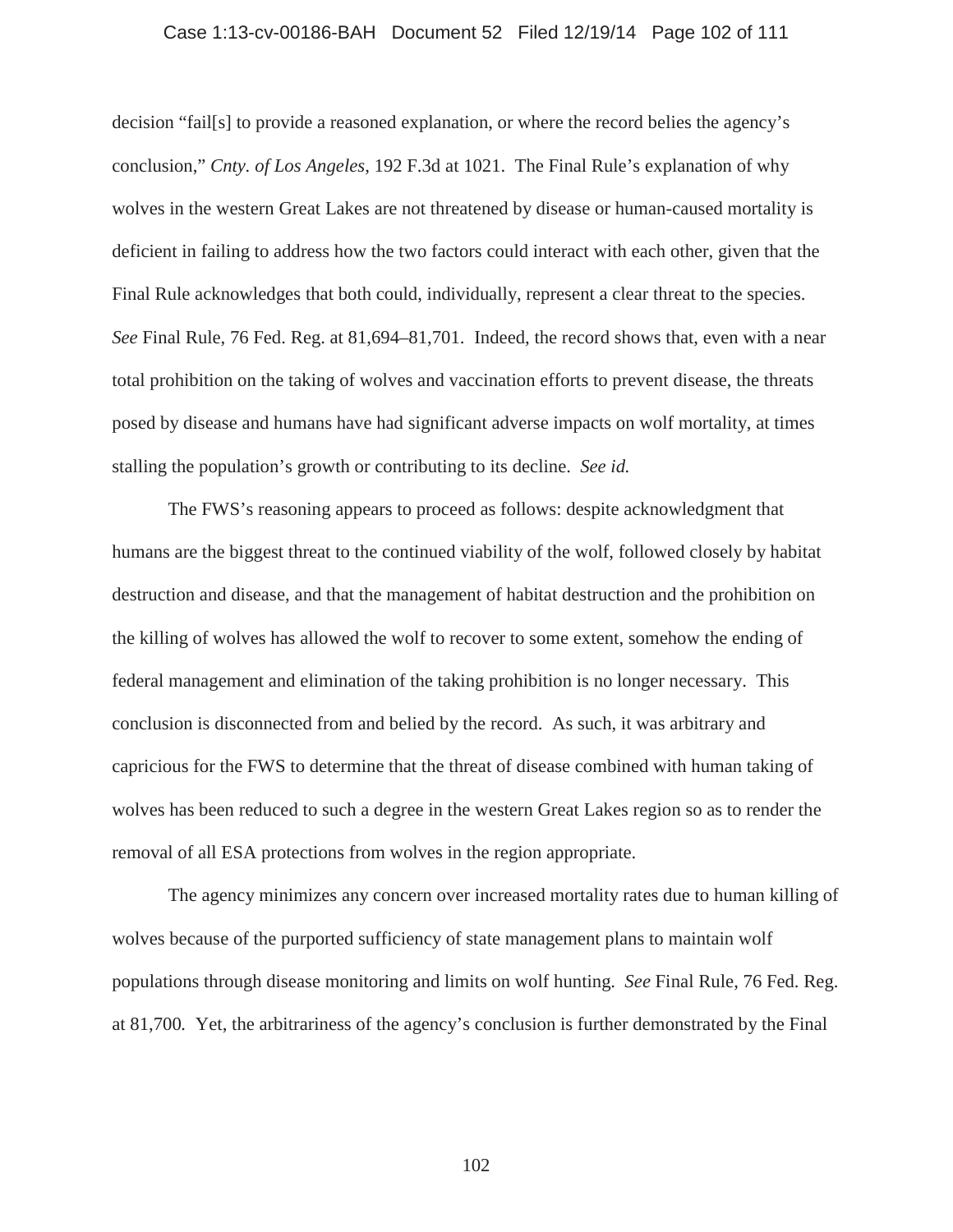decision "fail[s] to provide a reasoned explanation, or where the record belies the agency's conclusion," *Cnty. of Los Angeles*, 192 F.3d at 1021. The Final Rule's explanation of why wolves in the western Great Lakes are not threatened by disease or human-caused mortality is deficient in failing to address how the two factors could interact with each other, given that the Final Rule acknowledges that both could, individually, represent a clear threat to the species. *See* Final Rule, 76 Fed. Reg. at 81,694–81,701. Indeed, the record shows that, even with a near total prohibition on the taking of wolves and vaccination efforts to prevent disease, the threats posed by disease and humans have had significant adverse impacts on wolf mortality, at times stalling the population's growth or contributing to its decline. *See id.*

The FWS's reasoning appears to proceed as follows: despite acknowledgment that humans are the biggest threat to the continued viability of the wolf, followed closely by habitat destruction and disease, and that the management of habitat destruction and the prohibition on the killing of wolves has allowed the wolf to recover to some extent, somehow the ending of federal management and elimination of the taking prohibition is no longer necessary. This conclusion is disconnected from and belied by the record. As such, it was arbitrary and capricious for the FWS to determine that the threat of disease combined with human taking of wolves has been reduced to such a degree in the western Great Lakes region so as to render the removal of all ESA protections from wolves in the region appropriate.

The agency minimizes any concern over increased mortality rates due to human killing of wolves because of the purported sufficiency of state management plans to maintain wolf populations through disease monitoring and limits on wolf hunting. *See* Final Rule, 76 Fed. Reg. at 81,700. Yet, the arbitrariness of the agency's conclusion is further demonstrated by the Final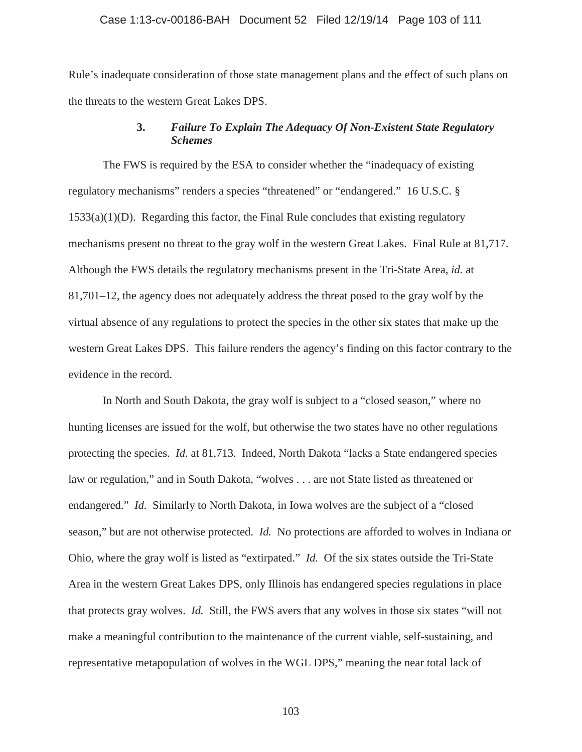Rule's inadequate consideration of those state management plans and the effect of such plans on the threats to the western Great Lakes DPS.

### 3. *Failure To Explain The Adequacy Of Non-Existent State Regulatory Schemes*

The FWS is required by the ESA to consider whether the "inadequacy of existing regulatory mechanisms" renders a species "threatened" or "endangered." 16 U.S.C. § 1533(a)(1)(D). Regarding this factor, the Final Rule concludes that existing regulatory mechanisms present no threat to the gray wolf in the western Great Lakes. Final Rule at 81,717. Although the FWS details the regulatory mechanisms present in the Tri-State Area, *id.* at 81,701–12, the agency does not adequately address the threat posed to the gray wolf by the virtual absence of any regulations to protect the species in the other six states that make up the western Great Lakes DPS. This failure renders the agency's finding on this factor contrary to the evidence in the record.

In North and South Dakota, the gray wolf is subject to a "closed season," where no hunting licenses are issued for the wolf, but otherwise the two states have no other regulations protecting the species. *Id.* at 81,713. Indeed, North Dakota "lacks a State endangered species law or regulation," and in South Dakota, "wolves . . . are not State listed as threatened or endangered." *Id.* Similarly to North Dakota, in Iowa wolves are the subject of a "closed season," but are not otherwise protected. *Id.* No protections are afforded to wolves in Indiana or Ohio, where the gray wolf is listed as "extirpated." *Id.* Of the six states outside the Tri-State Area in the western Great Lakes DPS, only Illinois has endangered species regulations in place that protects gray wolves. *Id.* Still, the FWS avers that any wolves in those six states "will not make a meaningful contribution to the maintenance of the current viable, self-sustaining, and representative metapopulation of wolves in the WGL DPS," meaning the near total lack of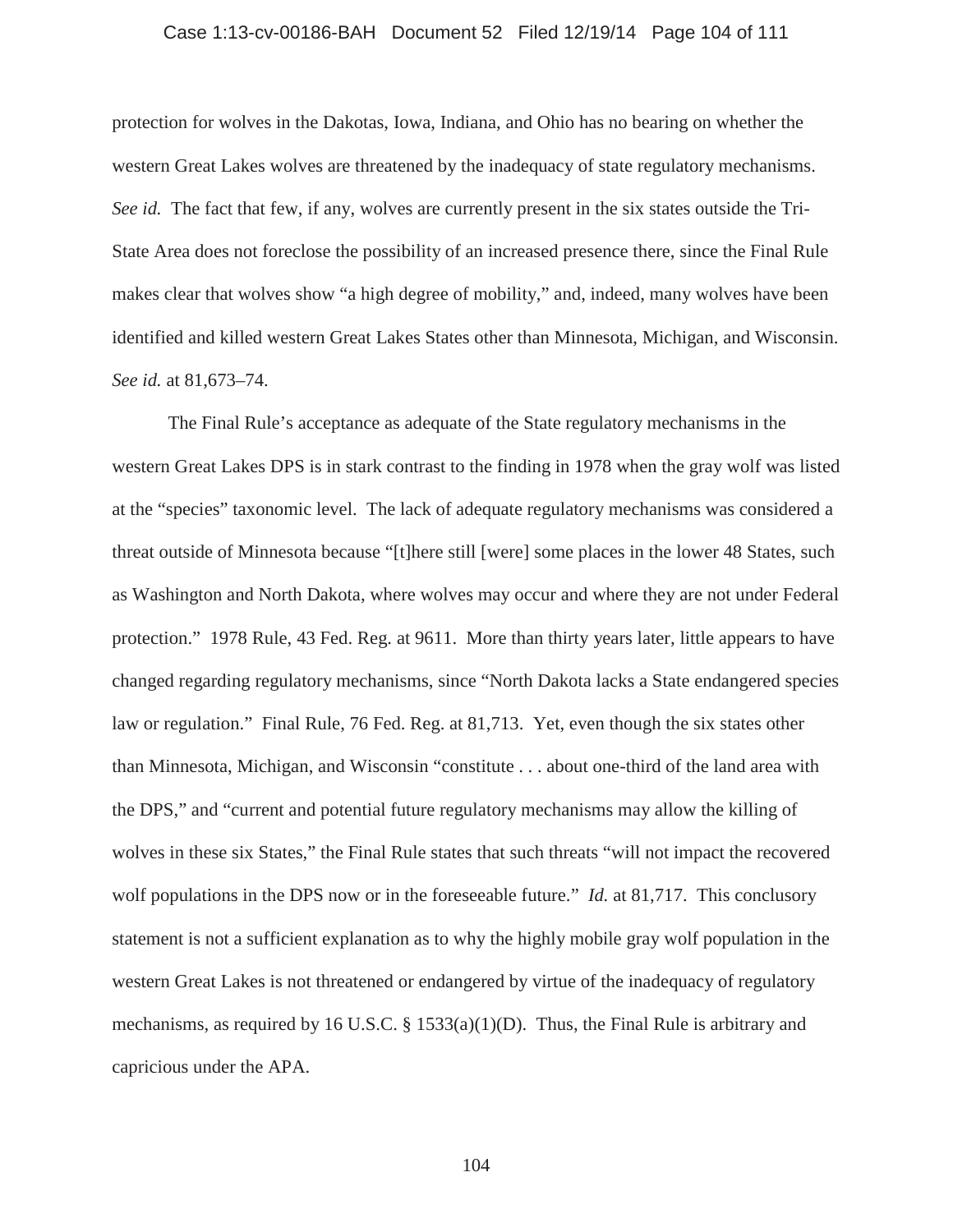protection for wolves in the Dakotas, Iowa, Indiana, and Ohio has no bearing on whether the western Great Lakes wolves are threatened by the inadequacy of state regulatory mechanisms. *See id.* The fact that few, if any, wolves are currently present in the six states outside the Tri-State Area does not foreclose the possibility of an increased presence there, since the Final Rule makes clear that wolves show "a high degree of mobility," and, indeed, many wolves have been identified and killed western Great Lakes States other than Minnesota, Michigan, and Wisconsin. *See id.* at 81,673–74.

The Final Rule's acceptance as adequate of the State regulatory mechanisms in the western Great Lakes DPS is in stark contrast to the finding in 1978 when the gray wolf was listed at the "species" taxonomic level. The lack of adequate regulatory mechanisms was considered a threat outside of Minnesota because "[t]here still [were] some places in the lower 48 States, such as Washington and North Dakota, where wolves may occur and where they are not under Federal protection." 1978 Rule, 43 Fed. Reg. at 9611. More than thirty years later, little appears to have changed regarding regulatory mechanisms, since "North Dakota lacks a State endangered species law or regulation." Final Rule, 76 Fed. Reg. at 81,713. Yet, even though the six states other than Minnesota, Michigan, and Wisconsin "constitute . . . about one-third of the land area with the DPS," and "current and potential future regulatory mechanisms may allow the killing of wolves in these six States," the Final Rule states that such threats "will not impact the recovered wolf populations in the DPS now or in the foreseeable future." *Id.* at 81,717. This conclusory statement is not a sufficient explanation as to why the highly mobile gray wolf population in the western Great Lakes is not threatened or endangered by virtue of the inadequacy of regulatory mechanisms, as required by 16 U.S.C. § 1533(a)(1)(D). Thus, the Final Rule is arbitrary and capricious under the APA.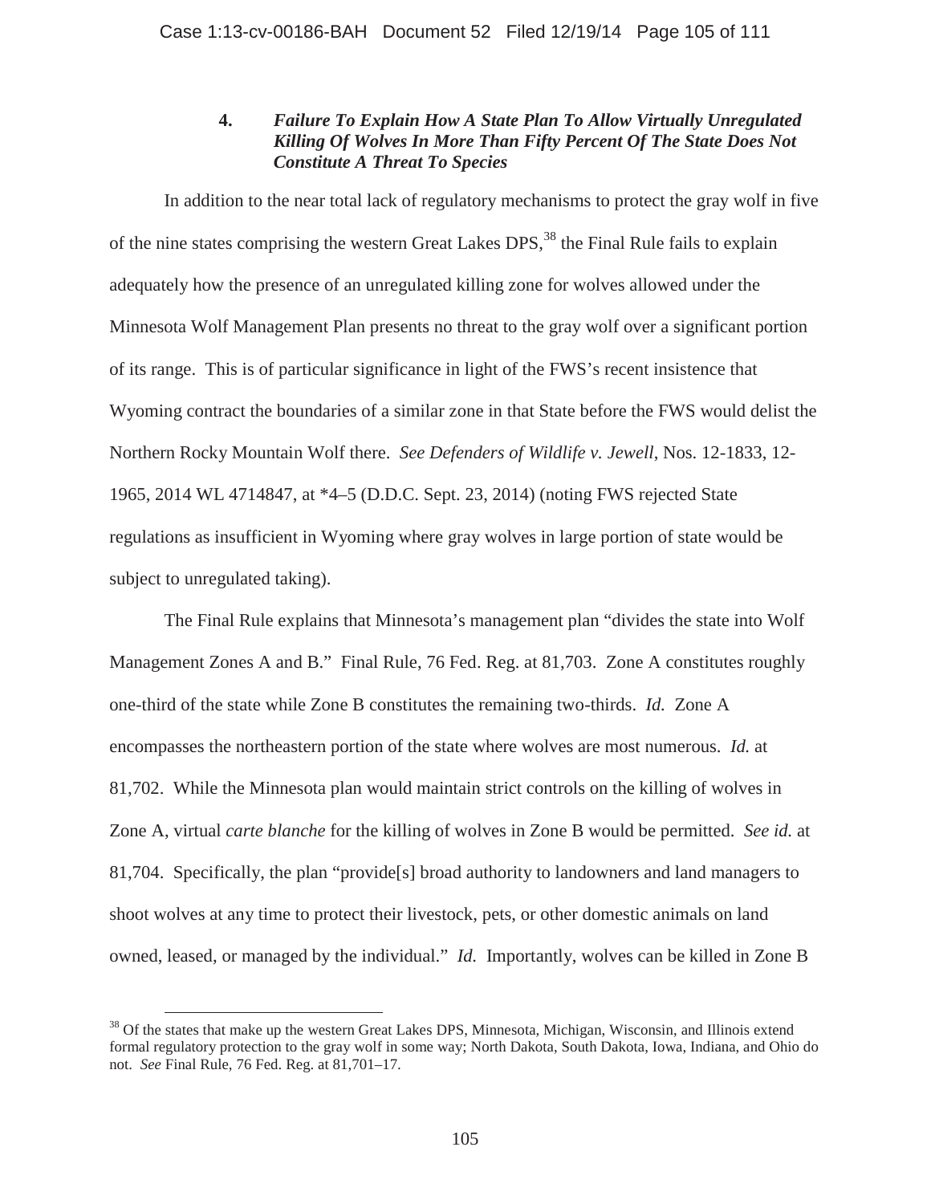### 4. ***Failure To Explain How A State Plan To Allow Virtually Unregulated Killing Of Wolves In More Than Fifty Percent Of The State Does Not Constitute A Threat To Species***

In addition to the near total lack of regulatory mechanisms to protect the gray wolf in five of the nine states comprising the western Great Lakes DPS,[38] the Final Rule fails to explain adequately how the presence of an unregulated killing zone for wolves allowed under the Minnesota Wolf Management Plan presents no threat to the gray wolf over a significant portion of its range. This is of particular significance in light of the FWS's recent insistence that Wyoming contract the boundaries of a similar zone in that State before the FWS would delist the Northern Rocky Mountain Wolf there. *See Defenders of Wildlife v. Jewell*, Nos. 12-1833, 12-1965, 2014 WL 4714847, at *4–5 (D.D.C. Sept. 23, 2014) (noting FWS rejected State regulations as insufficient in Wyoming where gray wolves in large portion of state would be subject to unregulated taking).

The Final Rule explains that Minnesota's management plan "divides the state into Wolf Management Zones A and B." Final Rule, 76 Fed. Reg. at 81,703. Zone A constitutes roughly one-third of the state while Zone B constitutes the remaining two-thirds. *Id.* Zone A encompasses the northeastern portion of the state where wolves are most numerous. *Id.* at 81,702. While the Minnesota plan would maintain strict controls on the killing of wolves in Zone A, virtual *carte blanche* for the killing of wolves in Zone B would be permitted. *See id.* at 81,704. Specifically, the plan "provide[s] broad authority to landowners and land managers to shoot wolves at any time to protect their livestock, pets, or other domestic animals on land owned, leased, or managed by the individual." *Id.* Importantly, wolves can be killed in Zone B

---

[38] Of the states that make up the western Great Lakes DPS, Minnesota, Michigan, Wisconsin, and Illinois extend formal regulatory protection to the gray wolf in some way; North Dakota, South Dakota, Iowa, Indiana, and Ohio do not. *See* Final Rule, 76 Fed. Reg. at 81,701–17.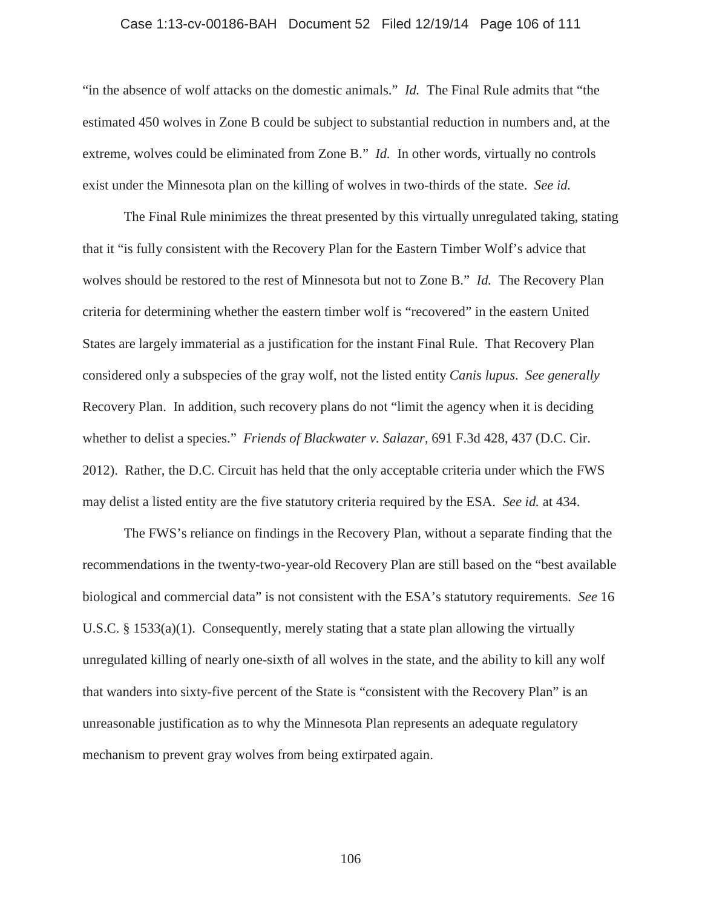"in the absence of wolf attacks on the domestic animals." *Id.* The Final Rule admits that "the estimated 450 wolves in Zone B could be subject to substantial reduction in numbers and, at the extreme, wolves could be eliminated from Zone B." *Id.* In other words, virtually no controls exist under the Minnesota plan on the killing of wolves in two-thirds of the state. *See id.*

The Final Rule minimizes the threat presented by this virtually unregulated taking, stating that it "is fully consistent with the Recovery Plan for the Eastern Timber Wolf's advice that wolves should be restored to the rest of Minnesota but not to Zone B." *Id.* The Recovery Plan criteria for determining whether the eastern timber wolf is "recovered" in the eastern United States are largely immaterial as a justification for the instant Final Rule. That Recovery Plan considered only a subspecies of the gray wolf, not the listed entity *Canis lupus*. *See generally* Recovery Plan. In addition, such recovery plans do not "limit the agency when it is deciding whether to delist a species." *Friends of Blackwater v. Salazar*, 691 F.3d 428, 437 (D.C. Cir. 2012). Rather, the D.C. Circuit has held that the only acceptable criteria under which the FWS may delist a listed entity are the five statutory criteria required by the ESA. *See id.* at 434.

The FWS's reliance on findings in the Recovery Plan, without a separate finding that the recommendations in the twenty-two-year-old Recovery Plan are still based on the "best available biological and commercial data" is not consistent with the ESA's statutory requirements. *See* 16 U.S.C. § 1533(a)(1). Consequently, merely stating that a state plan allowing the virtually unregulated killing of nearly one-sixth of all wolves in the state, and the ability to kill any wolf that wanders into sixty-five percent of the State is "consistent with the Recovery Plan" is an unreasonable justification as to why the Minnesota Plan represents an adequate regulatory mechanism to prevent gray wolves from being extirpated again.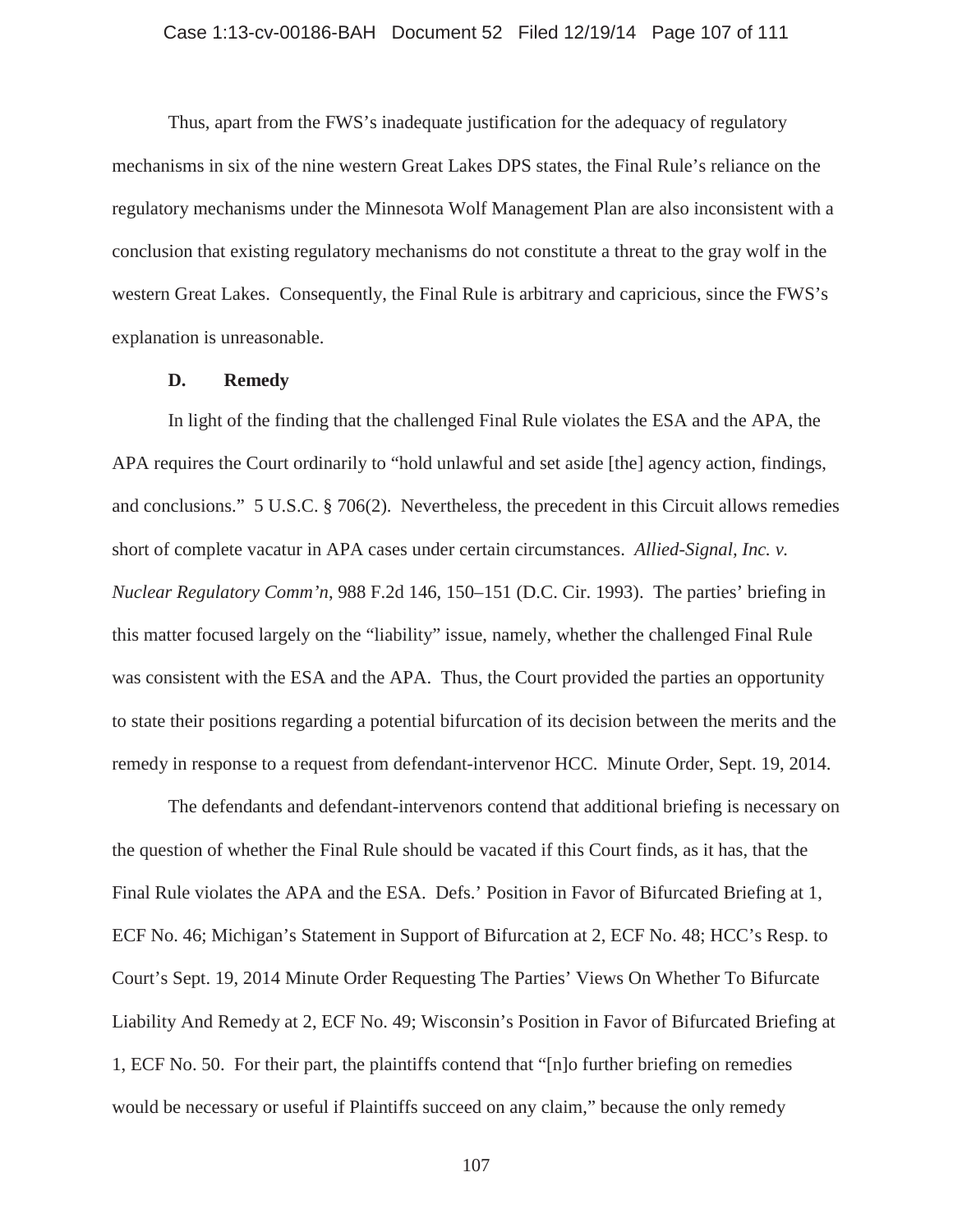Thus, apart from the FWS's inadequate justification for the adequacy of regulatory mechanisms in six of the nine western Great Lakes DPS states, the Final Rule's reliance on the regulatory mechanisms under the Minnesota Wolf Management Plan are also inconsistent with a conclusion that existing regulatory mechanisms do not constitute a threat to the gray wolf in the western Great Lakes. Consequently, the Final Rule is arbitrary and capricious, since the FWS's explanation is unreasonable.

### D. Remedy

In light of the finding that the challenged Final Rule violates the ESA and the APA, the APA requires the Court ordinarily to "hold unlawful and set aside [the] agency action, findings, and conclusions." 5 U.S.C. § 706(2). Nevertheless, the precedent in this Circuit allows remedies short of complete vacatur in APA cases under certain circumstances. *Allied-Signal, Inc. v. Nuclear Regulatory Comm'n*, 988 F.2d 146, 150–151 (D.C. Cir. 1993). The parties' briefing in this matter focused largely on the "liability" issue, namely, whether the challenged Final Rule was consistent with the ESA and the APA. Thus, the Court provided the parties an opportunity to state their positions regarding a potential bifurcation of its decision between the merits and the remedy in response to a request from defendant-intervenor HCC. Minute Order, Sept. 19, 2014.

The defendants and defendant-intervenors contend that additional briefing is necessary on the question of whether the Final Rule should be vacated if this Court finds, as it has, that the Final Rule violates the APA and the ESA. Defs.' Position in Favor of Bifurcated Briefing at 1, ECF No. 46; Michigan's Statement in Support of Bifurcation at 2, ECF No. 48; HCC's Resp. to Court's Sept. 19, 2014 Minute Order Requesting The Parties' Views On Whether To Bifurcate Liability And Remedy at 2, ECF No. 49; Wisconsin's Position in Favor of Bifurcated Briefing at 1, ECF No. 50. For their part, the plaintiffs contend that "[n]o further briefing on remedies would be necessary or useful if Plaintiffs succeed on any claim," because the only remedy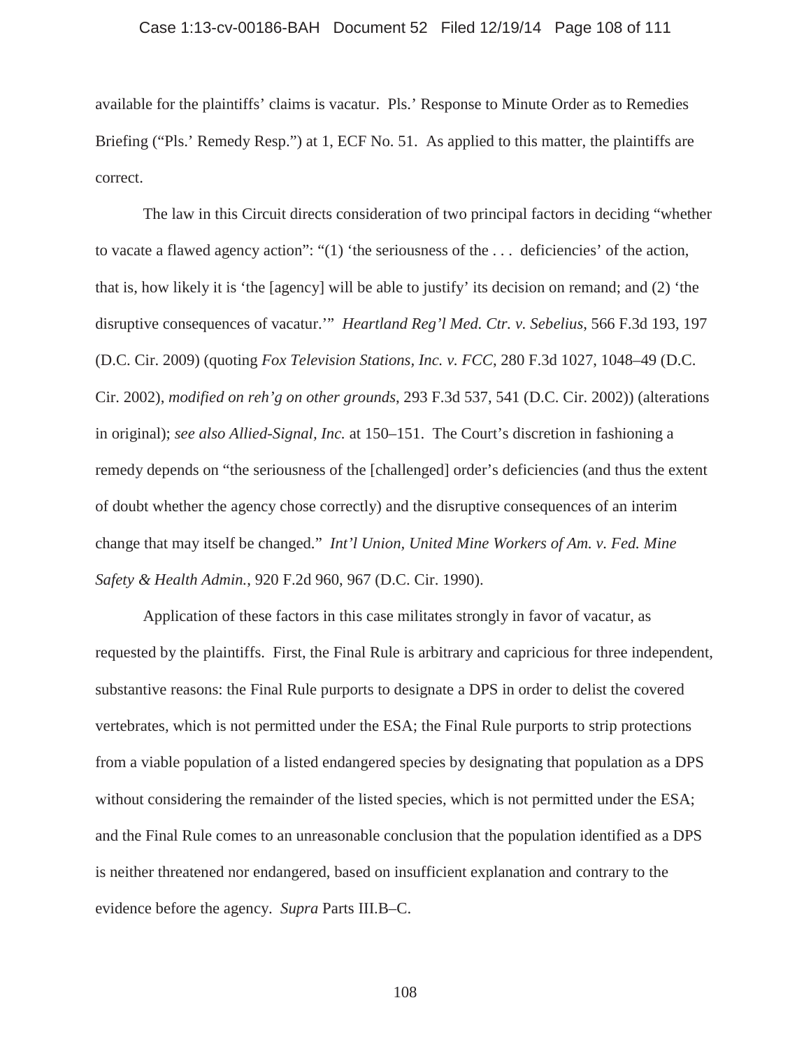available for the plaintiffs' claims is vacatur. Pls.' Response to Minute Order as to Remedies Briefing ("Pls.' Remedy Resp.") at 1, ECF No. 51. As applied to this matter, the plaintiffs are correct.

The law in this Circuit directs consideration of two principal factors in deciding "whether to vacate a flawed agency action": "(1) 'the seriousness of the . . . deficiencies' of the action, that is, how likely it is 'the [agency] will be able to justify' its decision on remand; and (2) 'the disruptive consequences of vacatur.'" *Heartland Reg'l Med. Ctr. v. Sebelius*, 566 F.3d 193, 197 (D.C. Cir. 2009) (quoting *Fox Television Stations, Inc. v. FCC*, 280 F.3d 1027, 1048–49 (D.C. Cir. 2002), *modified on reh'g on other grounds*, 293 F.3d 537, 541 (D.C. Cir. 2002)) (alterations in original); *see also Allied-Signal, Inc.* at 150–151. The Court's discretion in fashioning a remedy depends on "the seriousness of the [challenged] order's deficiencies (and thus the extent of doubt whether the agency chose correctly) and the disruptive consequences of an interim change that may itself be changed." *Int'l Union, United Mine Workers of Am. v. Fed. Mine Safety & Health Admin.*, 920 F.2d 960, 967 (D.C. Cir. 1990).

Application of these factors in this case militates strongly in favor of vacatur, as requested by the plaintiffs. First, the Final Rule is arbitrary and capricious for three independent, substantive reasons: the Final Rule purports to designate a DPS in order to delist the covered vertebrates, which is not permitted under the ESA; the Final Rule purports to strip protections from a viable population of a listed endangered species by designating that population as a DPS without considering the remainder of the listed species, which is not permitted under the ESA; and the Final Rule comes to an unreasonable conclusion that the population identified as a DPS is neither threatened nor endangered, based on insufficient explanation and contrary to the evidence before the agency. *Supra* Parts III.B–C.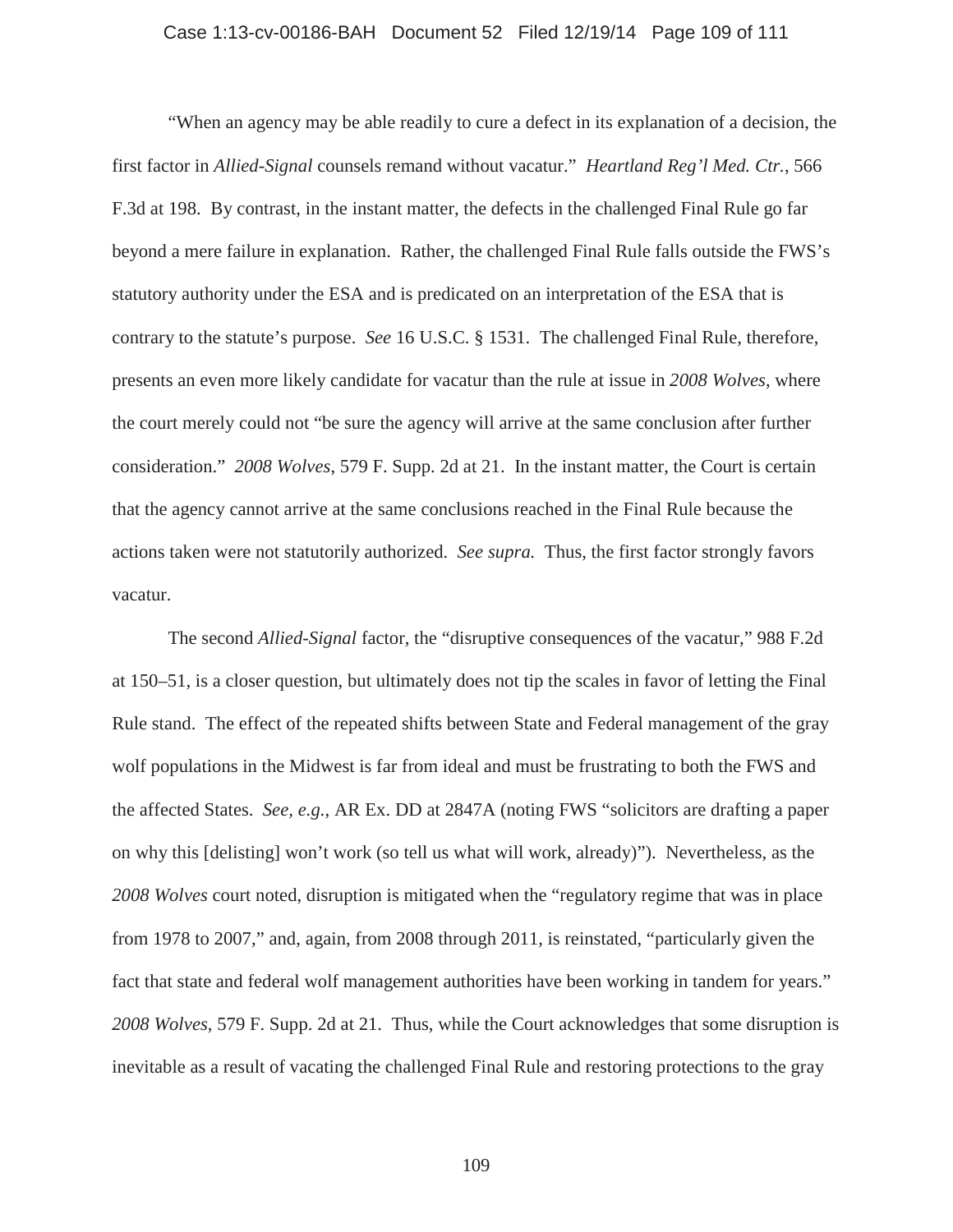"When an agency may be able readily to cure a defect in its explanation of a decision, the first factor in *Allied-Signal* counsels remand without vacatur." *Heartland Reg'l Med. Ctr.*, 566 F.3d at 198. By contrast, in the instant matter, the defects in the challenged Final Rule go far beyond a mere failure in explanation. Rather, the challenged Final Rule falls outside the FWS's statutory authority under the ESA and is predicated on an interpretation of the ESA that is contrary to the statute's purpose. *See* 16 U.S.C. § 1531. The challenged Final Rule, therefore, presents an even more likely candidate for vacatur than the rule at issue in *2008 Wolves*, where the court merely could not "be sure the agency will arrive at the same conclusion after further consideration." *2008 Wolves*, 579 F. Supp. 2d at 21. In the instant matter, the Court is certain that the agency cannot arrive at the same conclusions reached in the Final Rule because the actions taken were not statutorily authorized. *See supra.* Thus, the first factor strongly favors vacatur.

The second *Allied-Signal* factor, the "disruptive consequences of the vacatur," 988 F.2d at 150–51, is a closer question, but ultimately does not tip the scales in favor of letting the Final Rule stand. The effect of the repeated shifts between State and Federal management of the gray wolf populations in the Midwest is far from ideal and must be frustrating to both the FWS and the affected States. *See, e.g.*, AR Ex. DD at 2847A (noting FWS "solicitors are drafting a paper on why this [delisting] won't work (so tell us what will work, already)"). Nevertheless, as the *2008 Wolves* court noted, disruption is mitigated when the "regulatory regime that was in place from 1978 to 2007," and, again, from 2008 through 2011, is reinstated, "particularly given the fact that state and federal wolf management authorities have been working in tandem for years." *2008 Wolves*, 579 F. Supp. 2d at 21. Thus, while the Court acknowledges that some disruption is inevitable as a result of vacating the challenged Final Rule and restoring protections to the gray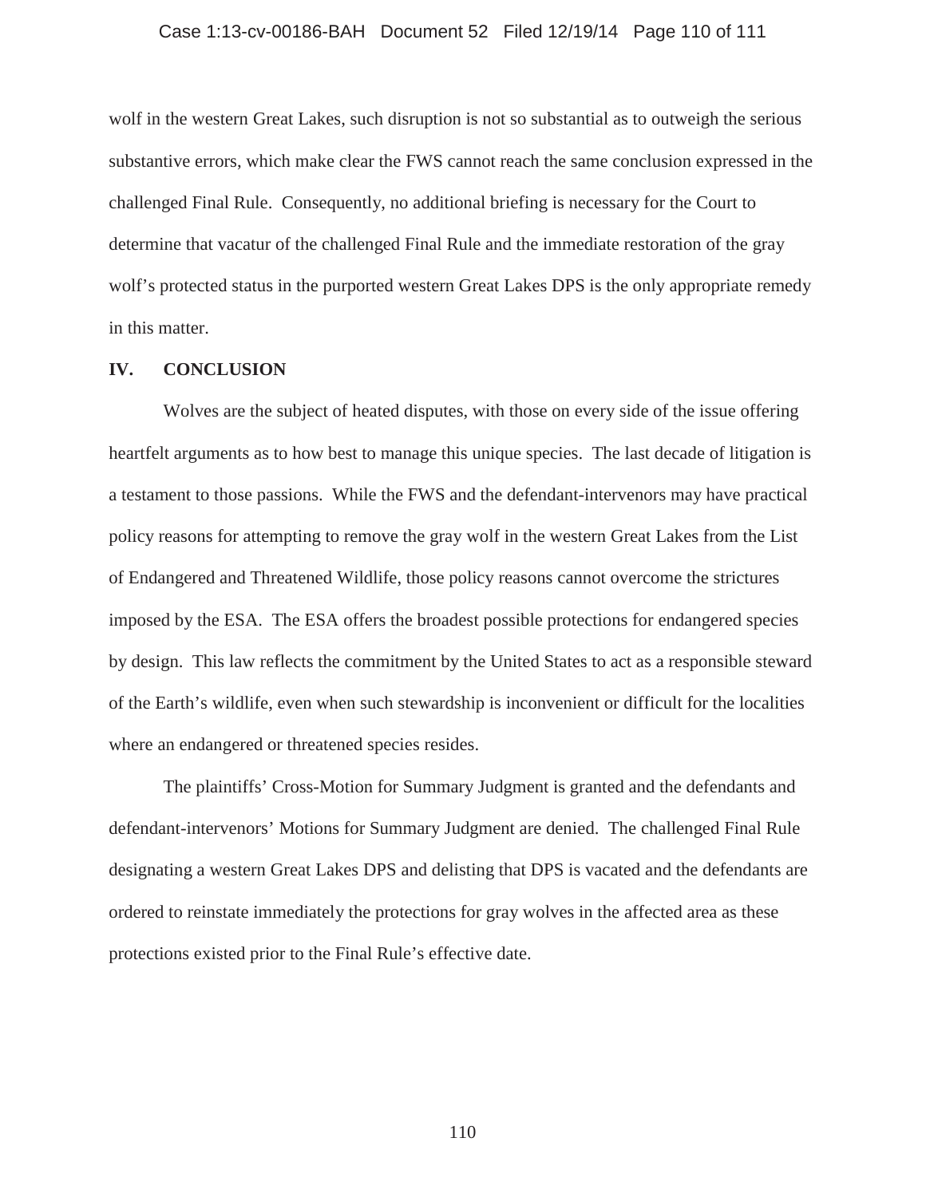wolf in the western Great Lakes, such disruption is not so substantial as to outweigh the serious substantive errors, which make clear the FWS cannot reach the same conclusion expressed in the challenged Final Rule. Consequently, no additional briefing is necessary for the Court to determine that vacatur of the challenged Final Rule and the immediate restoration of the gray wolf's protected status in the purported western Great Lakes DPS is the only appropriate remedy in this matter.

## IV. CONCLUSION

Wolves are the subject of heated disputes, with those on every side of the issue offering heartfelt arguments as to how best to manage this unique species. The last decade of litigation is a testament to those passions. While the FWS and the defendant-intervenors may have practical policy reasons for attempting to remove the gray wolf in the western Great Lakes from the List of Endangered and Threatened Wildlife, those policy reasons cannot overcome the strictures imposed by the ESA. The ESA offers the broadest possible protections for endangered species by design. This law reflects the commitment by the United States to act as a responsible steward of the Earth's wildlife, even when such stewardship is inconvenient or difficult for the localities where an endangered or threatened species resides.

The plaintiffs' Cross-Motion for Summary Judgment is granted and the defendants and defendant-intervenors' Motions for Summary Judgment are denied. The challenged Final Rule designating a western Great Lakes DPS and delisting that DPS is vacated and the defendants are ordered to reinstate immediately the protections for gray wolves in the affected area as these protections existed prior to the Final Rule's effective date.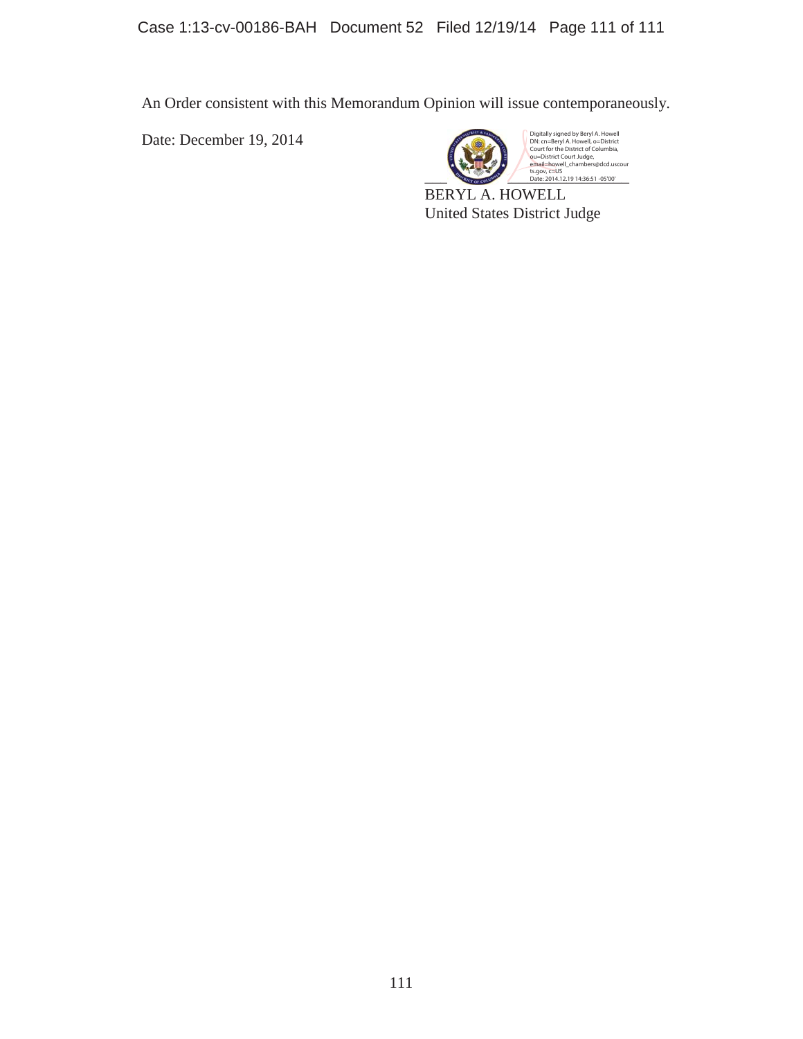An Order consistent with this Memorandum Opinion will issue contemporaneously.

Date: December 19, 2014

Digitally signed by Beryl A. Howell
DN: cn=Beryl A. Howell, o=District Court for the District of Columbia, ou=District Court Judge, email=howell_chambers@dcd.uscourts.gov, c=US
Date: 2014.12.19 14:36:51 -05'00'

BERYL A. HOWELL
United States District Judge